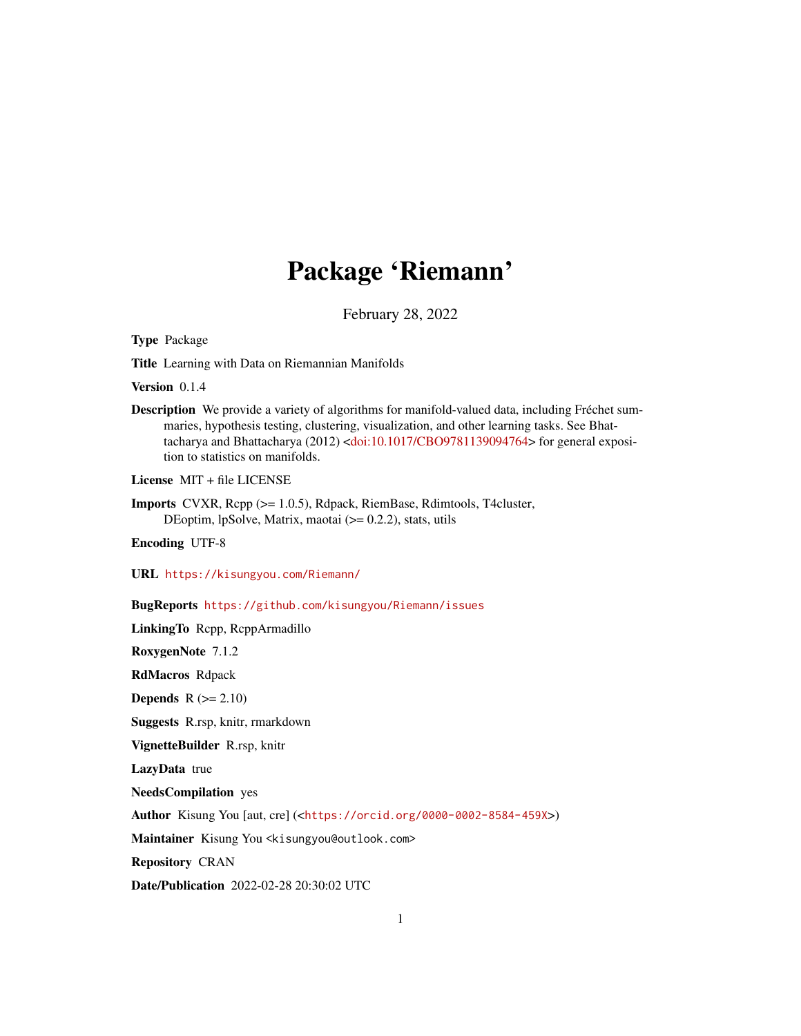# Package 'Riemann'

February 28, 2022

**Type** Package

**Title** Learning with Data on Riemannian Manifolds

**Version** 0.1.4

**Description** We provide a variety of algorithms for manifold-valued data, including Fréchet summaries, hypothesis testing, clustering, visualization, and other learning tasks. See Bhattacharya and Bhattacharya (2012) <doi:10.1017/CBO9781139094764> for general exposition to statistics on manifolds.

**License** MIT + file LICENSE

**Imports** CVXR, Rcpp (>= 1.0.5), Rdpack, RiemBase, Rdimtools, T4cluster, DEoptim, lpSolve, Matrix, maotai (>= 0.2.2), stats, utils

**Encoding** UTF-8

**URL** https://kisungyou.com/Riemann/

**BugReports** https://github.com/kisungyou/Riemann/issues

**LinkingTo** Rcpp, RcppArmadillo

**RoxygenNote** 7.1.2

**RdMacros** Rdpack

**Depends** R (>= 2.10)

**Suggests** R.rsp, knitr, rmarkdown

**VignetteBuilder** R.rsp, knitr

**LazyData** true

**NeedsCompilation** yes

**Author** Kisung You [aut, cre] (<https://orcid.org/0000-0002-8584-459X>)

**Maintainer** Kisung You <kisungyou@outlook.com>

**Repository** CRAN

**Date/Publication** 2022-02-28 20:30:02 UTC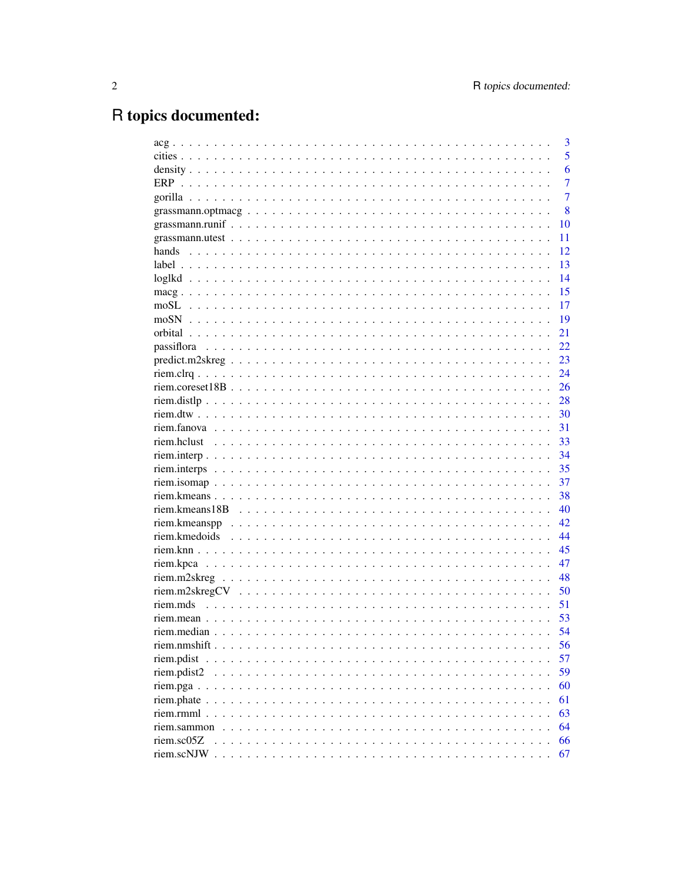# R topics documented:

| | |
|---|---|
| acg | 3 |
| cities | 5 |
| density | 6 |
| ERP | 7 |
| gorilla | 7 |
| grassmann.optmacg | 8 |
| grassmann.runif | 10 |
| grassmann.utest | 11 |
| hands | 12 |
| label | 13 |
| loglkd | 14 |
| macg | 15 |
| moSL | 17 |
| moSN | 19 |
| orbital | 21 |
| passiflora | 22 |
| predict.m2skreg | 23 |
| riem.clrq | 24 |
| riem.coreset18B | 26 |
| riem.distlp | 28 |
| riem.dtw | 30 |
| riem.fanova | 31 |
| riem.hclust | 33 |
| riem.interp | 34 |
| riem.interps | 35 |
| riem.isomap | 37 |
| riem.kmeans | 38 |
| riem.kmeans18B | 40 |
| riem.kmeanspp | 42 |
| riem.kmedoids | 44 |
| riem.knn | 45 |
| riem.kpca | 47 |
| riem.m2skreg | 48 |
| riem.m2skregCV | 50 |
| riem.mds | 51 |
| riem.mean | 53 |
| riem.median | 54 |
| riem.nmshift | 56 |
| riem.pdist | 57 |
| riem.pdist2 | 59 |
| riem.pga | 60 |
| riem.phate | 61 |
| riem.rmml | 63 |
| riem.sammon | 64 |
| riem.sc05Z | 66 |
| riem.scNJW | 67 |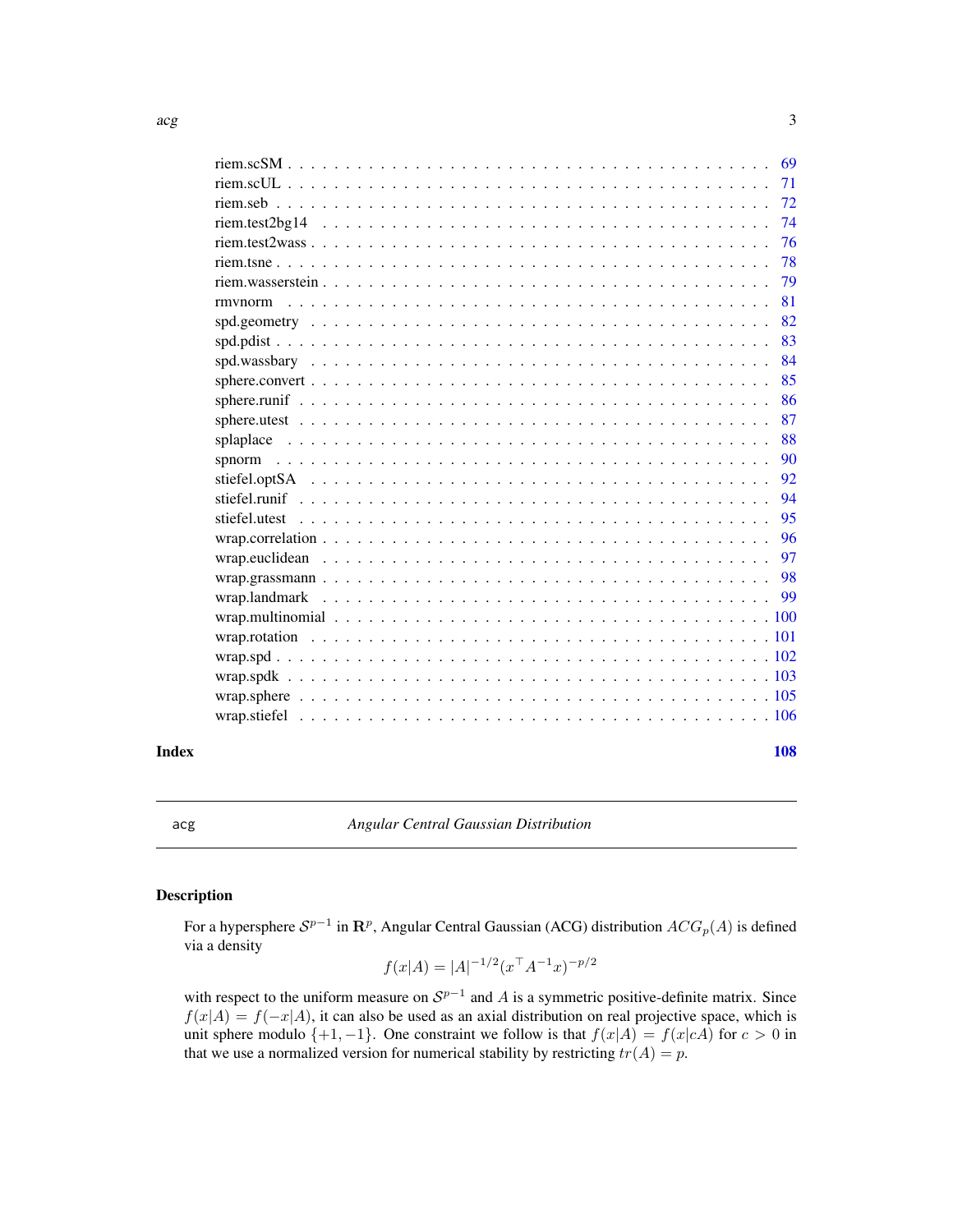riem.scSM . . . . . . . . . . . . . . . . . . . . . . . . . . . . . . . . . . . . . . . . 69
riem.scUL . . . . . . . . . . . . . . . . . . . . . . . . . . . . . . . . . . . . . . . . 71
riem.seb . . . . . . . . . . . . . . . . . . . . . . . . . . . . . . . . . . . . . . . . 72
riem.test2bg14 . . . . . . . . . . . . . . . . . . . . . . . . . . . . . . . . . . . . . 74
riem.test2wass . . . . . . . . . . . . . . . . . . . . . . . . . . . . . . . . . . . . . 76
riem.tsne . . . . . . . . . . . . . . . . . . . . . . . . . . . . . . . . . . . . . . . . 78
riem.wasserstein . . . . . . . . . . . . . . . . . . . . . . . . . . . . . . . . . . . . 79
rmvnorm . . . . . . . . . . . . . . . . . . . . . . . . . . . . . . . . . . . . . . . . 81
spd.geometry . . . . . . . . . . . . . . . . . . . . . . . . . . . . . . . . . . . . . . 82
spd.pdist . . . . . . . . . . . . . . . . . . . . . . . . . . . . . . . . . . . . . . . . 83
spd.wassbary . . . . . . . . . . . . . . . . . . . . . . . . . . . . . . . . . . . . . . 84
sphere.convert . . . . . . . . . . . . . . . . . . . . . . . . . . . . . . . . . . . . . 85
sphere.runif . . . . . . . . . . . . . . . . . . . . . . . . . . . . . . . . . . . . . . 86
sphere.utest . . . . . . . . . . . . . . . . . . . . . . . . . . . . . . . . . . . . . . 87
splaplace . . . . . . . . . . . . . . . . . . . . . . . . . . . . . . . . . . . . . . . . 88
spnorm . . . . . . . . . . . . . . . . . . . . . . . . . . . . . . . . . . . . . . . . . 90
stiefel.optSA . . . . . . . . . . . . . . . . . . . . . . . . . . . . . . . . . . . . . . 92
stiefel.runif . . . . . . . . . . . . . . . . . . . . . . . . . . . . . . . . . . . . . . 94
stiefel.utest . . . . . . . . . . . . . . . . . . . . . . . . . . . . . . . . . . . . . . 95
wrap.correlation . . . . . . . . . . . . . . . . . . . . . . . . . . . . . . . . . . . . 96
wrap.euclidean . . . . . . . . . . . . . . . . . . . . . . . . . . . . . . . . . . . . . 97
wrap.grassmann . . . . . . . . . . . . . . . . . . . . . . . . . . . . . . . . . . . . . 98
wrap.landmark . . . . . . . . . . . . . . . . . . . . . . . . . . . . . . . . . . . . . . 99
wrap.multinomial . . . . . . . . . . . . . . . . . . . . . . . . . . . . . . . . . . . . 100
wrap.rotation . . . . . . . . . . . . . . . . . . . . . . . . . . . . . . . . . . . . . . 101
wrap.spd . . . . . . . . . . . . . . . . . . . . . . . . . . . . . . . . . . . . . . . . 102
wrap.spdk . . . . . . . . . . . . . . . . . . . . . . . . . . . . . . . . . . . . . . . . 103
wrap.sphere . . . . . . . . . . . . . . . . . . . . . . . . . . . . . . . . . . . . . . . 105
wrap.stiefel . . . . . . . . . . . . . . . . . . . . . . . . . . . . . . . . . . . . . . . 106

**Index** **108**

---

`acg` *Angular Central Gaussian Distribution*

---

## Description

For a hypersphere $\mathcal{S}^{p-1}$ in $\mathbf{R}^p$, Angular Central Gaussian (ACG) distribution $ACG_p(A)$ is defined via a density

$$f(x|A) = |A|^{-1/2}(x^\top A^{-1}x)^{-p/2}$$

with respect to the uniform measure on $\mathcal{S}^{p-1}$ and $A$ is a symmetric positive-definite matrix. Since $f(x|A) = f(-x|A)$, it can also be used as an axial distribution on real projective space, which is unit sphere modulo $\{+1, -1\}$. One constraint we follow is that $f(x|A) = f(x|cA)$ for $c > 0$ in that we use a normalized version for numerical stability by restricting $tr(A) = p$.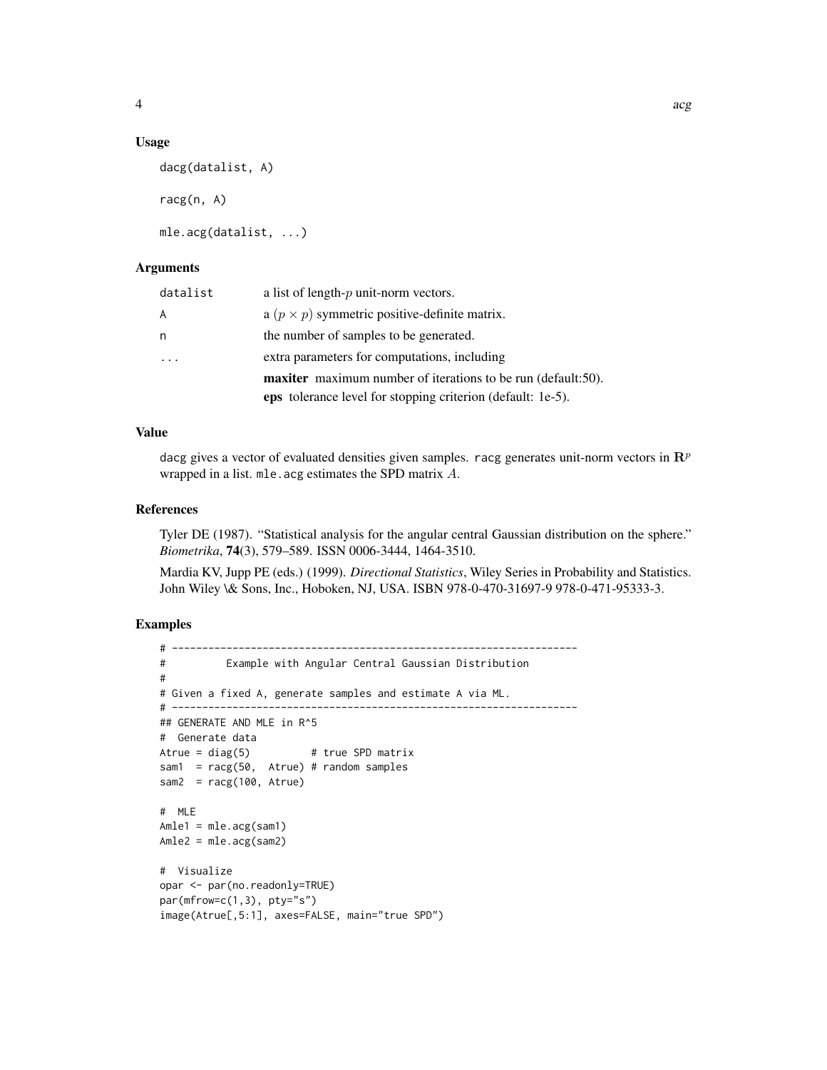## Usage

```
dacg(datalist, A)

racg(n, A)

mle.acg(datalist, ...)
```

## Arguments

| | |
|---|---|
| datalist | a list of length-$p$ unit-norm vectors. |
| A | a $(p \times p)$ symmetric positive-definite matrix. |
| n | the number of samples to be generated. |
| ... | extra parameters for computations, including<br>**maxiter** maximum number of iterations to be run (default:50).<br>**eps** tolerance level for stopping criterion (default: 1e-5). |

## Value

dacg gives a vector of evaluated densities given samples. racg generates unit-norm vectors in $\mathbf{R}^p$ wrapped in a list. mle.acg estimates the SPD matrix $A$.

## References

Tyler DE (1987). "Statistical analysis for the angular central Gaussian distribution on the sphere." *Biometrika*, **74**(3), 579–589. ISSN 0006-3444, 1464-3510.

Mardia KV, Jupp PE (eds.) (1999). *Directional Statistics*, Wiley Series in Probability and Statistics. John Wiley \& Sons, Inc., Hoboken, NJ, USA. ISBN 978-0-470-31697-9 978-0-471-95333-3.

## Examples

```
# -------------------------------------------------------------------
#          Example with Angular Central Gaussian Distribution
#
# Given a fixed A, generate samples and estimate A via ML.
# -------------------------------------------------------------------
## GENERATE AND MLE in R^5
#  Generate data
Atrue = diag(5)          # true SPD matrix
sam1  = racg(50,  Atrue) # random samples
sam2  = racg(100, Atrue)

#  MLE
Amle1 = mle.acg(sam1)
Amle2 = mle.acg(sam2)

#  Visualize
opar <- par(no.readonly=TRUE)
par(mfrow=c(1,3), pty="s")
image(Atrue[,5:1], axes=FALSE, main="true SPD")
```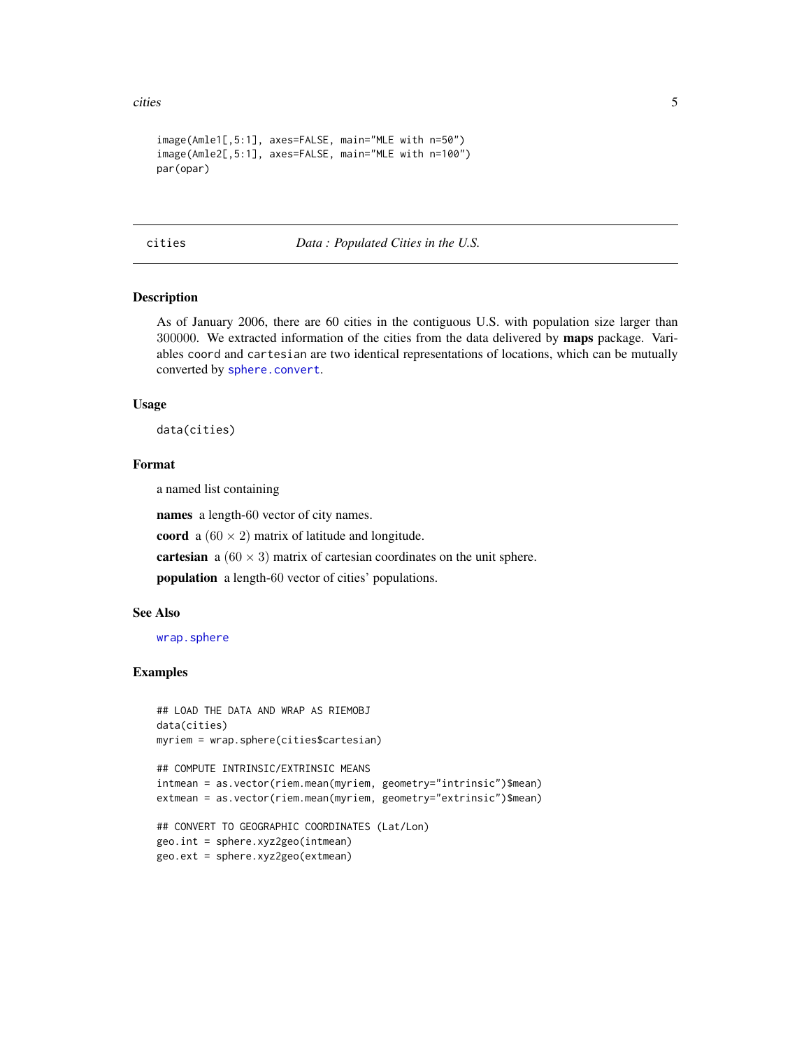```
image(Amle1[,5:1], axes=FALSE, main="MLE with n=50")
image(Amle2[,5:1], axes=FALSE, main="MLE with n=100")
par(opar)
```

---

cities *Data : Populated Cities in the U.S.*

---

## Description

As of January 2006, there are 60 cities in the contiguous U.S. with population size larger than 300000. We extracted information of the cities from the data delivered by **maps** package. Variables `coord` and `cartesian` are two identical representations of locations, which can be mutually converted by `sphere.convert`.

## Usage

```
data(cities)
```

## Format

a named list containing

**names** a length-60 vector of city names.

**coord** a $(60 \times 2)$ matrix of latitude and longitude.

**cartesian** a $(60 \times 3)$ matrix of cartesian coordinates on the unit sphere.

**population** a length-60 vector of cities' populations.

## See Also

`wrap.sphere`

## Examples

```
## LOAD THE DATA AND WRAP AS RIEMOBJ
data(cities)
myriem = wrap.sphere(cities$cartesian)

## COMPUTE INTRINSIC/EXTRINSIC MEANS
intmean = as.vector(riem.mean(myriem, geometry="intrinsic")$mean)
extmean = as.vector(riem.mean(myriem, geometry="extrinsic")$mean)

## CONVERT TO GEOGRAPHIC COORDINATES (Lat/Lon)
geo.int = sphere.xyz2geo(intmean)
geo.ext = sphere.xyz2geo(extmean)
```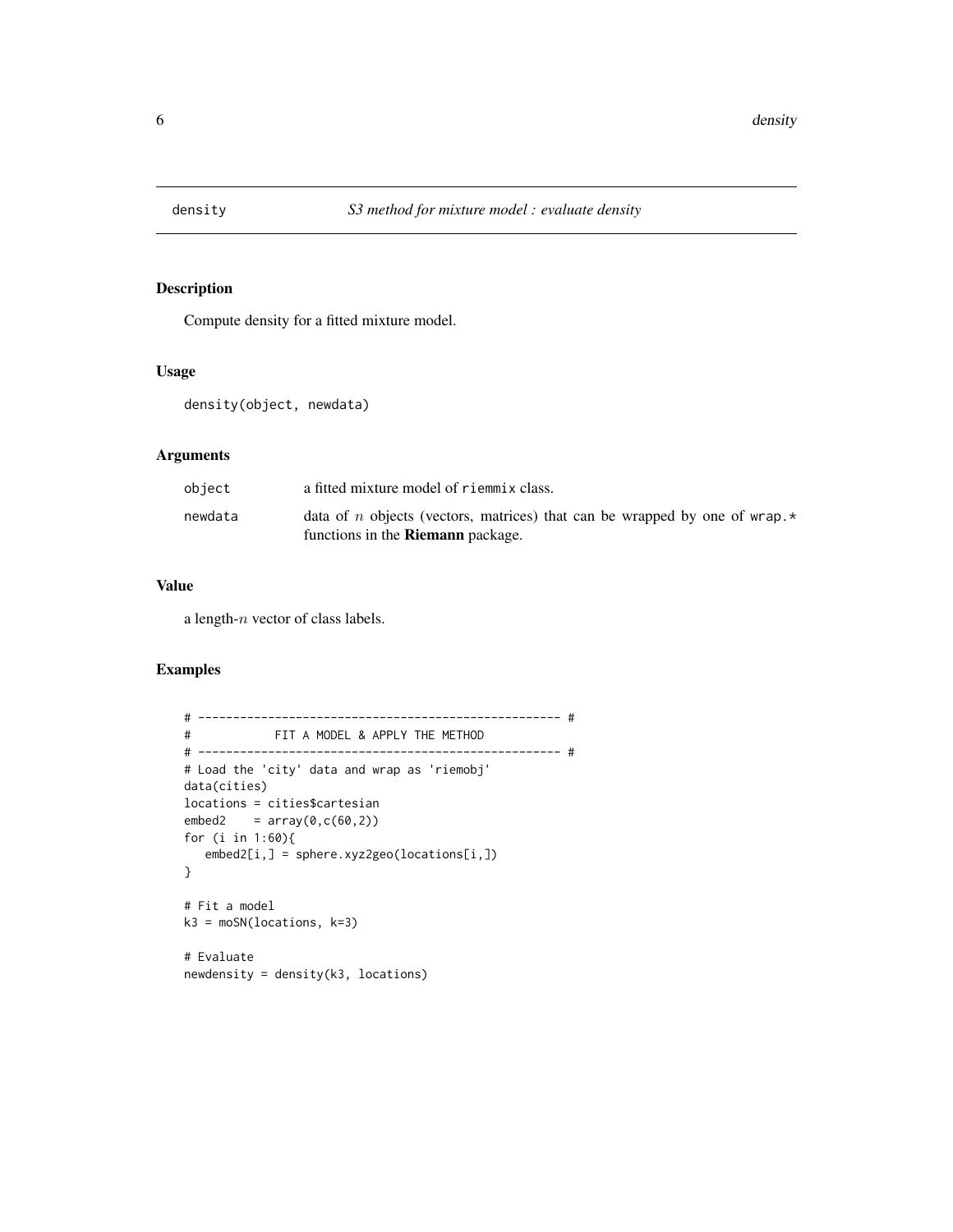# density — S3 method for mixture model : evaluate density

## Description

Compute density for a fitted mixture model.

## Usage

```
density(object, newdata)
```

## Arguments

| | |
|---|---|
| object | a fitted mixture model of riemmix class. |
| newdata | data of $n$ objects (vectors, matrices) that can be wrapped by one of wrap.* functions in the **Riemann** package. |

## Value

a length-$n$ vector of class labels.

## Examples

```
# ---------------------------------------------------- #
#            FIT A MODEL & APPLY THE METHOD
# ---------------------------------------------------- #
# Load the 'city' data and wrap as 'riemobj'
data(cities)
locations = cities$cartesian
embed2    = array(0,c(60,2))
for (i in 1:60){
   embed2[i,] = sphere.xyz2geo(locations[i,])
}

# Fit a model
k3 = moSN(locations, k=3)

# Evaluate
newdensity = density(k3, locations)
```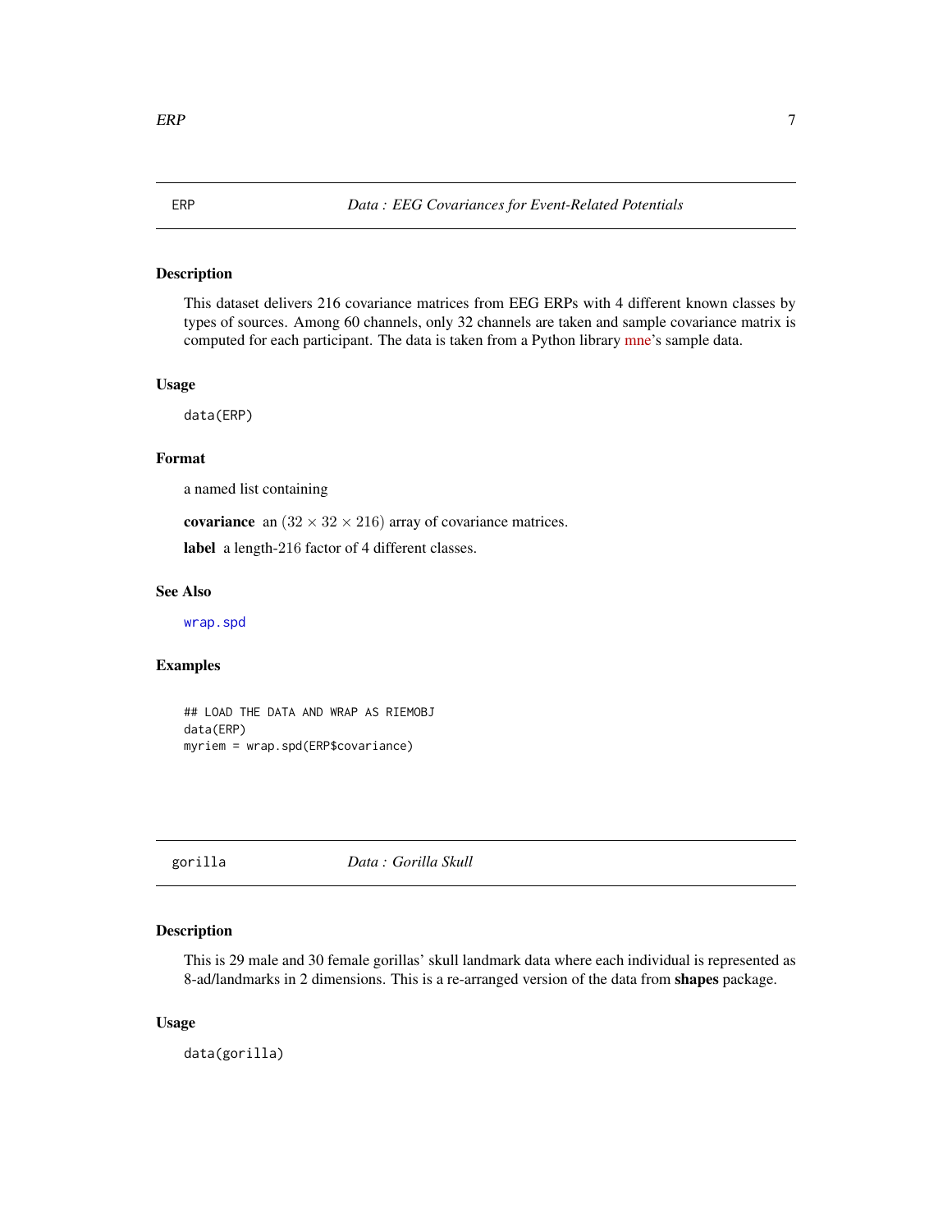## ERP — *Data : EEG Covariances for Event-Related Potentials*

### Description

This dataset delivers 216 covariance matrices from EEG ERPs with 4 different known classes by types of sources. Among 60 channels, only 32 channels are taken and sample covariance matrix is computed for each participant. The data is taken from a Python library mne's sample data.

### Usage

```
data(ERP)
```

### Format

a named list containing

**covariance** an $(32 \times 32 \times 216)$ array of covariance matrices.

**label** a length-216 factor of 4 different classes.

### See Also

`wrap.spd`

### Examples

```
## LOAD THE DATA AND WRAP AS RIEMOBJ
data(ERP)
myriem = wrap.spd(ERP$covariance)
```

## gorilla — *Data : Gorilla Skull*

### Description

This is 29 male and 30 female gorillas' skull landmark data where each individual is represented as 8-ad/landmarks in 2 dimensions. This is a re-arranged version of the data from **shapes** package.

### Usage

```
data(gorilla)
```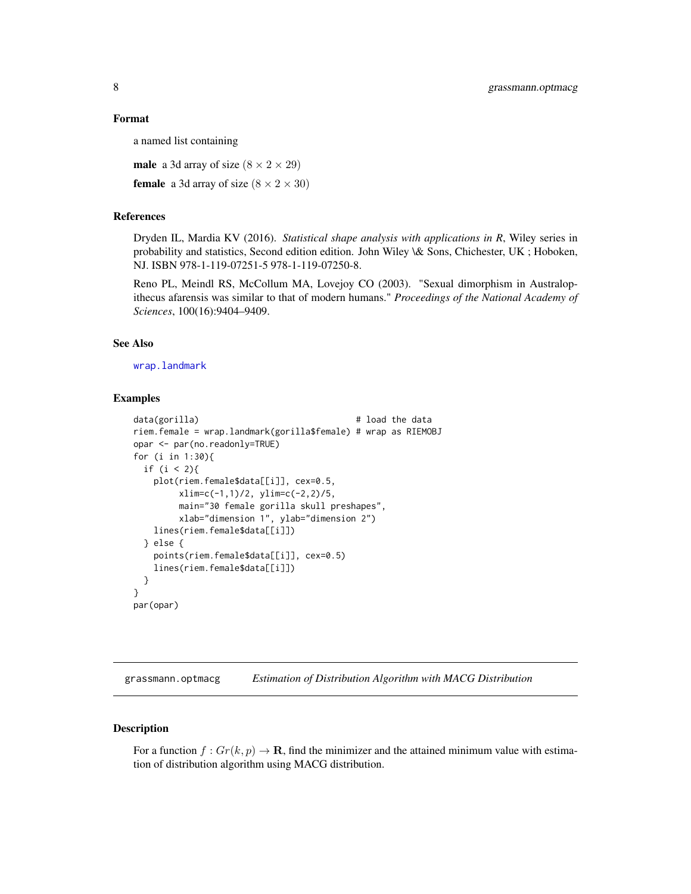## Format

a named list containing

**male** a 3d array of size $(8 \times 2 \times 29)$

**female** a 3d array of size $(8 \times 2 \times 30)$

## References

Dryden IL, Mardia KV (2016). *Statistical shape analysis with applications in R*, Wiley series in probability and statistics, Second edition edition. John Wiley \& Sons, Chichester, UK ; Hoboken, NJ. ISBN 978-1-119-07251-5 978-1-119-07250-8.

Reno PL, Meindl RS, McCollum MA, Lovejoy CO (2003). "Sexual dimorphism in Australopithecus afarensis was similar to that of modern humans." *Proceedings of the National Academy of Sciences*, 100(16):9404–9409.

## See Also

wrap.landmark

## Examples

```
data(gorilla)                               # load the data
riem.female = wrap.landmark(gorilla$female) # wrap as RIEMOBJ
opar <- par(no.readonly=TRUE)
for (i in 1:30){
  if (i < 2){
    plot(riem.female$data[[i]], cex=0.5,
         xlim=c(-1,1)/2, ylim=c(-2,2)/5,
         main="30 female gorilla skull preshapes",
         xlab="dimension 1", ylab="dimension 2")
    lines(riem.female$data[[i]])
  } else {
    points(riem.female$data[[i]], cex=0.5)
    lines(riem.female$data[[i]])
  }
}
par(opar)
```

---

# grassmann.optmacg — *Estimation of Distribution Algorithm with MACG Distribution*

## Description

For a function $f : Gr(k,p) \rightarrow \mathbf{R}$, find the minimizer and the attained minimum value with estimation of distribution algorithm using MACG distribution.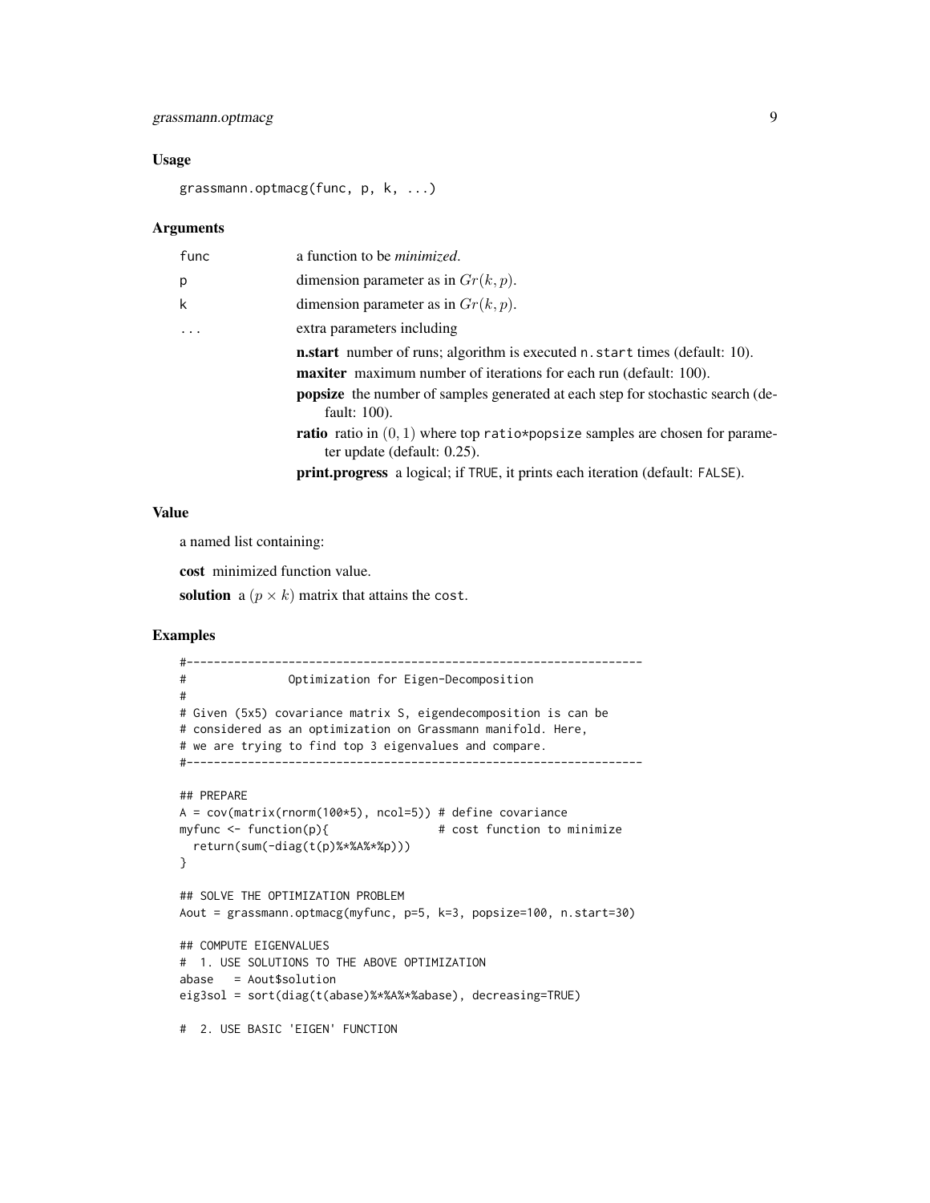### Usage

```
grassmann.optmacg(func, p, k, ...)
```

### Arguments

| | |
|---|---|
| func | a function to be *minimized*. |
| p | dimension parameter as in $Gr(k, p)$. |
| k | dimension parameter as in $Gr(k, p)$. |
| ... | extra parameters including<br>**n.start** number of runs; algorithm is executed n.start times (default: 10).<br>**maxiter** maximum number of iterations for each run (default: 100).<br>**popsize** the number of samples generated at each step for stochastic search (default: 100).<br>**ratio** ratio in $(0, 1)$ where top ratio*popsize samples are chosen for parameter update (default: 0.25).<br>**print.progress** a logical; if TRUE, it prints each iteration (default: FALSE). |

### Value

a named list containing:

**cost** minimized function value.

**solution** a $(p \times k)$ matrix that attains the cost.

### Examples

```
#-------------------------------------------------------------------
#              Optimization for Eigen-Decomposition
#
# Given (5x5) covariance matrix S, eigendecomposition is can be
# considered as an optimization on Grassmann manifold. Here,
# we are trying to find top 3 eigenvalues and compare.
#-------------------------------------------------------------------

## PREPARE
A = cov(matrix(rnorm(100*5), ncol=5)) # define covariance
myfunc <- function(p){                # cost function to minimize
  return(sum(-diag(t(p)%*%A%*%p)))
}

## SOLVE THE OPTIMIZATION PROBLEM
Aout = grassmann.optmacg(myfunc, p=5, k=3, popsize=100, n.start=30)

## COMPUTE EIGENVALUES
#  1. USE SOLUTIONS TO THE ABOVE OPTIMIZATION
abase   = Aout$solution
eig3sol = sort(diag(t(abase)%*%A%*%abase), decreasing=TRUE)

#  2. USE BASIC 'EIGEN' FUNCTION
```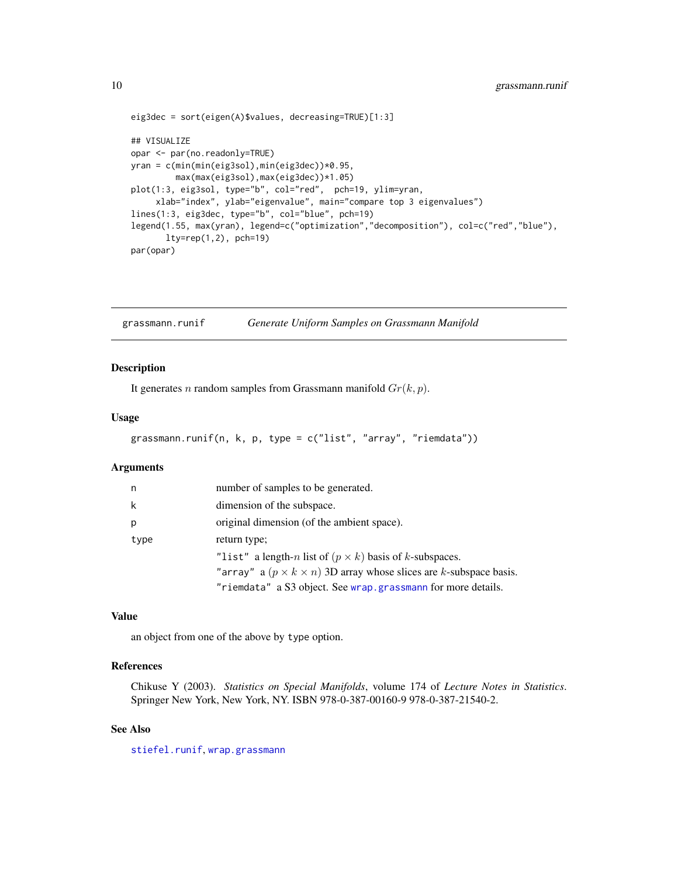```
eig3dec = sort(eigen(A)$values, decreasing=TRUE)[1:3]

## VISUALIZE
opar <- par(no.readonly=TRUE)
yran = c(min(min(eig3sol),min(eig3dec))*0.95,
         max(max(eig3sol),max(eig3dec))*1.05)
plot(1:3, eig3sol, type="b", col="red",  pch=19, ylim=yran,
     xlab="index", ylab="eigenvalue", main="compare top 3 eigenvalues")
lines(1:3, eig3dec, type="b", col="blue", pch=19)
legend(1.55, max(yran), legend=c("optimization","decomposition"), col=c("red","blue"),
       lty=rep(1,2), pch=19)
par(opar)
```

## grassmann.runif — *Generate Uniform Samples on Grassmann Manifold*

### Description

It generates $n$ random samples from Grassmann manifold $Gr(k, p)$.

### Usage

```
grassmann.runif(n, k, p, type = c("list", "array", "riemdata"))
```

### Arguments

| | |
|---|---|
| n | number of samples to be generated. |
| k | dimension of the subspace. |
| p | original dimension (of the ambient space). |
| type | return type;<br>"list" a length-$n$ list of $(p \times k)$ basis of $k$-subspaces.<br>"array" a $(p \times k \times n)$ 3D array whose slices are $k$-subspace basis.<br>"riemdata" a S3 object. See wrap.grassmann for more details. |

### Value

an object from one of the above by type option.

### References

Chikuse Y (2003). *Statistics on Special Manifolds*, volume 174 of *Lecture Notes in Statistics*. Springer New York, New York, NY. ISBN 978-0-387-00160-9 978-0-387-21540-2.

### See Also

stiefel.runif, wrap.grassmann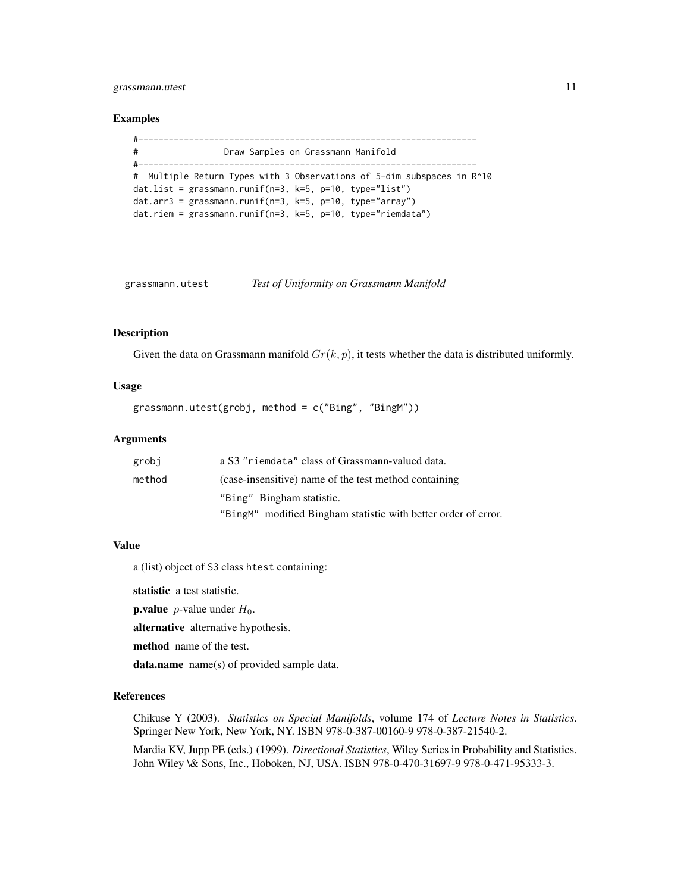## Examples

```
#-------------------------------------------------------------------
#                Draw Samples on Grassmann Manifold
#-------------------------------------------------------------------
#  Multiple Return Types with 3 Observations of 5-dim subspaces in R^10
dat.list = grassmann.runif(n=3, k=5, p=10, type="list")
dat.arr3 = grassmann.runif(n=3, k=5, p=10, type="array")
dat.riem = grassmann.runif(n=3, k=5, p=10, type="riemdata")
```

---

# grassmann.utest — *Test of Uniformity on Grassmann Manifold*

---

## Description

Given the data on Grassmann manifold $Gr(k, p)$, it tests whether the data is distributed uniformly.

## Usage

```
grassmann.utest(grobj, method = c("Bing", "BingM"))
```

## Arguments

| | |
|---|---|
| `grobj` | a S3 `"riemdata"` class of Grassmann-valued data. |
| `method` | (case-insensitive) name of the test method containing<br>`"Bing"` Bingham statistic.<br>`"BingM"` modified Bingham statistic with better order of error. |

## Value

a (list) object of S3 class `htest` containing:

**statistic** a test statistic.

**p.value** $p$-value under $H_0$.

**alternative** alternative hypothesis.

**method** name of the test.

**data.name** name(s) of provided sample data.

## References

Chikuse Y (2003). *Statistics on Special Manifolds*, volume 174 of *Lecture Notes in Statistics*. Springer New York, New York, NY. ISBN 978-0-387-00160-9 978-0-387-21540-2.

Mardia KV, Jupp PE (eds.) (1999). *Directional Statistics*, Wiley Series in Probability and Statistics. John Wiley \& Sons, Inc., Hoboken, NJ, USA. ISBN 978-0-470-31697-9 978-0-471-95333-3.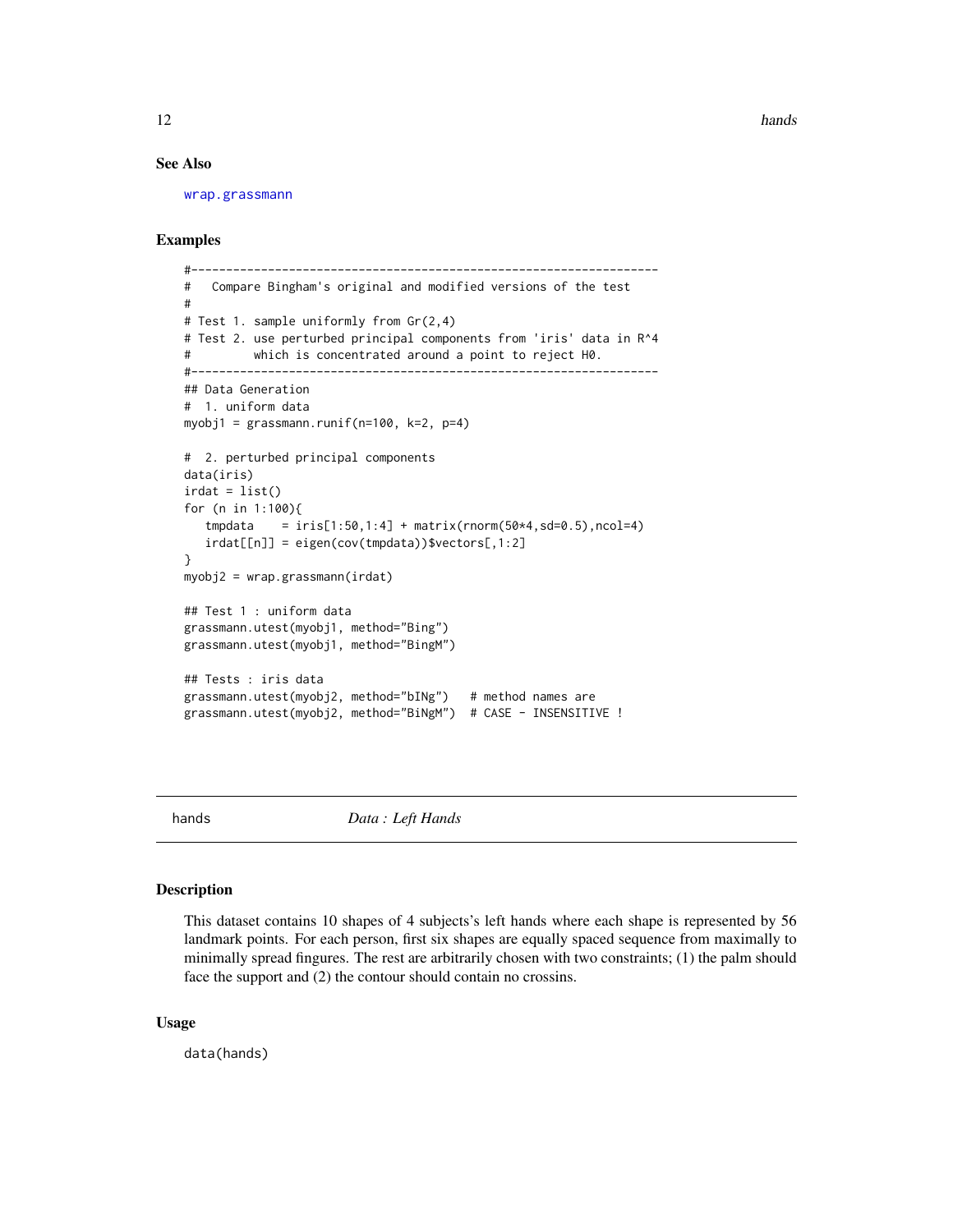### See Also

wrap.grassmann

### Examples

```
#-------------------------------------------------------------------
#   Compare Bingham's original and modified versions of the test
#
# Test 1. sample uniformly from Gr(2,4)
# Test 2. use perturbed principal components from 'iris' data in R^4
#         which is concentrated around a point to reject H0.
#-------------------------------------------------------------------
## Data Generation
#  1. uniform data
myobj1 = grassmann.runif(n=100, k=2, p=4)

#  2. perturbed principal components
data(iris)
irdat = list()
for (n in 1:100){
   tmpdata    = iris[1:50,1:4] + matrix(rnorm(50*4,sd=0.5),ncol=4)
   irdat[[n]] = eigen(cov(tmpdata))$vectors[,1:2]
}
myobj2 = wrap.grassmann(irdat)

## Test 1 : uniform data
grassmann.utest(myobj1, method="Bing")
grassmann.utest(myobj1, method="BingM")

## Tests : iris data
grassmann.utest(myobj2, method="bINg")   # method names are
grassmann.utest(myobj2, method="BiNgM")  # CASE - INSENSITIVE !
```

---

## hands — *Data : Left Hands*

### Description

This dataset contains 10 shapes of 4 subjects's left hands where each shape is represented by 56 landmark points. For each person, first six shapes are equally spaced sequence from maximally to minimally spread fingures. The rest are arbitrarily chosen with two constraints; (1) the palm should face the support and (2) the contour should contain no crossins.

### Usage

```
data(hands)
```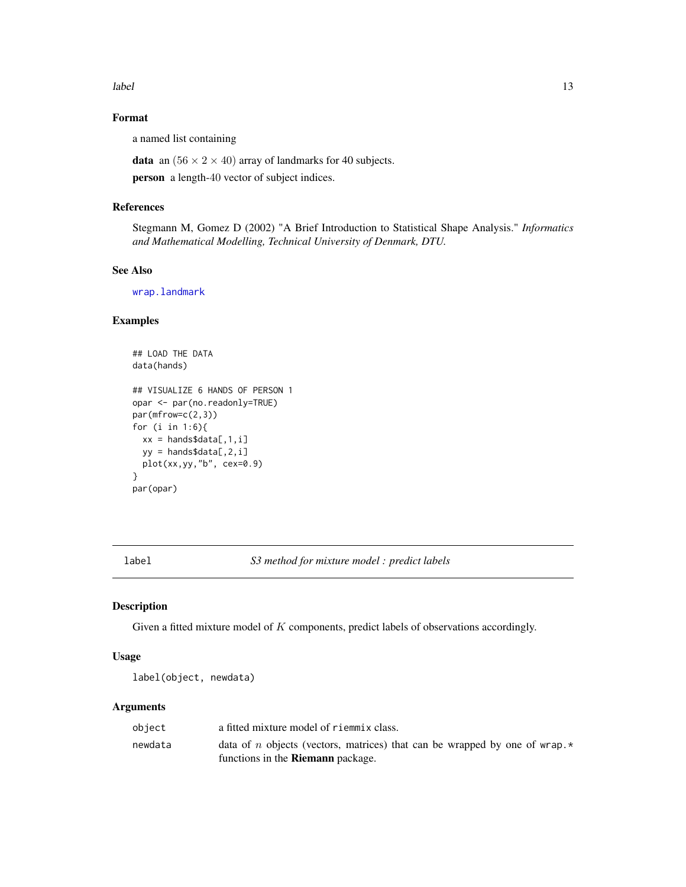## Format

a named list containing

**data** an $(56 \times 2 \times 40)$ array of landmarks for 40 subjects.

**person** a length-40 vector of subject indices.

## References

Stegmann M, Gomez D (2002) "A Brief Introduction to Statistical Shape Analysis." *Informatics and Mathematical Modelling, Technical University of Denmark, DTU.*

## See Also

wrap.landmark

## Examples

```
## LOAD THE DATA
data(hands)

## VISUALIZE 6 HANDS OF PERSON 1
opar <- par(no.readonly=TRUE)
par(mfrow=c(2,3))
for (i in 1:6){
  xx = hands$data[,1,i]
  yy = hands$data[,2,i]
  plot(xx,yy,"b", cex=0.9)
}
par(opar)
```

---

# label — *S3 method for mixture model : predict labels*

## Description

Given a fitted mixture model of $K$ components, predict labels of observations accordingly.

## Usage

```
label(object, newdata)
```

## Arguments

| | |
|---|---|
| object | a fitted mixture model of `riemmix` class. |
| newdata | data of $n$ objects (vectors, matrices) that can be wrapped by one of `wrap.*` functions in the **Riemann** package. |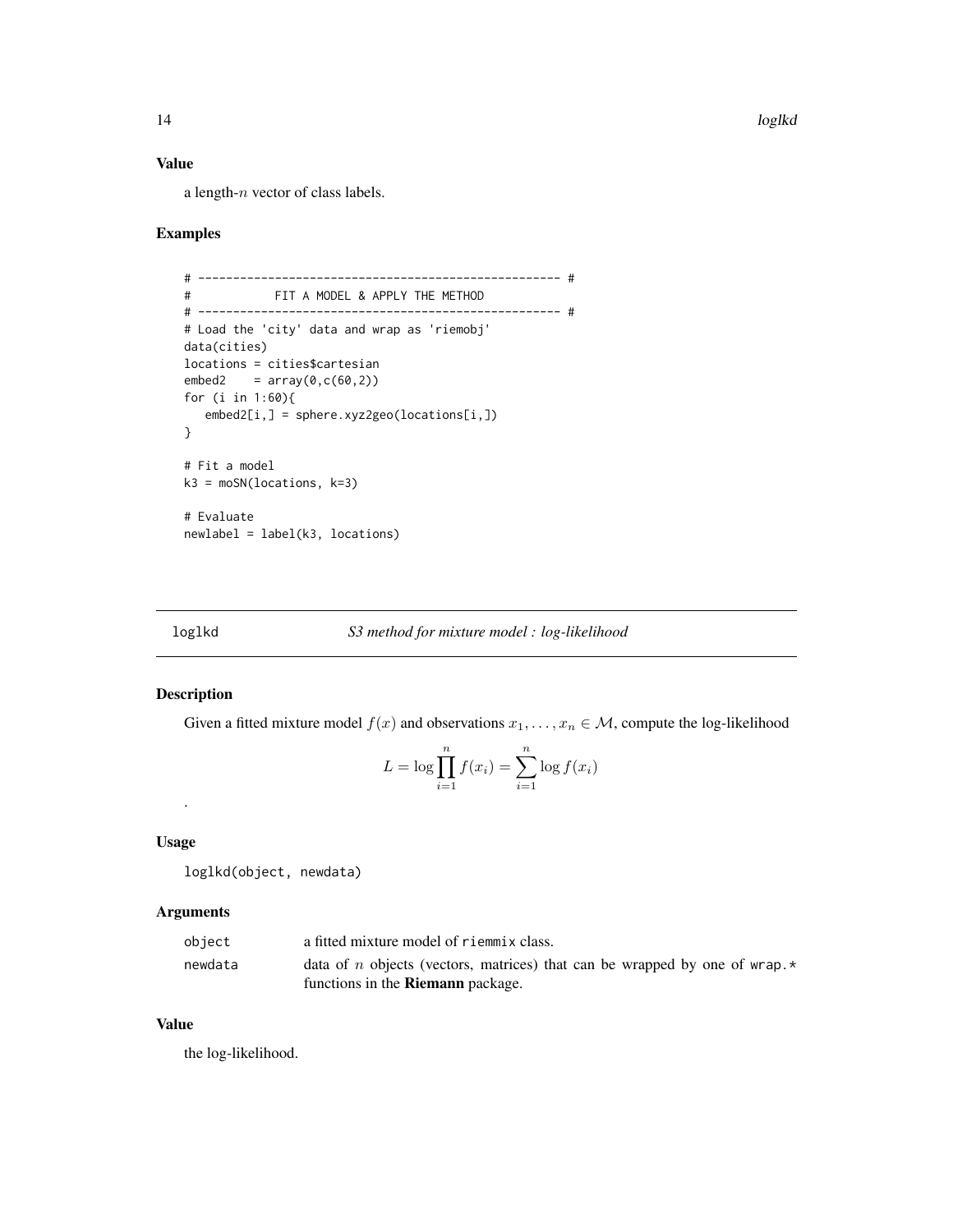## Value

a length-$n$ vector of class labels.

## Examples

```
# ---------------------------------------------------- #
#            FIT A MODEL & APPLY THE METHOD
# ---------------------------------------------------- #
# Load the 'city' data and wrap as 'riemobj'
data(cities)
locations = cities$cartesian
embed2    = array(0,c(60,2))
for (i in 1:60){
   embed2[i,] = sphere.xyz2geo(locations[i,])
}

# Fit a model
k3 = moSN(locations, k=3)

# Evaluate
newlabel = label(k3, locations)
```

---

# loglkd — *S3 method for mixture model : log-likelihood*

## Description

Given a fitted mixture model $f(x)$ and observations $x_1, \ldots, x_n \in \mathcal{M}$, compute the log-likelihood

$$L = \log \prod_{i=1}^{n} f(x_i) = \sum_{i=1}^{n} \log f(x_i)$$

.

## Usage

```
loglkd(object, newdata)
```

## Arguments

| | |
|---|---|
| object | a fitted mixture model of riemmix class. |
| newdata | data of $n$ objects (vectors, matrices) that can be wrapped by one of wrap.* functions in the **Riemann** package. |

## Value

the log-likelihood.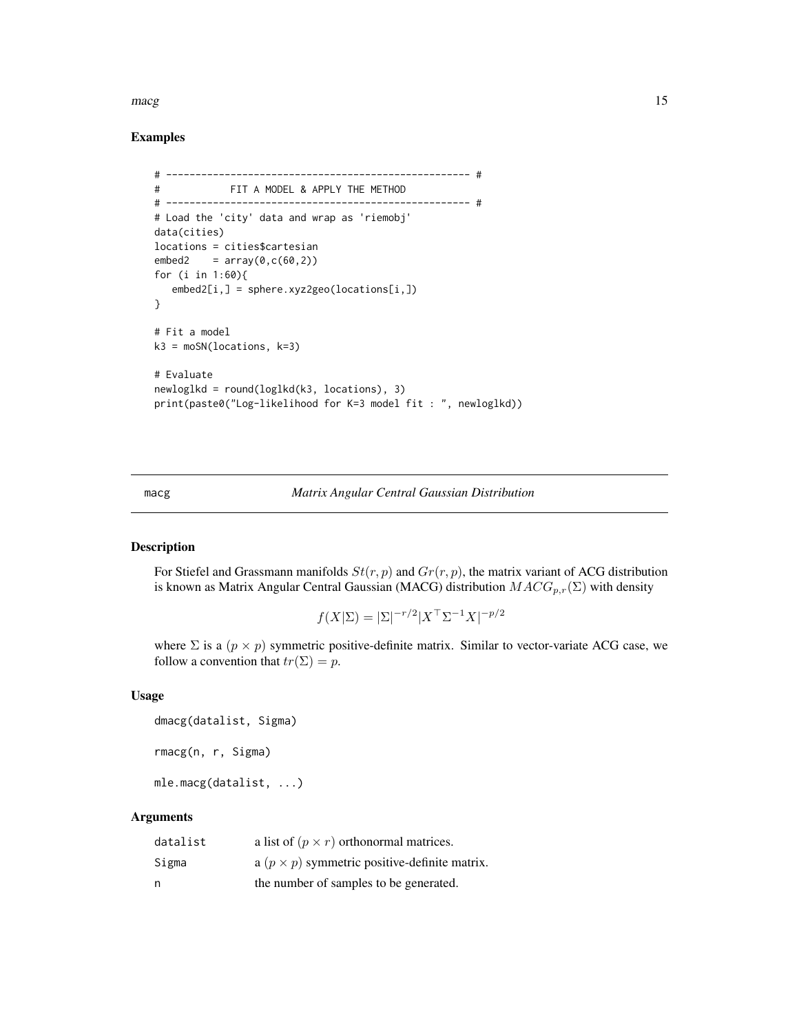## Examples

```
# ---------------------------------------------------- #
#            FIT A MODEL & APPLY THE METHOD
# ---------------------------------------------------- #
# Load the 'city' data and wrap as 'riemobj'
data(cities)
locations = cities$cartesian
embed2    = array(0,c(60,2))
for (i in 1:60){
   embed2[i,] = sphere.xyz2geo(locations[i,])
}

# Fit a model
k3 = moSN(locations, k=3)

# Evaluate
newloglkd = round(loglkd(k3, locations), 3)
print(paste0("Log-likelihood for K=3 model fit : ", newloglkd))
```

---

# macg — *Matrix Angular Central Gaussian Distribution*

## Description

For Stiefel and Grassmann manifolds $St(r,p)$ and $Gr(r,p)$, the matrix variant of ACG distribution is known as Matrix Angular Central Gaussian (MACG) distribution $MACG_{p,r}(\Sigma)$ with density

$$f(X|\Sigma) = |\Sigma|^{-r/2}|X^\top \Sigma^{-1} X|^{-p/2}$$

where $\Sigma$ is a $(p \times p)$ symmetric positive-definite matrix. Similar to vector-variate ACG case, we follow a convention that $tr(\Sigma) = p$.

## Usage

```
dmacg(datalist, Sigma)

rmacg(n, r, Sigma)

mle.macg(datalist, ...)
```

## Arguments

| | |
|---|---|
| datalist | a list of $(p \times r)$ orthonormal matrices. |
| Sigma | a $(p \times p)$ symmetric positive-definite matrix. |
| n | the number of samples to be generated. |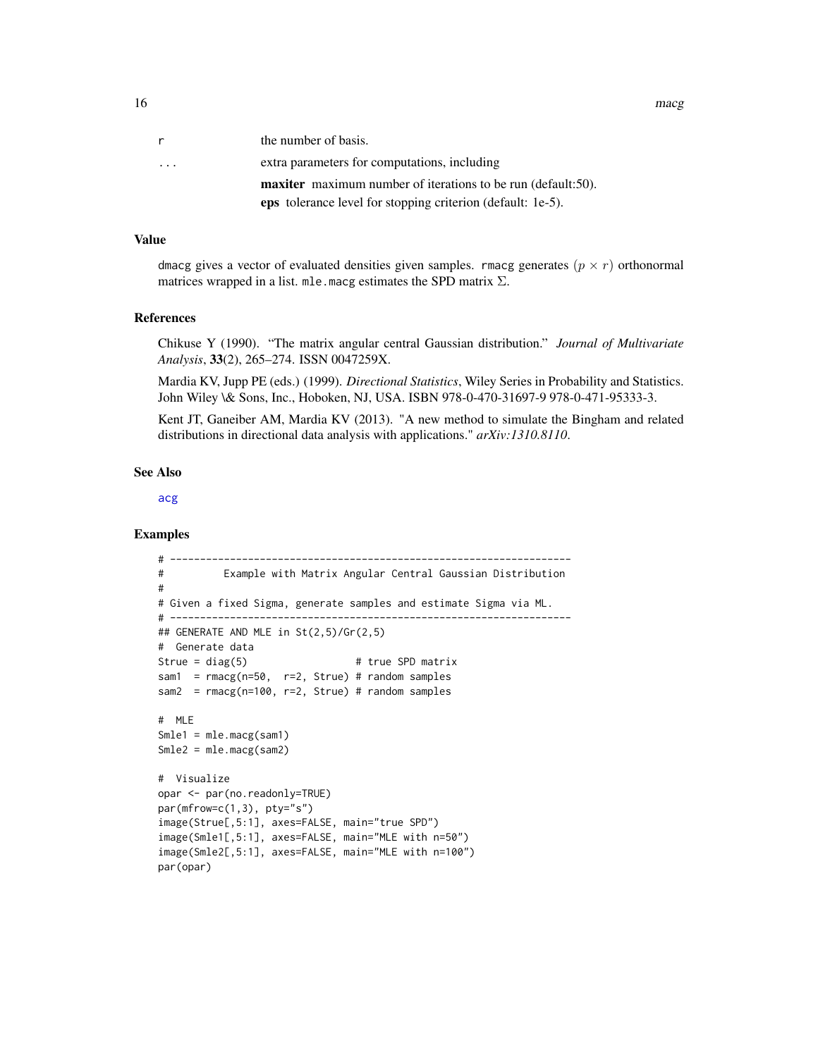| | |
|---|---|
| r | the number of basis. |
| ... | extra parameters for computations, including<br>**maxiter** maximum number of iterations to be run (default:50).<br>**eps** tolerance level for stopping criterion (default: 1e-5). |

## Value

dmacg gives a vector of evaluated densities given samples. rmacg generates $(p \times r)$ orthonormal matrices wrapped in a list. mle.macg estimates the SPD matrix $\Sigma$.

## References

Chikuse Y (1990). "The matrix angular central Gaussian distribution." *Journal of Multivariate Analysis*, **33**(2), 265–274. ISSN 0047259X.

Mardia KV, Jupp PE (eds.) (1999). *Directional Statistics*, Wiley Series in Probability and Statistics. John Wiley \& Sons, Inc., Hoboken, NJ, USA. ISBN 978-0-470-31697-9 978-0-471-95333-3.

Kent JT, Ganeiber AM, Mardia KV (2013). "A new method to simulate the Bingham and related distributions in directional data analysis with applications." *arXiv:1310.8110*.

## See Also

acg

## Examples

```
# -------------------------------------------------------------------
#          Example with Matrix Angular Central Gaussian Distribution
#
# Given a fixed Sigma, generate samples and estimate Sigma via ML.
# -------------------------------------------------------------------
## GENERATE AND MLE in St(2,5)/Gr(2,5)
#  Generate data
Strue = diag(5)                  # true SPD matrix
sam1  = rmacg(n=50,  r=2, Strue) # random samples
sam2  = rmacg(n=100, r=2, Strue) # random samples

#  MLE
Smle1 = mle.macg(sam1)
Smle2 = mle.macg(sam2)

#  Visualize
opar <- par(no.readonly=TRUE)
par(mfrow=c(1,3), pty="s")
image(Strue[,5:1], axes=FALSE, main="true SPD")
image(Smle1[,5:1], axes=FALSE, main="MLE with n=50")
image(Smle2[,5:1], axes=FALSE, main="MLE with n=100")
par(opar)
```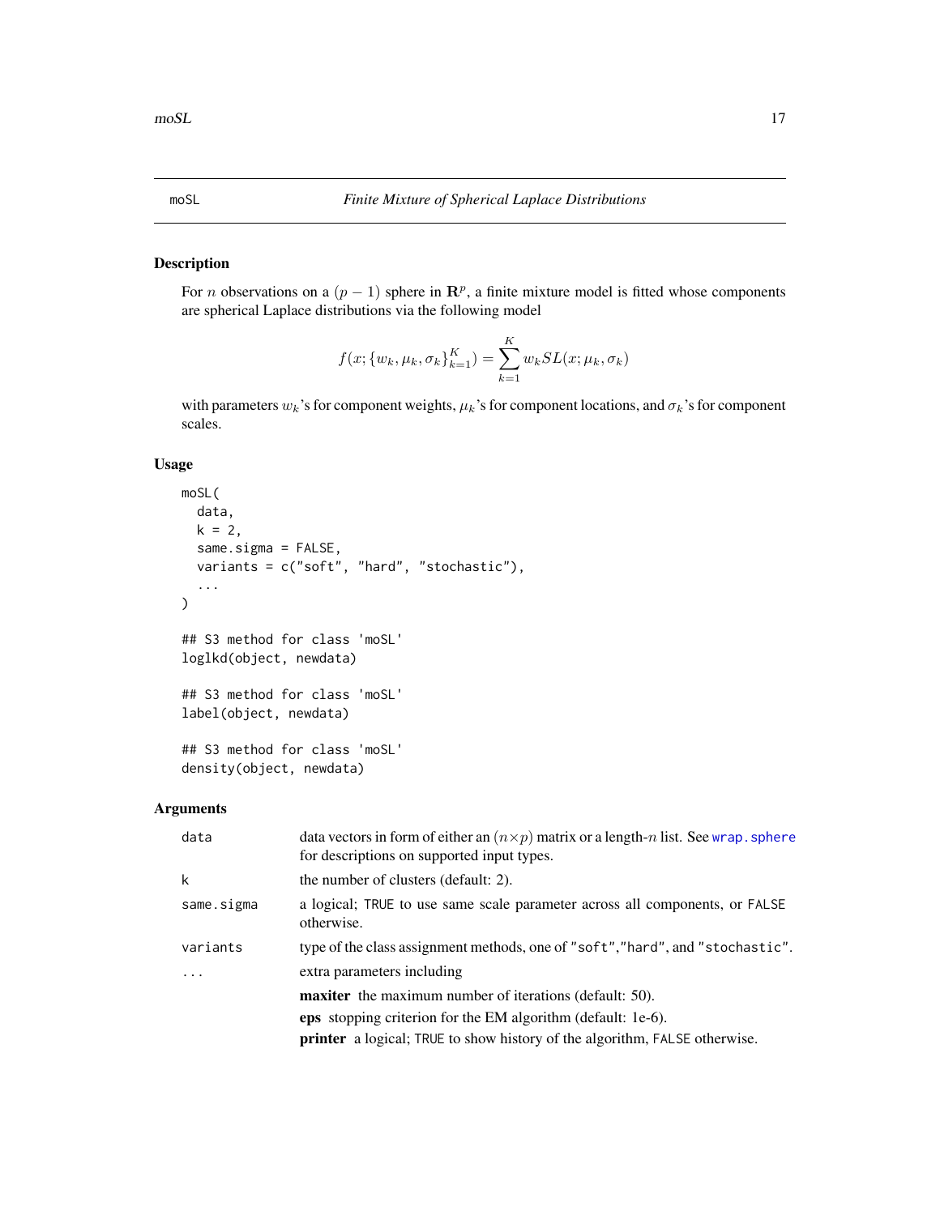# moSL — *Finite Mixture of Spherical Laplace Distributions*

## Description

For $n$ observations on a $(p-1)$ sphere in $\mathbf{R}^p$, a finite mixture model is fitted whose components are spherical Laplace distributions via the following model

$$f(x; \{w_k, \mu_k, \sigma_k\}_{k=1}^K) = \sum_{k=1}^K w_k SL(x; \mu_k, \sigma_k)$$

with parameters $w_k$'s for component weights, $\mu_k$'s for component locations, and $\sigma_k$'s for component scales.

## Usage

```
moSL(
  data,
  k = 2,
  same.sigma = FALSE,
  variants = c("soft", "hard", "stochastic"),
  ...
)

## S3 method for class 'moSL'
loglkd(object, newdata)

## S3 method for class 'moSL'
label(object, newdata)

## S3 method for class 'moSL'
density(object, newdata)
```

## Arguments

| | |
|---|---|
| `data` | data vectors in form of either an $(n \times p)$ matrix or a length-$n$ list. See `wrap.sphere` for descriptions on supported input types. |
| `k` | the number of clusters (default: 2). |
| `same.sigma` | a logical; `TRUE` to use same scale parameter across all components, or `FALSE` otherwise. |
| `variants` | type of the class assignment methods, one of `"soft"`,`"hard"`, and `"stochastic"`. |
| `...` | extra parameters including<br>**maxiter** the maximum number of iterations (default: 50).<br>**eps** stopping criterion for the EM algorithm (default: 1e-6).<br>**printer** a logical; `TRUE` to show history of the algorithm, `FALSE` otherwise. |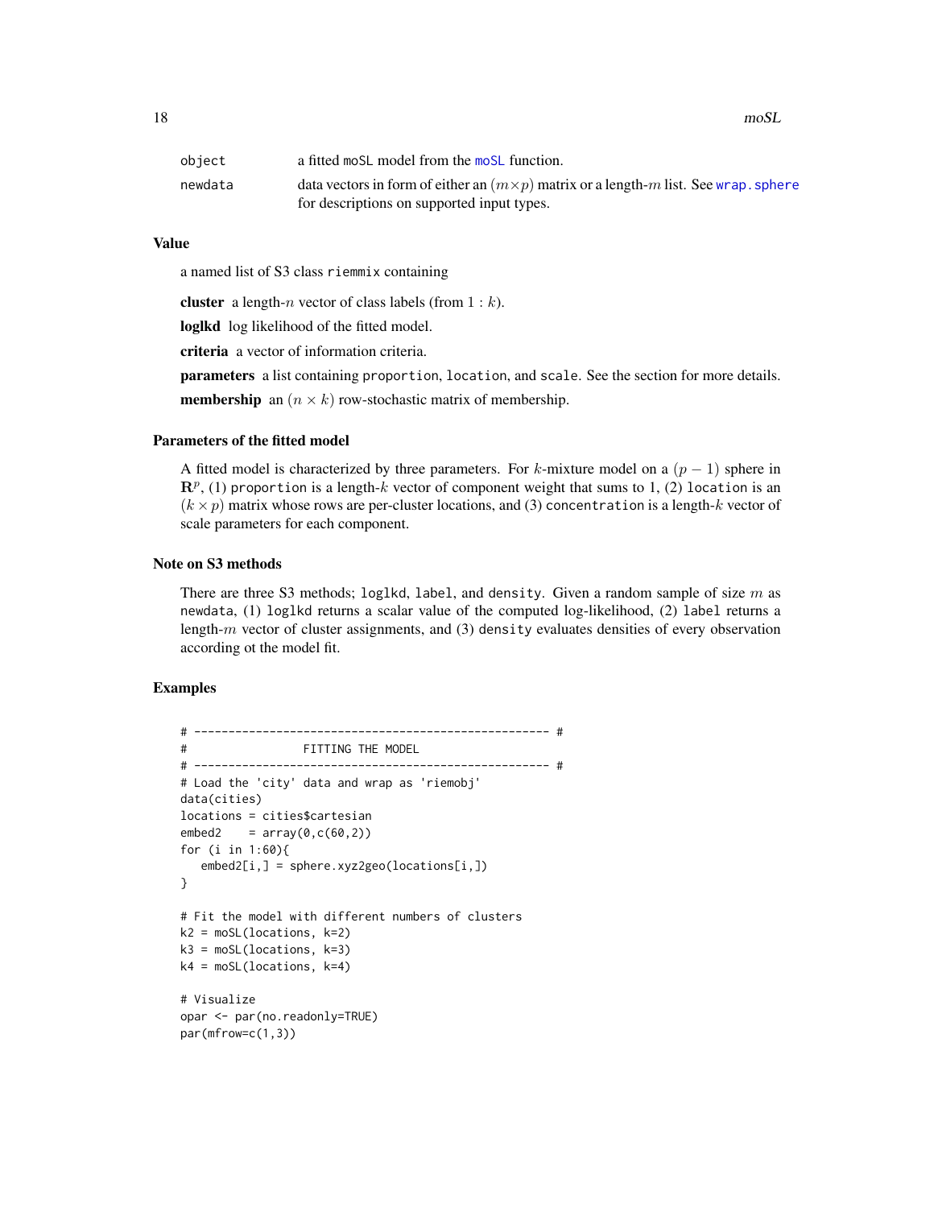| | |
|---|---|
| object | a fitted moSL model from the moSL function. |
| newdata | data vectors in form of either an $(m \times p)$ matrix or a length-$m$ list. See wrap.sphere for descriptions on supported input types. |

### Value

a named list of S3 class riemmix containing

**cluster** a length-$n$ vector of class labels (from $1:k$).

**loglkd** log likelihood of the fitted model.

**criteria** a vector of information criteria.

**parameters** a list containing proportion, location, and scale. See the section for more details.

**membership** an $(n \times k)$ row-stochastic matrix of membership.

### Parameters of the fitted model

A fitted model is characterized by three parameters. For $k$-mixture model on a $(p-1)$ sphere in $\mathbf{R}^p$, (1) proportion is a length-$k$ vector of component weight that sums to 1, (2) location is an $(k \times p)$ matrix whose rows are per-cluster locations, and (3) concentration is a length-$k$ vector of scale parameters for each component.

### Note on S3 methods

There are three S3 methods; loglkd, label, and density. Given a random sample of size $m$ as newdata, (1) loglkd returns a scalar value of the computed log-likelihood, (2) label returns a length-$m$ vector of cluster assignments, and (3) density evaluates densities of every observation according ot the model fit.

### Examples

```
# ---------------------------------------------------- #
#                  FITTING THE MODEL
# ---------------------------------------------------- #
# Load the 'city' data and wrap as 'riemobj'
data(cities)
locations = cities$cartesian
embed2    = array(0,c(60,2))
for (i in 1:60){
   embed2[i,] = sphere.xyz2geo(locations[i,])
}

# Fit the model with different numbers of clusters
k2 = moSL(locations, k=2)
k3 = moSL(locations, k=3)
k4 = moSL(locations, k=4)

# Visualize
opar <- par(no.readonly=TRUE)
par(mfrow=c(1,3))
```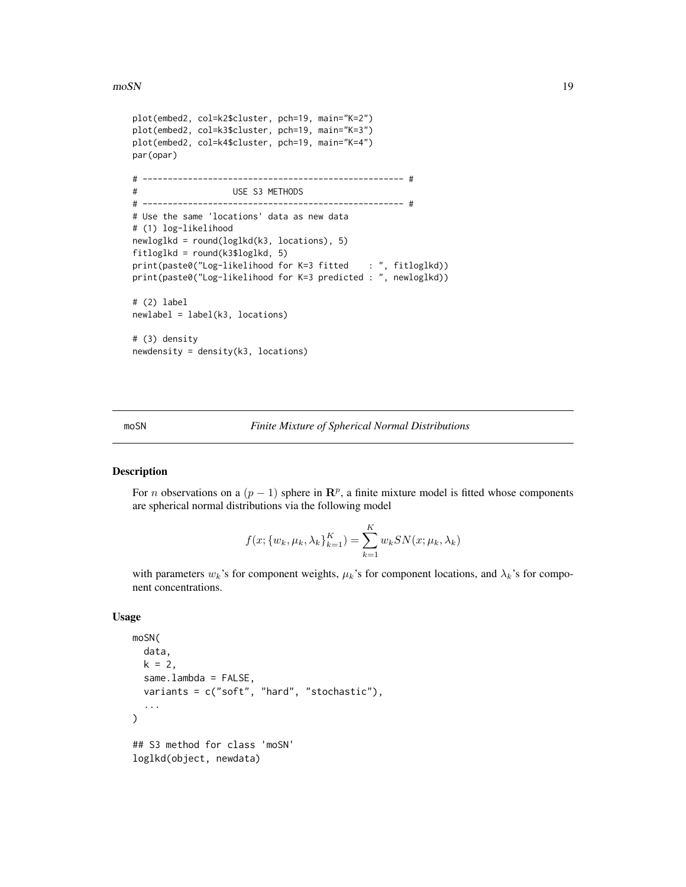```
plot(embed2, col=k2$cluster, pch=19, main="K=2")
plot(embed2, col=k3$cluster, pch=19, main="K=3")
plot(embed2, col=k4$cluster, pch=19, main="K=4")
par(opar)

# --------------------------------------------------- #
#                   USE S3 METHODS
# --------------------------------------------------- #
# Use the same 'locations' data as new data
# (1) log-likelihood
newloglkd = round(loglkd(k3, locations), 5)
fitloglkd = round(k3$loglkd, 5)
print(paste0("Log-likelihood for K=3 fitted    : ", fitloglkd))
print(paste0("Log-likelihood for K=3 predicted : ", newloglkd))

# (2) label
newlabel = label(k3, locations)

# (3) density
newdensity = density(k3, locations)
```

---

moSN — *Finite Mixture of Spherical Normal Distributions*

---

## Description

For $n$ observations on a $(p-1)$ sphere in $\mathbf{R}^p$, a finite mixture model is fitted whose components are spherical normal distributions via the following model

$$f(x; \{w_k, \mu_k, \lambda_k\}_{k=1}^K) = \sum_{k=1}^K w_k SN(x; \mu_k, \lambda_k)$$

with parameters $w_k$'s for component weights, $\mu_k$'s for component locations, and $\lambda_k$'s for component concentrations.

## Usage

```
moSN(
  data,
  k = 2,
  same.lambda = FALSE,
  variants = c("soft", "hard", "stochastic"),
  ...
)

## S3 method for class 'moSN'
loglkd(object, newdata)
```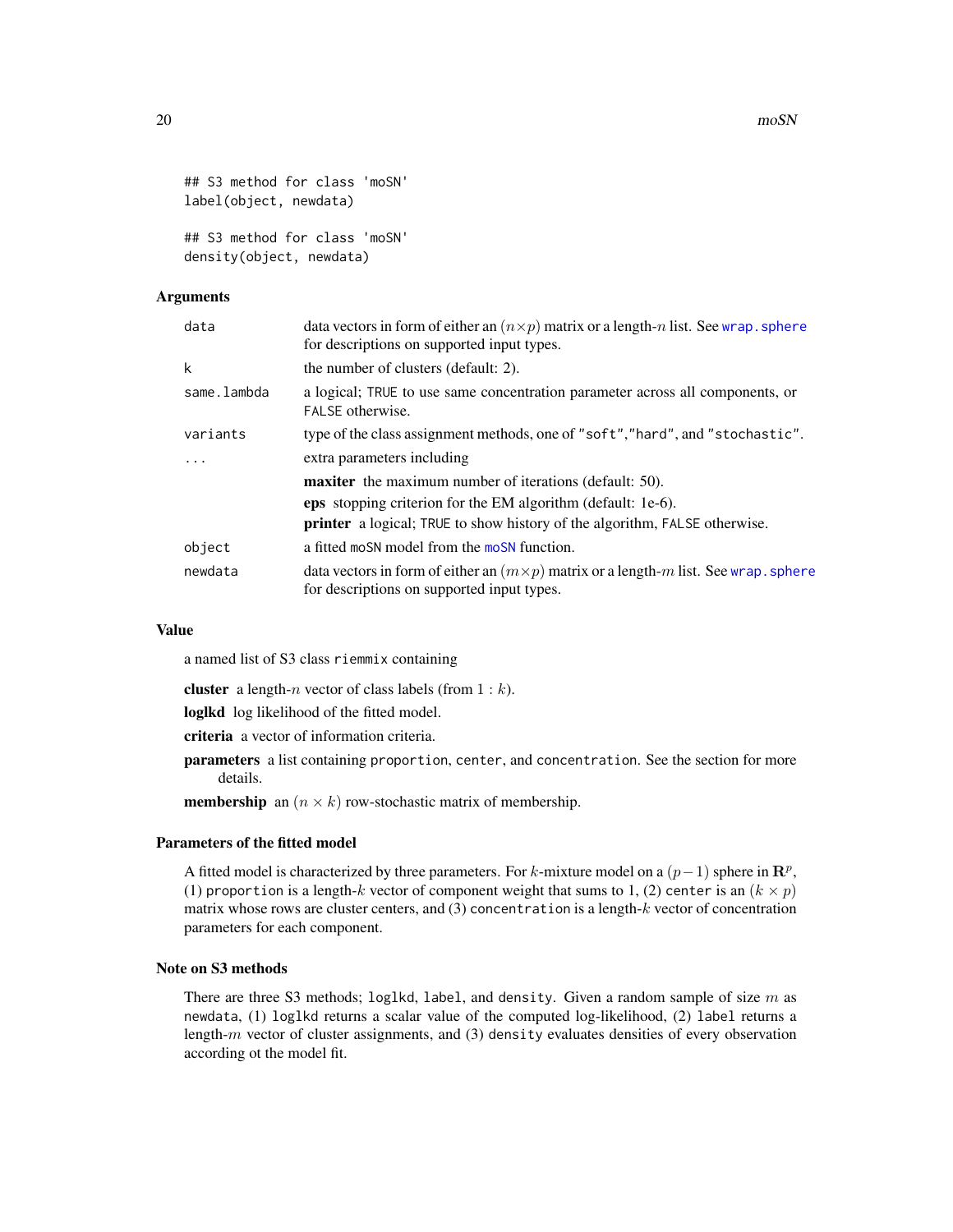```
## S3 method for class 'moSN'
label(object, newdata)

## S3 method for class 'moSN'
density(object, newdata)
```

### Arguments

| | |
|---|---|
| `data` | data vectors in form of either an $(n \times p)$ matrix or a length-$n$ list. See `wrap.sphere` for descriptions on supported input types. |
| `k` | the number of clusters (default: 2). |
| `same.lambda` | a logical; `TRUE` to use same concentration parameter across all components, or `FALSE` otherwise. |
| `variants` | type of the class assignment methods, one of `"soft"`,`"hard"`, and `"stochastic"`. |
| `...` | extra parameters including<br>**maxiter** the maximum number of iterations (default: 50).<br>**eps** stopping criterion for the EM algorithm (default: 1e-6).<br>**printer** a logical; `TRUE` to show history of the algorithm, `FALSE` otherwise. |
| `object` | a fitted `moSN` model from the `moSN` function. |
| `newdata` | data vectors in form of either an $(m \times p)$ matrix or a length-$m$ list. See `wrap.sphere` for descriptions on supported input types. |

### Value

a named list of S3 class `riemmix` containing

**cluster** a length-$n$ vector of class labels (from $1 : k$).

**loglkd** log likelihood of the fitted model.

**criteria** a vector of information criteria.

**parameters** a list containing `proportion`, `center`, and `concentration`. See the section for more details.

**membership** an $(n \times k)$ row-stochastic matrix of membership.

### Parameters of the fitted model

A fitted model is characterized by three parameters. For $k$-mixture model on a $(p-1)$ sphere in $\mathbf{R}^p$, (1) `proportion` is a length-$k$ vector of component weight that sums to 1, (2) `center` is an $(k \times p)$ matrix whose rows are cluster centers, and (3) `concentration` is a length-$k$ vector of concentration parameters for each component.

### Note on S3 methods

There are three S3 methods; `loglkd`, `label`, and `density`. Given a random sample of size $m$ as `newdata`, (1) `loglkd` returns a scalar value of the computed log-likelihood, (2) `label` returns a length-$m$ vector of cluster assignments, and (3) `density` evaluates densities of every observation according ot the model fit.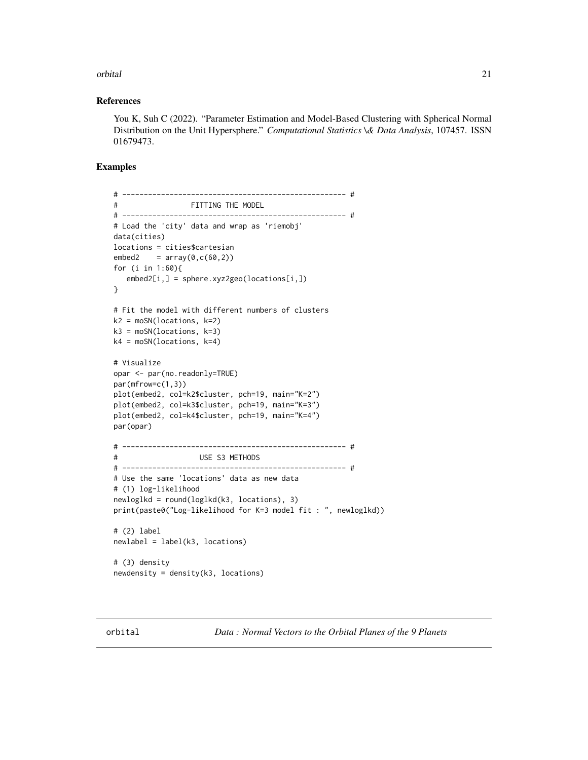### References

You K, Suh C (2022). "Parameter Estimation and Model-Based Clustering with Spherical Normal Distribution on the Unit Hypersphere." *Computational Statistics \& Data Analysis*, 107457. ISSN 01679473.

### Examples

```
# ---------------------------------------------------- #
#                 FITTING THE MODEL
# ---------------------------------------------------- #
# Load the 'city' data and wrap as 'riemobj'
data(cities)
locations = cities$cartesian
embed2    = array(0,c(60,2))
for (i in 1:60){
   embed2[i,] = sphere.xyz2geo(locations[i,])
}

# Fit the model with different numbers of clusters
k2 = moSN(locations, k=2)
k3 = moSN(locations, k=3)
k4 = moSN(locations, k=4)

# Visualize
opar <- par(no.readonly=TRUE)
par(mfrow=c(1,3))
plot(embed2, col=k2$cluster, pch=19, main="K=2")
plot(embed2, col=k3$cluster, pch=19, main="K=3")
plot(embed2, col=k4$cluster, pch=19, main="K=4")
par(opar)

# ---------------------------------------------------- #
#                   USE S3 METHODS
# ---------------------------------------------------- #
# Use the same 'locations' data as new data
# (1) log-likelihood
newloglkd = round(loglkd(k3, locations), 3)
print(paste0("Log-likelihood for K=3 model fit : ", newloglkd))

# (2) label
newlabel = label(k3, locations)

# (3) density
newdensity = density(k3, locations)
```

---

orbital *Data : Normal Vectors to the Orbital Planes of the 9 Planets*

---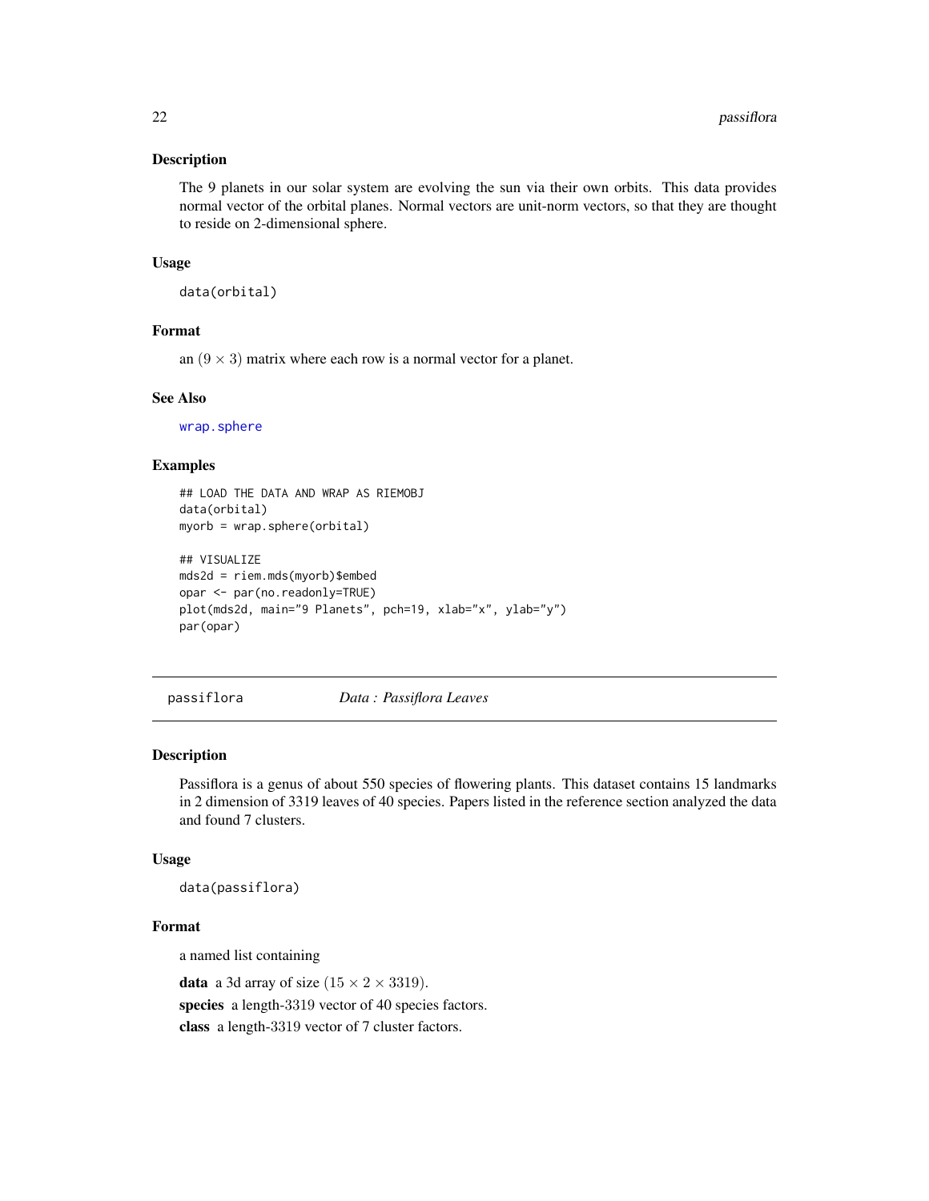### Description

The 9 planets in our solar system are evolving the sun via their own orbits. This data provides normal vector of the orbital planes. Normal vectors are unit-norm vectors, so that they are thought to reside on 2-dimensional sphere.

### Usage

```
data(orbital)
```

### Format

an $(9 \times 3)$ matrix where each row is a normal vector for a planet.

### See Also

wrap.sphere

### Examples

```
## LOAD THE DATA AND WRAP AS RIEMOBJ
data(orbital)
myorb = wrap.sphere(orbital)

## VISUALIZE
mds2d = riem.mds(myorb)$embed
opar <- par(no.readonly=TRUE)
plot(mds2d, main="9 Planets", pch=19, xlab="x", ylab="y")
par(opar)
```

---

## passiflora — *Data : Passiflora Leaves*

### Description

Passiflora is a genus of about 550 species of flowering plants. This dataset contains 15 landmarks in 2 dimension of 3319 leaves of 40 species. Papers listed in the reference section analyzed the data and found 7 clusters.

### Usage

```
data(passiflora)
```

### Format

a named list containing

**data** a 3d array of size $(15 \times 2 \times 3319)$.

**species** a length-3319 vector of 40 species factors.

**class** a length-3319 vector of 7 cluster factors.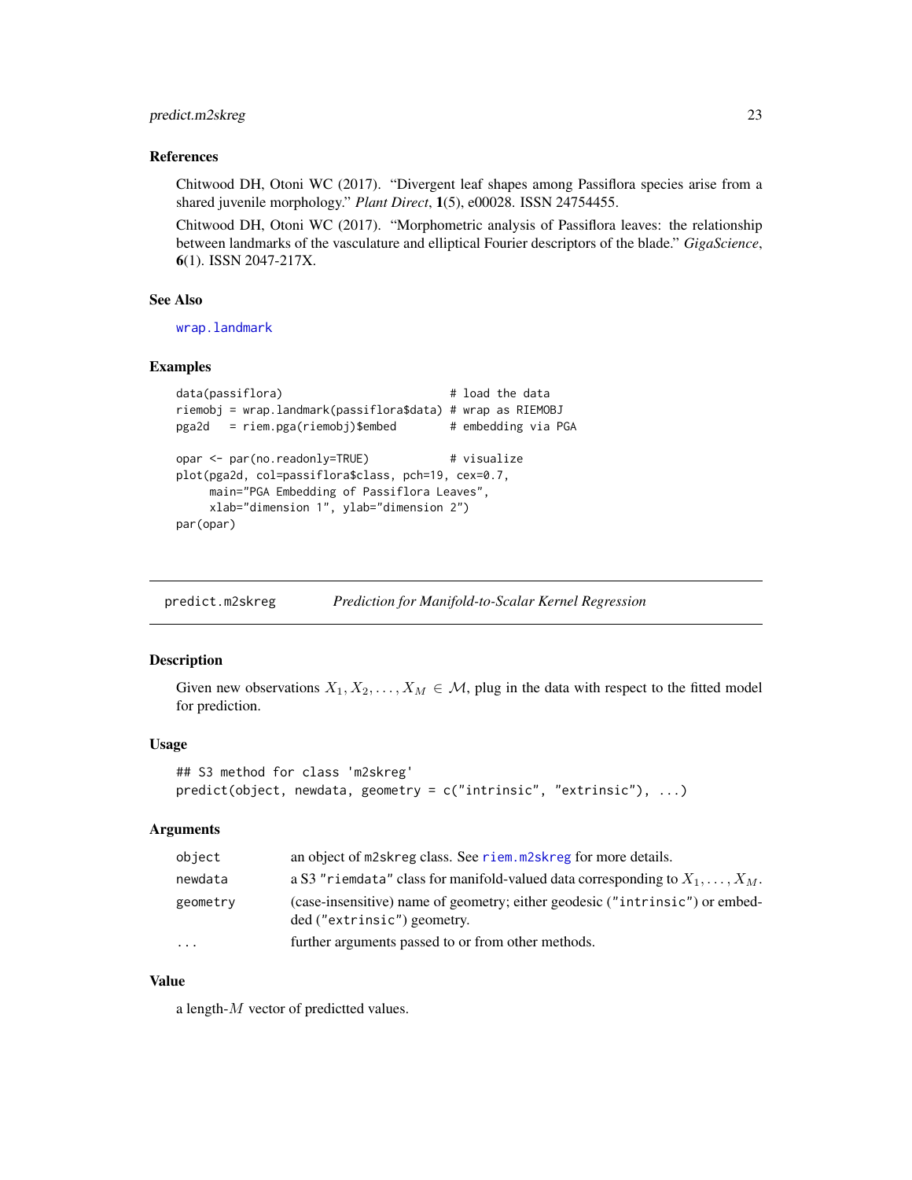### References

Chitwood DH, Otoni WC (2017). "Divergent leaf shapes among Passiflora species arise from a shared juvenile morphology." *Plant Direct*, **1**(5), e00028. ISSN 24754455.

Chitwood DH, Otoni WC (2017). "Morphometric analysis of Passiflora leaves: the relationship between landmarks of the vasculature and elliptical Fourier descriptors of the blade." *GigaScience*, **6**(1). ISSN 2047-217X.

### See Also

wrap.landmark

### Examples

```
data(passiflora)                        # load the data
riemobj = wrap.landmark(passiflora$data) # wrap as RIEMOBJ
pga2d   = riem.pga(riemobj)$embed       # embedding via PGA

opar <- par(no.readonly=TRUE)           # visualize
plot(pga2d, col=passiflora$class, pch=19, cex=0.7,
     main="PGA Embedding of Passiflora Leaves",
     xlab="dimension 1", ylab="dimension 2")
par(opar)
```

---

## predict.m2skreg — *Prediction for Manifold-to-Scalar Kernel Regression*

### Description

Given new observations $X_1, X_2, \ldots, X_M \in \mathcal{M}$, plug in the data with respect to the fitted model for prediction.

### Usage

```
## S3 method for class 'm2skreg'
predict(object, newdata, geometry = c("intrinsic", "extrinsic"), ...)
```

### Arguments

| | |
|---|---|
| `object` | an object of m2skreg class. See riem.m2skreg for more details. |
| `newdata` | a S3 "riemdata" class for manifold-valued data corresponding to $X_1, \ldots, X_M$. |
| `geometry` | (case-insensitive) name of geometry; either geodesic ("intrinsic") or embedded ("extrinsic") geometry. |
| `...` | further arguments passed to or from other methods. |

### Value

a length-$M$ vector of predictted values.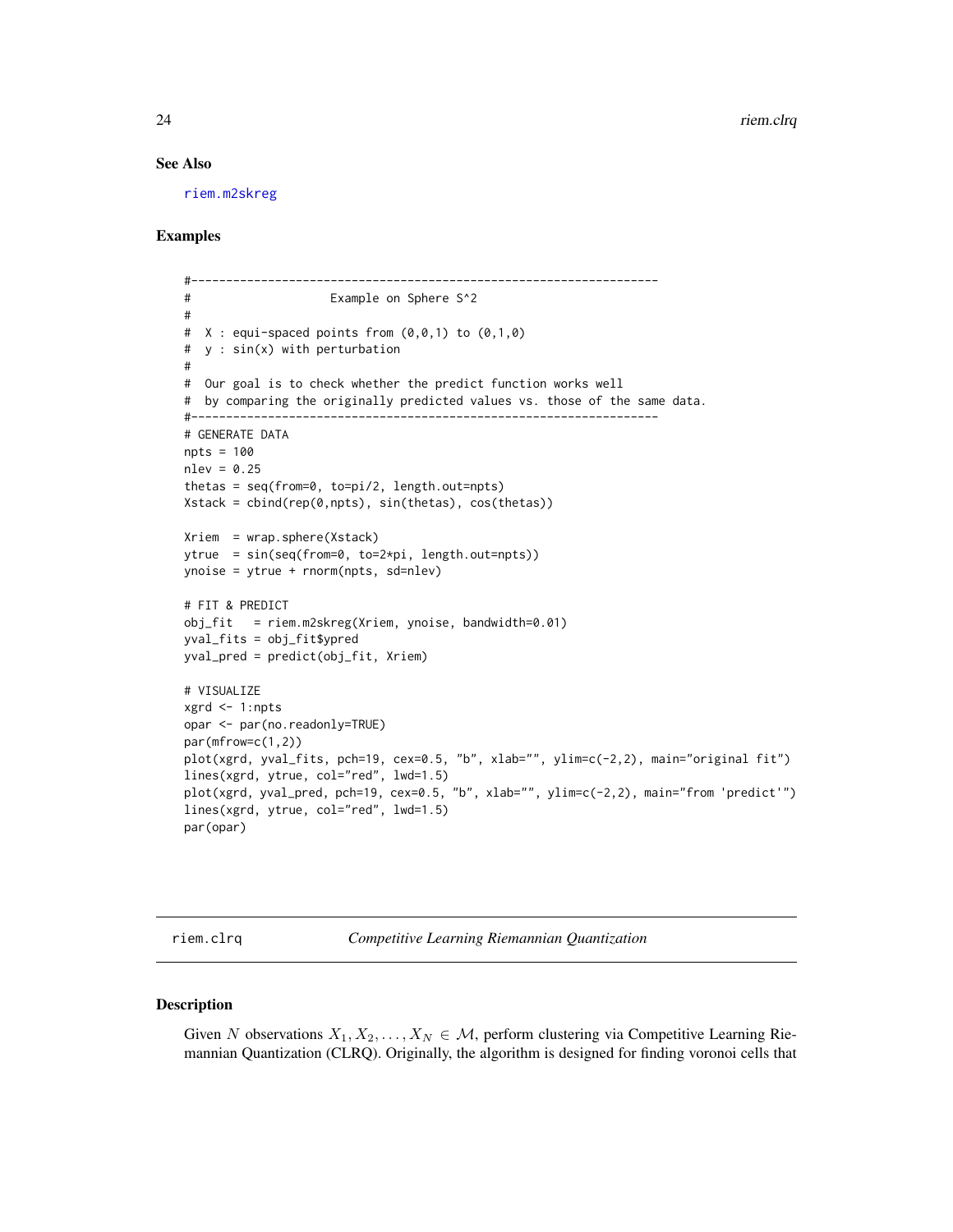## See Also

riem.m2skreg

## Examples

```
#-------------------------------------------------------------------
#                    Example on Sphere S^2
#
#  X : equi-spaced points from (0,0,1) to (0,1,0)
#  y : sin(x) with perturbation
#
#  Our goal is to check whether the predict function works well
#  by comparing the originally predicted values vs. those of the same data.
#-------------------------------------------------------------------
# GENERATE DATA
npts = 100
nlev = 0.25
thetas = seq(from=0, to=pi/2, length.out=npts)
Xstack = cbind(rep(0,npts), sin(thetas), cos(thetas))

Xriem  = wrap.sphere(Xstack)
ytrue  = sin(seq(from=0, to=2*pi, length.out=npts))
ynoise = ytrue + rnorm(npts, sd=nlev)

# FIT & PREDICT
obj_fit   = riem.m2skreg(Xriem, ynoise, bandwidth=0.01)
yval_fits = obj_fit$ypred
yval_pred = predict(obj_fit, Xriem)

# VISUALIZE
xgrd <- 1:npts
opar <- par(no.readonly=TRUE)
par(mfrow=c(1,2))
plot(xgrd, yval_fits, pch=19, cex=0.5, "b", xlab="", ylim=c(-2,2), main="original fit")
lines(xgrd, ytrue, col="red", lwd=1.5)
plot(xgrd, yval_pred, pch=19, cex=0.5, "b", xlab="", ylim=c(-2,2), main="from 'predict'")
lines(xgrd, ytrue, col="red", lwd=1.5)
par(opar)
```

---

`riem.clrq` *Competitive Learning Riemannian Quantization*

---

## Description

Given $N$ observations $X_1, X_2, \ldots, X_N \in \mathcal{M}$, perform clustering via Competitive Learning Riemannian Quantization (CLRQ). Originally, the algorithm is designed for finding voronoi cells that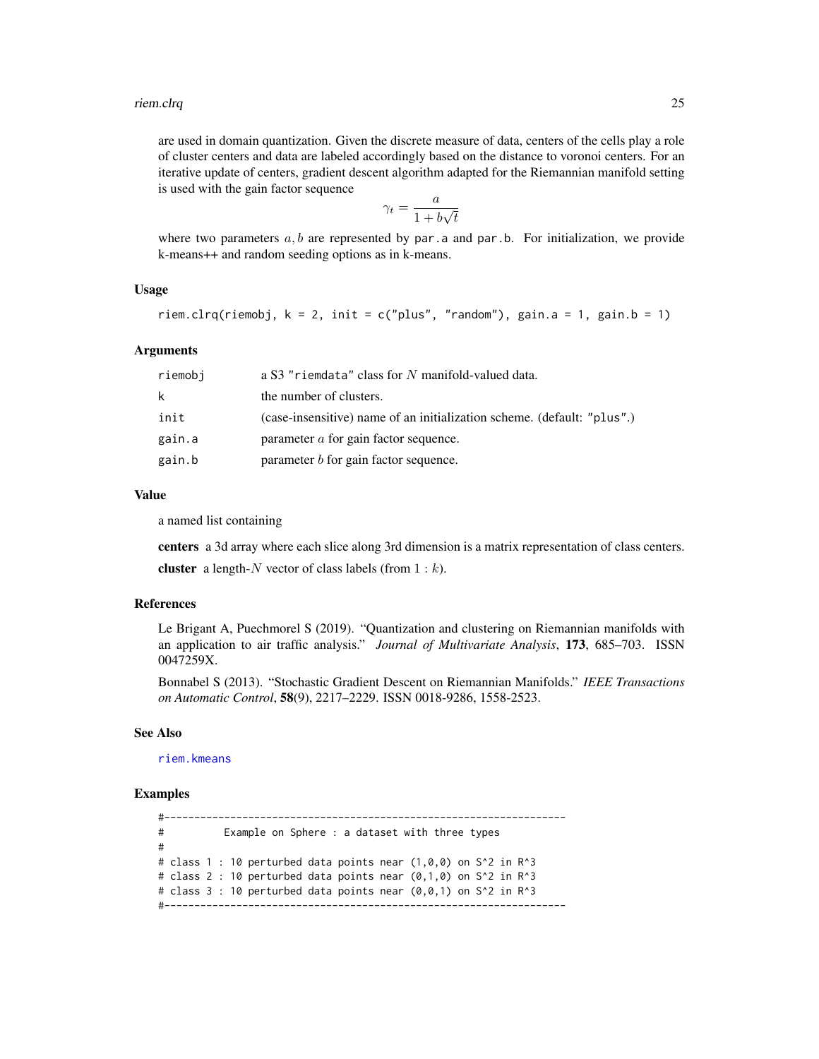are used in domain quantization. Given the discrete measure of data, centers of the cells play a role of cluster centers and data are labeled accordingly based on the distance to voronoi centers. For an iterative update of centers, gradient descent algorithm adapted for the Riemannian manifold setting is used with the gain factor sequence

$$\gamma_t = \frac{a}{1 + b\sqrt{t}}$$

where two parameters $a, b$ are represented by `par.a` and `par.b`. For initialization, we provide k-means++ and random seeding options as in k-means.

### Usage

```
riem.clrq(riemobj, k = 2, init = c("plus", "random"), gain.a = 1, gain.b = 1)
```

### Arguments

| | |
|---|---|
| `riemobj` | a S3 `"riemdata"` class for $N$ manifold-valued data. |
| `k` | the number of clusters. |
| `init` | (case-insensitive) name of an initialization scheme. (default: `"plus"`.) |
| `gain.a` | parameter $a$ for gain factor sequence. |
| `gain.b` | parameter $b$ for gain factor sequence. |

### Value

a named list containing

**centers** a 3d array where each slice along 3rd dimension is a matrix representation of class centers.

**cluster** a length-$N$ vector of class labels (from $1 : k$).

### References

Le Brigant A, Puechmorel S (2019). "Quantization and clustering on Riemannian manifolds with an application to air traffic analysis." *Journal of Multivariate Analysis*, **173**, 685–703. ISSN 0047259X.

Bonnabel S (2013). "Stochastic Gradient Descent on Riemannian Manifolds." *IEEE Transactions on Automatic Control*, **58**(9), 2217–2229. ISSN 0018-9286, 1558-2523.

### See Also

riem.kmeans

### Examples

```
#-------------------------------------------------------------------
#          Example on Sphere : a dataset with three types
#
# class 1 : 10 perturbed data points near (1,0,0) on S^2 in R^3
# class 2 : 10 perturbed data points near (0,1,0) on S^2 in R^3
# class 3 : 10 perturbed data points near (0,0,1) on S^2 in R^3
#-------------------------------------------------------------------
```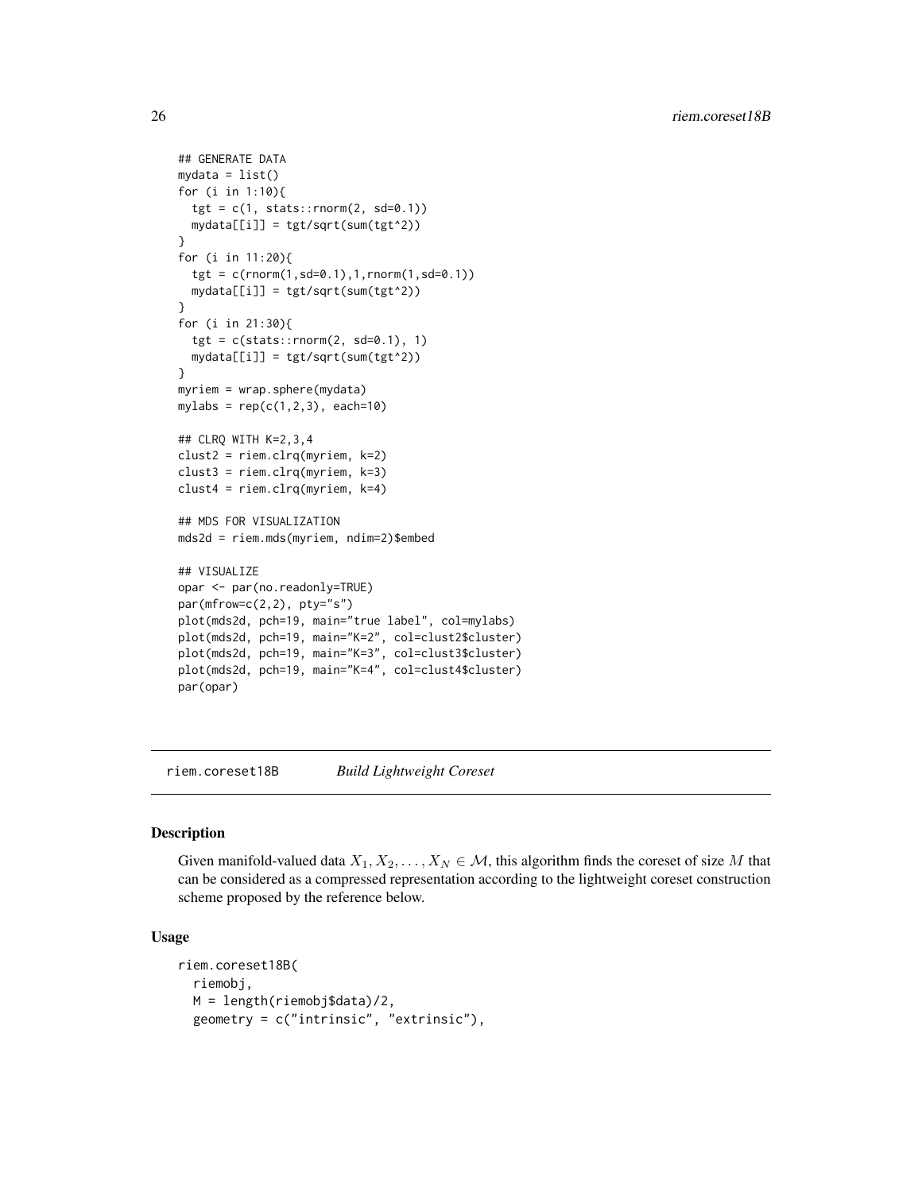```
## GENERATE DATA
mydata = list()
for (i in 1:10){
  tgt = c(1, stats::rnorm(2, sd=0.1))
  mydata[[i]] = tgt/sqrt(sum(tgt^2))
}
for (i in 11:20){
  tgt = c(rnorm(1,sd=0.1),1,rnorm(1,sd=0.1))
  mydata[[i]] = tgt/sqrt(sum(tgt^2))
}
for (i in 21:30){
  tgt = c(stats::rnorm(2, sd=0.1), 1)
  mydata[[i]] = tgt/sqrt(sum(tgt^2))
}
myriem = wrap.sphere(mydata)
mylabs = rep(c(1,2,3), each=10)

## CLRQ WITH K=2,3,4
clust2 = riem.clrq(myriem, k=2)
clust3 = riem.clrq(myriem, k=3)
clust4 = riem.clrq(myriem, k=4)

## MDS FOR VISUALIZATION
mds2d = riem.mds(myriem, ndim=2)$embed

## VISUALIZE
opar <- par(no.readonly=TRUE)
par(mfrow=c(2,2), pty="s")
plot(mds2d, pch=19, main="true label", col=mylabs)
plot(mds2d, pch=19, main="K=2", col=clust2$cluster)
plot(mds2d, pch=19, main="K=3", col=clust3$cluster)
plot(mds2d, pch=19, main="K=4", col=clust4$cluster)
par(opar)
```

---

## riem.coreset18B    *Build Lightweight Coreset*

### Description

Given manifold-valued data $X_1, X_2, \ldots, X_N \in \mathcal{M}$, this algorithm finds the coreset of size $M$ that can be considered as a compressed representation according to the lightweight coreset construction scheme proposed by the reference below.

### Usage

```
riem.coreset18B(
  riemobj,
  M = length(riemobj$data)/2,
  geometry = c("intrinsic", "extrinsic"),
```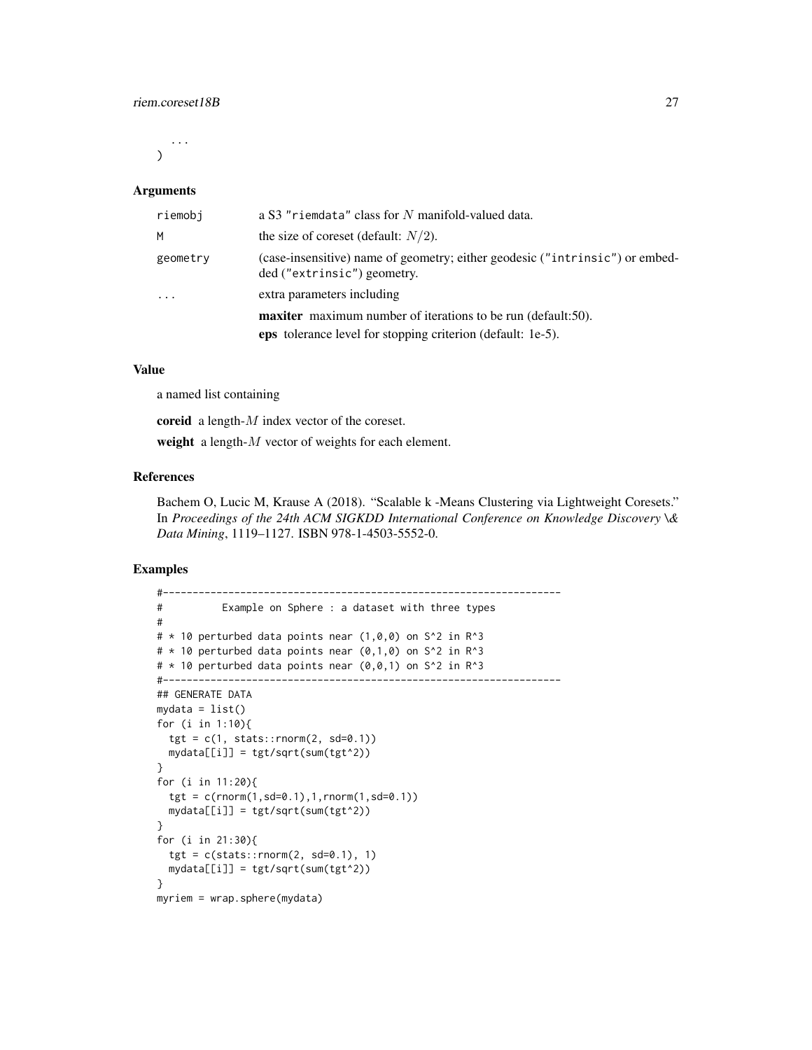```
  ...
)
```

### Arguments

| | |
|---|---|
| riemobj | a S3 "riemdata" class for $N$ manifold-valued data. |
| M | the size of coreset (default: $N/2$). |
| geometry | (case-insensitive) name of geometry; either geodesic ("intrinsic") or embedded ("extrinsic") geometry. |
| ... | extra parameters including<br>**maxiter** maximum number of iterations to be run (default:50).<br>**eps** tolerance level for stopping criterion (default: 1e-5). |

### Value

a named list containing

**coreid** a length-$M$ index vector of the coreset.

**weight** a length-$M$ vector of weights for each element.

### References

Bachem O, Lucic M, Krause A (2018). "Scalable k -Means Clustering via Lightweight Coresets." In *Proceedings of the 24th ACM SIGKDD International Conference on Knowledge Discovery \& Data Mining*, 1119–1127. ISBN 978-1-4503-5552-0.

### Examples

```
#-------------------------------------------------------------------
#          Example on Sphere : a dataset with three types
#
# * 10 perturbed data points near (1,0,0) on S^2 in R^3
# * 10 perturbed data points near (0,1,0) on S^2 in R^3
# * 10 perturbed data points near (0,0,1) on S^2 in R^3
#-------------------------------------------------------------------
## GENERATE DATA
mydata = list()
for (i in 1:10){
  tgt = c(1, stats::rnorm(2, sd=0.1))
  mydata[[i]] = tgt/sqrt(sum(tgt^2))
}
for (i in 11:20){
  tgt = c(rnorm(1,sd=0.1),1,rnorm(1,sd=0.1))
  mydata[[i]] = tgt/sqrt(sum(tgt^2))
}
for (i in 21:30){
  tgt = c(stats::rnorm(2, sd=0.1), 1)
  mydata[[i]] = tgt/sqrt(sum(tgt^2))
}
myriem = wrap.sphere(mydata)
```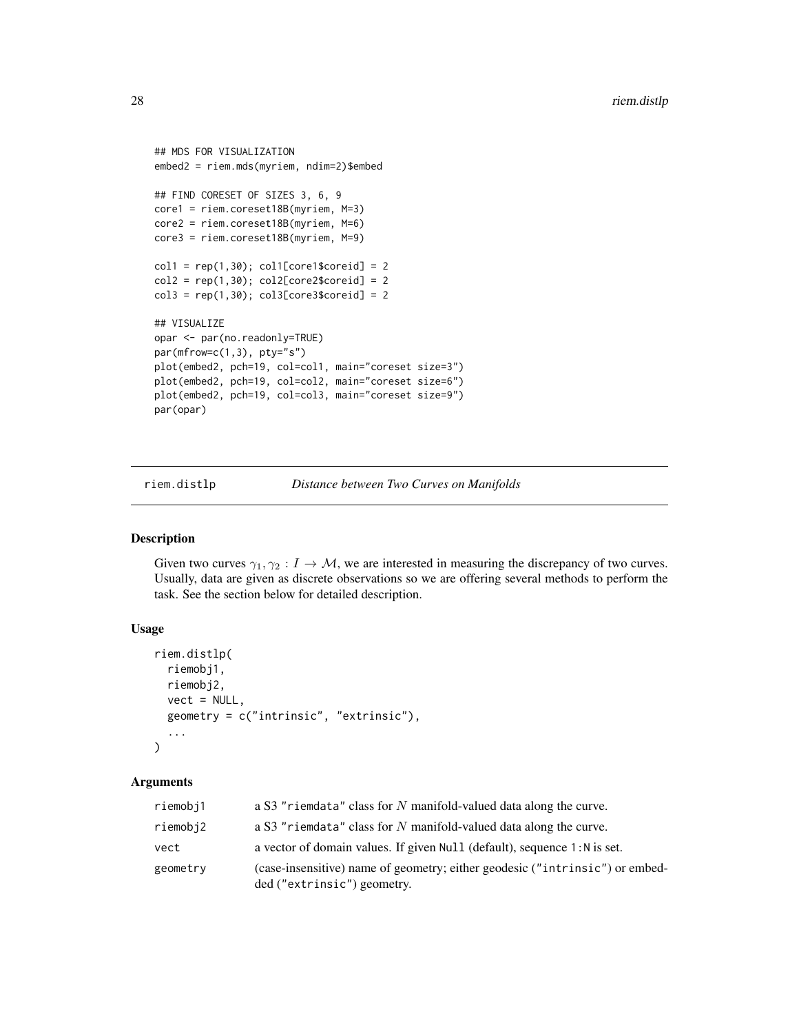```
## MDS FOR VISUALIZATION
embed2 = riem.mds(myriem, ndim=2)$embed

## FIND CORESET OF SIZES 3, 6, 9
core1 = riem.coreset18B(myriem, M=3)
core2 = riem.coreset18B(myriem, M=6)
core3 = riem.coreset18B(myriem, M=9)

col1 = rep(1,30); col1[core1$coreid] = 2
col2 = rep(1,30); col2[core2$coreid] = 2
col3 = rep(1,30); col3[core3$coreid] = 2

## VISUALIZE
opar <- par(no.readonly=TRUE)
par(mfrow=c(1,3), pty="s")
plot(embed2, pch=19, col=col1, main="coreset size=3")
plot(embed2, pch=19, col=col2, main="coreset size=6")
plot(embed2, pch=19, col=col3, main="coreset size=9")
par(opar)
```

## riem.distlp — *Distance between Two Curves on Manifolds*

### Description

Given two curves $\gamma_1, \gamma_2 : I \rightarrow \mathcal{M}$, we are interested in measuring the discrepancy of two curves. Usually, data are given as discrete observations so we are offering several methods to perform the task. See the section below for detailed description.

### Usage

```
riem.distlp(
  riemobj1,
  riemobj2,
  vect = NULL,
  geometry = c("intrinsic", "extrinsic"),
  ...
)
```

### Arguments

| | |
|---|---|
| riemobj1 | a S3 "riemdata" class for $N$ manifold-valued data along the curve. |
| riemobj2 | a S3 "riemdata" class for $N$ manifold-valued data along the curve. |
| vect | a vector of domain values. If given Null (default), sequence 1:N is set. |
| geometry | (case-insensitive) name of geometry; either geodesic ("intrinsic") or embedded ("extrinsic") geometry. |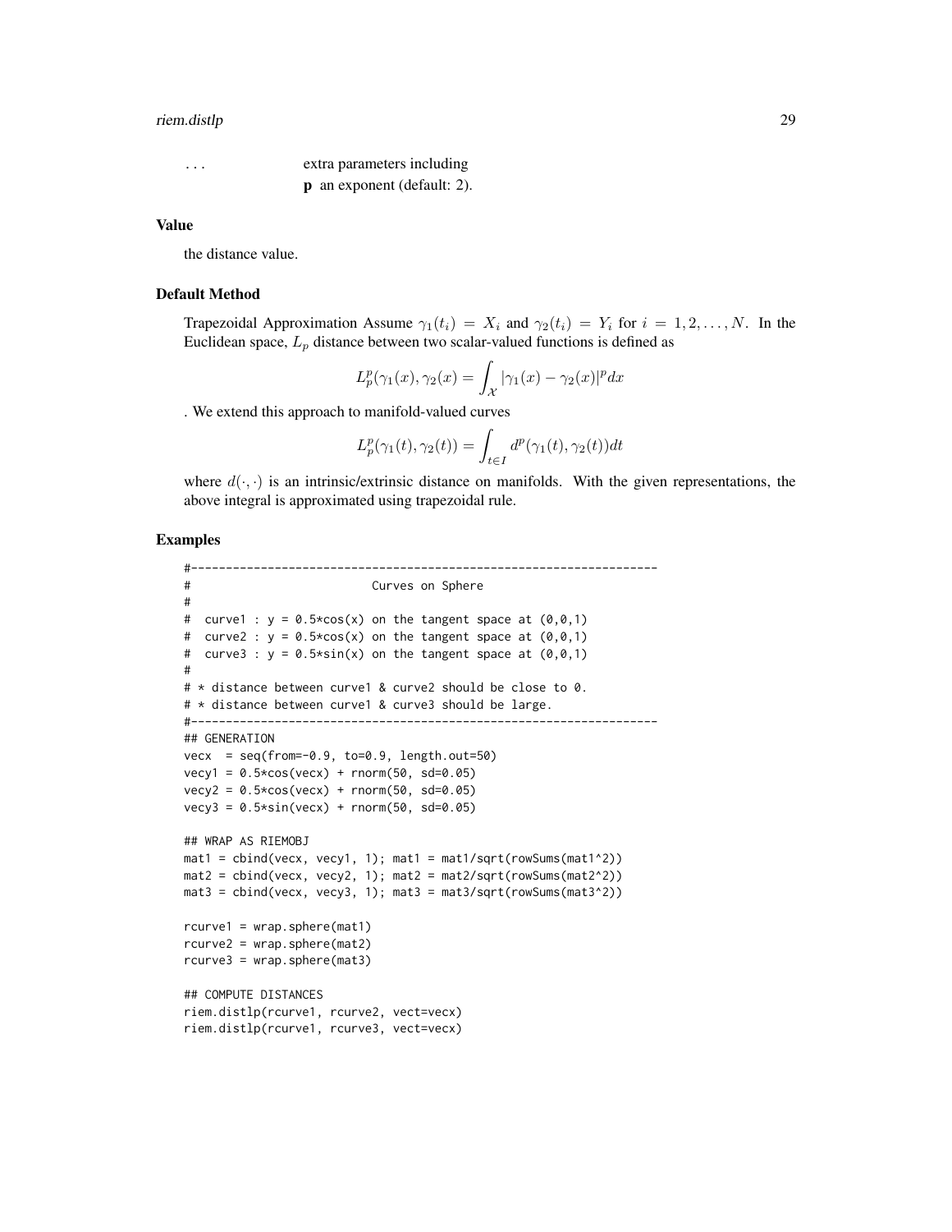... extra parameters including

**p** an exponent (default: 2).

### Value

the distance value.

### Default Method

Trapezoidal Approximation Assume $\gamma_1(t_i) = X_i$ and $\gamma_2(t_i) = Y_i$ for $i = 1, 2, \ldots, N$. In the Euclidean space, $L_p$ distance between two scalar-valued functions is defined as

$$L_p^p(\gamma_1(x), \gamma_2(x) = \int_{\mathcal{X}} |\gamma_1(x) - \gamma_2(x)|^p dx$$

. We extend this approach to manifold-valued curves

$$L_p^p(\gamma_1(t), \gamma_2(t)) = \int_{t \in I} d^p(\gamma_1(t), \gamma_2(t)) dt$$

where $d(\cdot, \cdot)$ is an intrinsic/extrinsic distance on manifolds. With the given representations, the above integral is approximated using trapezoidal rule.

### Examples

```
#-------------------------------------------------------------------
#                          Curves on Sphere
#
#  curve1 : y = 0.5*cos(x) on the tangent space at (0,0,1)
#  curve2 : y = 0.5*cos(x) on the tangent space at (0,0,1)
#  curve3 : y = 0.5*sin(x) on the tangent space at (0,0,1)
#
# * distance between curve1 & curve2 should be close to 0.
# * distance between curve1 & curve3 should be large.
#-------------------------------------------------------------------
## GENERATION
vecx  = seq(from=-0.9, to=0.9, length.out=50)
vecy1 = 0.5*cos(vecx) + rnorm(50, sd=0.05)
vecy2 = 0.5*cos(vecx) + rnorm(50, sd=0.05)
vecy3 = 0.5*sin(vecx) + rnorm(50, sd=0.05)

## WRAP AS RIEMOBJ
mat1 = cbind(vecx, vecy1, 1); mat1 = mat1/sqrt(rowSums(mat1^2))
mat2 = cbind(vecx, vecy2, 1); mat2 = mat2/sqrt(rowSums(mat2^2))
mat3 = cbind(vecx, vecy3, 1); mat3 = mat3/sqrt(rowSums(mat3^2))

rcurve1 = wrap.sphere(mat1)
rcurve2 = wrap.sphere(mat2)
rcurve3 = wrap.sphere(mat3)

## COMPUTE DISTANCES
riem.distlp(rcurve1, rcurve2, vect=vecx)
riem.distlp(rcurve1, rcurve3, vect=vecx)
```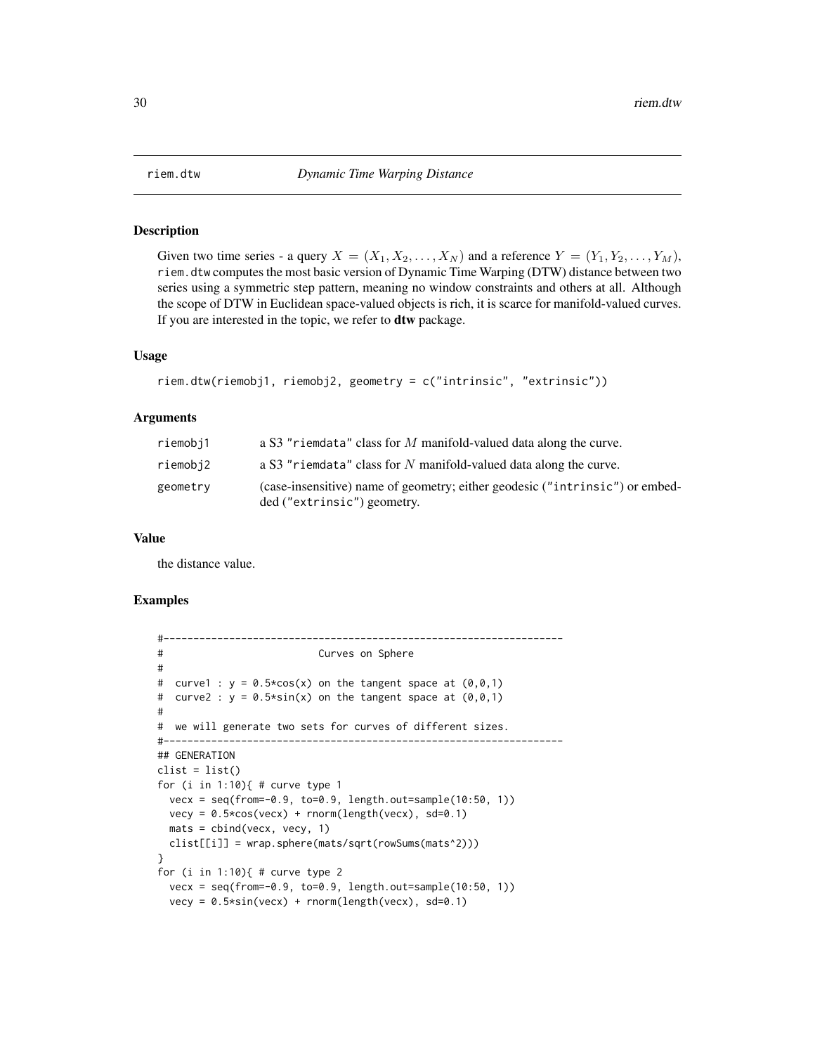# riem.dtw *Dynamic Time Warping Distance*

## Description

Given two time series - a query $X = (X_1, X_2, \ldots, X_N)$ and a reference $Y = (Y_1, Y_2, \ldots, Y_M)$, `riem.dtw` computes the most basic version of Dynamic Time Warping (DTW) distance between two series using a symmetric step pattern, meaning no window constraints and others at all. Although the scope of DTW in Euclidean space-valued objects is rich, it is scarce for manifold-valued curves. If you are interested in the topic, we refer to **dtw** package.

## Usage

```
riem.dtw(riemobj1, riemobj2, geometry = c("intrinsic", "extrinsic"))
```

## Arguments

| | |
|---|---|
| `riemobj1` | a S3 `"riemdata"` class for $M$ manifold-valued data along the curve. |
| `riemobj2` | a S3 `"riemdata"` class for $N$ manifold-valued data along the curve. |
| `geometry` | (case-insensitive) name of geometry; either geodesic (`"intrinsic"`) or embedded (`"extrinsic"`) geometry. |

## Value

the distance value.

## Examples

```
#-------------------------------------------------------------------
#                          Curves on Sphere
#
#  curve1 : y = 0.5*cos(x) on the tangent space at (0,0,1)
#  curve2 : y = 0.5*sin(x) on the tangent space at (0,0,1)
#
#  we will generate two sets for curves of different sizes.
#-------------------------------------------------------------------
## GENERATION
clist = list()
for (i in 1:10){ # curve type 1
  vecx = seq(from=-0.9, to=0.9, length.out=sample(10:50, 1))
  vecy = 0.5*cos(vecx) + rnorm(length(vecx), sd=0.1)
  mats = cbind(vecx, vecy, 1)
  clist[[i]] = wrap.sphere(mats/sqrt(rowSums(mats^2)))
}
for (i in 1:10){ # curve type 2
  vecx = seq(from=-0.9, to=0.9, length.out=sample(10:50, 1))
  vecy = 0.5*sin(vecx) + rnorm(length(vecx), sd=0.1)
```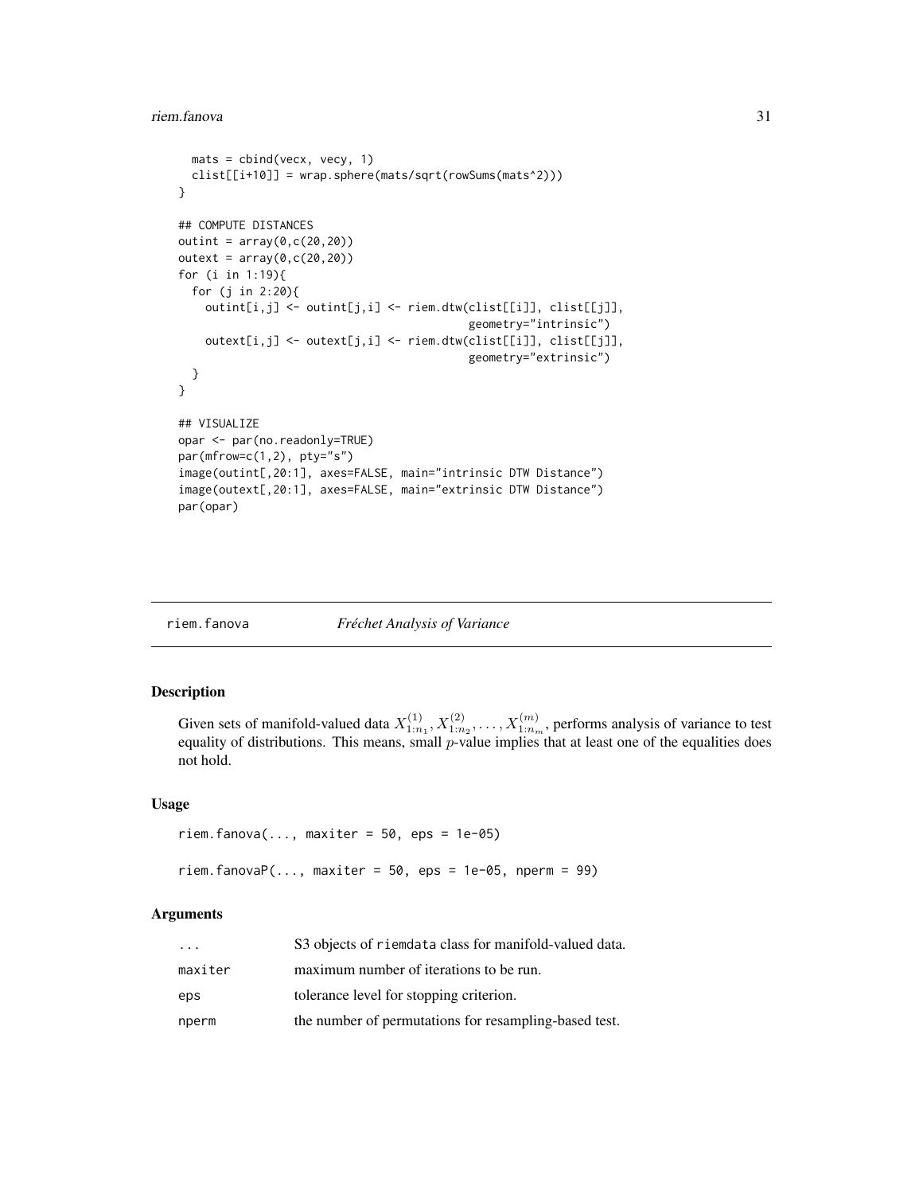```
  mats = cbind(vecx, vecy, 1)
  clist[[i+10]] = wrap.sphere(mats/sqrt(rowSums(mats^2)))
}

## COMPUTE DISTANCES
outint = array(0,c(20,20))
outext = array(0,c(20,20))
for (i in 1:19){
  for (j in 2:20){
    outint[i,j] <- outint[j,i] <- riem.dtw(clist[[i]], clist[[j]],
                                          geometry="intrinsic")
    outext[i,j] <- outext[j,i] <- riem.dtw(clist[[i]], clist[[j]],
                                          geometry="extrinsic")
  }
}

## VISUALIZE
opar <- par(no.readonly=TRUE)
par(mfrow=c(1,2), pty="s")
image(outint[,20:1], axes=FALSE, main="intrinsic DTW Distance")
image(outext[,20:1], axes=FALSE, main="extrinsic DTW Distance")
par(opar)
```

---

# riem.fanova — *Fréchet Analysis of Variance*

## Description

Given sets of manifold-valued data $X^{(1)}_{1:n_1}, X^{(2)}_{1:n_2}, \ldots, X^{(m)}_{1:n_m}$, performs analysis of variance to test equality of distributions. This means, small $p$-value implies that at least one of the equalities does not hold.

## Usage

```
riem.fanova(..., maxiter = 50, eps = 1e-05)

riem.fanovaP(..., maxiter = 50, eps = 1e-05, nperm = 99)
```

## Arguments

| | |
|---|---|
| `...` | S3 objects of `riemdata` class for manifold-valued data. |
| `maxiter` | maximum number of iterations to be run. |
| `eps` | tolerance level for stopping criterion. |
| `nperm` | the number of permutations for resampling-based test. |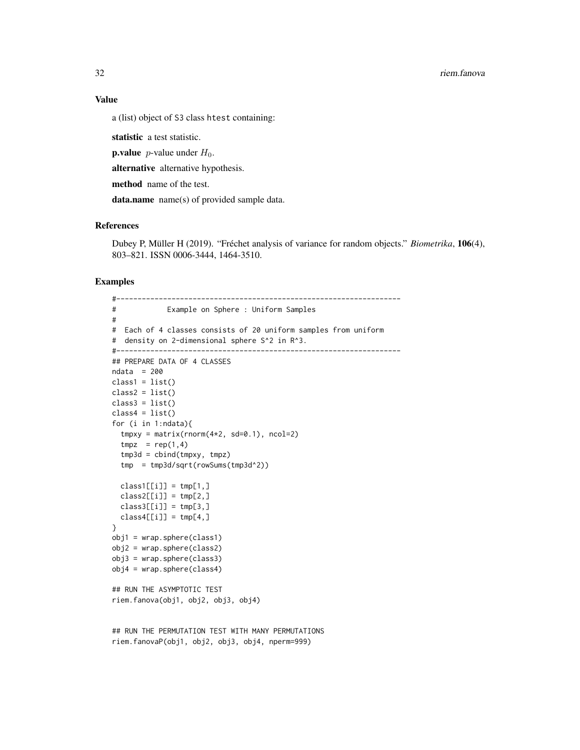### Value

a (list) object of S3 class htest containing:

**statistic** a test statistic.

**p.value** $p$-value under $H_0$.

**alternative** alternative hypothesis.

**method** name of the test.

**data.name** name(s) of provided sample data.

### References

Dubey P, Müller H (2019). "Fréchet analysis of variance for random objects." *Biometrika*, **106**(4), 803–821. ISSN 0006-3444, 1464-3510.

### Examples

```
#-------------------------------------------------------------------
#            Example on Sphere : Uniform Samples
#
#  Each of 4 classes consists of 20 uniform samples from uniform
#  density on 2-dimensional sphere S^2 in R^3.
#-------------------------------------------------------------------
## PREPARE DATA OF 4 CLASSES
ndata  = 200
class1 = list()
class2 = list()
class3 = list()
class4 = list()
for (i in 1:ndata){
  tmpxy = matrix(rnorm(4*2, sd=0.1), ncol=2)
  tmpz  = rep(1,4)
  tmp3d = cbind(tmpxy, tmpz)
  tmp  = tmp3d/sqrt(rowSums(tmp3d^2))

  class1[[i]] = tmp[1,]
  class2[[i]] = tmp[2,]
  class3[[i]] = tmp[3,]
  class4[[i]] = tmp[4,]
}
obj1 = wrap.sphere(class1)
obj2 = wrap.sphere(class2)
obj3 = wrap.sphere(class3)
obj4 = wrap.sphere(class4)

## RUN THE ASYMPTOTIC TEST
riem.fanova(obj1, obj2, obj3, obj4)


## RUN THE PERMUTATION TEST WITH MANY PERMUTATIONS
riem.fanovaP(obj1, obj2, obj3, obj4, nperm=999)
```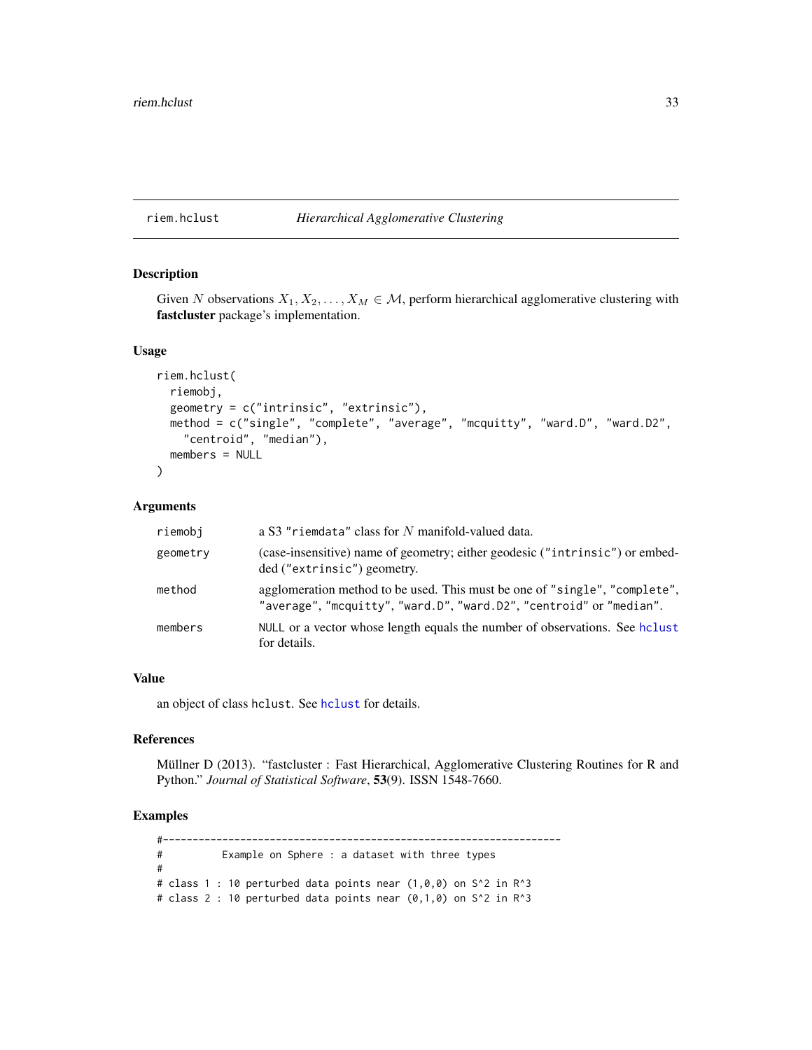# riem.hclust — *Hierarchical Agglomerative Clustering*

## Description

Given $N$ observations $X_1, X_2, \ldots, X_M \in \mathcal{M}$, perform hierarchical agglomerative clustering with **fastcluster** package's implementation.

## Usage

```
riem.hclust(
  riemobj,
  geometry = c("intrinsic", "extrinsic"),
  method = c("single", "complete", "average", "mcquitty", "ward.D", "ward.D2",
    "centroid", "median"),
  members = NULL
)
```

## Arguments

| | |
|---|---|
| `riemobj` | a S3 `"riemdata"` class for $N$ manifold-valued data. |
| `geometry` | (case-insensitive) name of geometry; either geodesic (`"intrinsic"`) or embedded (`"extrinsic"`) geometry. |
| `method` | agglomeration method to be used. This must be one of `"single"`, `"complete"`, `"average"`, `"mcquitty"`, `"ward.D"`, `"ward.D2"`, `"centroid"` or `"median"`. |
| `members` | `NULL` or a vector whose length equals the number of observations. See `hclust` for details. |

## Value

an object of class `hclust`. See `hclust` for details.

## References

Müllner D (2013). "fastcluster : Fast Hierarchical, Agglomerative Clustering Routines for R and Python." *Journal of Statistical Software*, **53**(9). ISSN 1548-7660.

## Examples

```
#-------------------------------------------------------------------
#          Example on Sphere : a dataset with three types
#
# class 1 : 10 perturbed data points near (1,0,0) on S^2 in R^3
# class 2 : 10 perturbed data points near (0,1,0) on S^2 in R^3
```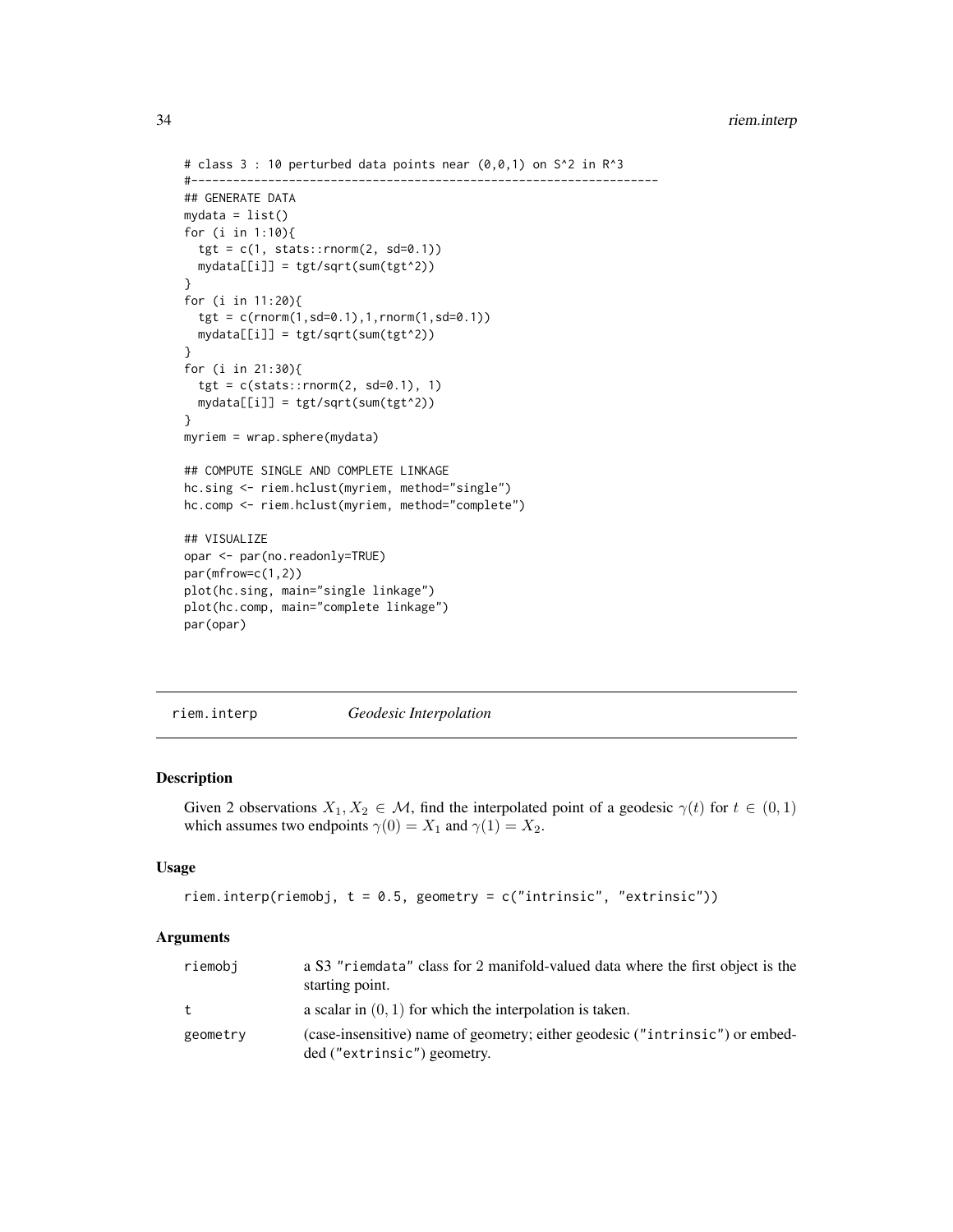```
# class 3 : 10 perturbed data points near (0,0,1) on S^2 in R^3
#--------------------------------------------------------------------
## GENERATE DATA
mydata = list()
for (i in 1:10){
  tgt = c(1, stats::rnorm(2, sd=0.1))
  mydata[[i]] = tgt/sqrt(sum(tgt^2))
}
for (i in 11:20){
  tgt = c(rnorm(1,sd=0.1),1,rnorm(1,sd=0.1))
  mydata[[i]] = tgt/sqrt(sum(tgt^2))
}
for (i in 21:30){
  tgt = c(stats::rnorm(2, sd=0.1), 1)
  mydata[[i]] = tgt/sqrt(sum(tgt^2))
}
myriem = wrap.sphere(mydata)

## COMPUTE SINGLE AND COMPLETE LINKAGE
hc.sing <- riem.hclust(myriem, method="single")
hc.comp <- riem.hclust(myriem, method="complete")

## VISUALIZE
opar <- par(no.readonly=TRUE)
par(mfrow=c(1,2))
plot(hc.sing, main="single linkage")
plot(hc.comp, main="complete linkage")
par(opar)
```

---

## riem.interp *Geodesic Interpolation*

### Description

Given 2 observations $X_1, X_2 \in \mathcal{M}$, find the interpolated point of a geodesic $\gamma(t)$ for $t \in (0,1)$ which assumes two endpoints $\gamma(0) = X_1$ and $\gamma(1) = X_2$.

### Usage

```
riem.interp(riemobj, t = 0.5, geometry = c("intrinsic", "extrinsic"))
```

### Arguments

| | |
|---|---|
| riemobj | a S3 "riemdata" class for 2 manifold-valued data where the first object is the starting point. |
| t | a scalar in $(0,1)$ for which the interpolation is taken. |
| geometry | (case-insensitive) name of geometry; either geodesic ("intrinsic") or embedded ("extrinsic") geometry. |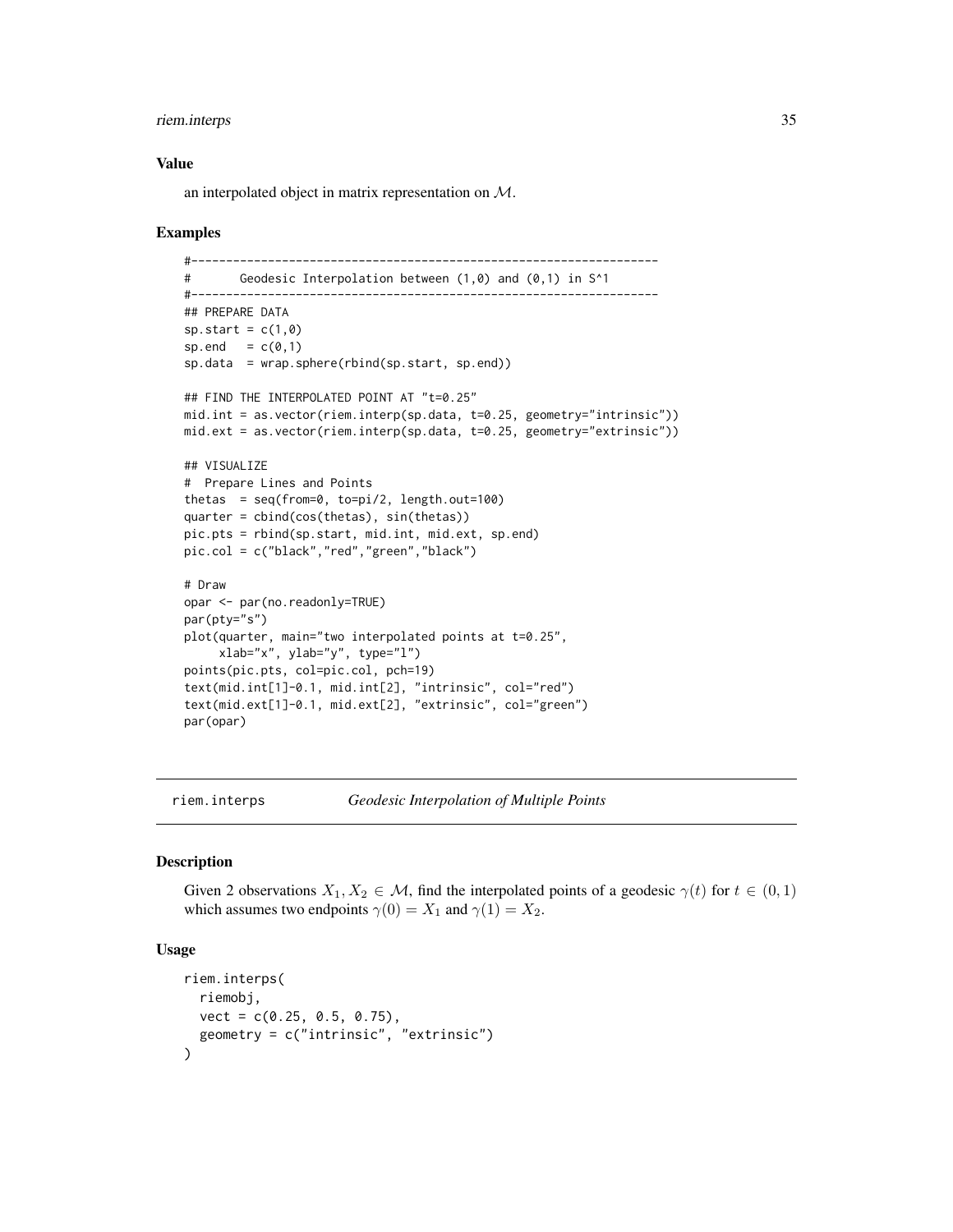### Value

an interpolated object in matrix representation on $\mathcal{M}$.

### Examples

```
#-------------------------------------------------------------------
#       Geodesic Interpolation between (1,0) and (0,1) in S^1
#-------------------------------------------------------------------
## PREPARE DATA
sp.start = c(1,0)
sp.end   = c(0,1)
sp.data  = wrap.sphere(rbind(sp.start, sp.end))

## FIND THE INTERPOLATED POINT AT "t=0.25"
mid.int = as.vector(riem.interp(sp.data, t=0.25, geometry="intrinsic"))
mid.ext = as.vector(riem.interp(sp.data, t=0.25, geometry="extrinsic"))

## VISUALIZE
#  Prepare Lines and Points
thetas  = seq(from=0, to=pi/2, length.out=100)
quarter = cbind(cos(thetas), sin(thetas))
pic.pts = rbind(sp.start, mid.int, mid.ext, sp.end)
pic.col = c("black","red","green","black")

# Draw
opar <- par(no.readonly=TRUE)
par(pty="s")
plot(quarter, main="two interpolated points at t=0.25",
     xlab="x", ylab="y", type="l")
points(pic.pts, col=pic.col, pch=19)
text(mid.int[1]-0.1, mid.int[2], "intrinsic", col="red")
text(mid.ext[1]-0.1, mid.ext[2], "extrinsic", col="green")
par(opar)
```

---

## riem.interps    *Geodesic Interpolation of Multiple Points*

### Description

Given 2 observations $X_1, X_2 \in \mathcal{M}$, find the interpolated points of a geodesic $\gamma(t)$ for $t \in (0,1)$ which assumes two endpoints $\gamma(0) = X_1$ and $\gamma(1) = X_2$.

### Usage

```
riem.interps(
  riemobj,
  vect = c(0.25, 0.5, 0.75),
  geometry = c("intrinsic", "extrinsic")
)
```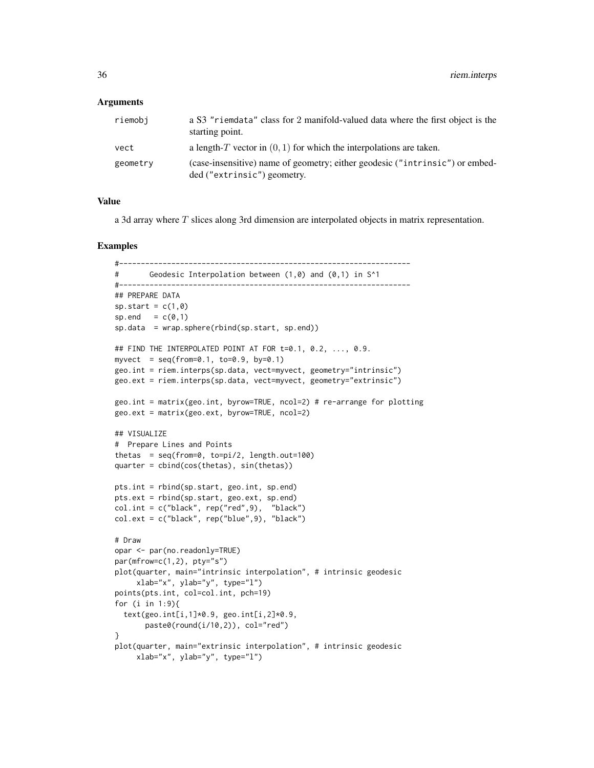## Arguments

| | |
|---|---|
| riemobj | a S3 "riemdata" class for 2 manifold-valued data where the first object is the starting point. |
| vect | a length-$T$ vector in $(0,1)$ for which the interpolations are taken. |
| geometry | (case-insensitive) name of geometry; either geodesic ("intrinsic") or embedded ("extrinsic") geometry. |

## Value

a 3d array where $T$ slices along 3rd dimension are interpolated objects in matrix representation.

## Examples

```
#-------------------------------------------------------------------
#       Geodesic Interpolation between (1,0) and (0,1) in S^1
#-------------------------------------------------------------------
## PREPARE DATA
sp.start = c(1,0)
sp.end   = c(0,1)
sp.data  = wrap.sphere(rbind(sp.start, sp.end))

## FIND THE INTERPOLATED POINT AT FOR t=0.1, 0.2, ..., 0.9.
myvect  = seq(from=0.1, to=0.9, by=0.1)
geo.int = riem.interps(sp.data, vect=myvect, geometry="intrinsic")
geo.ext = riem.interps(sp.data, vect=myvect, geometry="extrinsic")

geo.int = matrix(geo.int, byrow=TRUE, ncol=2) # re-arrange for plotting
geo.ext = matrix(geo.ext, byrow=TRUE, ncol=2)

## VISUALIZE
#  Prepare Lines and Points
thetas  = seq(from=0, to=pi/2, length.out=100)
quarter = cbind(cos(thetas), sin(thetas))

pts.int = rbind(sp.start, geo.int, sp.end)
pts.ext = rbind(sp.start, geo.ext, sp.end)
col.int = c("black", rep("red",9),  "black")
col.ext = c("black", rep("blue",9), "black")

# Draw
opar <- par(no.readonly=TRUE)
par(mfrow=c(1,2), pty="s")
plot(quarter, main="intrinsic interpolation", # intrinsic geodesic
     xlab="x", ylab="y", type="l")
points(pts.int, col=col.int, pch=19)
for (i in 1:9){
  text(geo.int[i,1]*0.9, geo.int[i,2]*0.9,
       paste0(round(i/10,2)), col="red")
}
plot(quarter, main="extrinsic interpolation", # intrinsic geodesic
     xlab="x", ylab="y", type="l")
```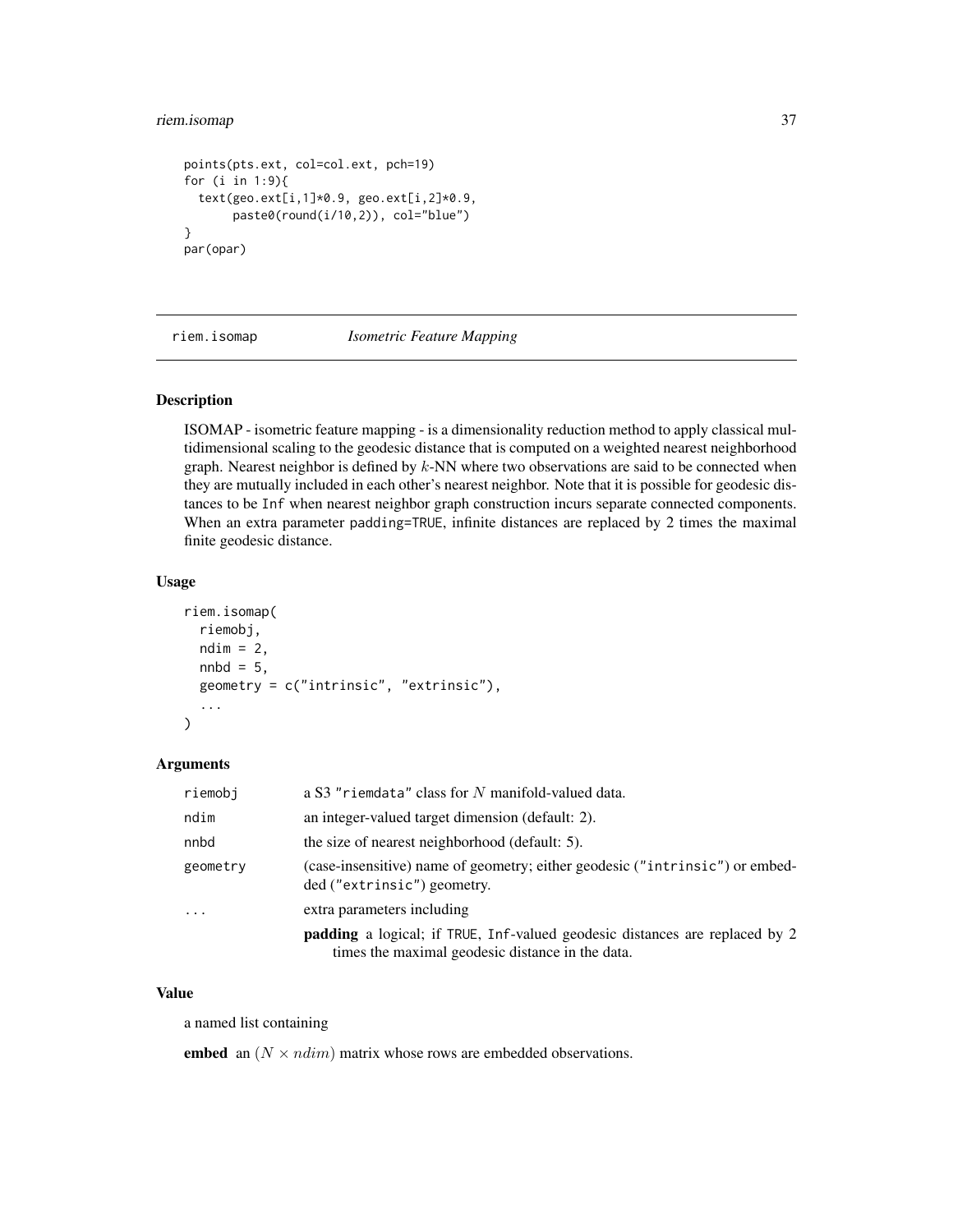```
points(pts.ext, col=col.ext, pch=19)
for (i in 1:9){
  text(geo.ext[i,1]*0.9, geo.ext[i,2]*0.9,
       paste0(round(i/10,2)), col="blue")
}
par(opar)
```

---

## riem.isomap *Isometric Feature Mapping*

### Description

ISOMAP - isometric feature mapping - is a dimensionality reduction method to apply classical multidimensional scaling to the geodesic distance that is computed on a weighted nearest neighborhood graph. Nearest neighbor is defined by $k$-NN where two observations are said to be connected when they are mutually included in each other's nearest neighbor. Note that it is possible for geodesic distances to be `Inf` when nearest neighbor graph construction incurs separate connected components. When an extra parameter `padding=TRUE`, infinite distances are replaced by 2 times the maximal finite geodesic distance.

### Usage

```
riem.isomap(
  riemobj,
  ndim = 2,
  nnbd = 5,
  geometry = c("intrinsic", "extrinsic"),
  ...
)
```

### Arguments

| | |
|---|---|
| riemobj | a S3 "riemdata" class for $N$ manifold-valued data. |
| ndim | an integer-valued target dimension (default: 2). |
| nnbd | the size of nearest neighborhood (default: 5). |
| geometry | (case-insensitive) name of geometry; either geodesic ("intrinsic") or embedded ("extrinsic") geometry. |
| ... | extra parameters including **padding** a logical; if TRUE, Inf-valued geodesic distances are replaced by 2 times the maximal geodesic distance in the data. |

### Value

a named list containing

**embed** an $(N \times ndim)$ matrix whose rows are embedded observations.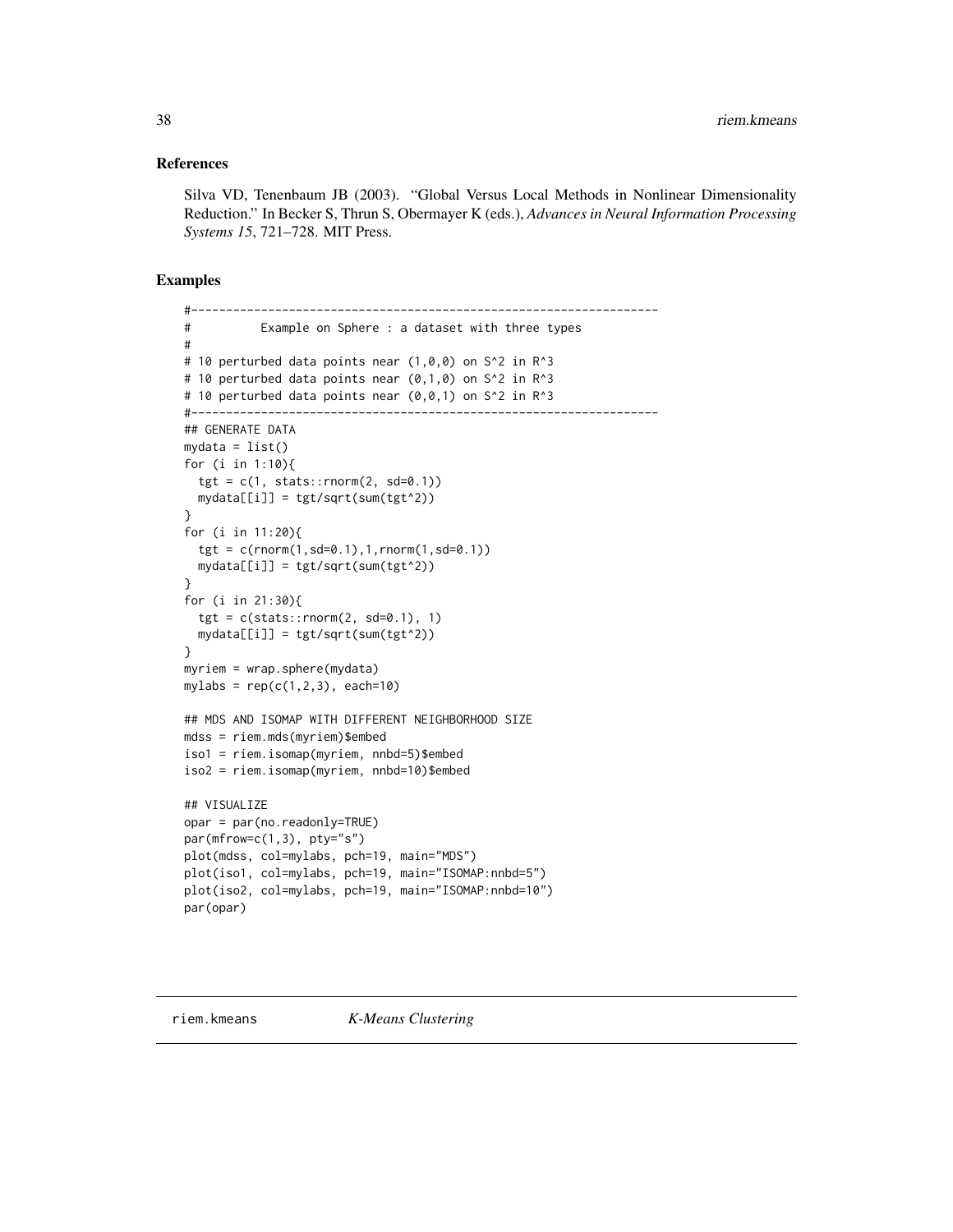### References

Silva VD, Tenenbaum JB (2003). "Global Versus Local Methods in Nonlinear Dimensionality Reduction." In Becker S, Thrun S, Obermayer K (eds.), *Advances in Neural Information Processing Systems 15*, 721–728. MIT Press.

### Examples

```
#-------------------------------------------------------------------
#          Example on Sphere : a dataset with three types
#
# 10 perturbed data points near (1,0,0) on S^2 in R^3
# 10 perturbed data points near (0,1,0) on S^2 in R^3
# 10 perturbed data points near (0,0,1) on S^2 in R^3
#-------------------------------------------------------------------
## GENERATE DATA
mydata = list()
for (i in 1:10){
  tgt = c(1, stats::rnorm(2, sd=0.1))
  mydata[[i]] = tgt/sqrt(sum(tgt^2))
}
for (i in 11:20){
  tgt = c(rnorm(1,sd=0.1),1,rnorm(1,sd=0.1))
  mydata[[i]] = tgt/sqrt(sum(tgt^2))
}
for (i in 21:30){
  tgt = c(stats::rnorm(2, sd=0.1), 1)
  mydata[[i]] = tgt/sqrt(sum(tgt^2))
}
myriem = wrap.sphere(mydata)
mylabs = rep(c(1,2,3), each=10)

## MDS AND ISOMAP WITH DIFFERENT NEIGHBORHOOD SIZE
mdss = riem.mds(myriem)$embed
iso1 = riem.isomap(myriem, nnbd=5)$embed
iso2 = riem.isomap(myriem, nnbd=10)$embed

## VISUALIZE
opar = par(no.readonly=TRUE)
par(mfrow=c(1,3), pty="s")
plot(mdss, col=mylabs, pch=19, main="MDS")
plot(iso1, col=mylabs, pch=19, main="ISOMAP:nnbd=5")
plot(iso2, col=mylabs, pch=19, main="ISOMAP:nnbd=10")
par(opar)
```

## riem.kmeans *K-Means Clustering*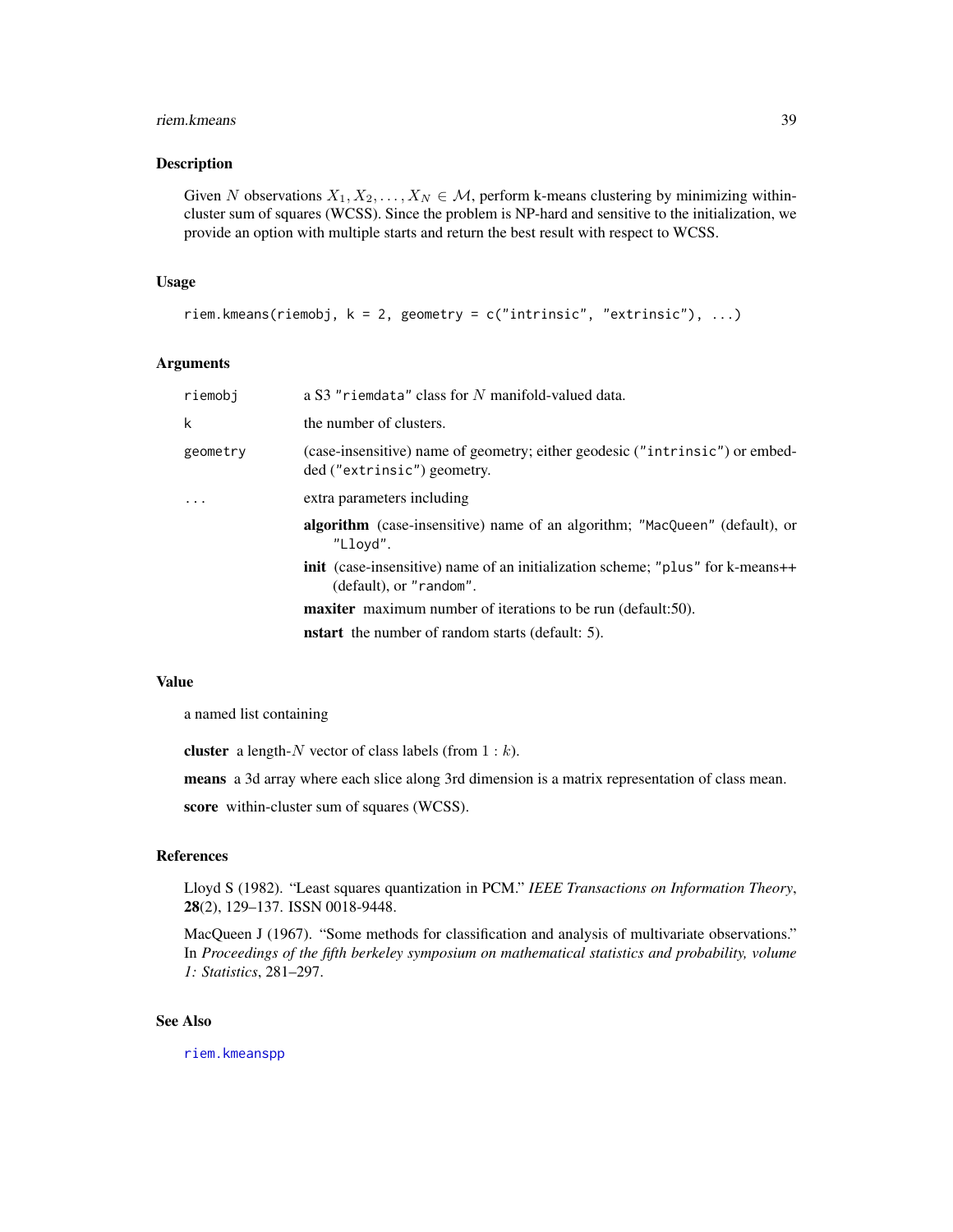## Description

Given $N$ observations $X_1, X_2, \ldots, X_N \in \mathcal{M}$, perform k-means clustering by minimizing within-cluster sum of squares (WCSS). Since the problem is NP-hard and sensitive to the initialization, we provide an option with multiple starts and return the best result with respect to WCSS.

## Usage

```
riem.kmeans(riemobj, k = 2, geometry = c("intrinsic", "extrinsic"), ...)
```

## Arguments

| | |
|---|---|
| `riemobj` | a S3 `"riemdata"` class for $N$ manifold-valued data. |
| `k` | the number of clusters. |
| `geometry` | (case-insensitive) name of geometry; either geodesic (`"intrinsic"`) or embedded (`"extrinsic"`) geometry. |
| `...` | extra parameters including<br>**algorithm** (case-insensitive) name of an algorithm; `"MacQueen"` (default), or `"Lloyd"`.<br>**init** (case-insensitive) name of an initialization scheme; `"plus"` for k-means++ (default), or `"random"`.<br>**maxiter** maximum number of iterations to be run (default:50).<br>**nstart** the number of random starts (default: 5). |

## Value

a named list containing

**cluster** a length-$N$ vector of class labels (from $1 : k$).

**means** a 3d array where each slice along 3rd dimension is a matrix representation of class mean.

**score** within-cluster sum of squares (WCSS).

## References

Lloyd S (1982). "Least squares quantization in PCM." *IEEE Transactions on Information Theory*, **28**(2), 129–137. ISSN 0018-9448.

MacQueen J (1967). "Some methods for classification and analysis of multivariate observations." In *Proceedings of the fifth berkeley symposium on mathematical statistics and probability, volume 1: Statistics*, 281–297.

## See Also

riem.kmeanspp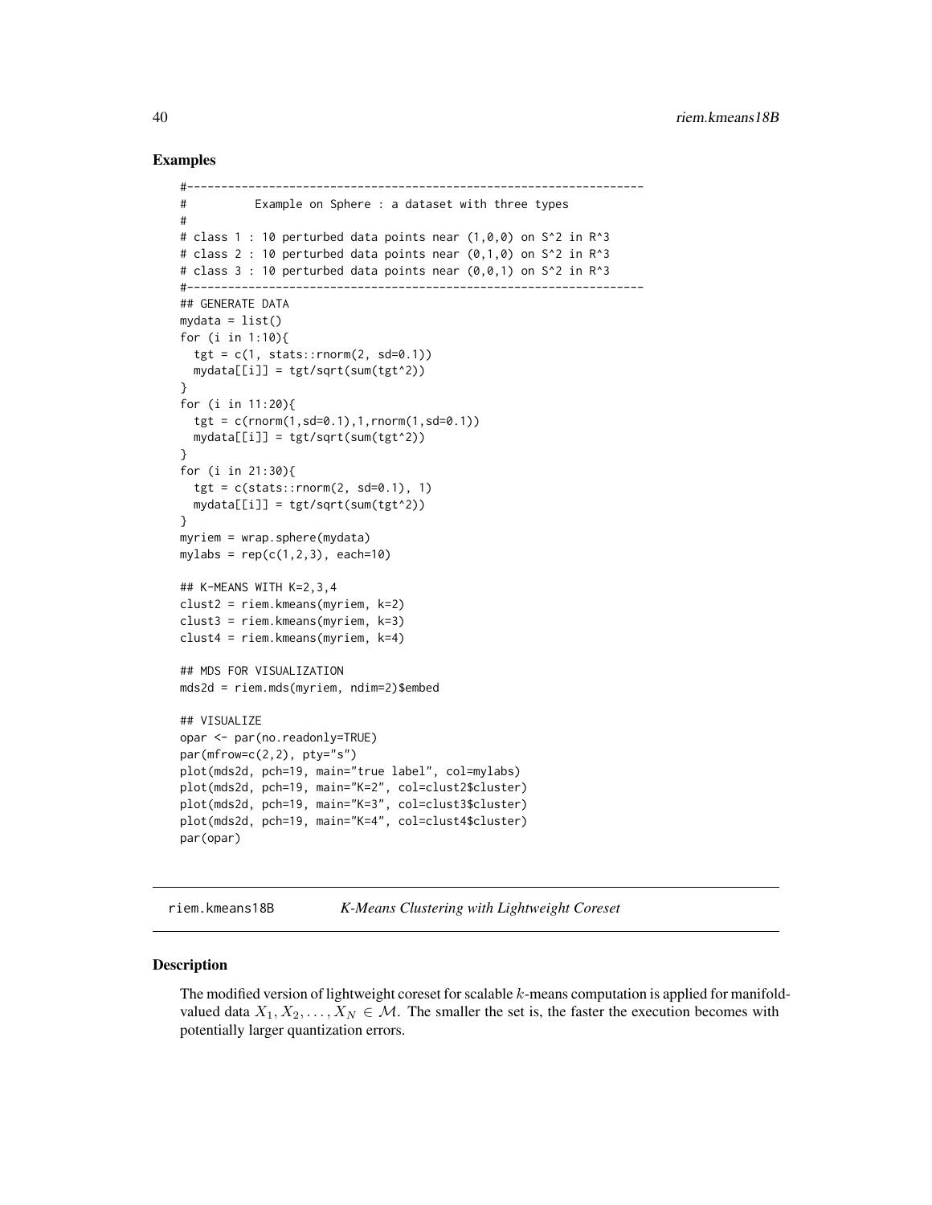## Examples

```
#-------------------------------------------------------------------
#          Example on Sphere : a dataset with three types
#
# class 1 : 10 perturbed data points near (1,0,0) on S^2 in R^3
# class 2 : 10 perturbed data points near (0,1,0) on S^2 in R^3
# class 3 : 10 perturbed data points near (0,0,1) on S^2 in R^3
#-------------------------------------------------------------------
## GENERATE DATA
mydata = list()
for (i in 1:10){
  tgt = c(1, stats::rnorm(2, sd=0.1))
  mydata[[i]] = tgt/sqrt(sum(tgt^2))
}
for (i in 11:20){
  tgt = c(rnorm(1,sd=0.1),1,rnorm(1,sd=0.1))
  mydata[[i]] = tgt/sqrt(sum(tgt^2))
}
for (i in 21:30){
  tgt = c(stats::rnorm(2, sd=0.1), 1)
  mydata[[i]] = tgt/sqrt(sum(tgt^2))
}
myriem = wrap.sphere(mydata)
mylabs = rep(c(1,2,3), each=10)

## K-MEANS WITH K=2,3,4
clust2 = riem.kmeans(myriem, k=2)
clust3 = riem.kmeans(myriem, k=3)
clust4 = riem.kmeans(myriem, k=4)

## MDS FOR VISUALIZATION
mds2d = riem.mds(myriem, ndim=2)$embed

## VISUALIZE
opar <- par(no.readonly=TRUE)
par(mfrow=c(2,2), pty="s")
plot(mds2d, pch=19, main="true label", col=mylabs)
plot(mds2d, pch=19, main="K=2", col=clust2$cluster)
plot(mds2d, pch=19, main="K=3", col=clust3$cluster)
plot(mds2d, pch=19, main="K=4", col=clust4$cluster)
par(opar)
```

---

riem.kmeans18B &nbsp;&nbsp;&nbsp;&nbsp; *K-Means Clustering with Lightweight Coreset*

---

## Description

The modified version of lightweight coreset for scalable $k$-means computation is applied for manifold-valued data $X_1, X_2, \ldots, X_N \in \mathcal{M}$. The smaller the set is, the faster the execution becomes with potentially larger quantization errors.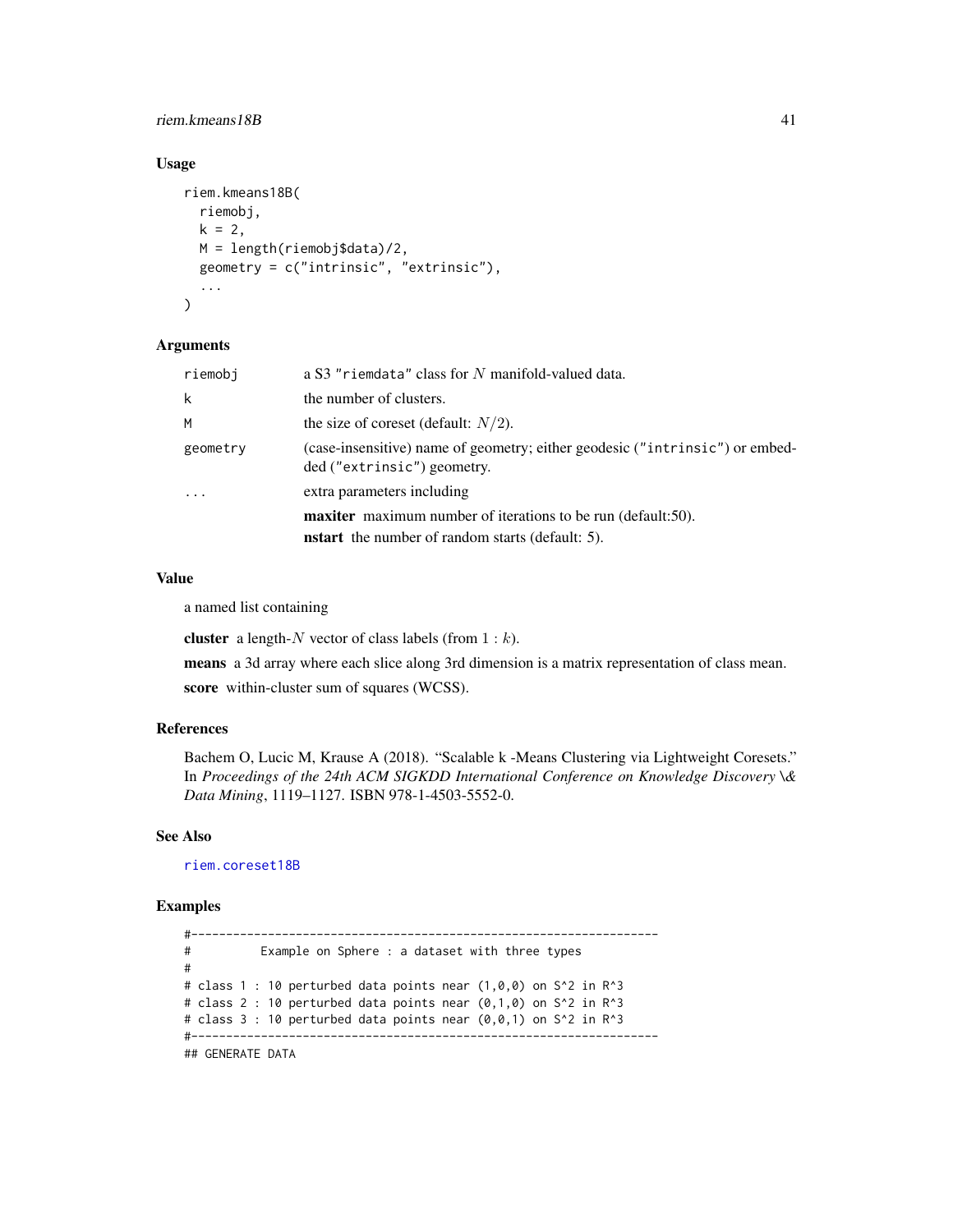### Usage

```
riem.kmeans18B(
  riemobj,
  k = 2,
  M = length(riemobj$data)/2,
  geometry = c("intrinsic", "extrinsic"),
  ...
)
```

### Arguments

| | |
|---|---|
| riemobj | a S3 "riemdata" class for $N$ manifold-valued data. |
| k | the number of clusters. |
| M | the size of coreset (default: $N/2$). |
| geometry | (case-insensitive) name of geometry; either geodesic ("intrinsic") or embedded ("extrinsic") geometry. |
| ... | extra parameters including<br>**maxiter** maximum number of iterations to be run (default:50).<br>**nstart** the number of random starts (default: 5). |

### Value

a named list containing

**cluster** a length-$N$ vector of class labels (from $1:k$).

**means** a 3d array where each slice along 3rd dimension is a matrix representation of class mean.

**score** within-cluster sum of squares (WCSS).

### References

Bachem O, Lucic M, Krause A (2018). "Scalable k -Means Clustering via Lightweight Coresets." In *Proceedings of the 24th ACM SIGKDD International Conference on Knowledge Discovery \& Data Mining*, 1119–1127. ISBN 978-1-4503-5552-0.

### See Also

riem.coreset18B

### Examples

```
#-------------------------------------------------------------------
#          Example on Sphere : a dataset with three types
#
# class 1 : 10 perturbed data points near (1,0,0) on S^2 in R^3
# class 2 : 10 perturbed data points near (0,1,0) on S^2 in R^3
# class 3 : 10 perturbed data points near (0,0,1) on S^2 in R^3
#-------------------------------------------------------------------
## GENERATE DATA
```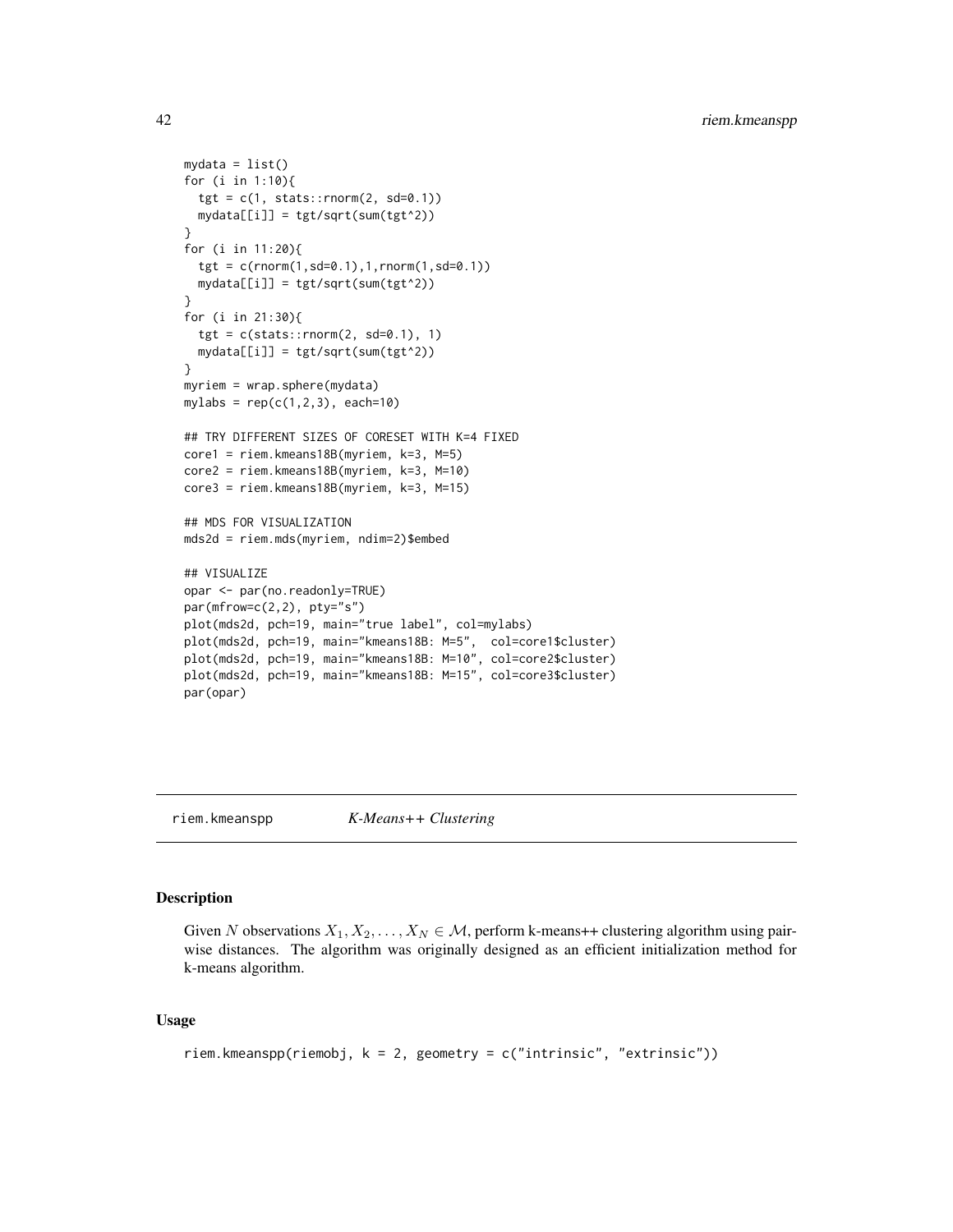```
mydata = list()
for (i in 1:10){
  tgt = c(1, stats::rnorm(2, sd=0.1))
  mydata[[i]] = tgt/sqrt(sum(tgt^2))
}
for (i in 11:20){
  tgt = c(rnorm(1,sd=0.1),1,rnorm(1,sd=0.1))
  mydata[[i]] = tgt/sqrt(sum(tgt^2))
}
for (i in 21:30){
  tgt = c(stats::rnorm(2, sd=0.1), 1)
  mydata[[i]] = tgt/sqrt(sum(tgt^2))
}
myriem = wrap.sphere(mydata)
mylabs = rep(c(1,2,3), each=10)

## TRY DIFFERENT SIZES OF CORESET WITH K=4 FIXED
core1 = riem.kmeans18B(myriem, k=3, M=5)
core2 = riem.kmeans18B(myriem, k=3, M=10)
core3 = riem.kmeans18B(myriem, k=3, M=15)

## MDS FOR VISUALIZATION
mds2d = riem.mds(myriem, ndim=2)$embed

## VISUALIZE
opar <- par(no.readonly=TRUE)
par(mfrow=c(2,2), pty="s")
plot(mds2d, pch=19, main="true label", col=mylabs)
plot(mds2d, pch=19, main="kmeans18B: M=5",  col=core1$cluster)
plot(mds2d, pch=19, main="kmeans18B: M=10", col=core2$cluster)
plot(mds2d, pch=19, main="kmeans18B: M=15", col=core3$cluster)
par(opar)
```

---

## riem.kmeanspp    *K-Means++ Clustering*

### Description

Given $N$ observations $X_1, X_2, \ldots, X_N \in \mathcal{M}$, perform k-means++ clustering algorithm using pairwise distances. The algorithm was originally designed as an efficient initialization method for k-means algorithm.

### Usage

```
riem.kmeanspp(riemobj, k = 2, geometry = c("intrinsic", "extrinsic"))
```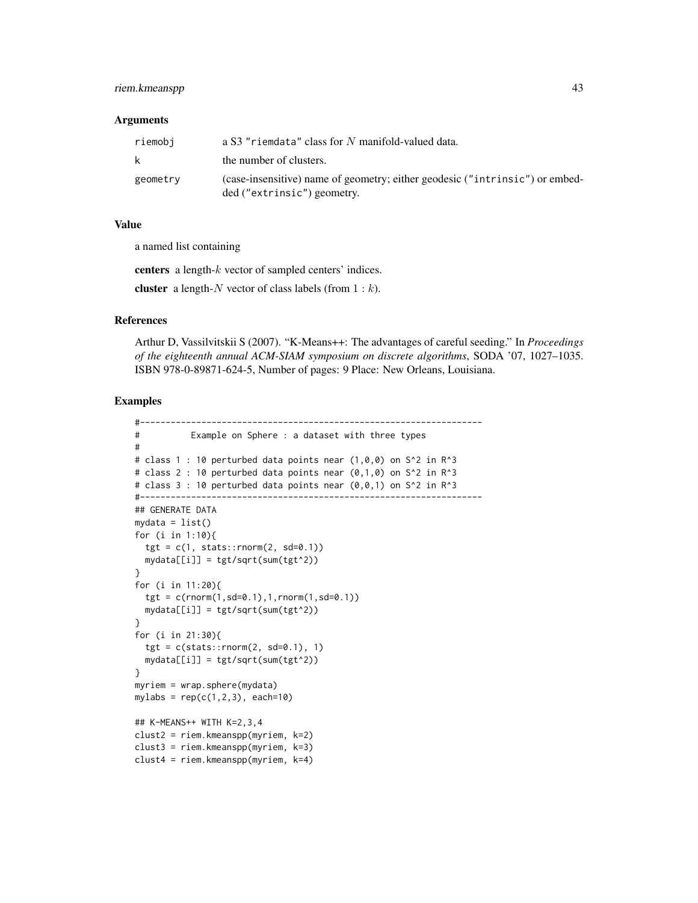## Arguments

| | |
|---|---|
| riemobj | a S3 "riemdata" class for $N$ manifold-valued data. |
| k | the number of clusters. |
| geometry | (case-insensitive) name of geometry; either geodesic ("intrinsic") or embedded ("extrinsic") geometry. |

## Value

a named list containing

**centers** a length-$k$ vector of sampled centers' indices.

**cluster** a length-$N$ vector of class labels (from $1 : k$).

## References

Arthur D, Vassilvitskii S (2007). "K-Means++: The advantages of careful seeding." In *Proceedings of the eighteenth annual ACM-SIAM symposium on discrete algorithms*, SODA '07, 1027–1035. ISBN 978-0-89871-624-5, Number of pages: 9 Place: New Orleans, Louisiana.

## Examples

```
#-------------------------------------------------------------------
#          Example on Sphere : a dataset with three types
#
# class 1 : 10 perturbed data points near (1,0,0) on S^2 in R^3
# class 2 : 10 perturbed data points near (0,1,0) on S^2 in R^3
# class 3 : 10 perturbed data points near (0,0,1) on S^2 in R^3
#-------------------------------------------------------------------
## GENERATE DATA
mydata = list()
for (i in 1:10){
  tgt = c(1, stats::rnorm(2, sd=0.1))
  mydata[[i]] = tgt/sqrt(sum(tgt^2))
}
for (i in 11:20){
  tgt = c(rnorm(1,sd=0.1),1,rnorm(1,sd=0.1))
  mydata[[i]] = tgt/sqrt(sum(tgt^2))
}
for (i in 21:30){
  tgt = c(stats::rnorm(2, sd=0.1), 1)
  mydata[[i]] = tgt/sqrt(sum(tgt^2))
}
myriem = wrap.sphere(mydata)
mylabs = rep(c(1,2,3), each=10)

## K-MEANS++ WITH K=2,3,4
clust2 = riem.kmeanspp(myriem, k=2)
clust3 = riem.kmeanspp(myriem, k=3)
clust4 = riem.kmeanspp(myriem, k=4)
```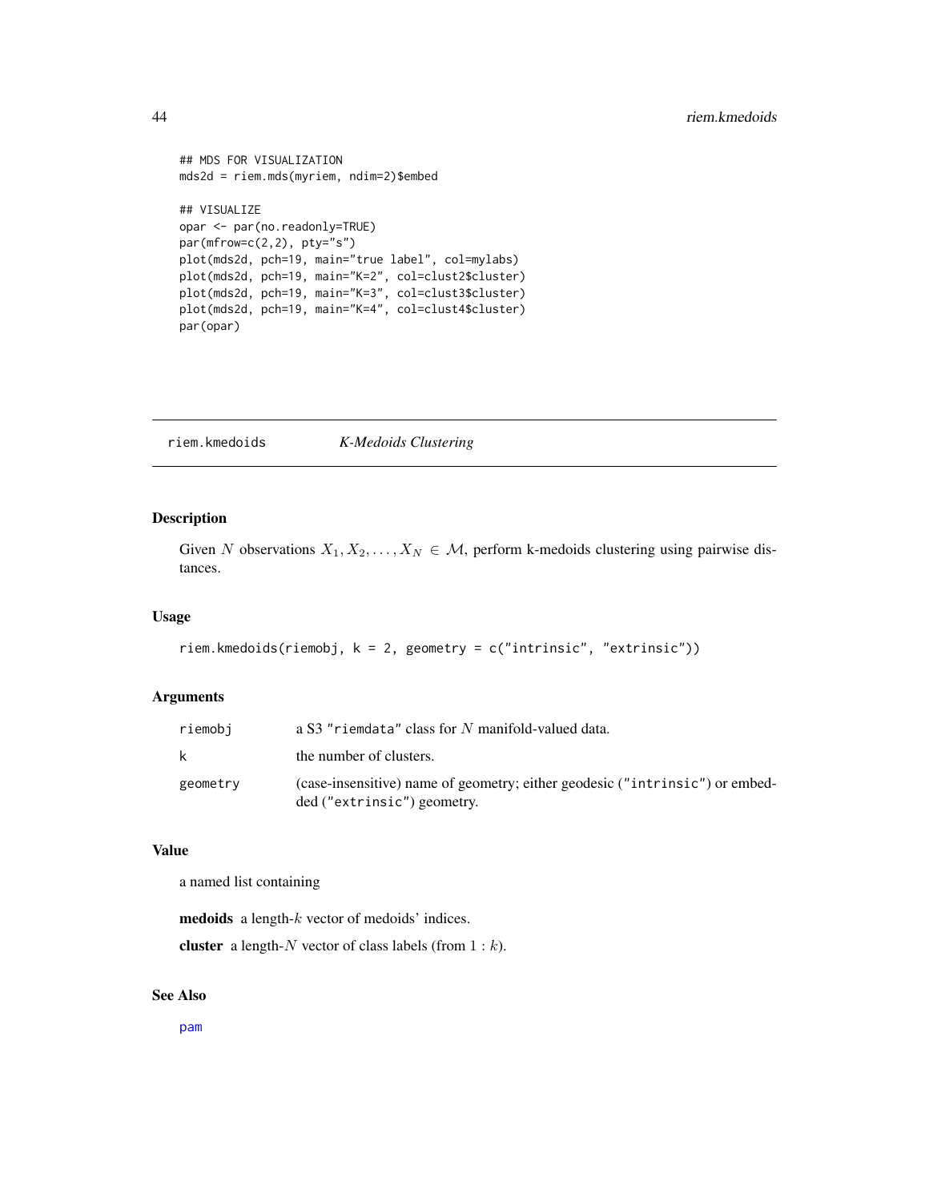```
## MDS FOR VISUALIZATION
mds2d = riem.mds(myriem, ndim=2)$embed

## VISUALIZE
opar <- par(no.readonly=TRUE)
par(mfrow=c(2,2), pty="s")
plot(mds2d, pch=19, main="true label", col=mylabs)
plot(mds2d, pch=19, main="K=2", col=clust2$cluster)
plot(mds2d, pch=19, main="K=3", col=clust3$cluster)
plot(mds2d, pch=19, main="K=4", col=clust4$cluster)
par(opar)
```

---

## riem.kmedoids *K-Medoids Clustering*

### Description

Given $N$ observations $X_1, X_2, \ldots, X_N \in \mathcal{M}$, perform k-medoids clustering using pairwise distances.

### Usage

```
riem.kmedoids(riemobj, k = 2, geometry = c("intrinsic", "extrinsic"))
```

### Arguments

| | |
|---|---|
| riemobj | a S3 "riemdata" class for $N$ manifold-valued data. |
| k | the number of clusters. |
| geometry | (case-insensitive) name of geometry; either geodesic ("intrinsic") or embedded ("extrinsic") geometry. |

### Value

a named list containing

**medoids** a length-$k$ vector of medoids' indices.

**cluster** a length-$N$ vector of class labels (from $1:k$).

### See Also

pam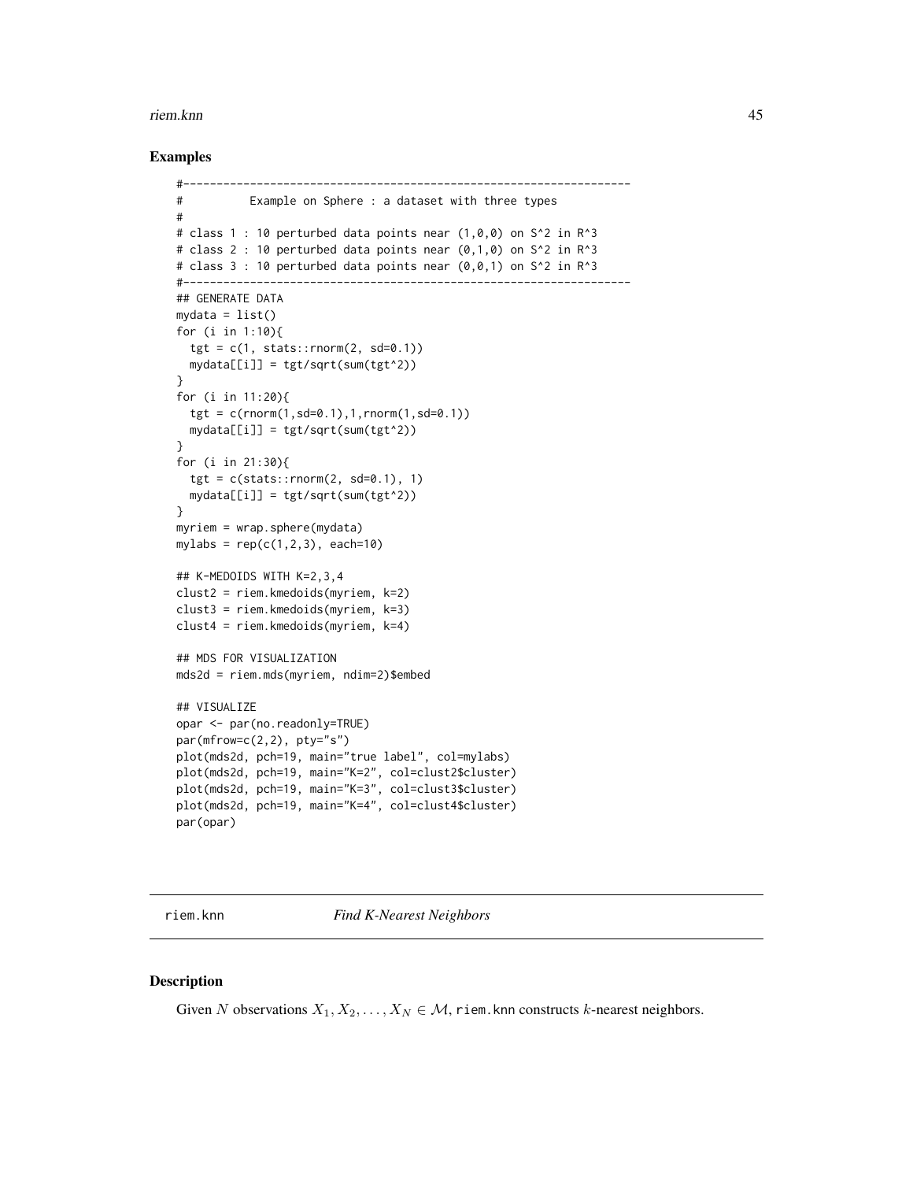## Examples

```
#-------------------------------------------------------------------
#          Example on Sphere : a dataset with three types
#
# class 1 : 10 perturbed data points near (1,0,0) on S^2 in R^3
# class 2 : 10 perturbed data points near (0,1,0) on S^2 in R^3
# class 3 : 10 perturbed data points near (0,0,1) on S^2 in R^3
#-------------------------------------------------------------------
## GENERATE DATA
mydata = list()
for (i in 1:10){
  tgt = c(1, stats::rnorm(2, sd=0.1))
  mydata[[i]] = tgt/sqrt(sum(tgt^2))
}
for (i in 11:20){
  tgt = c(rnorm(1,sd=0.1),1,rnorm(1,sd=0.1))
  mydata[[i]] = tgt/sqrt(sum(tgt^2))
}
for (i in 21:30){
  tgt = c(stats::rnorm(2, sd=0.1), 1)
  mydata[[i]] = tgt/sqrt(sum(tgt^2))
}
myriem = wrap.sphere(mydata)
mylabs = rep(c(1,2,3), each=10)

## K-MEDOIDS WITH K=2,3,4
clust2 = riem.kmedoids(myriem, k=2)
clust3 = riem.kmedoids(myriem, k=3)
clust4 = riem.kmedoids(myriem, k=4)

## MDS FOR VISUALIZATION
mds2d = riem.mds(myriem, ndim=2)$embed

## VISUALIZE
opar <- par(no.readonly=TRUE)
par(mfrow=c(2,2), pty="s")
plot(mds2d, pch=19, main="true label", col=mylabs)
plot(mds2d, pch=19, main="K=2", col=clust2$cluster)
plot(mds2d, pch=19, main="K=3", col=clust3$cluster)
plot(mds2d, pch=19, main="K=4", col=clust4$cluster)
par(opar)
```

---

`riem.knn` *Find K-Nearest Neighbors*

---

## Description

Given $N$ observations $X_1, X_2, \ldots, X_N \in \mathcal{M}$, `riem.knn` constructs $k$-nearest neighbors.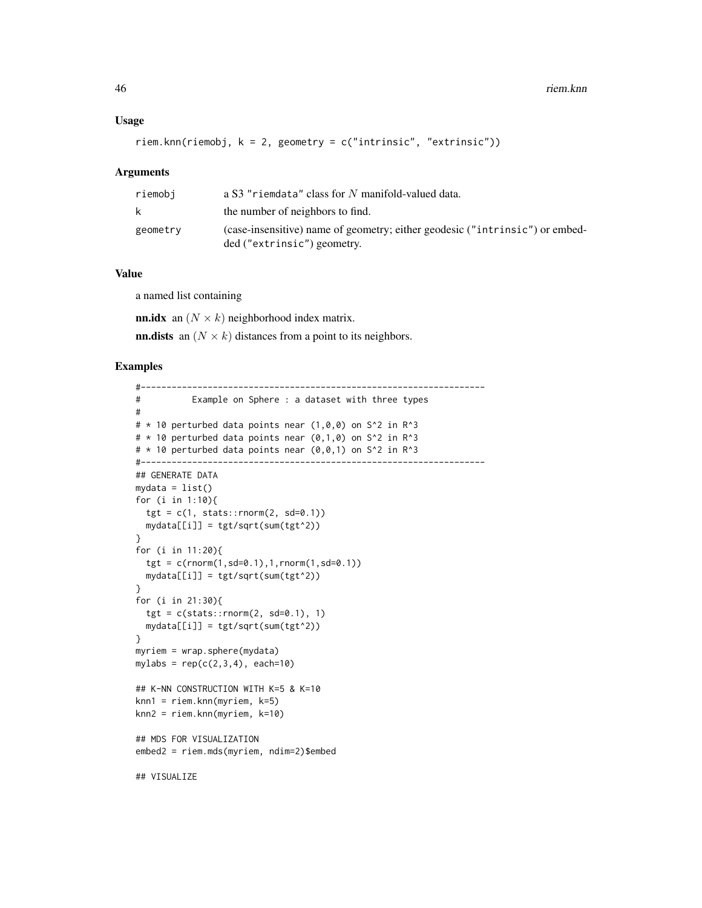### Usage

```
riem.knn(riemobj, k = 2, geometry = c("intrinsic", "extrinsic"))
```

### Arguments

| | |
|---|---|
| riemobj | a S3 "riemdata" class for $N$ manifold-valued data. |
| k | the number of neighbors to find. |
| geometry | (case-insensitive) name of geometry; either geodesic ("intrinsic") or embedded ("extrinsic") geometry. |

### Value

a named list containing

**nn.idx** an $(N \times k)$ neighborhood index matrix.

**nn.dists** an $(N \times k)$ distances from a point to its neighbors.

### Examples

```
#-------------------------------------------------------------------
#          Example on Sphere : a dataset with three types
#
# * 10 perturbed data points near (1,0,0) on S^2 in R^3
# * 10 perturbed data points near (0,1,0) on S^2 in R^3
# * 10 perturbed data points near (0,0,1) on S^2 in R^3
#-------------------------------------------------------------------
## GENERATE DATA
mydata = list()
for (i in 1:10){
  tgt = c(1, stats::rnorm(2, sd=0.1))
  mydata[[i]] = tgt/sqrt(sum(tgt^2))
}
for (i in 11:20){
  tgt = c(rnorm(1,sd=0.1),1,rnorm(1,sd=0.1))
  mydata[[i]] = tgt/sqrt(sum(tgt^2))
}
for (i in 21:30){
  tgt = c(stats::rnorm(2, sd=0.1), 1)
  mydata[[i]] = tgt/sqrt(sum(tgt^2))
}
myriem = wrap.sphere(mydata)
mylabs = rep(c(2,3,4), each=10)

## K-NN CONSTRUCTION WITH K=5 & K=10
knn1 = riem.knn(myriem, k=5)
knn2 = riem.knn(myriem, k=10)

## MDS FOR VISUALIZATION
embed2 = riem.mds(myriem, ndim=2)$embed

## VISUALIZE
```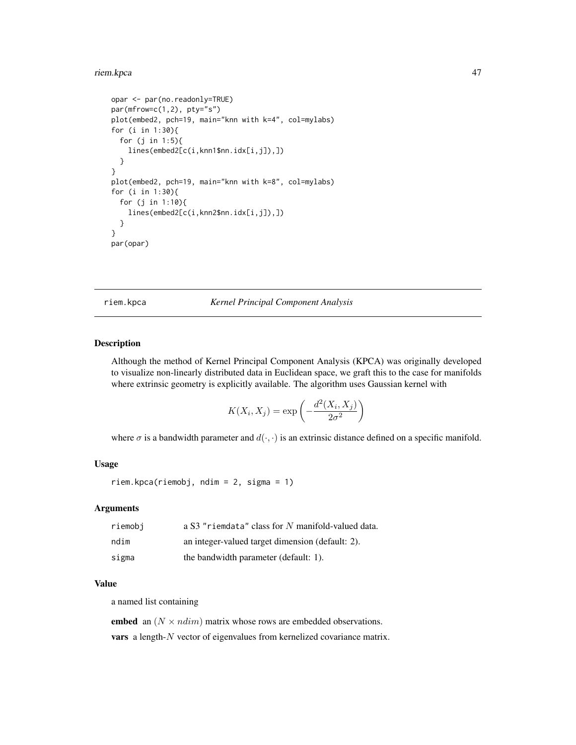```
opar <- par(no.readonly=TRUE)
par(mfrow=c(1,2), pty="s")
plot(embed2, pch=19, main="knn with k=4", col=mylabs)
for (i in 1:30){
  for (j in 1:5){
    lines(embed2[c(i,knn1$nn.idx[i,j]),])
  }
}
plot(embed2, pch=19, main="knn with k=8", col=mylabs)
for (i in 1:30){
  for (j in 1:10){
    lines(embed2[c(i,knn2$nn.idx[i,j]),])
  }
}
par(opar)
```

---

## riem.kpca *Kernel Principal Component Analysis*

### Description

Although the method of Kernel Principal Component Analysis (KPCA) was originally developed to visualize non-linearly distributed data in Euclidean space, we graft this to the case for manifolds where extrinsic geometry is explicitly available. The algorithm uses Gaussian kernel with

$$K(X_i, X_j) = \exp\left(-\frac{d^2(X_i, X_j)}{2\sigma^2}\right)$$

where $\sigma$ is a bandwidth parameter and $d(\cdot, \cdot)$ is an extrinsic distance defined on a specific manifold.

### Usage

```
riem.kpca(riemobj, ndim = 2, sigma = 1)
```

### Arguments

| | |
|---|---|
| riemobj | a S3 "riemdata" class for $N$ manifold-valued data. |
| ndim | an integer-valued target dimension (default: 2). |
| sigma | the bandwidth parameter (default: 1). |

### Value

a named list containing

**embed** an $(N \times ndim)$ matrix whose rows are embedded observations.

**vars** a length-$N$ vector of eigenvalues from kernelized covariance matrix.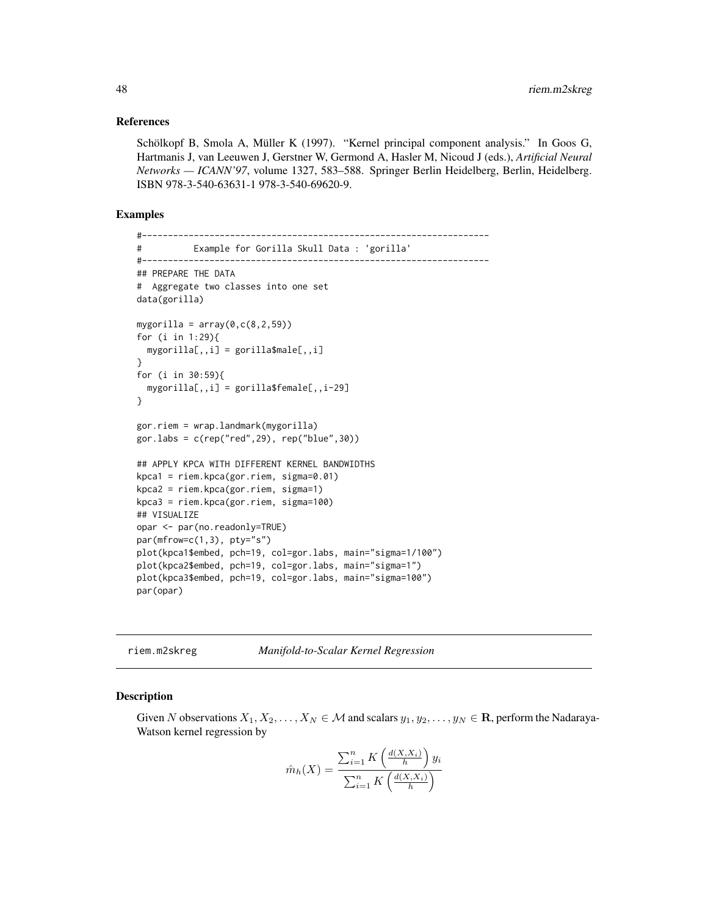### References

Schölkopf B, Smola A, Müller K (1997). "Kernel principal component analysis." In Goos G, Hartmanis J, van Leeuwen J, Gerstner W, Germond A, Hasler M, Nicoud J (eds.), *Artificial Neural Networks — ICANN'97*, volume 1327, 583–588. Springer Berlin Heidelberg, Berlin, Heidelberg. ISBN 978-3-540-63631-1 978-3-540-69620-9.

### Examples

```
#-------------------------------------------------------------------
#          Example for Gorilla Skull Data : 'gorilla'
#-------------------------------------------------------------------
## PREPARE THE DATA
#  Aggregate two classes into one set
data(gorilla)

mygorilla = array(0,c(8,2,59))
for (i in 1:29){
  mygorilla[,,i] = gorilla$male[,,i]
}
for (i in 30:59){
  mygorilla[,,i] = gorilla$female[,,i-29]
}

gor.riem = wrap.landmark(mygorilla)
gor.labs = c(rep("red",29), rep("blue",30))

## APPLY KPCA WITH DIFFERENT KERNEL BANDWIDTHS
kpca1 = riem.kpca(gor.riem, sigma=0.01)
kpca2 = riem.kpca(gor.riem, sigma=1)
kpca3 = riem.kpca(gor.riem, sigma=100)
## VISUALIZE
opar <- par(no.readonly=TRUE)
par(mfrow=c(1,3), pty="s")
plot(kpca1$embed, pch=19, col=gor.labs, main="sigma=1/100")
plot(kpca2$embed, pch=19, col=gor.labs, main="sigma=1")
plot(kpca3$embed, pch=19, col=gor.labs, main="sigma=100")
par(opar)
```

---

## riem.m2skreg *Manifold-to-Scalar Kernel Regression*

### Description

Given $N$ observations $X_1, X_2, \ldots, X_N \in \mathcal{M}$ and scalars $y_1, y_2, \ldots, y_N \in \mathbf{R}$, perform the Nadaraya-Watson kernel regression by

$$\hat{m}_h(X) = \frac{\sum_{i=1}^n K\left(\frac{d(X,X_i)}{h}\right) y_i}{\sum_{i=1}^n K\left(\frac{d(X,X_i)}{h}\right)}$$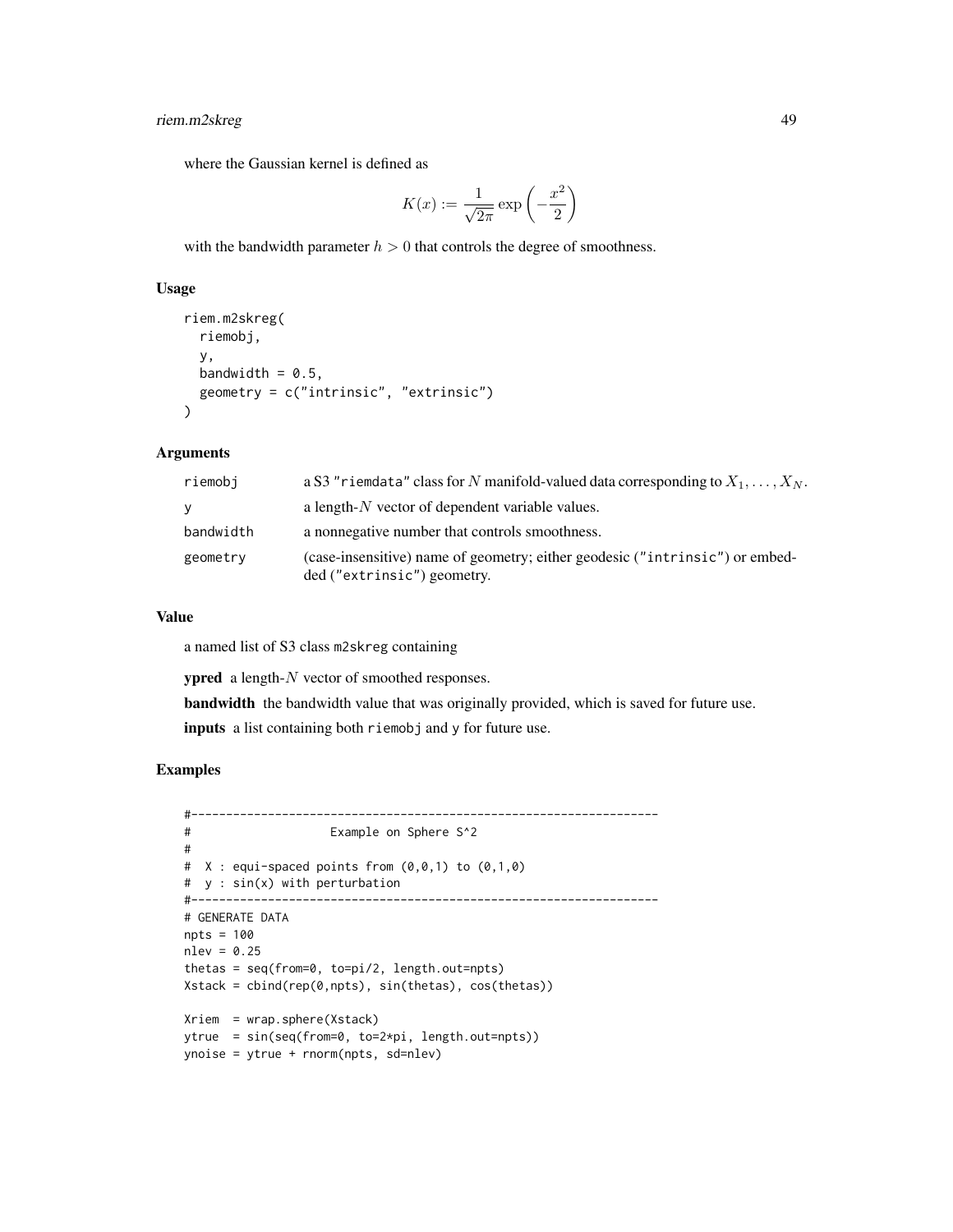where the Gaussian kernel is defined as

$$K(x) := \frac{1}{\sqrt{2\pi}} \exp\left(-\frac{x^2}{2}\right)$$

with the bandwidth parameter $h > 0$ that controls the degree of smoothness.

## Usage

```
riem.m2skreg(
  riemobj,
  y,
  bandwidth = 0.5,
  geometry = c("intrinsic", "extrinsic")
)
```

## Arguments

| | |
|---|---|
| riemobj | a S3 "riemdata" class for $N$ manifold-valued data corresponding to $X_1, \ldots, X_N$. |
| y | a length-$N$ vector of dependent variable values. |
| bandwidth | a nonnegative number that controls smoothness. |
| geometry | (case-insensitive) name of geometry; either geodesic ("intrinsic") or embedded ("extrinsic") geometry. |

## Value

a named list of S3 class m2skreg containing

**ypred** a length-$N$ vector of smoothed responses.

**bandwidth** the bandwidth value that was originally provided, which is saved for future use.

**inputs** a list containing both riemobj and y for future use.

## Examples

```
#-------------------------------------------------------------------
#                    Example on Sphere S^2
#
#  X : equi-spaced points from (0,0,1) to (0,1,0)
#  y : sin(x) with perturbation
#-------------------------------------------------------------------
# GENERATE DATA
npts = 100
nlev = 0.25
thetas = seq(from=0, to=pi/2, length.out=npts)
Xstack = cbind(rep(0,npts), sin(thetas), cos(thetas))

Xriem  = wrap.sphere(Xstack)
ytrue  = sin(seq(from=0, to=2*pi, length.out=npts))
ynoise = ytrue + rnorm(npts, sd=nlev)
```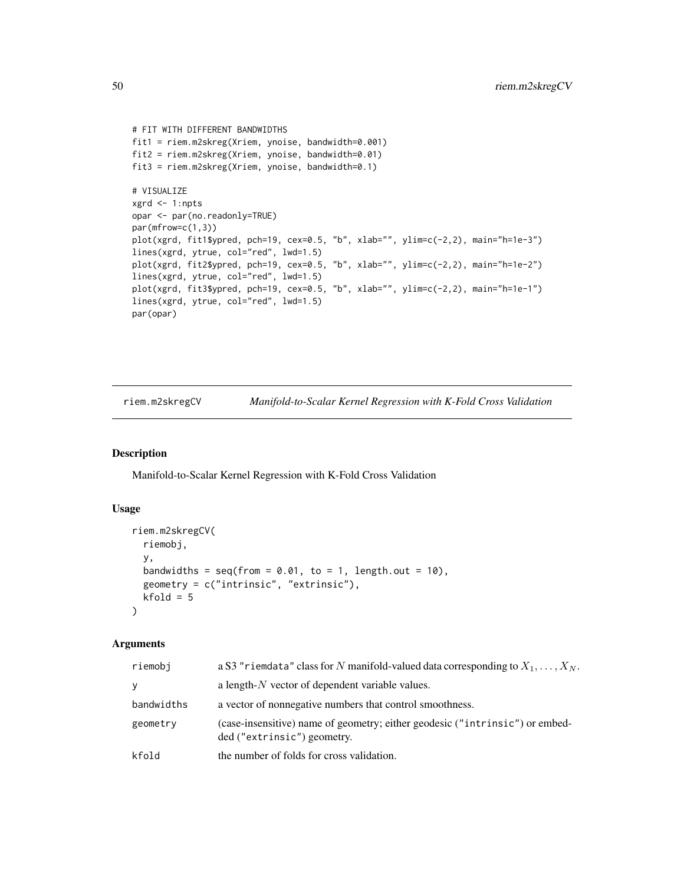```
# FIT WITH DIFFERENT BANDWIDTHS
fit1 = riem.m2skreg(Xriem, ynoise, bandwidth=0.001)
fit2 = riem.m2skreg(Xriem, ynoise, bandwidth=0.01)
fit3 = riem.m2skreg(Xriem, ynoise, bandwidth=0.1)

# VISUALIZE
xgrd <- 1:npts
opar <- par(no.readonly=TRUE)
par(mfrow=c(1,3))
plot(xgrd, fit1$ypred, pch=19, cex=0.5, "b", xlab="", ylim=c(-2,2), main="h=1e-3")
lines(xgrd, ytrue, col="red", lwd=1.5)
plot(xgrd, fit2$ypred, pch=19, cex=0.5, "b", xlab="", ylim=c(-2,2), main="h=1e-2")
lines(xgrd, ytrue, col="red", lwd=1.5)
plot(xgrd, fit3$ypred, pch=19, cex=0.5, "b", xlab="", ylim=c(-2,2), main="h=1e-1")
lines(xgrd, ytrue, col="red", lwd=1.5)
par(opar)
```

## riem.m2skregCV *Manifold-to-Scalar Kernel Regression with K-Fold Cross Validation*

### Description

Manifold-to-Scalar Kernel Regression with K-Fold Cross Validation

### Usage

```
riem.m2skregCV(
  riemobj,
  y,
  bandwidths = seq(from = 0.01, to = 1, length.out = 10),
  geometry = c("intrinsic", "extrinsic"),
  kfold = 5
)
```

### Arguments

| | |
|---|---|
| riemobj | a S3 "riemdata" class for $N$ manifold-valued data corresponding to $X_1, \ldots, X_N$. |
| y | a length-$N$ vector of dependent variable values. |
| bandwidths | a vector of nonnegative numbers that control smoothness. |
| geometry | (case-insensitive) name of geometry; either geodesic ("intrinsic") or embedded ("extrinsic") geometry. |
| kfold | the number of folds for cross validation. |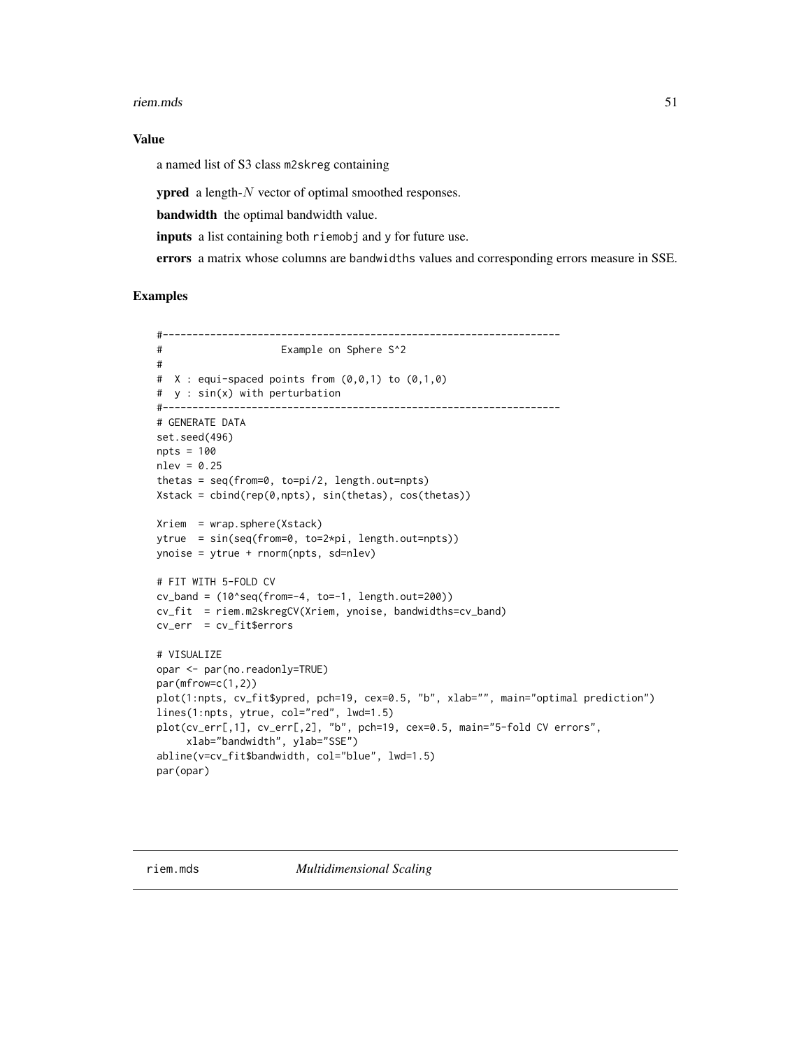### Value

a named list of S3 class m2skreg containing

**ypred** a length-$N$ vector of optimal smoothed responses.

**bandwidth** the optimal bandwidth value.

**inputs** a list containing both riemobj and y for future use.

**errors** a matrix whose columns are bandwidths values and corresponding errors measure in SSE.

### Examples

```
#-------------------------------------------------------------------
#                   Example on Sphere S^2
#
#  X : equi-spaced points from (0,0,1) to (0,1,0)
#  y : sin(x) with perturbation
#-------------------------------------------------------------------
# GENERATE DATA
set.seed(496)
npts = 100
nlev = 0.25
thetas = seq(from=0, to=pi/2, length.out=npts)
Xstack = cbind(rep(0,npts), sin(thetas), cos(thetas))

Xriem  = wrap.sphere(Xstack)
ytrue  = sin(seq(from=0, to=2*pi, length.out=npts))
ynoise = ytrue + rnorm(npts, sd=nlev)

# FIT WITH 5-FOLD CV
cv_band = (10^seq(from=-4, to=-1, length.out=200))
cv_fit  = riem.m2skregCV(Xriem, ynoise, bandwidths=cv_band)
cv_err  = cv_fit$errors

# VISUALIZE
opar <- par(no.readonly=TRUE)
par(mfrow=c(1,2))
plot(1:npts, cv_fit$ypred, pch=19, cex=0.5, "b", xlab="", main="optimal prediction")
lines(1:npts, ytrue, col="red", lwd=1.5)
plot(cv_err[,1], cv_err[,2], "b", pch=19, cex=0.5, main="5-fold CV errors",
     xlab="bandwidth", ylab="SSE")
abline(v=cv_fit$bandwidth, col="blue", lwd=1.5)
par(opar)
```

---

riem.mds    *Multidimensional Scaling*

---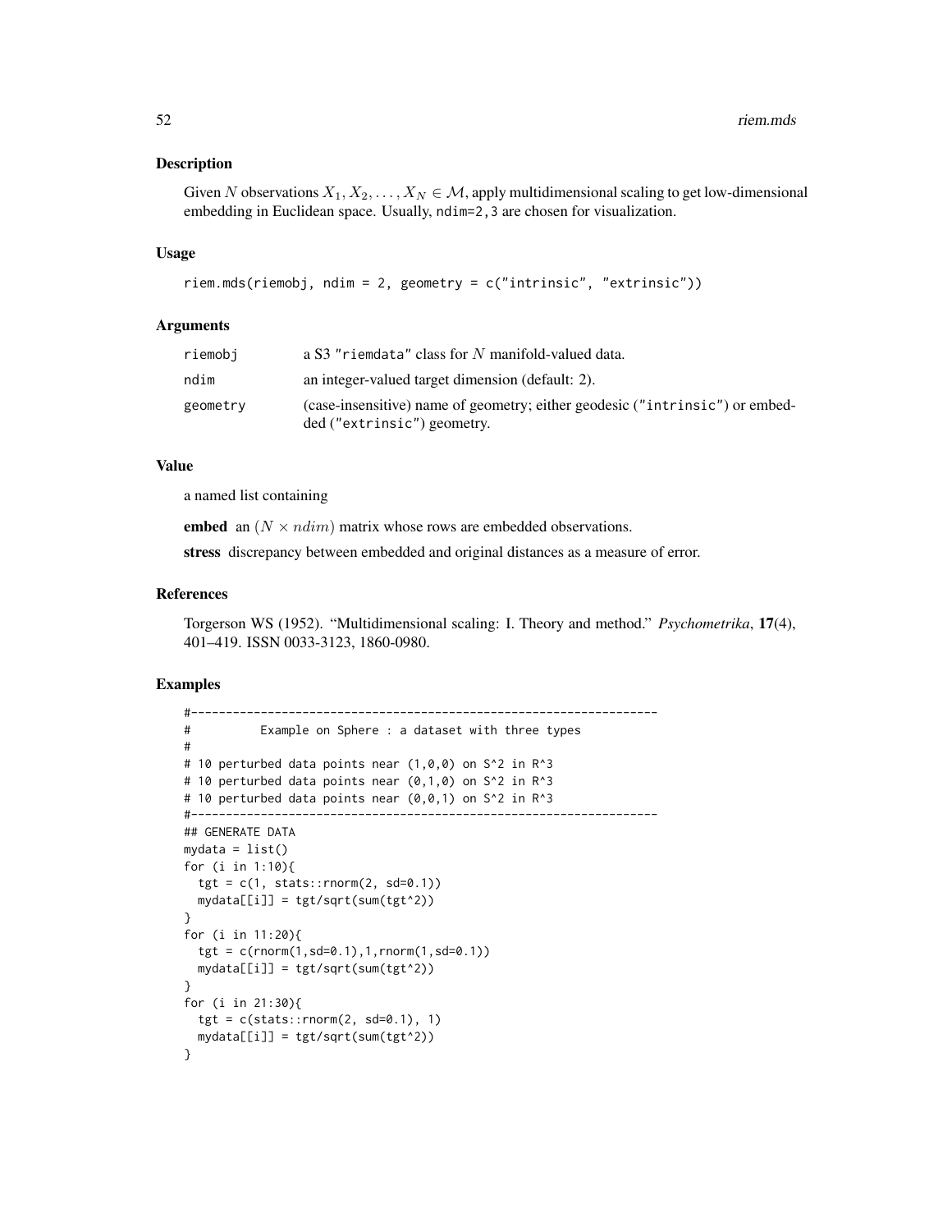## Description

Given $N$ observations $X_1, X_2, \ldots, X_N \in \mathcal{M}$, apply multidimensional scaling to get low-dimensional embedding in Euclidean space. Usually, `ndim=2,3` are chosen for visualization.

## Usage

```
riem.mds(riemobj, ndim = 2, geometry = c("intrinsic", "extrinsic"))
```

## Arguments

| | |
|---|---|
| `riemobj` | a S3 `"riemdata"` class for $N$ manifold-valued data. |
| `ndim` | an integer-valued target dimension (default: 2). |
| `geometry` | (case-insensitive) name of geometry; either geodesic (`"intrinsic"`) or embedded (`"extrinsic"`) geometry. |

## Value

a named list containing

**embed** an $(N \times ndim)$ matrix whose rows are embedded observations.

**stress** discrepancy between embedded and original distances as a measure of error.

## References

Torgerson WS (1952). "Multidimensional scaling: I. Theory and method." *Psychometrika*, **17**(4), 401–419. ISSN 0033-3123, 1860-0980.

## Examples

```
#-------------------------------------------------------------------
#          Example on Sphere : a dataset with three types
#
# 10 perturbed data points near (1,0,0) on S^2 in R^3
# 10 perturbed data points near (0,1,0) on S^2 in R^3
# 10 perturbed data points near (0,0,1) on S^2 in R^3
#-------------------------------------------------------------------
## GENERATE DATA
mydata = list()
for (i in 1:10){
  tgt = c(1, stats::rnorm(2, sd=0.1))
  mydata[[i]] = tgt/sqrt(sum(tgt^2))
}
for (i in 11:20){
  tgt = c(rnorm(1,sd=0.1),1,rnorm(1,sd=0.1))
  mydata[[i]] = tgt/sqrt(sum(tgt^2))
}
for (i in 21:30){
  tgt = c(stats::rnorm(2, sd=0.1), 1)
  mydata[[i]] = tgt/sqrt(sum(tgt^2))
}
```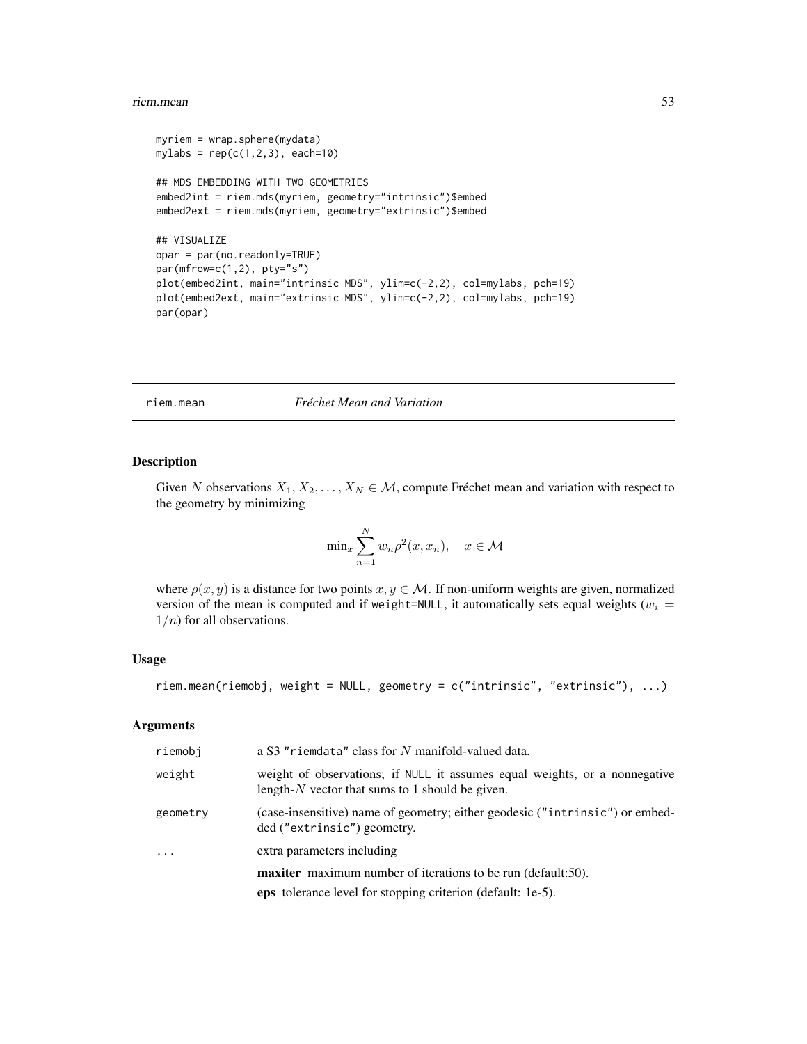```
myriem = wrap.sphere(mydata)
mylabs = rep(c(1,2,3), each=10)

## MDS EMBEDDING WITH TWO GEOMETRIES
embed2int = riem.mds(myriem, geometry="intrinsic")$embed
embed2ext = riem.mds(myriem, geometry="extrinsic")$embed

## VISUALIZE
opar = par(no.readonly=TRUE)
par(mfrow=c(1,2), pty="s")
plot(embed2int, main="intrinsic MDS", ylim=c(-2,2), col=mylabs, pch=19)
plot(embed2ext, main="extrinsic MDS", ylim=c(-2,2), col=mylabs, pch=19)
par(opar)
```

---

riem.mean *Fréchet Mean and Variation*

---

## Description

Given $N$ observations $X_1, X_2, \ldots, X_N \in \mathcal{M}$, compute Fréchet mean and variation with respect to the geometry by minimizing

$$\min_x \sum_{n=1}^{N} w_n \rho^2(x, x_n), \quad x \in \mathcal{M}$$

where $\rho(x, y)$ is a distance for two points $x, y \in \mathcal{M}$. If non-uniform weights are given, normalized version of the mean is computed and if `weight=NULL`, it automatically sets equal weights ($w_i = 1/n$) for all observations.

## Usage

```
riem.mean(riemobj, weight = NULL, geometry = c("intrinsic", "extrinsic"), ...)
```

## Arguments

| | |
|---|---|
| riemobj | a S3 "riemdata" class for $N$ manifold-valued data. |
| weight | weight of observations; if NULL it assumes equal weights, or a nonnegative length-$N$ vector that sums to 1 should be given. |
| geometry | (case-insensitive) name of geometry; either geodesic ("intrinsic") or embedded ("extrinsic") geometry. |
| ... | extra parameters including<br>**maxiter** maximum number of iterations to be run (default:50).<br>**eps** tolerance level for stopping criterion (default: 1e-5). |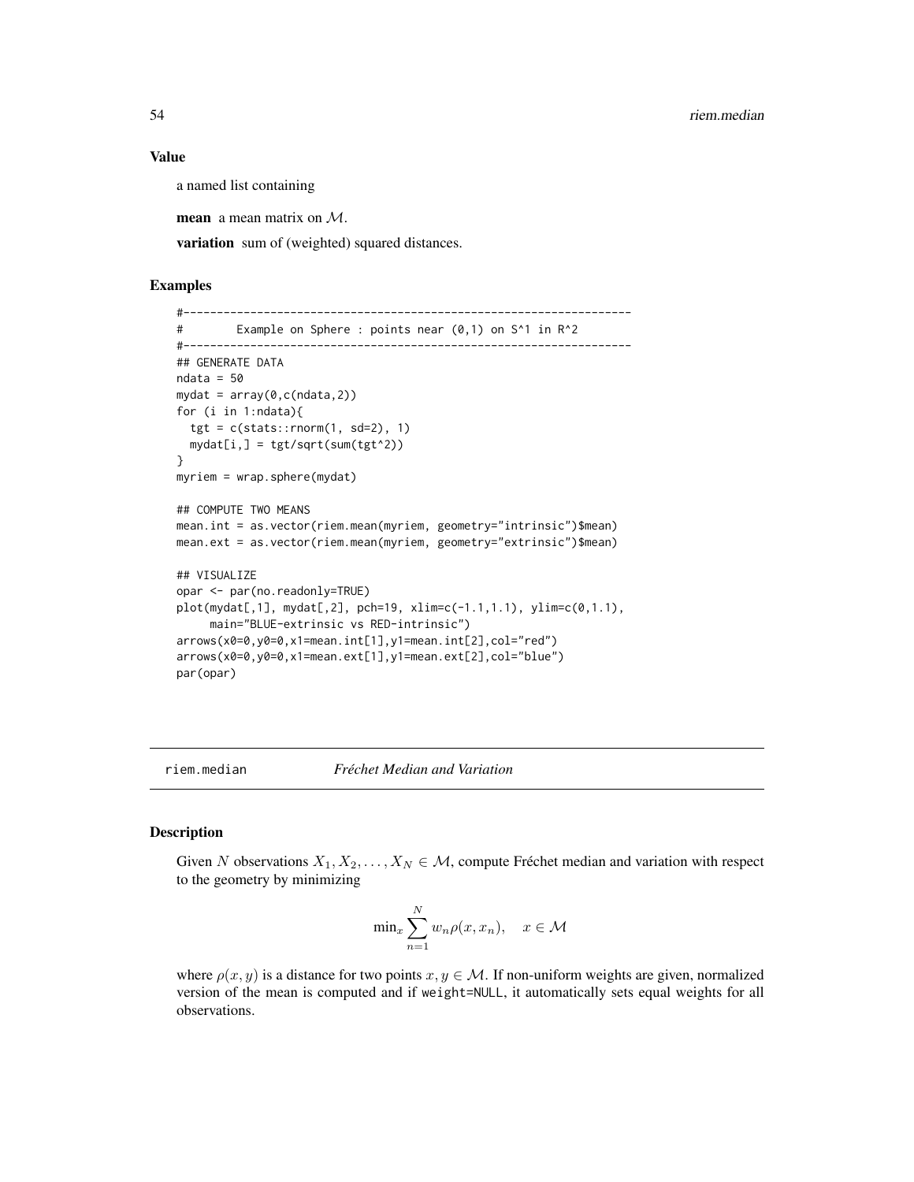### Value

a named list containing

**mean** a mean matrix on $\mathcal{M}$.

**variation** sum of (weighted) squared distances.

### Examples

```
#-------------------------------------------------------------------
#        Example on Sphere : points near (0,1) on S^1 in R^2
#-------------------------------------------------------------------
## GENERATE DATA
ndata = 50
mydat = array(0,c(ndata,2))
for (i in 1:ndata){
  tgt = c(stats::rnorm(1, sd=2), 1)
  mydat[i,] = tgt/sqrt(sum(tgt^2))
}
myriem = wrap.sphere(mydat)

## COMPUTE TWO MEANS
mean.int = as.vector(riem.mean(myriem, geometry="intrinsic")$mean)
mean.ext = as.vector(riem.mean(myriem, geometry="extrinsic")$mean)

## VISUALIZE
opar <- par(no.readonly=TRUE)
plot(mydat[,1], mydat[,2], pch=19, xlim=c(-1.1,1.1), ylim=c(0,1.1),
     main="BLUE-extrinsic vs RED-intrinsic")
arrows(x0=0,y0=0,x1=mean.int[1],y1=mean.int[2],col="red")
arrows(x0=0,y0=0,x1=mean.ext[1],y1=mean.ext[2],col="blue")
par(opar)
```

---

## riem.median *Fréchet Median and Variation*

### Description

Given $N$ observations $X_1, X_2, \ldots, X_N \in \mathcal{M}$, compute Fréchet median and variation with respect to the geometry by minimizing

$$\min_x \sum_{n=1}^{N} w_n \rho(x, x_n), \quad x \in \mathcal{M}$$

where $\rho(x, y)$ is a distance for two points $x, y \in \mathcal{M}$. If non-uniform weights are given, normalized version of the mean is computed and if weight=NULL, it automatically sets equal weights for all observations.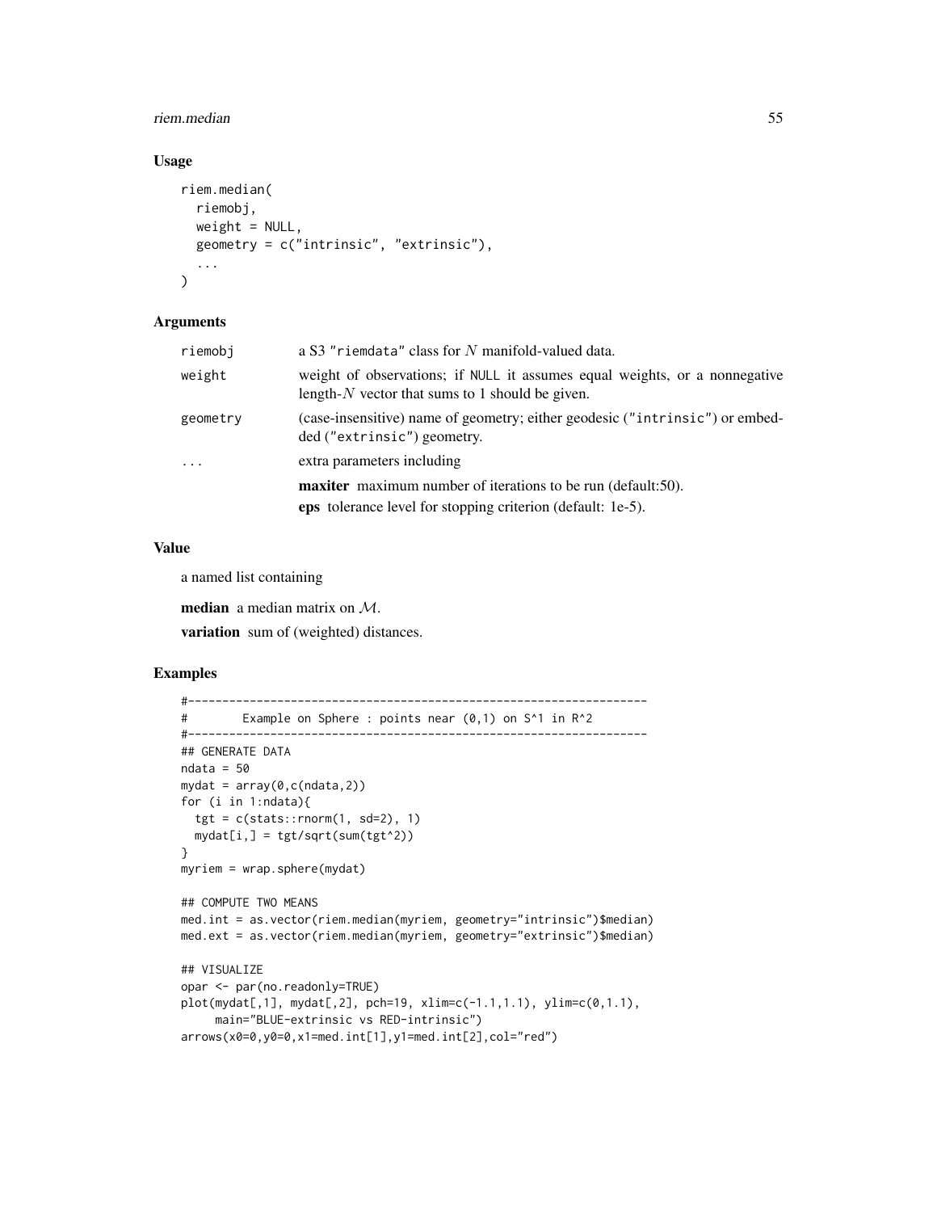### Usage

```
riem.median(
  riemobj,
  weight = NULL,
  geometry = c("intrinsic", "extrinsic"),
  ...
)
```

### Arguments

| | |
|---|---|
| riemobj | a S3 "riemdata" class for $N$ manifold-valued data. |
| weight | weight of observations; if NULL it assumes equal weights, or a nonnegative length-$N$ vector that sums to 1 should be given. |
| geometry | (case-insensitive) name of geometry; either geodesic ("intrinsic") or embedded ("extrinsic") geometry. |
| ... | extra parameters including<br>**maxiter** maximum number of iterations to be run (default:50).<br>**eps** tolerance level for stopping criterion (default: 1e-5). |

### Value

a named list containing

**median** a median matrix on $\mathcal{M}$.

**variation** sum of (weighted) distances.

### Examples

```
#-------------------------------------------------------------------
#        Example on Sphere : points near (0,1) on S^1 in R^2
#-------------------------------------------------------------------
## GENERATE DATA
ndata = 50
mydat = array(0,c(ndata,2))
for (i in 1:ndata){
  tgt = c(stats::rnorm(1, sd=2), 1)
  mydat[i,] = tgt/sqrt(sum(tgt^2))
}
myriem = wrap.sphere(mydat)

## COMPUTE TWO MEANS
med.int = as.vector(riem.median(myriem, geometry="intrinsic")$median)
med.ext = as.vector(riem.median(myriem, geometry="extrinsic")$median)

## VISUALIZE
opar <- par(no.readonly=TRUE)
plot(mydat[,1], mydat[,2], pch=19, xlim=c(-1.1,1.1), ylim=c(0,1.1),
     main="BLUE-extrinsic vs RED-intrinsic")
arrows(x0=0,y0=0,x1=med.int[1],y1=med.int[2],col="red")
```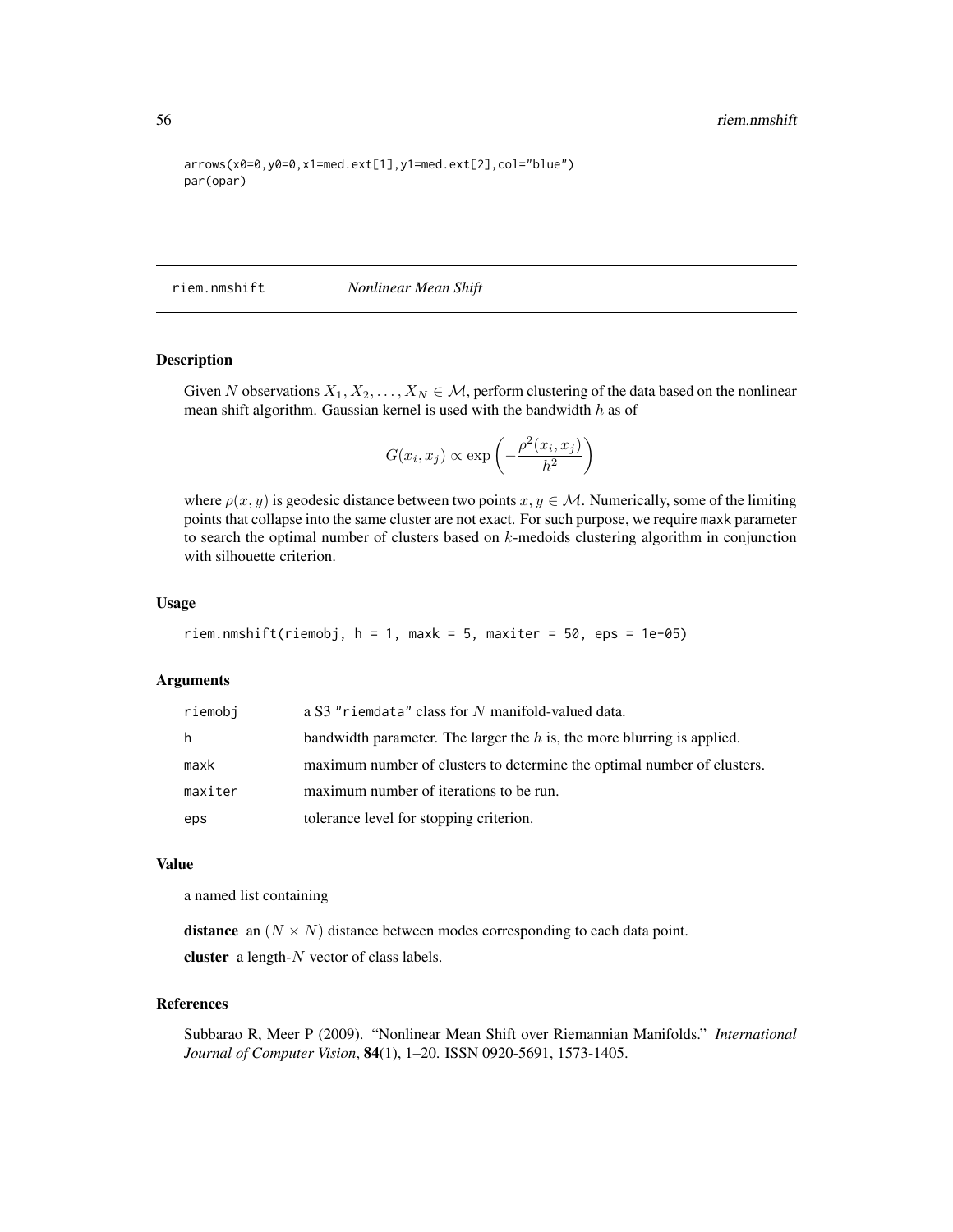```
arrows(x0=0,y0=0,x1=med.ext[1],y1=med.ext[2],col="blue")
par(opar)
```

---

## riem.nmshift — *Nonlinear Mean Shift*

### Description

Given $N$ observations $X_1, X_2, \ldots, X_N \in \mathcal{M}$, perform clustering of the data based on the nonlinear mean shift algorithm. Gaussian kernel is used with the bandwidth $h$ as of

$$G(x_i, x_j) \propto \exp\left(-\frac{\rho^2(x_i, x_j)}{h^2}\right)$$

where $\rho(x, y)$ is geodesic distance between two points $x, y \in \mathcal{M}$. Numerically, some of the limiting points that collapse into the same cluster are not exact. For such purpose, we require `maxk` parameter to search the optimal number of clusters based on $k$-medoids clustering algorithm in conjunction with silhouette criterion.

### Usage

```
riem.nmshift(riemobj, h = 1, maxk = 5, maxiter = 50, eps = 1e-05)
```

### Arguments

| | |
|---|---|
| `riemobj` | a S3 `"riemdata"` class for $N$ manifold-valued data. |
| `h` | bandwidth parameter. The larger the $h$ is, the more blurring is applied. |
| `maxk` | maximum number of clusters to determine the optimal number of clusters. |
| `maxiter` | maximum number of iterations to be run. |
| `eps` | tolerance level for stopping criterion. |

### Value

a named list containing

**distance** an $(N \times N)$ distance between modes corresponding to each data point.

**cluster** a length-$N$ vector of class labels.

### References

Subbarao R, Meer P (2009). "Nonlinear Mean Shift over Riemannian Manifolds." *International Journal of Computer Vision*, **84**(1), 1–20. ISSN 0920-5691, 1573-1405.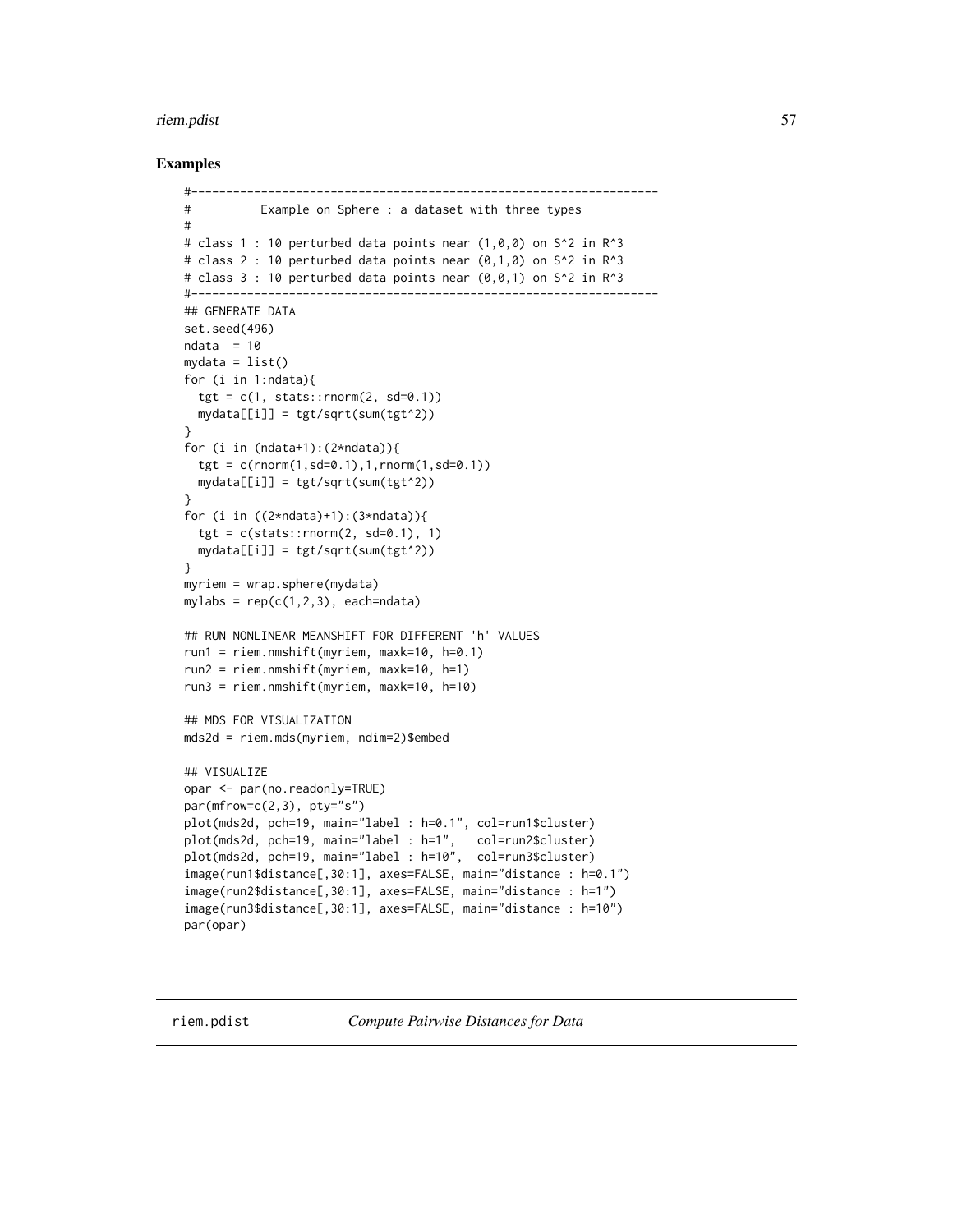## Examples

```
#-------------------------------------------------------------------
#          Example on Sphere : a dataset with three types
#
# class 1 : 10 perturbed data points near (1,0,0) on S^2 in R^3
# class 2 : 10 perturbed data points near (0,1,0) on S^2 in R^3
# class 3 : 10 perturbed data points near (0,0,1) on S^2 in R^3
#-------------------------------------------------------------------
## GENERATE DATA
set.seed(496)
ndata  = 10
mydata = list()
for (i in 1:ndata){
  tgt = c(1, stats::rnorm(2, sd=0.1))
  mydata[[i]] = tgt/sqrt(sum(tgt^2))
}
for (i in (ndata+1):(2*ndata)){
  tgt = c(rnorm(1,sd=0.1),1,rnorm(1,sd=0.1))
  mydata[[i]] = tgt/sqrt(sum(tgt^2))
}
for (i in ((2*ndata)+1):(3*ndata)){
  tgt = c(stats::rnorm(2, sd=0.1), 1)
  mydata[[i]] = tgt/sqrt(sum(tgt^2))
}
myriem = wrap.sphere(mydata)
mylabs = rep(c(1,2,3), each=ndata)

## RUN NONLINEAR MEANSHIFT FOR DIFFERENT 'h' VALUES
run1 = riem.nmshift(myriem, maxk=10, h=0.1)
run2 = riem.nmshift(myriem, maxk=10, h=1)
run3 = riem.nmshift(myriem, maxk=10, h=10)

## MDS FOR VISUALIZATION
mds2d = riem.mds(myriem, ndim=2)$embed

## VISUALIZE
opar <- par(no.readonly=TRUE)
par(mfrow=c(2,3), pty="s")
plot(mds2d, pch=19, main="label : h=0.1", col=run1$cluster)
plot(mds2d, pch=19, main="label : h=1",   col=run2$cluster)
plot(mds2d, pch=19, main="label : h=10",  col=run3$cluster)
image(run1$distance[,30:1], axes=FALSE, main="distance : h=0.1")
image(run2$distance[,30:1], axes=FALSE, main="distance : h=1")
image(run3$distance[,30:1], axes=FALSE, main="distance : h=10")
par(opar)
```

---

riem.pdist &nbsp;&nbsp;&nbsp;&nbsp; *Compute Pairwise Distances for Data*

---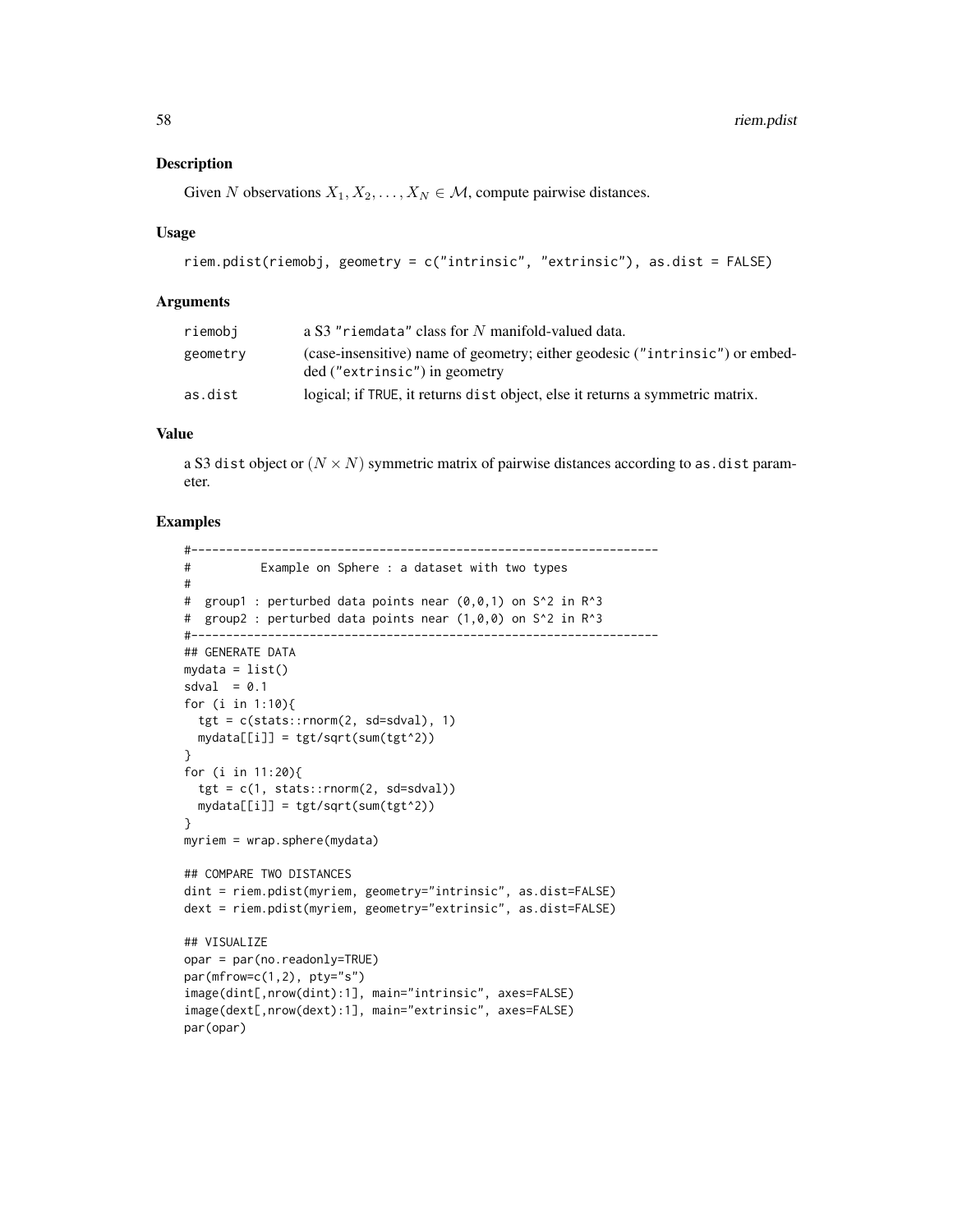## Description

Given $N$ observations $X_1, X_2, \ldots, X_N \in \mathcal{M}$, compute pairwise distances.

## Usage

```
riem.pdist(riemobj, geometry = c("intrinsic", "extrinsic"), as.dist = FALSE)
```

## Arguments

| | |
|---|---|
| riemobj | a S3 "riemdata" class for $N$ manifold-valued data. |
| geometry | (case-insensitive) name of geometry; either geodesic ("intrinsic") or embedded ("extrinsic") in geometry |
| as.dist | logical; if TRUE, it returns dist object, else it returns a symmetric matrix. |

## Value

a S3 dist object or $(N \times N)$ symmetric matrix of pairwise distances according to as.dist parameter.

## Examples

```
#-------------------------------------------------------------------
#          Example on Sphere : a dataset with two types
#
#  group1 : perturbed data points near (0,0,1) on S^2 in R^3
#  group2 : perturbed data points near (1,0,0) on S^2 in R^3
#-------------------------------------------------------------------
## GENERATE DATA
mydata = list()
sdval  = 0.1
for (i in 1:10){
  tgt = c(stats::rnorm(2, sd=sdval), 1)
  mydata[[i]] = tgt/sqrt(sum(tgt^2))
}
for (i in 11:20){
  tgt = c(1, stats::rnorm(2, sd=sdval))
  mydata[[i]] = tgt/sqrt(sum(tgt^2))
}
myriem = wrap.sphere(mydata)

## COMPARE TWO DISTANCES
dint = riem.pdist(myriem, geometry="intrinsic", as.dist=FALSE)
dext = riem.pdist(myriem, geometry="extrinsic", as.dist=FALSE)

## VISUALIZE
opar = par(no.readonly=TRUE)
par(mfrow=c(1,2), pty="s")
image(dint[,nrow(dint):1], main="intrinsic", axes=FALSE)
image(dext[,nrow(dext):1], main="extrinsic", axes=FALSE)
par(opar)
```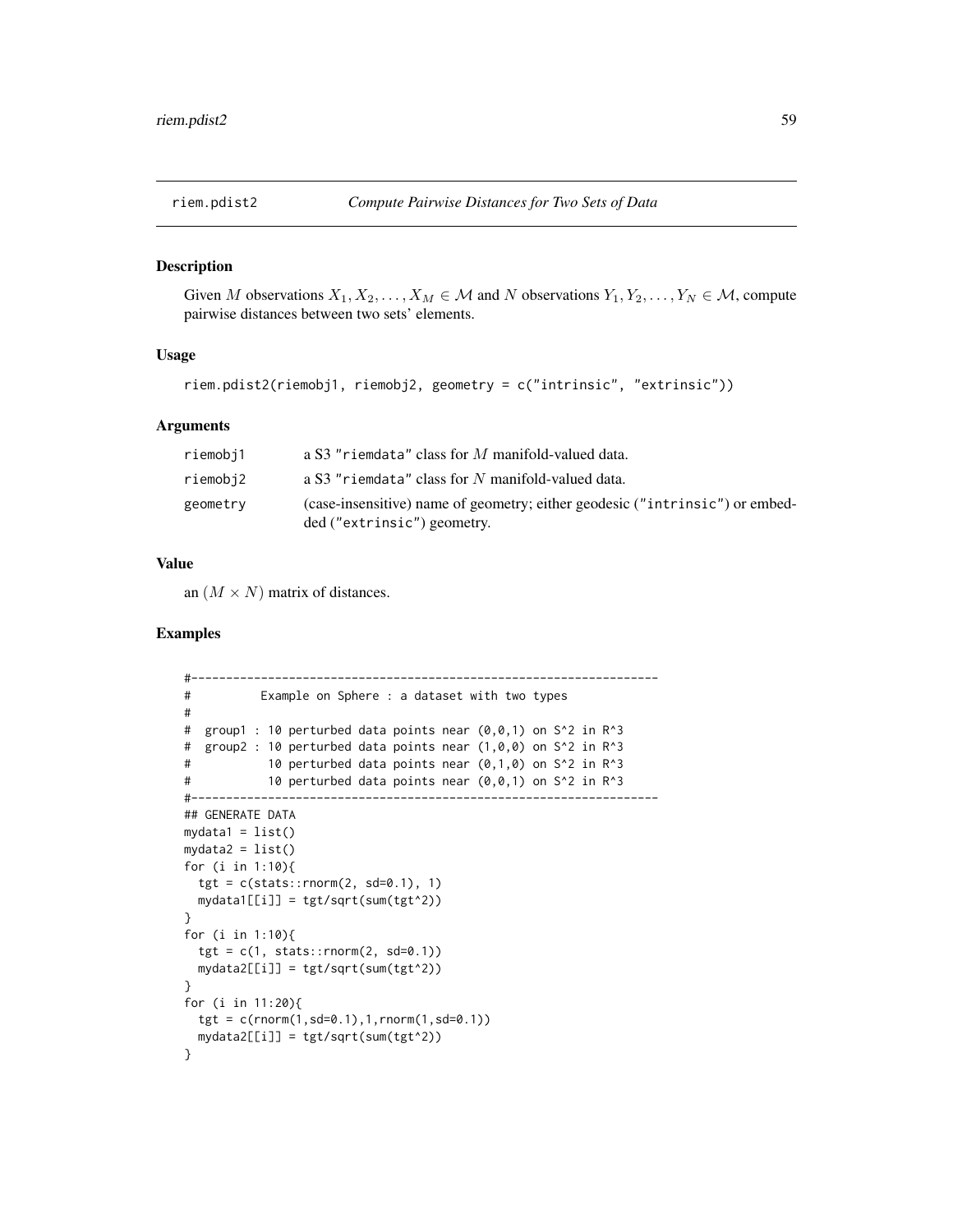riem.pdist2 *Compute Pairwise Distances for Two Sets of Data*

## Description

Given $M$ observations $X_1, X_2, \ldots, X_M \in \mathcal{M}$ and $N$ observations $Y_1, Y_2, \ldots, Y_N \in \mathcal{M}$, compute pairwise distances between two sets' elements.

## Usage

```
riem.pdist2(riemobj1, riemobj2, geometry = c("intrinsic", "extrinsic"))
```

## Arguments

| | |
|---|---|
| riemobj1 | a S3 "riemdata" class for $M$ manifold-valued data. |
| riemobj2 | a S3 "riemdata" class for $N$ manifold-valued data. |
| geometry | (case-insensitive) name of geometry; either geodesic ("intrinsic") or embedded ("extrinsic") geometry. |

## Value

an $(M \times N)$ matrix of distances.

## Examples

```
#-------------------------------------------------------------------
#          Example on Sphere : a dataset with two types
#
#  group1 : 10 perturbed data points near (0,0,1) on S^2 in R^3
#  group2 : 10 perturbed data points near (1,0,0) on S^2 in R^3
#           10 perturbed data points near (0,1,0) on S^2 in R^3
#           10 perturbed data points near (0,0,1) on S^2 in R^3
#-------------------------------------------------------------------
## GENERATE DATA
mydata1 = list()
mydata2 = list()
for (i in 1:10){
  tgt = c(stats::rnorm(2, sd=0.1), 1)
  mydata1[[i]] = tgt/sqrt(sum(tgt^2))
}
for (i in 1:10){
  tgt = c(1, stats::rnorm(2, sd=0.1))
  mydata2[[i]] = tgt/sqrt(sum(tgt^2))
}
for (i in 11:20){
  tgt = c(rnorm(1,sd=0.1),1,rnorm(1,sd=0.1))
  mydata2[[i]] = tgt/sqrt(sum(tgt^2))
}
```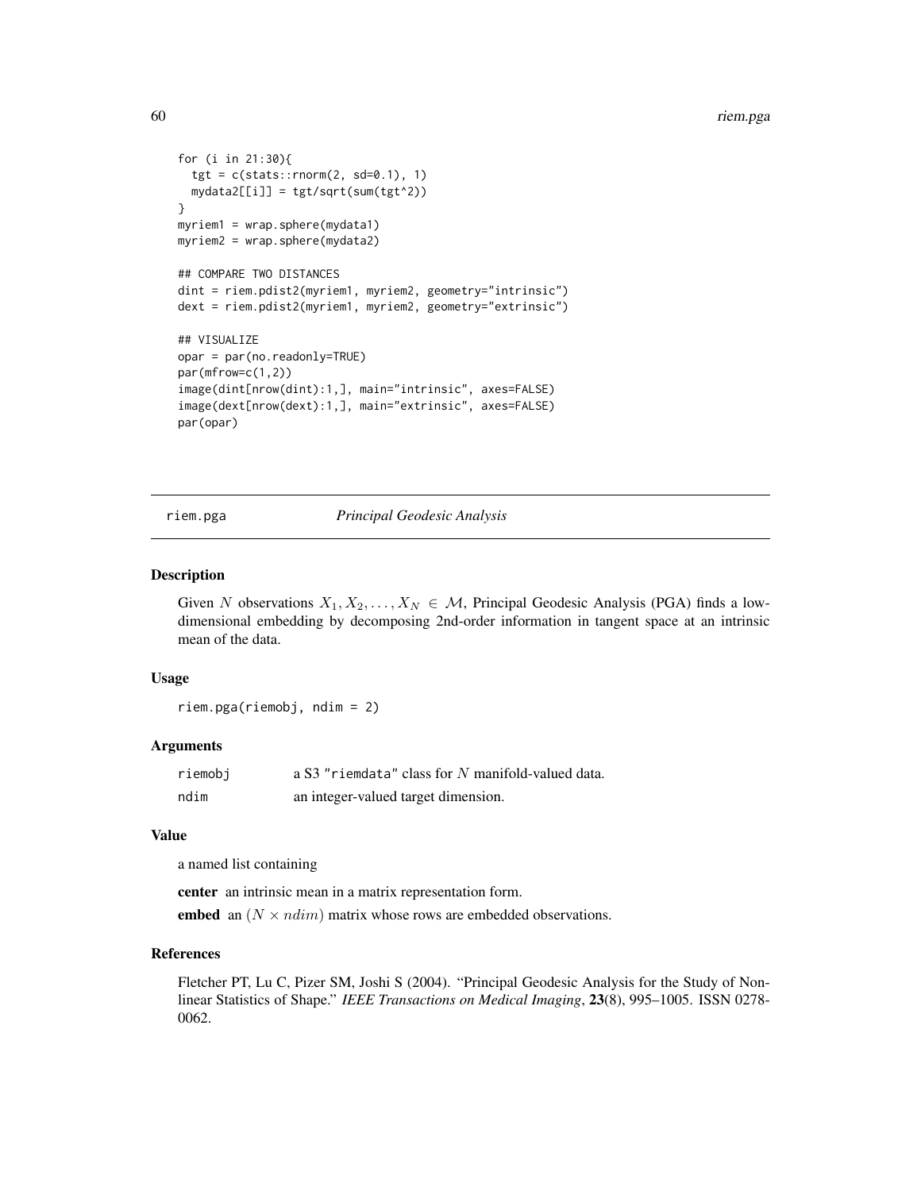```
for (i in 21:30){
  tgt = c(stats::rnorm(2, sd=0.1), 1)
  mydata2[[i]] = tgt/sqrt(sum(tgt^2))
}
myriem1 = wrap.sphere(mydata1)
myriem2 = wrap.sphere(mydata2)

## COMPARE TWO DISTANCES
dint = riem.pdist2(myriem1, myriem2, geometry="intrinsic")
dext = riem.pdist2(myriem1, myriem2, geometry="extrinsic")

## VISUALIZE
opar = par(no.readonly=TRUE)
par(mfrow=c(1,2))
image(dint[nrow(dint):1,], main="intrinsic", axes=FALSE)
image(dext[nrow(dext):1,], main="extrinsic", axes=FALSE)
par(opar)
```

---

## riem.pga — *Principal Geodesic Analysis*

### Description

Given $N$ observations $X_1, X_2, \ldots, X_N \in \mathcal{M}$, Principal Geodesic Analysis (PGA) finds a low-dimensional embedding by decomposing 2nd-order information in tangent space at an intrinsic mean of the data.

### Usage

```
riem.pga(riemobj, ndim = 2)
```

### Arguments

| | |
|---|---|
| riemobj | a S3 "riemdata" class for $N$ manifold-valued data. |
| ndim | an integer-valued target dimension. |

### Value

a named list containing

**center** an intrinsic mean in a matrix representation form.

**embed** an $(N \times ndim)$ matrix whose rows are embedded observations.

### References

Fletcher PT, Lu C, Pizer SM, Joshi S (2004). "Principal Geodesic Analysis for the Study of Nonlinear Statistics of Shape." *IEEE Transactions on Medical Imaging*, **23**(8), 995–1005. ISSN 0278-0062.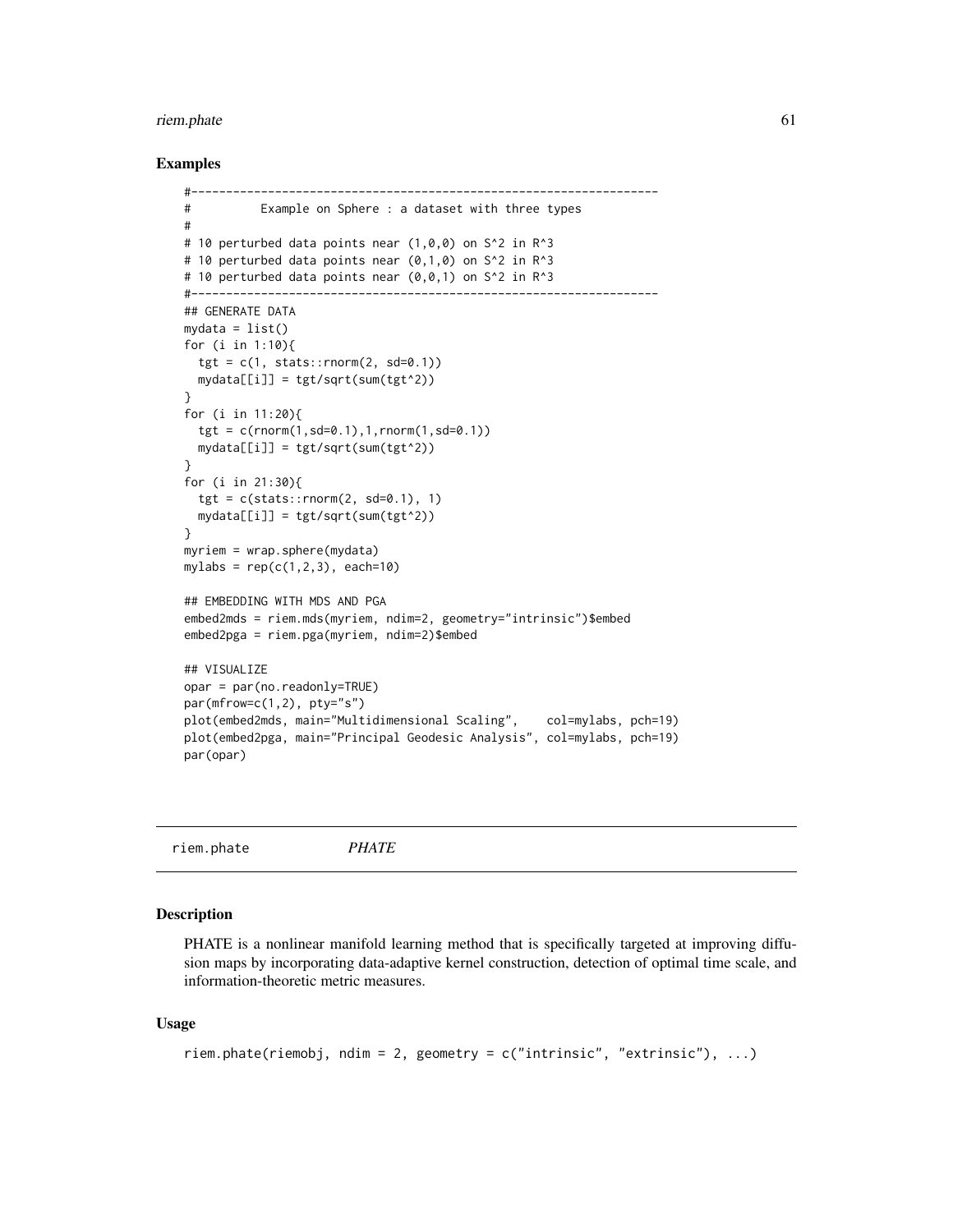## Examples

```
#-------------------------------------------------------------------
#          Example on Sphere : a dataset with three types
#
# 10 perturbed data points near (1,0,0) on S^2 in R^3
# 10 perturbed data points near (0,1,0) on S^2 in R^3
# 10 perturbed data points near (0,0,1) on S^2 in R^3
#-------------------------------------------------------------------
## GENERATE DATA
mydata = list()
for (i in 1:10){
  tgt = c(1, stats::rnorm(2, sd=0.1))
  mydata[[i]] = tgt/sqrt(sum(tgt^2))
}
for (i in 11:20){
  tgt = c(rnorm(1,sd=0.1),1,rnorm(1,sd=0.1))
  mydata[[i]] = tgt/sqrt(sum(tgt^2))
}
for (i in 21:30){
  tgt = c(stats::rnorm(2, sd=0.1), 1)
  mydata[[i]] = tgt/sqrt(sum(tgt^2))
}
myriem = wrap.sphere(mydata)
mylabs = rep(c(1,2,3), each=10)

## EMBEDDING WITH MDS AND PGA
embed2mds = riem.mds(myriem, ndim=2, geometry="intrinsic")$embed
embed2pga = riem.pga(myriem, ndim=2)$embed

## VISUALIZE
opar = par(no.readonly=TRUE)
par(mfrow=c(1,2), pty="s")
plot(embed2mds, main="Multidimensional Scaling",    col=mylabs, pch=19)
plot(embed2pga, main="Principal Geodesic Analysis", col=mylabs, pch=19)
par(opar)
```

# riem.phate *PHATE*

## Description

PHATE is a nonlinear manifold learning method that is specifically targeted at improving diffusion maps by incorporating data-adaptive kernel construction, detection of optimal time scale, and information-theoretic metric measures.

## Usage

```
riem.phate(riemobj, ndim = 2, geometry = c("intrinsic", "extrinsic"), ...)
```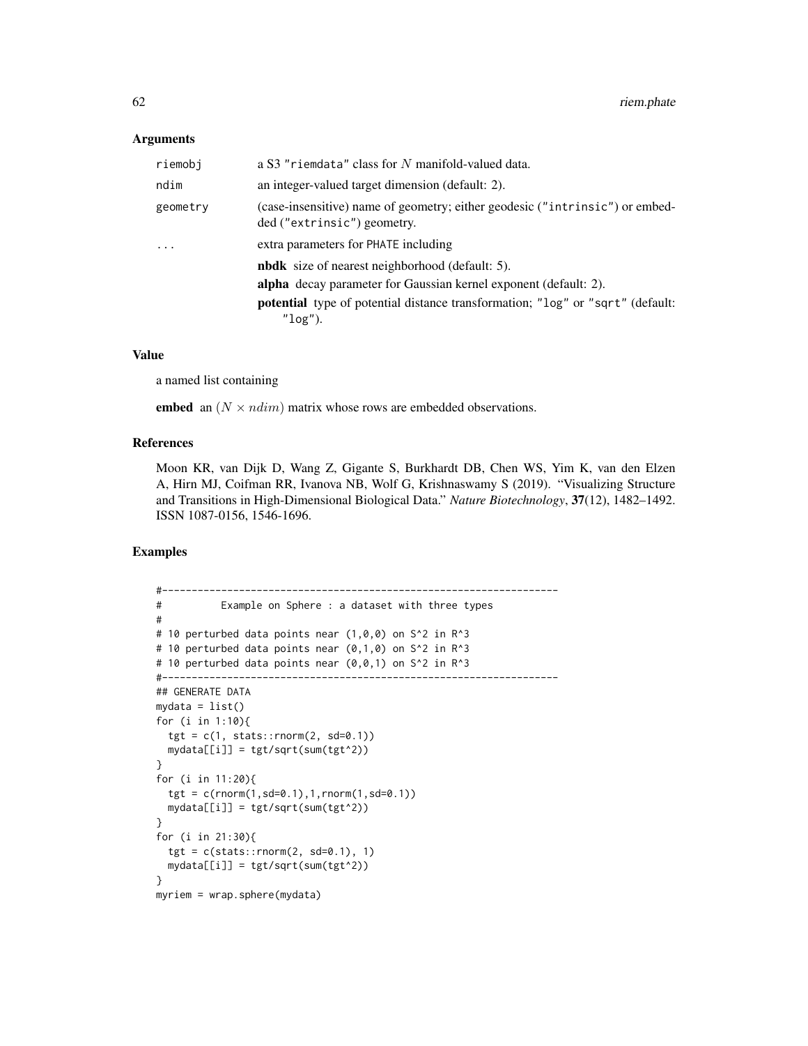## Arguments

| | |
|---|---|
| riemobj | a S3 "riemdata" class for $N$ manifold-valued data. |
| ndim | an integer-valued target dimension (default: 2). |
| geometry | (case-insensitive) name of geometry; either geodesic ("intrinsic") or embedded ("extrinsic") geometry. |
| ... | extra parameters for PHATE including<br>**nbdk** size of nearest neighborhood (default: 5).<br>**alpha** decay parameter for Gaussian kernel exponent (default: 2).<br>**potential** type of potential distance transformation; "log" or "sqrt" (default: "log"). |

## Value

a named list containing

**embed** an $(N \times ndim)$ matrix whose rows are embedded observations.

## References

Moon KR, van Dijk D, Wang Z, Gigante S, Burkhardt DB, Chen WS, Yim K, van den Elzen A, Hirn MJ, Coifman RR, Ivanova NB, Wolf G, Krishnaswamy S (2019). "Visualizing Structure and Transitions in High-Dimensional Biological Data." *Nature Biotechnology*, **37**(12), 1482–1492. ISSN 1087-0156, 1546-1696.

## Examples

```
#-------------------------------------------------------------------
#          Example on Sphere : a dataset with three types
#
# 10 perturbed data points near (1,0,0) on S^2 in R^3
# 10 perturbed data points near (0,1,0) on S^2 in R^3
# 10 perturbed data points near (0,0,1) on S^2 in R^3
#-------------------------------------------------------------------
## GENERATE DATA
mydata = list()
for (i in 1:10){
  tgt = c(1, stats::rnorm(2, sd=0.1))
  mydata[[i]] = tgt/sqrt(sum(tgt^2))
}
for (i in 11:20){
  tgt = c(rnorm(1,sd=0.1),1,rnorm(1,sd=0.1))
  mydata[[i]] = tgt/sqrt(sum(tgt^2))
}
for (i in 21:30){
  tgt = c(stats::rnorm(2, sd=0.1), 1)
  mydata[[i]] = tgt/sqrt(sum(tgt^2))
}
myriem = wrap.sphere(mydata)
```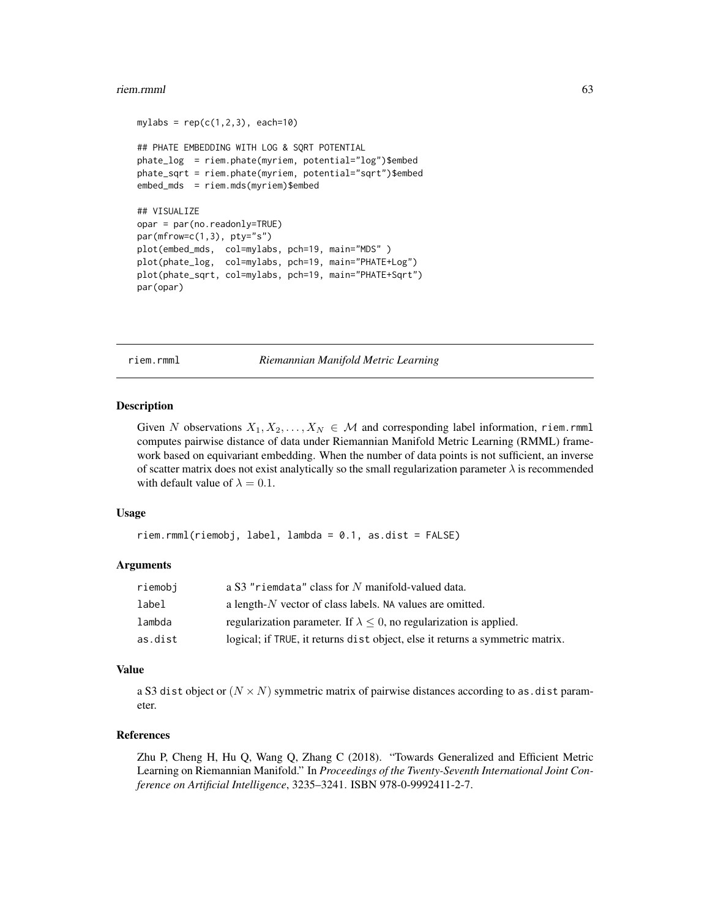```
mylabs = rep(c(1,2,3), each=10)

## PHATE EMBEDDING WITH LOG & SQRT POTENTIAL
phate_log  = riem.phate(myriem, potential="log")$embed
phate_sqrt = riem.phate(myriem, potential="sqrt")$embed
embed_mds  = riem.mds(myriem)$embed

## VISUALIZE
opar = par(no.readonly=TRUE)
par(mfrow=c(1,3), pty="s")
plot(embed_mds,  col=mylabs, pch=19, main="MDS" )
plot(phate_log,  col=mylabs, pch=19, main="PHATE+Log")
plot(phate_sqrt, col=mylabs, pch=19, main="PHATE+Sqrt")
par(opar)
```

---

## riem.rmml — *Riemannian Manifold Metric Learning*

### Description

Given $N$ observations $X_1, X_2, \ldots, X_N \in \mathcal{M}$ and corresponding label information, `riem.rmml` computes pairwise distance of data under Riemannian Manifold Metric Learning (RMML) framework based on equivariant embedding. When the number of data points is not sufficient, an inverse of scatter matrix does not exist analytically so the small regularization parameter $\lambda$ is recommended with default value of $\lambda = 0.1$.

### Usage

```
riem.rmml(riemobj, label, lambda = 0.1, as.dist = FALSE)
```

### Arguments

| | |
|---|---|
| `riemobj` | a S3 `"riemdata"` class for $N$ manifold-valued data. |
| `label` | a length-$N$ vector of class labels. `NA` values are omitted. |
| `lambda` | regularization parameter. If $\lambda \leq 0$, no regularization is applied. |
| `as.dist` | logical; if `TRUE`, it returns `dist` object, else it returns a symmetric matrix. |

### Value

a S3 `dist` object or $(N \times N)$ symmetric matrix of pairwise distances according to `as.dist` parameter.

### References

Zhu P, Cheng H, Hu Q, Wang Q, Zhang C (2018). "Towards Generalized and Efficient Metric Learning on Riemannian Manifold." In *Proceedings of the Twenty-Seventh International Joint Conference on Artificial Intelligence*, 3235–3241. ISBN 978-0-9992411-2-7.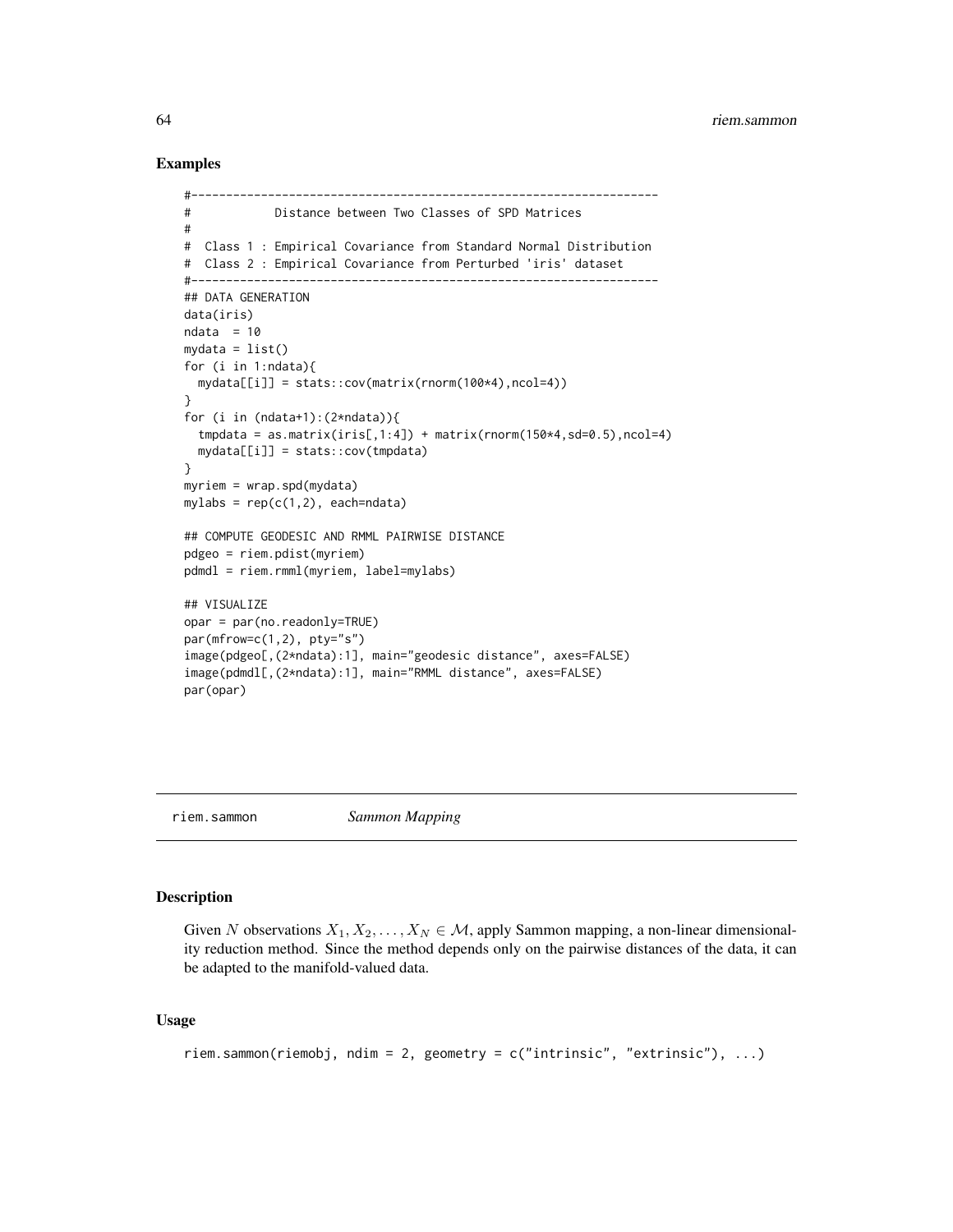## Examples

```
#-------------------------------------------------------------------
#            Distance between Two Classes of SPD Matrices
#
#  Class 1 : Empirical Covariance from Standard Normal Distribution
#  Class 2 : Empirical Covariance from Perturbed 'iris' dataset
#-------------------------------------------------------------------
## DATA GENERATION
data(iris)
ndata  = 10
mydata = list()
for (i in 1:ndata){
  mydata[[i]] = stats::cov(matrix(rnorm(100*4),ncol=4))
}
for (i in (ndata+1):(2*ndata)){
  tmpdata = as.matrix(iris[,1:4]) + matrix(rnorm(150*4,sd=0.5),ncol=4)
  mydata[[i]] = stats::cov(tmpdata)
}
myriem = wrap.spd(mydata)
mylabs = rep(c(1,2), each=ndata)

## COMPUTE GEODESIC AND RMML PAIRWISE DISTANCE
pdgeo = riem.pdist(myriem)
pdmdl = riem.rmml(myriem, label=mylabs)

## VISUALIZE
opar = par(no.readonly=TRUE)
par(mfrow=c(1,2), pty="s")
image(pdgeo[,(2*ndata):1], main="geodesic distance", axes=FALSE)
image(pdmdl[,(2*ndata):1], main="RMML distance", axes=FALSE)
par(opar)
```

---

# riem.sammon — *Sammon Mapping*

## Description

Given $N$ observations $X_1, X_2, \ldots, X_N \in \mathcal{M}$, apply Sammon mapping, a non-linear dimensionality reduction method. Since the method depends only on the pairwise distances of the data, it can be adapted to the manifold-valued data.

## Usage

```
riem.sammon(riemobj, ndim = 2, geometry = c("intrinsic", "extrinsic"), ...)
```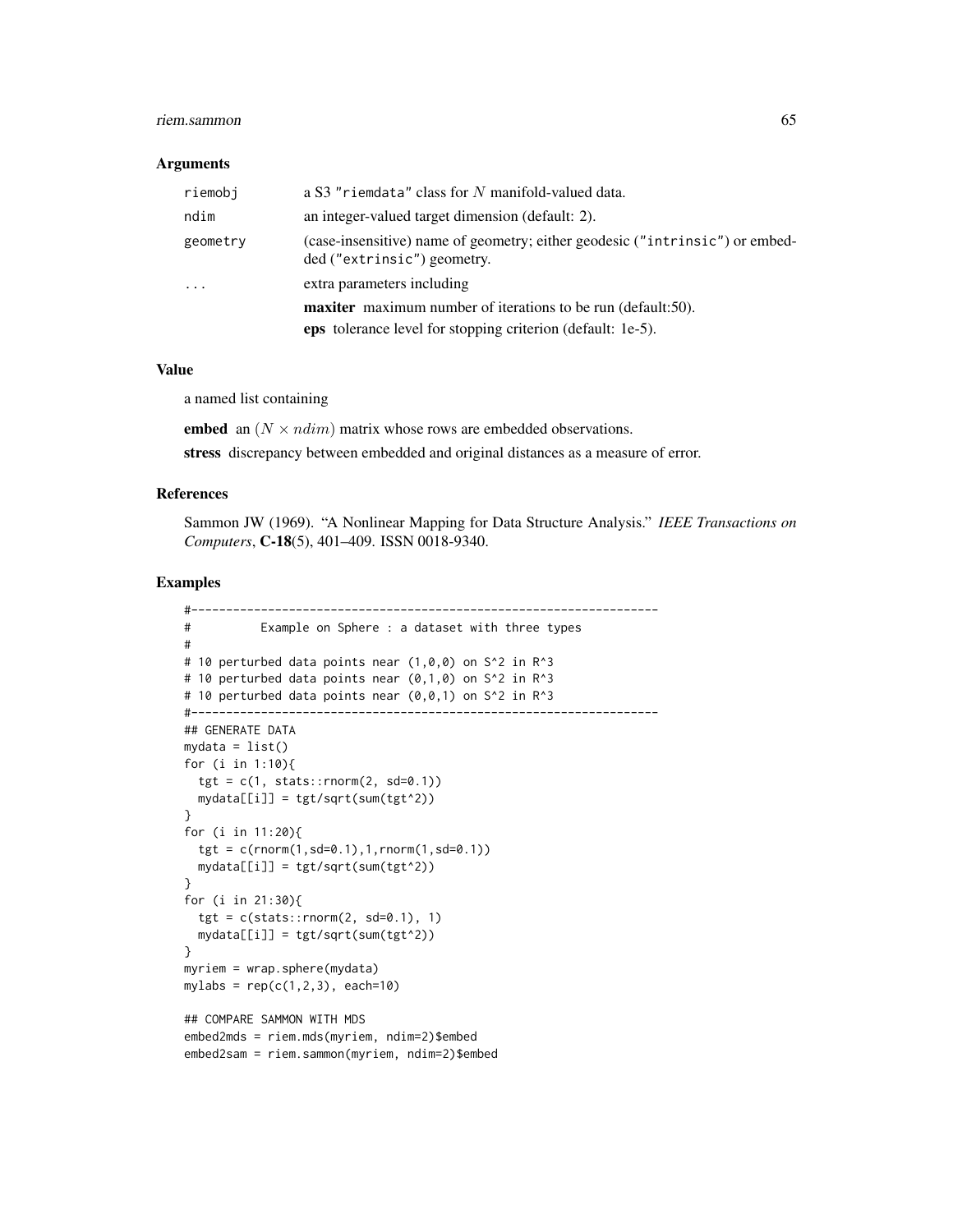### Arguments

- `riemobj` — a S3 "`riemdata`" class for $N$ manifold-valued data.
- `ndim` — an integer-valued target dimension (default: 2).
- `geometry` — (case-insensitive) name of geometry; either geodesic ("`intrinsic`") or embedded ("`extrinsic`") geometry.
- `...` — extra parameters including
  - **maxiter** maximum number of iterations to be run (default:50).
  - **eps** tolerance level for stopping criterion (default: 1e-5).

### Value

a named list containing

**embed** an $(N \times ndim)$ matrix whose rows are embedded observations.

**stress** discrepancy between embedded and original distances as a measure of error.

### References

Sammon JW (1969). "A Nonlinear Mapping for Data Structure Analysis." *IEEE Transactions on Computers*, **C-18**(5), 401–409. ISSN 0018-9340.

### Examples

```
#-------------------------------------------------------------------
#          Example on Sphere : a dataset with three types
#
# 10 perturbed data points near (1,0,0) on S^2 in R^3
# 10 perturbed data points near (0,1,0) on S^2 in R^3
# 10 perturbed data points near (0,0,1) on S^2 in R^3
#-------------------------------------------------------------------
## GENERATE DATA
mydata = list()
for (i in 1:10){
  tgt = c(1, stats::rnorm(2, sd=0.1))
  mydata[[i]] = tgt/sqrt(sum(tgt^2))
}
for (i in 11:20){
  tgt = c(rnorm(1,sd=0.1),1,rnorm(1,sd=0.1))
  mydata[[i]] = tgt/sqrt(sum(tgt^2))
}
for (i in 21:30){
  tgt = c(stats::rnorm(2, sd=0.1), 1)
  mydata[[i]] = tgt/sqrt(sum(tgt^2))
}
myriem = wrap.sphere(mydata)
mylabs = rep(c(1,2,3), each=10)

## COMPARE SAMMON WITH MDS
embed2mds = riem.mds(myriem, ndim=2)$embed
embed2sam = riem.sammon(myriem, ndim=2)$embed
```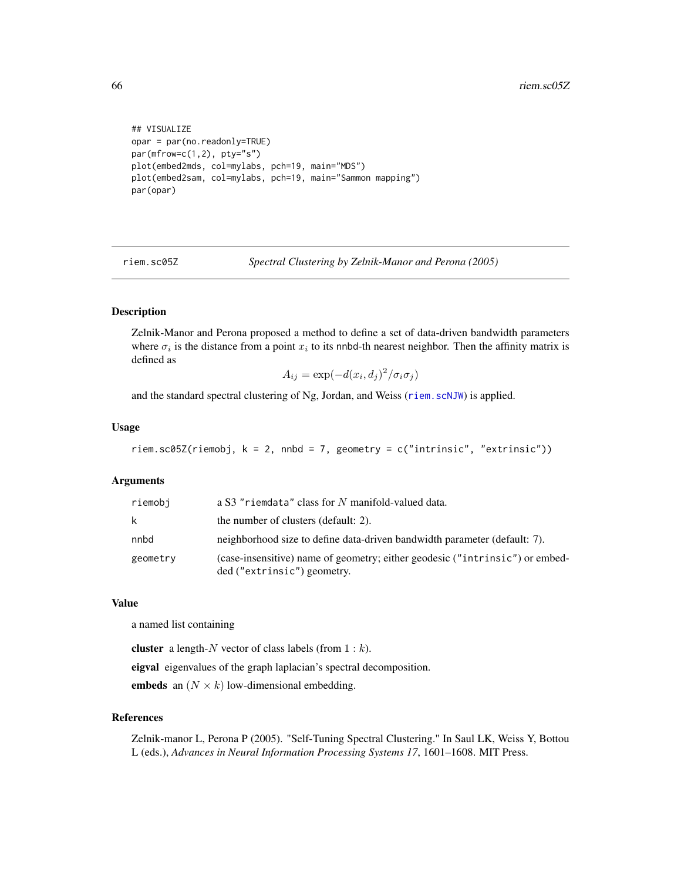```
## VISUALIZE
opar = par(no.readonly=TRUE)
par(mfrow=c(1,2), pty="s")
plot(embed2mds, col=mylabs, pch=19, main="MDS")
plot(embed2sam, col=mylabs, pch=19, main="Sammon mapping")
par(opar)
```

---

## riem.sc05Z — *Spectral Clustering by Zelnik-Manor and Perona (2005)*

### Description

Zelnik-Manor and Perona proposed a method to define a set of data-driven bandwidth parameters where $\sigma_i$ is the distance from a point $x_i$ to its nnbd-th nearest neighbor. Then the affinity matrix is defined as

$$A_{ij} = \exp(-d(x_i, d_j)^2/\sigma_i \sigma_j)$$

and the standard spectral clustering of Ng, Jordan, and Weiss (riem.scNJW) is applied.

### Usage

```
riem.sc05Z(riemobj, k = 2, nnbd = 7, geometry = c("intrinsic", "extrinsic"))
```

### Arguments

| | |
|---|---|
| riemobj | a S3 "riemdata" class for $N$ manifold-valued data. |
| k | the number of clusters (default: 2). |
| nnbd | neighborhood size to define data-driven bandwidth parameter (default: 7). |
| geometry | (case-insensitive) name of geometry; either geodesic ("intrinsic") or embedded ("extrinsic") geometry. |

### Value

a named list containing

**cluster** a length-$N$ vector of class labels (from $1:k$).

**eigval** eigenvalues of the graph laplacian's spectral decomposition.

**embeds** an $(N \times k)$ low-dimensional embedding.

### References

Zelnik-manor L, Perona P (2005). "Self-Tuning Spectral Clustering." In Saul LK, Weiss Y, Bottou L (eds.), *Advances in Neural Information Processing Systems 17*, 1601–1608. MIT Press.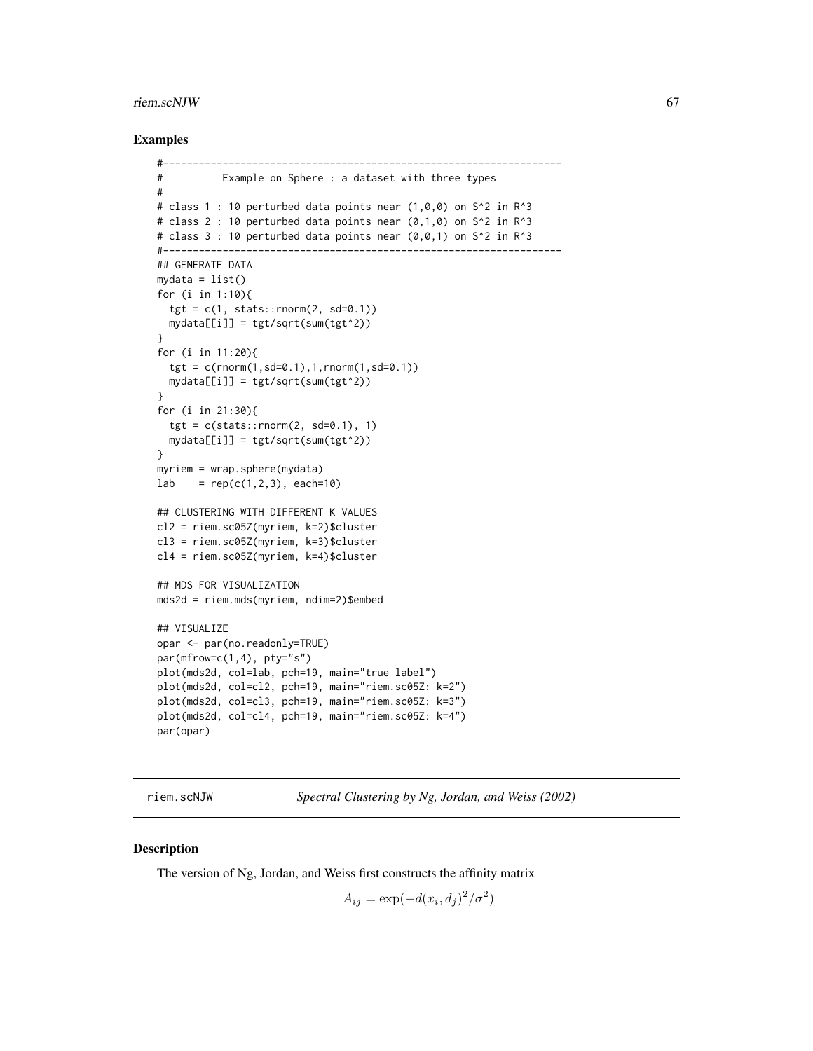## Examples

```
#-------------------------------------------------------------------
#          Example on Sphere : a dataset with three types
#
# class 1 : 10 perturbed data points near (1,0,0) on S^2 in R^3
# class 2 : 10 perturbed data points near (0,1,0) on S^2 in R^3
# class 3 : 10 perturbed data points near (0,0,1) on S^2 in R^3
#-------------------------------------------------------------------
## GENERATE DATA
mydata = list()
for (i in 1:10){
  tgt = c(1, stats::rnorm(2, sd=0.1))
  mydata[[i]] = tgt/sqrt(sum(tgt^2))
}
for (i in 11:20){
  tgt = c(rnorm(1,sd=0.1),1,rnorm(1,sd=0.1))
  mydata[[i]] = tgt/sqrt(sum(tgt^2))
}
for (i in 21:30){
  tgt = c(stats::rnorm(2, sd=0.1), 1)
  mydata[[i]] = tgt/sqrt(sum(tgt^2))
}
myriem = wrap.sphere(mydata)
lab    = rep(c(1,2,3), each=10)

## CLUSTERING WITH DIFFERENT K VALUES
cl2 = riem.sc05Z(myriem, k=2)$cluster
cl3 = riem.sc05Z(myriem, k=3)$cluster
cl4 = riem.sc05Z(myriem, k=4)$cluster

## MDS FOR VISUALIZATION
mds2d = riem.mds(myriem, ndim=2)$embed

## VISUALIZE
opar <- par(no.readonly=TRUE)
par(mfrow=c(1,4), pty="s")
plot(mds2d, col=lab, pch=19, main="true label")
plot(mds2d, col=cl2, pch=19, main="riem.sc05Z: k=2")
plot(mds2d, col=cl3, pch=19, main="riem.sc05Z: k=3")
plot(mds2d, col=cl4, pch=19, main="riem.sc05Z: k=4")
par(opar)
```

---

riem.scNJW *Spectral Clustering by Ng, Jordan, and Weiss (2002)*

---

## Description

The version of Ng, Jordan, and Weiss first constructs the affinity matrix

$$A_{ij} = \exp(-d(x_i, d_j)^2/\sigma^2)$$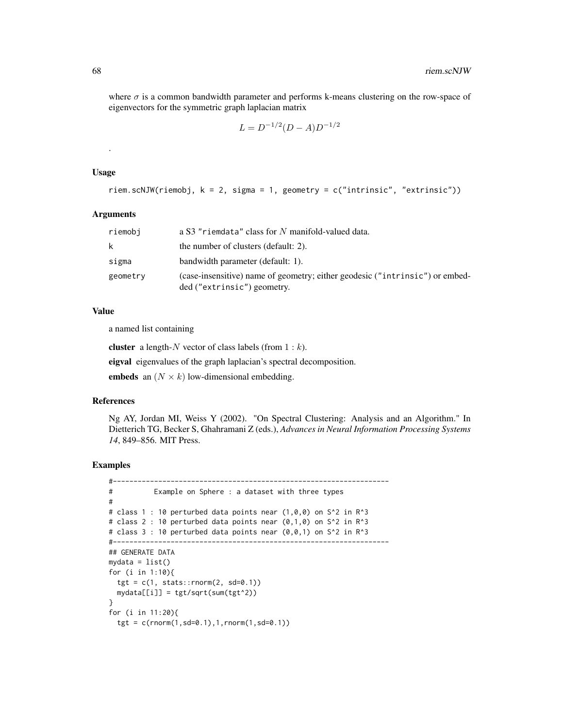where $\sigma$ is a common bandwidth parameter and performs k-means clustering on the row-space of eigenvectors for the symmetric graph laplacian matrix

$$L = D^{-1/2}(D - A)D^{-1/2}$$

.

### Usage

```
riem.scNJW(riemobj, k = 2, sigma = 1, geometry = c("intrinsic", "extrinsic"))
```

### Arguments

| | |
|---|---|
| riemobj | a S3 "riemdata" class for $N$ manifold-valued data. |
| k | the number of clusters (default: 2). |
| sigma | bandwidth parameter (default: 1). |
| geometry | (case-insensitive) name of geometry; either geodesic ("intrinsic") or embedded ("extrinsic") geometry. |

### Value

a named list containing

**cluster** a length-$N$ vector of class labels (from $1 : k$).

**eigval** eigenvalues of the graph laplacian's spectral decomposition.

**embeds** an $(N \times k)$ low-dimensional embedding.

### References

Ng AY, Jordan MI, Weiss Y (2002). "On Spectral Clustering: Analysis and an Algorithm." In Dietterich TG, Becker S, Ghahramani Z (eds.), *Advances in Neural Information Processing Systems 14*, 849–856. MIT Press.

### Examples

```
#-------------------------------------------------------------------
#          Example on Sphere : a dataset with three types
#
# class 1 : 10 perturbed data points near (1,0,0) on S^2 in R^3
# class 2 : 10 perturbed data points near (0,1,0) on S^2 in R^3
# class 3 : 10 perturbed data points near (0,0,1) on S^2 in R^3
#-------------------------------------------------------------------
## GENERATE DATA
mydata = list()
for (i in 1:10){
  tgt = c(1, stats::rnorm(2, sd=0.1))
  mydata[[i]] = tgt/sqrt(sum(tgt^2))
}
for (i in 11:20){
  tgt = c(rnorm(1,sd=0.1),1,rnorm(1,sd=0.1))
```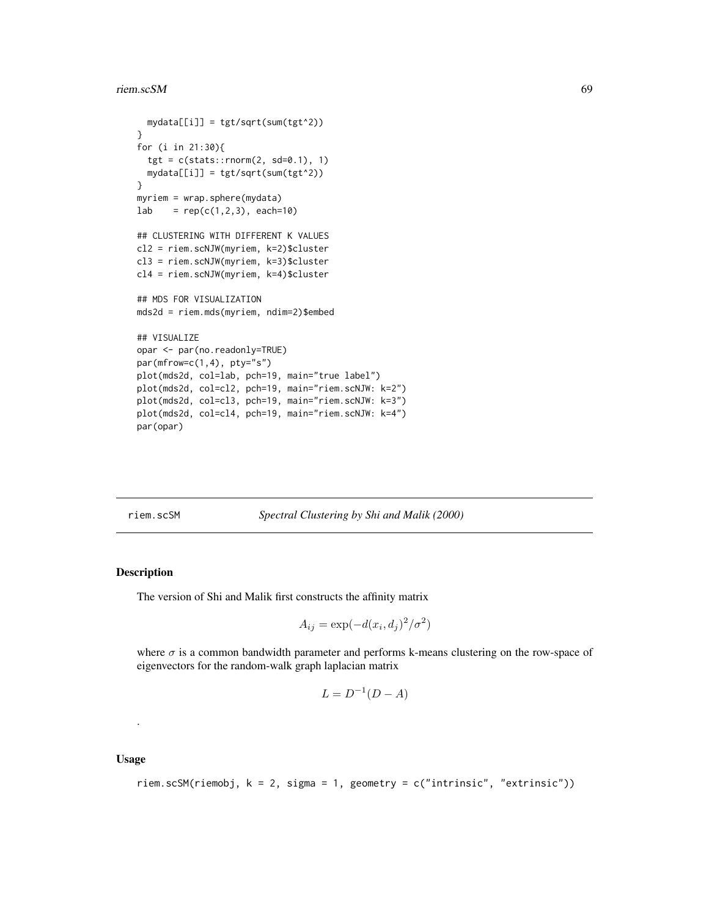```
  mydata[[i]] = tgt/sqrt(sum(tgt^2))
}
for (i in 21:30){
  tgt = c(stats::rnorm(2, sd=0.1), 1)
  mydata[[i]] = tgt/sqrt(sum(tgt^2))
}
myriem = wrap.sphere(mydata)
lab    = rep(c(1,2,3), each=10)

## CLUSTERING WITH DIFFERENT K VALUES
cl2 = riem.scNJW(myriem, k=2)$cluster
cl3 = riem.scNJW(myriem, k=3)$cluster
cl4 = riem.scNJW(myriem, k=4)$cluster

## MDS FOR VISUALIZATION
mds2d = riem.mds(myriem, ndim=2)$embed

## VISUALIZE
opar <- par(no.readonly=TRUE)
par(mfrow=c(1,4), pty="s")
plot(mds2d, col=lab, pch=19, main="true label")
plot(mds2d, col=cl2, pch=19, main="riem.scNJW: k=2")
plot(mds2d, col=cl3, pch=19, main="riem.scNJW: k=3")
plot(mds2d, col=cl4, pch=19, main="riem.scNJW: k=4")
par(opar)
```

---

# riem.scSM — *Spectral Clustering by Shi and Malik (2000)*

---

## Description

The version of Shi and Malik first constructs the affinity matrix

$$A_{ij} = \exp(-d(x_i, d_j)^2/\sigma^2)$$

where $\sigma$ is a common bandwidth parameter and performs k-means clustering on the row-space of eigenvectors for the random-walk graph laplacian matrix

$$L = D^{-1}(D - A)$$

.

## Usage

```
riem.scSM(riemobj, k = 2, sigma = 1, geometry = c("intrinsic", "extrinsic"))
```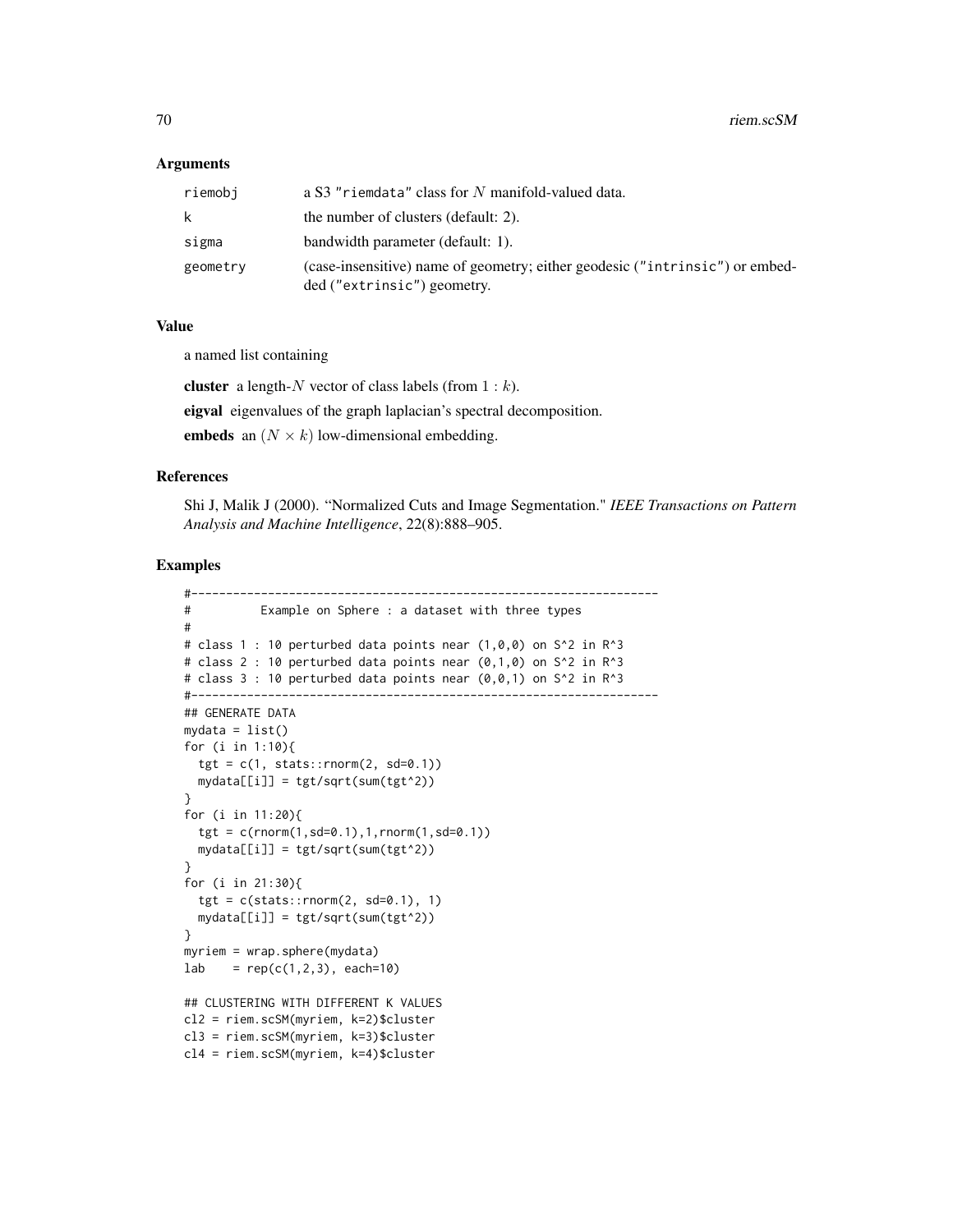### Arguments

| | |
|---|---|
| riemobj | a S3 "riemdata" class for $N$ manifold-valued data. |
| k | the number of clusters (default: 2). |
| sigma | bandwidth parameter (default: 1). |
| geometry | (case-insensitive) name of geometry; either geodesic ("intrinsic") or embedded ("extrinsic") geometry. |

### Value

a named list containing

**cluster** a length-$N$ vector of class labels (from $1 : k$).

**eigval** eigenvalues of the graph laplacian's spectral decomposition.

**embeds** an $(N \times k)$ low-dimensional embedding.

### References

Shi J, Malik J (2000). "Normalized Cuts and Image Segmentation." *IEEE Transactions on Pattern Analysis and Machine Intelligence*, 22(8):888–905.

### Examples

```
#-------------------------------------------------------------------
#          Example on Sphere : a dataset with three types
#
# class 1 : 10 perturbed data points near (1,0,0) on S^2 in R^3
# class 2 : 10 perturbed data points near (0,1,0) on S^2 in R^3
# class 3 : 10 perturbed data points near (0,0,1) on S^2 in R^3
#-------------------------------------------------------------------
## GENERATE DATA
mydata = list()
for (i in 1:10){
  tgt = c(1, stats::rnorm(2, sd=0.1))
  mydata[[i]] = tgt/sqrt(sum(tgt^2))
}
for (i in 11:20){
  tgt = c(rnorm(1,sd=0.1),1,rnorm(1,sd=0.1))
  mydata[[i]] = tgt/sqrt(sum(tgt^2))
}
for (i in 21:30){
  tgt = c(stats::rnorm(2, sd=0.1), 1)
  mydata[[i]] = tgt/sqrt(sum(tgt^2))
}
myriem = wrap.sphere(mydata)
lab    = rep(c(1,2,3), each=10)

## CLUSTERING WITH DIFFERENT K VALUES
cl2 = riem.scSM(myriem, k=2)$cluster
cl3 = riem.scSM(myriem, k=3)$cluster
cl4 = riem.scSM(myriem, k=4)$cluster
```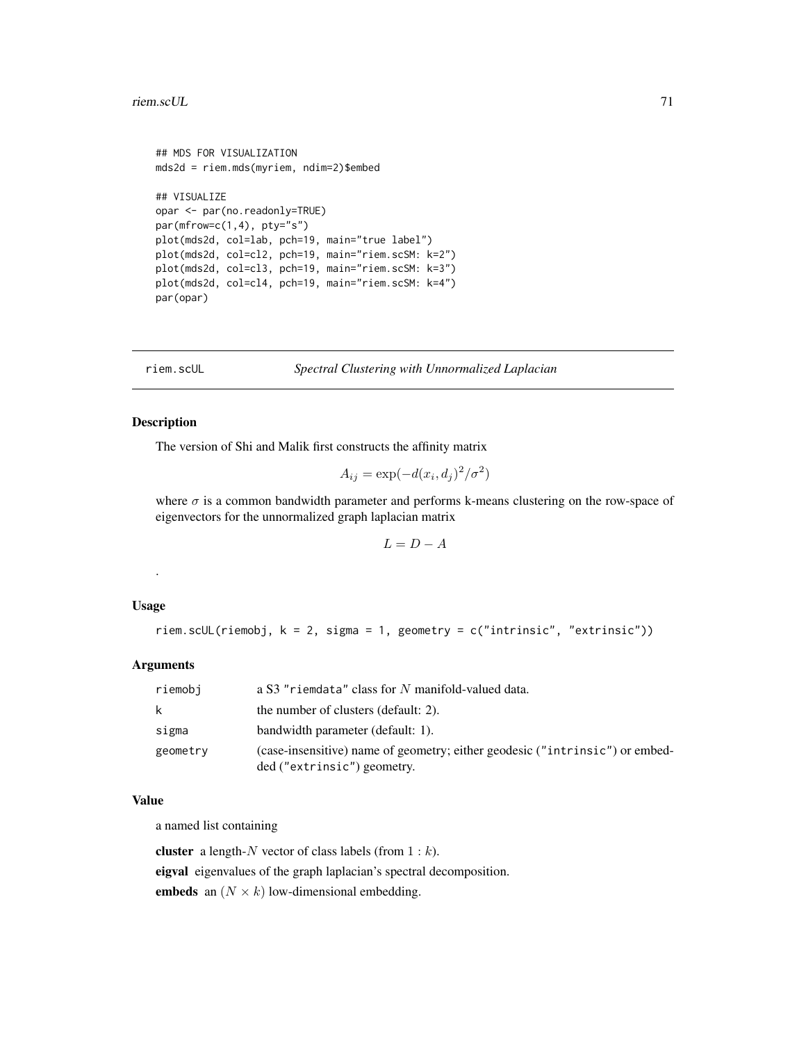```
## MDS FOR VISUALIZATION
mds2d = riem.mds(myriem, ndim=2)$embed

## VISUALIZE
opar <- par(no.readonly=TRUE)
par(mfrow=c(1,4), pty="s")
plot(mds2d, col=lab, pch=19, main="true label")
plot(mds2d, col=cl2, pch=19, main="riem.scSM: k=2")
plot(mds2d, col=cl3, pch=19, main="riem.scSM: k=3")
plot(mds2d, col=cl4, pch=19, main="riem.scSM: k=4")
par(opar)
```

---

## riem.scUL — *Spectral Clustering with Unnormalized Laplacian*

---

### Description

The version of Shi and Malik first constructs the affinity matrix

$$A_{ij} = \exp(-d(x_i, d_j)^2/\sigma^2)$$

where $\sigma$ is a common bandwidth parameter and performs k-means clustering on the row-space of eigenvectors for the unnormalized graph laplacian matrix

$$L = D - A$$

.

### Usage

```
riem.scUL(riemobj, k = 2, sigma = 1, geometry = c("intrinsic", "extrinsic"))
```

### Arguments

| | |
|---|---|
| riemobj | a S3 "riemdata" class for $N$ manifold-valued data. |
| k | the number of clusters (default: 2). |
| sigma | bandwidth parameter (default: 1). |
| geometry | (case-insensitive) name of geometry; either geodesic ("intrinsic") or embedded ("extrinsic") geometry. |

### Value

a named list containing

**cluster** a length-$N$ vector of class labels (from $1 : k$).

**eigval** eigenvalues of the graph laplacian's spectral decomposition.

**embeds** an $(N \times k)$ low-dimensional embedding.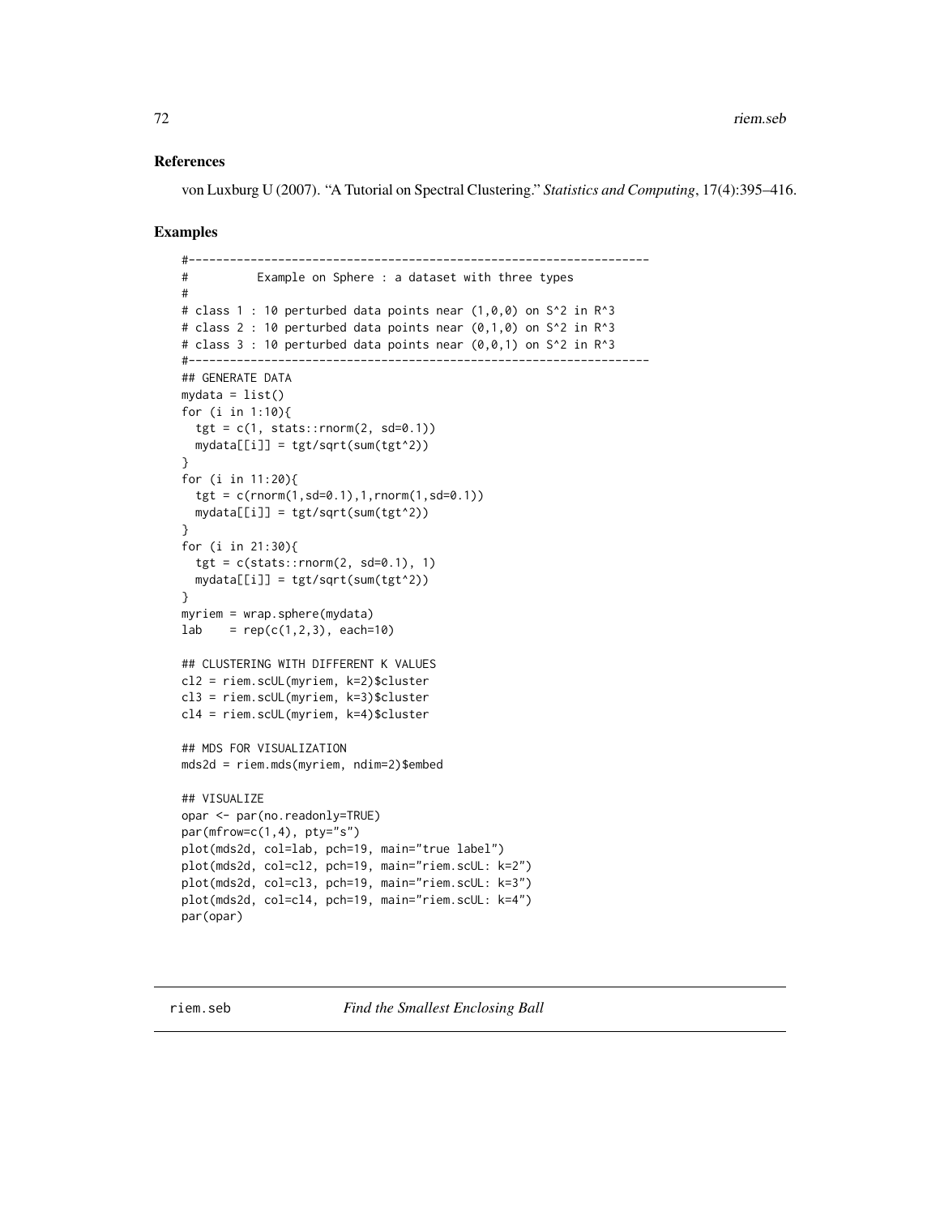### References

von Luxburg U (2007). "A Tutorial on Spectral Clustering." *Statistics and Computing*, 17(4):395–416.

### Examples

```
#-------------------------------------------------------------------
#          Example on Sphere : a dataset with three types
#
# class 1 : 10 perturbed data points near (1,0,0) on S^2 in R^3
# class 2 : 10 perturbed data points near (0,1,0) on S^2 in R^3
# class 3 : 10 perturbed data points near (0,0,1) on S^2 in R^3
#-------------------------------------------------------------------
## GENERATE DATA
mydata = list()
for (i in 1:10){
  tgt = c(1, stats::rnorm(2, sd=0.1))
  mydata[[i]] = tgt/sqrt(sum(tgt^2))
}
for (i in 11:20){
  tgt = c(rnorm(1,sd=0.1),1,rnorm(1,sd=0.1))
  mydata[[i]] = tgt/sqrt(sum(tgt^2))
}
for (i in 21:30){
  tgt = c(stats::rnorm(2, sd=0.1), 1)
  mydata[[i]] = tgt/sqrt(sum(tgt^2))
}
myriem = wrap.sphere(mydata)
lab    = rep(c(1,2,3), each=10)

## CLUSTERING WITH DIFFERENT K VALUES
cl2 = riem.scUL(myriem, k=2)$cluster
cl3 = riem.scUL(myriem, k=3)$cluster
cl4 = riem.scUL(myriem, k=4)$cluster

## MDS FOR VISUALIZATION
mds2d = riem.mds(myriem, ndim=2)$embed

## VISUALIZE
opar <- par(no.readonly=TRUE)
par(mfrow=c(1,4), pty="s")
plot(mds2d, col=lab, pch=19, main="true label")
plot(mds2d, col=cl2, pch=19, main="riem.scUL: k=2")
plot(mds2d, col=cl3, pch=19, main="riem.scUL: k=3")
plot(mds2d, col=cl4, pch=19, main="riem.scUL: k=4")
par(opar)
```

---

## riem.seb *Find the Smallest Enclosing Ball*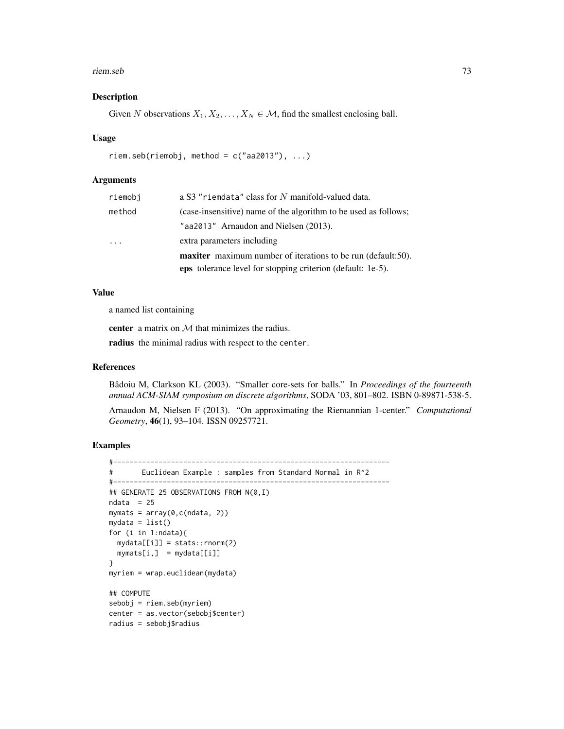## Description

Given $N$ observations $X_1, X_2, \ldots, X_N \in \mathcal{M}$, find the smallest enclosing ball.

## Usage

```
riem.seb(riemobj, method = c("aa2013"), ...)
```

## Arguments

| | |
|---|---|
| riemobj | a S3 "riemdata" class for $N$ manifold-valued data. |
| method | (case-insensitive) name of the algorithm to be used as follows; |
| | "aa2013" Arnaudon and Nielsen (2013). |
| ... | extra parameters including |
| | **maxiter** maximum number of iterations to be run (default:50). |
| | **eps** tolerance level for stopping criterion (default: 1e-5). |

## Value

a named list containing

**center** a matrix on $\mathcal{M}$ that minimizes the radius.

**radius** the minimal radius with respect to the center.

## References

Bâdoiu M, Clarkson KL (2003). "Smaller core-sets for balls." In *Proceedings of the fourteenth annual ACM-SIAM symposium on discrete algorithms*, SODA '03, 801–802. ISBN 0-89871-538-5.

Arnaudon M, Nielsen F (2013). "On approximating the Riemannian 1-center." *Computational Geometry*, **46**(1), 93–104. ISSN 09257721.

## Examples

```
#-------------------------------------------------------------------
#       Euclidean Example : samples from Standard Normal in R^2
#-------------------------------------------------------------------
## GENERATE 25 OBSERVATIONS FROM N(0,I)
ndata  = 25
mymats = array(0,c(ndata, 2))
mydata = list()
for (i in 1:ndata){
  mydata[[i]] = stats::rnorm(2)
  mymats[i,]  = mydata[[i]]
}
myriem = wrap.euclidean(mydata)

## COMPUTE
sebobj = riem.seb(myriem)
center = as.vector(sebobj$center)
radius = sebobj$radius
```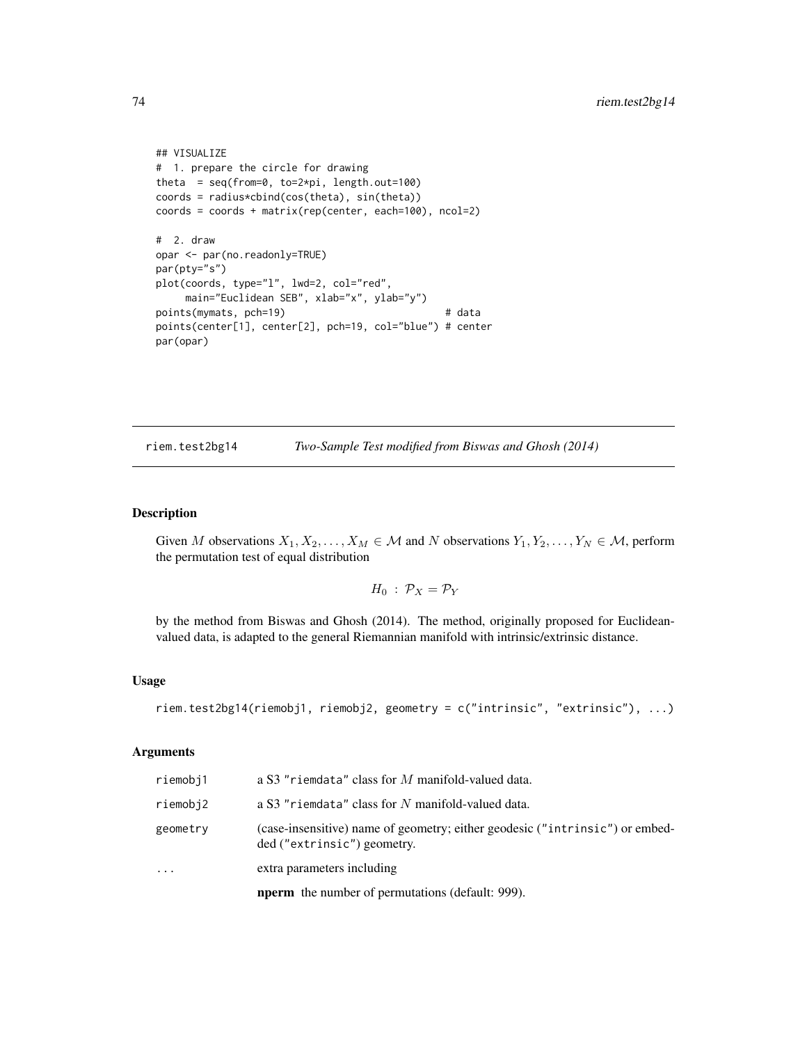```
## VISUALIZE
#  1. prepare the circle for drawing
theta  = seq(from=0, to=2*pi, length.out=100)
coords = radius*cbind(cos(theta), sin(theta))
coords = coords + matrix(rep(center, each=100), ncol=2)

#  2. draw
opar <- par(no.readonly=TRUE)
par(pty="s")
plot(coords, type="l", lwd=2, col="red",
     main="Euclidean SEB", xlab="x", ylab="y")
points(mymats, pch=19)                          # data
points(center[1], center[2], pch=19, col="blue") # center
par(opar)
```

---

## riem.test2bg14 — *Two-Sample Test modified from Biswas and Ghosh (2014)*

---

### Description

Given $M$ observations $X_1, X_2, \ldots, X_M \in \mathcal{M}$ and $N$ observations $Y_1, Y_2, \ldots, Y_N \in \mathcal{M}$, perform the permutation test of equal distribution

$$H_0 \,:\, \mathcal{P}_X = \mathcal{P}_Y$$

by the method from Biswas and Ghosh (2014). The method, originally proposed for Euclidean-valued data, is adapted to the general Riemannian manifold with intrinsic/extrinsic distance.

### Usage

```
riem.test2bg14(riemobj1, riemobj2, geometry = c("intrinsic", "extrinsic"), ...)
```

### Arguments

| | |
|---|---|
| `riemobj1` | a S3 "`riemdata`" class for $M$ manifold-valued data. |
| `riemobj2` | a S3 "`riemdata`" class for $N$ manifold-valued data. |
| `geometry` | (case-insensitive) name of geometry; either geodesic ("`intrinsic`") or embedded ("`extrinsic`") geometry. |
| `...` | extra parameters including<br>**nperm** the number of permutations (default: 999). |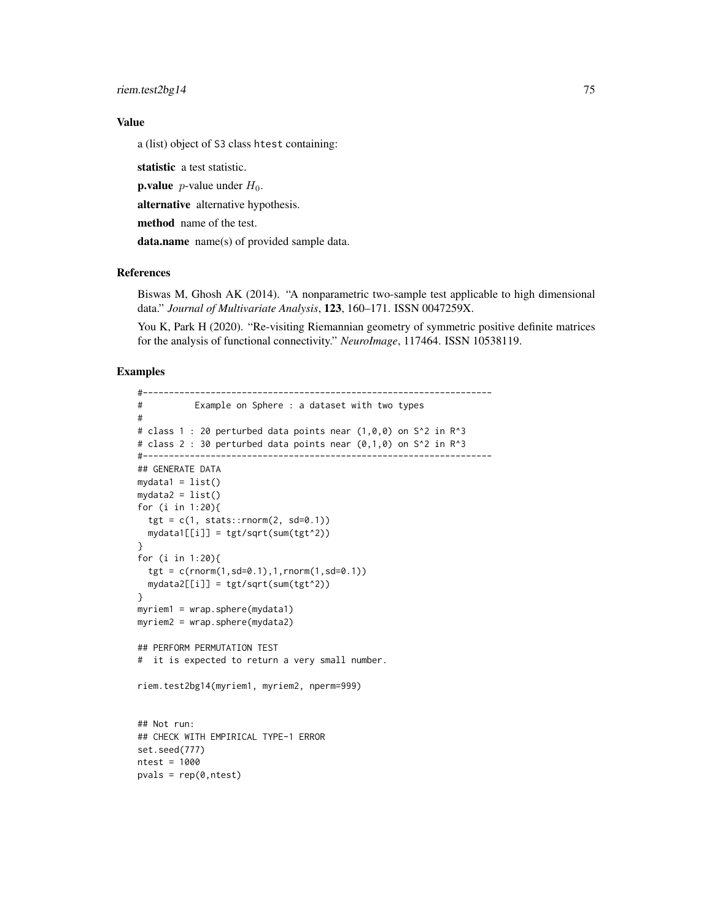### Value

a (list) object of S3 class htest containing:

**statistic** a test statistic.

**p.value** $p$-value under $H_0$.

**alternative** alternative hypothesis.

**method** name of the test.

**data.name** name(s) of provided sample data.

### References

Biswas M, Ghosh AK (2014). "A nonparametric two-sample test applicable to high dimensional data." *Journal of Multivariate Analysis*, **123**, 160–171. ISSN 0047259X.

You K, Park H (2020). "Re-visiting Riemannian geometry of symmetric positive definite matrices for the analysis of functional connectivity." *NeuroImage*, 117464. ISSN 10538119.

### Examples

```
#-------------------------------------------------------------------
#          Example on Sphere : a dataset with two types
#
# class 1 : 20 perturbed data points near (1,0,0) on S^2 in R^3
# class 2 : 30 perturbed data points near (0,1,0) on S^2 in R^3
#-------------------------------------------------------------------
## GENERATE DATA
mydata1 = list()
mydata2 = list()
for (i in 1:20){
  tgt = c(1, stats::rnorm(2, sd=0.1))
  mydata1[[i]] = tgt/sqrt(sum(tgt^2))
}
for (i in 1:20){
  tgt = c(rnorm(1,sd=0.1),1,rnorm(1,sd=0.1))
  mydata2[[i]] = tgt/sqrt(sum(tgt^2))
}
myriem1 = wrap.sphere(mydata1)
myriem2 = wrap.sphere(mydata2)

## PERFORM PERMUTATION TEST
#  it is expected to return a very small number.

riem.test2bg14(myriem1, myriem2, nperm=999)


## Not run:
## CHECK WITH EMPIRICAL TYPE-1 ERROR
set.seed(777)
ntest = 1000
pvals = rep(0,ntest)
```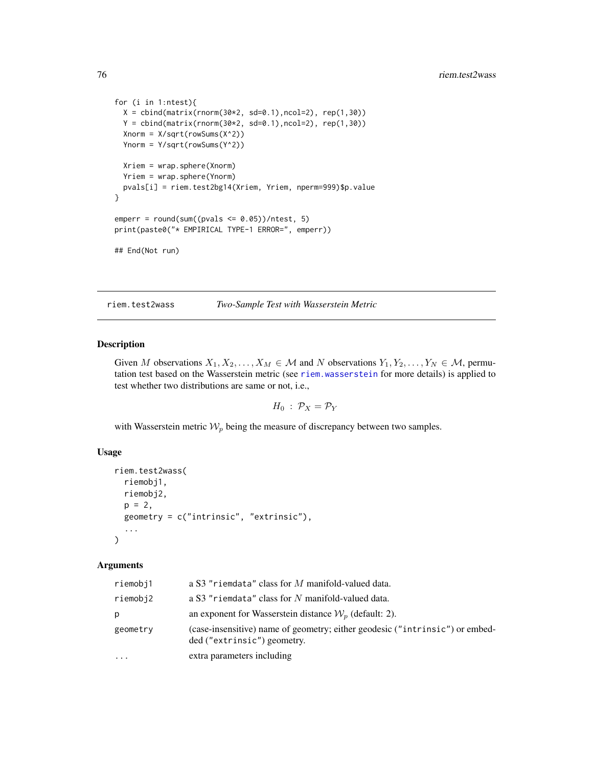```
for (i in 1:ntest){
  X = cbind(matrix(rnorm(30*2, sd=0.1),ncol=2), rep(1,30))
  Y = cbind(matrix(rnorm(30*2, sd=0.1),ncol=2), rep(1,30))
  Xnorm = X/sqrt(rowSums(X^2))
  Ynorm = Y/sqrt(rowSums(Y^2))

  Xriem = wrap.sphere(Xnorm)
  Yriem = wrap.sphere(Ynorm)
  pvals[i] = riem.test2bg14(Xriem, Yriem, nperm=999)$p.value
}

emperr = round(sum((pvals <= 0.05))/ntest, 5)
print(paste0("* EMPIRICAL TYPE-1 ERROR=", emperr))

## End(Not run)
```

## riem.test2wass — *Two-Sample Test with Wasserstein Metric*

### Description

Given $M$ observations $X_1, X_2, \ldots, X_M \in \mathcal{M}$ and $N$ observations $Y_1, Y_2, \ldots, Y_N \in \mathcal{M}$, permutation test based on the Wasserstein metric (see riem.wasserstein for more details) is applied to test whether two distributions are same or not, i.e.,

$$H_0 \, : \, \mathcal{P}_X = \mathcal{P}_Y$$

with Wasserstein metric $\mathcal{W}_p$ being the measure of discrepancy between two samples.

### Usage

```
riem.test2wass(
  riemobj1,
  riemobj2,
  p = 2,
  geometry = c("intrinsic", "extrinsic"),
  ...
)
```

### Arguments

| | |
|---|---|
| riemobj1 | a S3 "riemdata" class for $M$ manifold-valued data. |
| riemobj2 | a S3 "riemdata" class for $N$ manifold-valued data. |
| p | an exponent for Wasserstein distance $\mathcal{W}_p$ (default: 2). |
| geometry | (case-insensitive) name of geometry; either geodesic ("intrinsic") or embedded ("extrinsic") geometry. |
| ... | extra parameters including |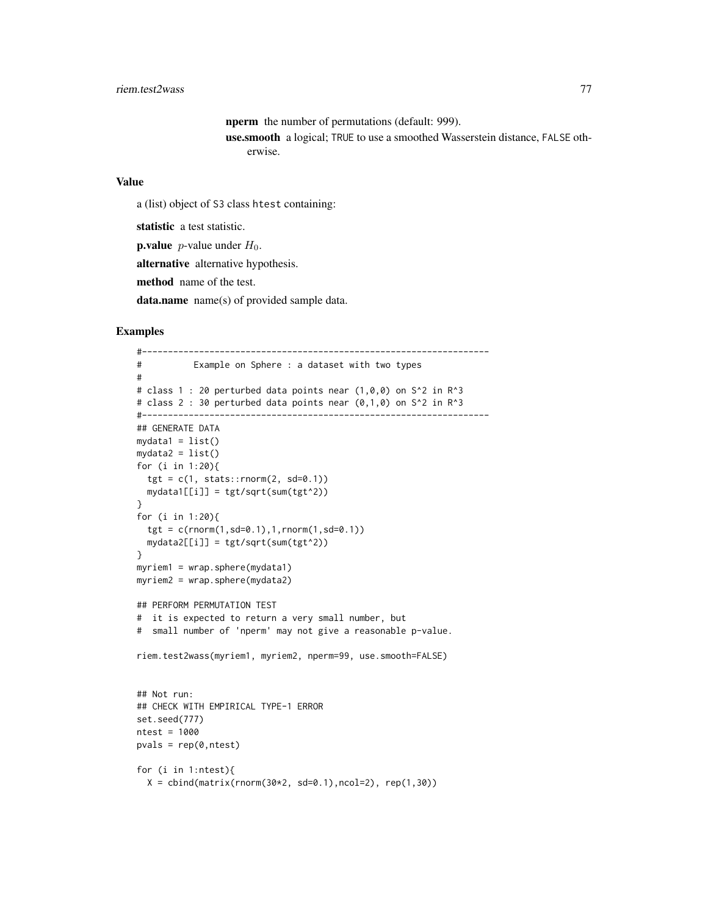**nperm** the number of permutations (default: 999).

**use.smooth** a logical; TRUE to use a smoothed Wasserstein distance, FALSE otherwise.

## Value

a (list) object of S3 class htest containing:

**statistic** a test statistic.

**p.value** $p$-value under $H_0$.

**alternative** alternative hypothesis.

**method** name of the test.

**data.name** name(s) of provided sample data.

## Examples

```
#-------------------------------------------------------------------
#          Example on Sphere : a dataset with two types
#
# class 1 : 20 perturbed data points near (1,0,0) on S^2 in R^3
# class 2 : 30 perturbed data points near (0,1,0) on S^2 in R^3
#-------------------------------------------------------------------
## GENERATE DATA
mydata1 = list()
mydata2 = list()
for (i in 1:20){
  tgt = c(1, stats::rnorm(2, sd=0.1))
  mydata1[[i]] = tgt/sqrt(sum(tgt^2))
}
for (i in 1:20){
  tgt = c(rnorm(1,sd=0.1),1,rnorm(1,sd=0.1))
  mydata2[[i]] = tgt/sqrt(sum(tgt^2))
}
myriem1 = wrap.sphere(mydata1)
myriem2 = wrap.sphere(mydata2)

## PERFORM PERMUTATION TEST
#  it is expected to return a very small number, but
#  small number of 'nperm' may not give a reasonable p-value.

riem.test2wass(myriem1, myriem2, nperm=99, use.smooth=FALSE)


## Not run:
## CHECK WITH EMPIRICAL TYPE-1 ERROR
set.seed(777)
ntest = 1000
pvals = rep(0,ntest)

for (i in 1:ntest){
  X = cbind(matrix(rnorm(30*2, sd=0.1),ncol=2), rep(1,30))
```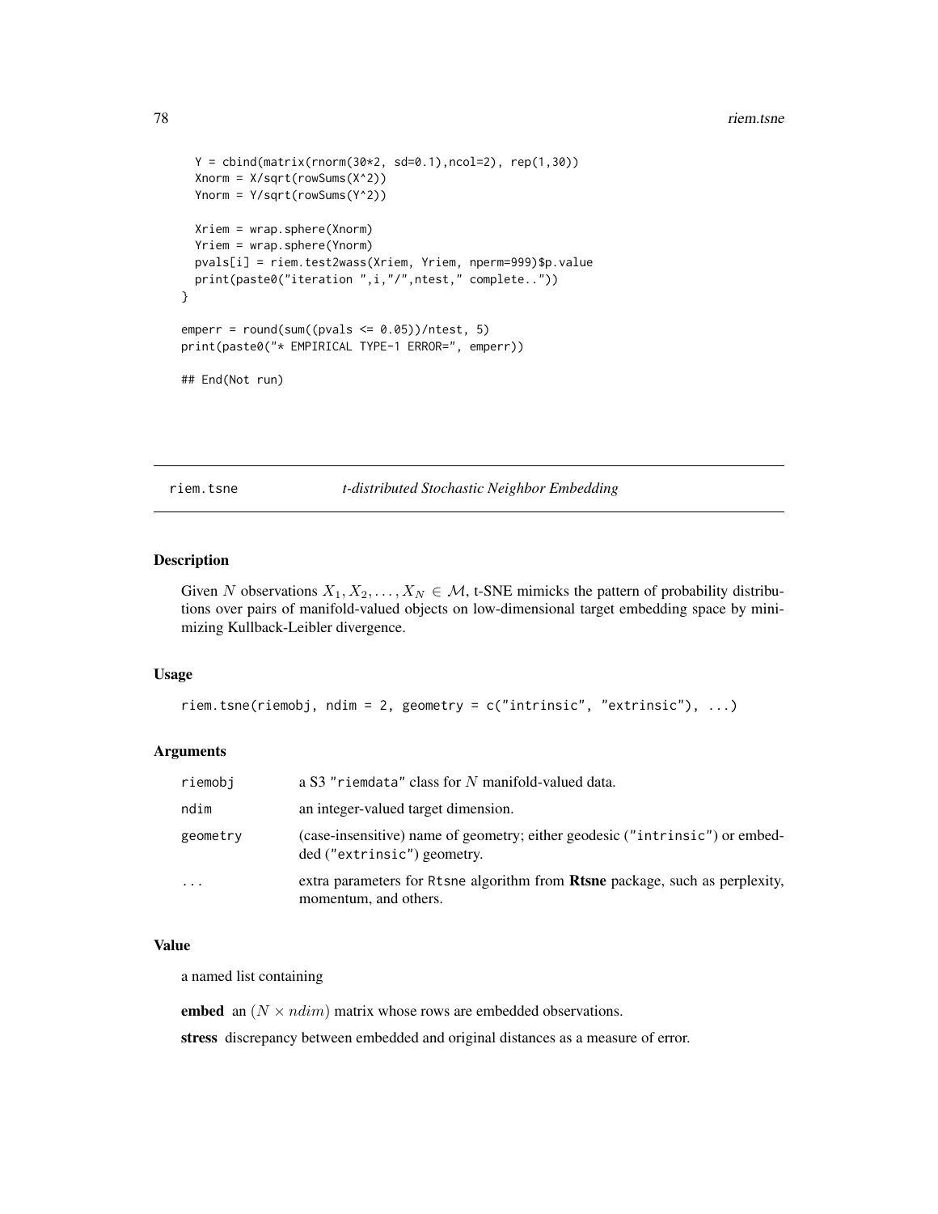```
  Y = cbind(matrix(rnorm(30*2, sd=0.1),ncol=2), rep(1,30))
  Xnorm = X/sqrt(rowSums(X^2))
  Ynorm = Y/sqrt(rowSums(Y^2))

  Xriem = wrap.sphere(Xnorm)
  Yriem = wrap.sphere(Ynorm)
  pvals[i] = riem.test2wass(Xriem, Yriem, nperm=999)$p.value
  print(paste0("iteration ",i,"/",ntest," complete.."))
}

emperr = round(sum((pvals <= 0.05))/ntest, 5)
print(paste0("* EMPIRICAL TYPE-1 ERROR=", emperr))

## End(Not run)
```

## riem.tsne — *t-distributed Stochastic Neighbor Embedding*

### Description

Given $N$ observations $X_1, X_2, \ldots, X_N \in \mathcal{M}$, t-SNE mimicks the pattern of probability distributions over pairs of manifold-valued objects on low-dimensional target embedding space by minimizing Kullback-Leibler divergence.

### Usage

```
riem.tsne(riemobj, ndim = 2, geometry = c("intrinsic", "extrinsic"), ...)
```

### Arguments

| | |
|---|---|
| riemobj | a S3 "riemdata" class for $N$ manifold-valued data. |
| ndim | an integer-valued target dimension. |
| geometry | (case-insensitive) name of geometry; either geodesic ("intrinsic") or embedded ("extrinsic") geometry. |
| ... | extra parameters for Rtsne algorithm from **Rtsne** package, such as perplexity, momentum, and others. |

### Value

a named list containing

**embed** an $(N \times ndim)$ matrix whose rows are embedded observations.

**stress** discrepancy between embedded and original distances as a measure of error.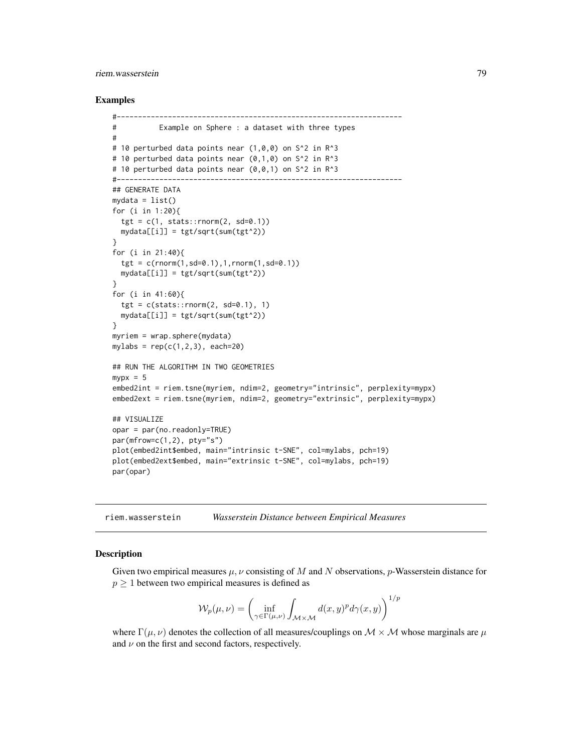## Examples

```
#-------------------------------------------------------------------
#          Example on Sphere : a dataset with three types
#
# 10 perturbed data points near (1,0,0) on S^2 in R^3
# 10 perturbed data points near (0,1,0) on S^2 in R^3
# 10 perturbed data points near (0,0,1) on S^2 in R^3
#-------------------------------------------------------------------
## GENERATE DATA
mydata = list()
for (i in 1:20){
  tgt = c(1, stats::rnorm(2, sd=0.1))
  mydata[[i]] = tgt/sqrt(sum(tgt^2))
}
for (i in 21:40){
  tgt = c(rnorm(1,sd=0.1),1,rnorm(1,sd=0.1))
  mydata[[i]] = tgt/sqrt(sum(tgt^2))
}
for (i in 41:60){
  tgt = c(stats::rnorm(2, sd=0.1), 1)
  mydata[[i]] = tgt/sqrt(sum(tgt^2))
}
myriem = wrap.sphere(mydata)
mylabs = rep(c(1,2,3), each=20)

## RUN THE ALGORITHM IN TWO GEOMETRIES
mypx = 5
embed2int = riem.tsne(myriem, ndim=2, geometry="intrinsic", perplexity=mypx)
embed2ext = riem.tsne(myriem, ndim=2, geometry="extrinsic", perplexity=mypx)

## VISUALIZE
opar = par(no.readonly=TRUE)
par(mfrow=c(1,2), pty="s")
plot(embed2int$embed, main="intrinsic t-SNE", col=mylabs, pch=19)
plot(embed2ext$embed, main="extrinsic t-SNE", col=mylabs, pch=19)
par(opar)
```

---

# riem.wasserstein — *Wasserstein Distance between Empirical Measures*

---

## Description

Given two empirical measures $\mu, \nu$ consisting of $M$ and $N$ observations, $p$-Wasserstein distance for $p \geq 1$ between two empirical measures is defined as

$$\mathcal{W}_p(\mu, \nu) = \left( \inf_{\gamma \in \Gamma(\mu,\nu)} \int_{\mathcal{M} \times \mathcal{M}} d(x,y)^p d\gamma(x,y) \right)^{1/p}$$

where $\Gamma(\mu, \nu)$ denotes the collection of all measures/couplings on $\mathcal{M} \times \mathcal{M}$ whose marginals are $\mu$ and $\nu$ on the first and second factors, respectively.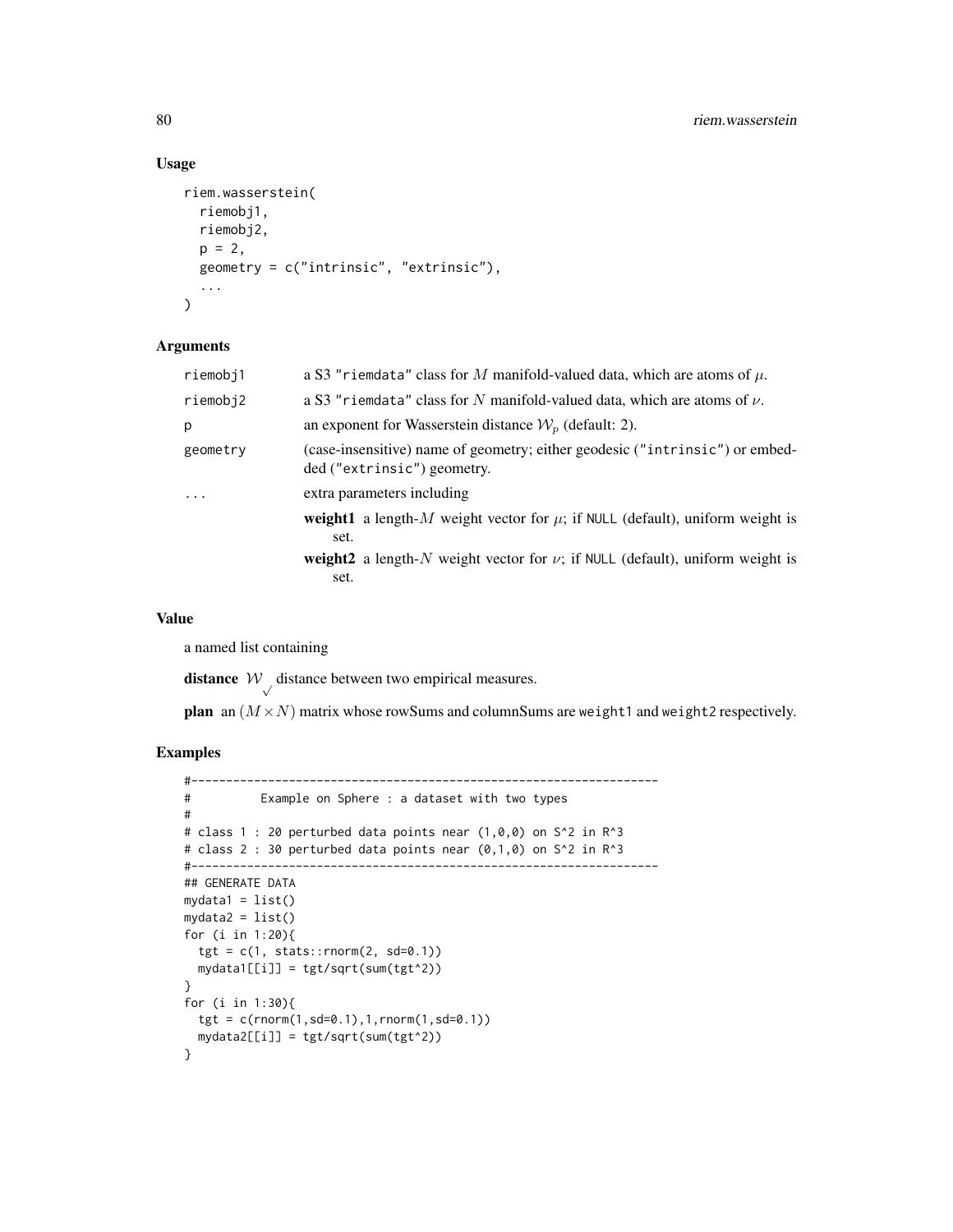## Usage

```
riem.wasserstein(
  riemobj1,
  riemobj2,
  p = 2,
  geometry = c("intrinsic", "extrinsic"),
  ...
)
```

## Arguments

| | |
|---|---|
| riemobj1 | a S3 "riemdata" class for $M$ manifold-valued data, which are atoms of $\mu$. |
| riemobj2 | a S3 "riemdata" class for $N$ manifold-valued data, which are atoms of $\nu$. |
| p | an exponent for Wasserstein distance $\mathcal{W}_p$ (default: 2). |
| geometry | (case-insensitive) name of geometry; either geodesic ("intrinsic") or embedded ("extrinsic") geometry. |
| ... | extra parameters including **weight1** a length-$M$ weight vector for $\mu$; if NULL (default), uniform weight is set. **weight2** a length-$N$ weight vector for $\nu$; if NULL (default), uniform weight is set. |

## Value

a named list containing

**distance** $\mathcal{W}_\surd$ distance between two empirical measures.

**plan** an $(M \times N)$ matrix whose rowSums and columnSums are weight1 and weight2 respectively.

## Examples

```
#-------------------------------------------------------------------
#          Example on Sphere : a dataset with two types
#
# class 1 : 20 perturbed data points near (1,0,0) on S^2 in R^3
# class 2 : 30 perturbed data points near (0,1,0) on S^2 in R^3
#-------------------------------------------------------------------
## GENERATE DATA
mydata1 = list()
mydata2 = list()
for (i in 1:20){
  tgt = c(1, stats::rnorm(2, sd=0.1))
  mydata1[[i]] = tgt/sqrt(sum(tgt^2))
}
for (i in 1:30){
  tgt = c(rnorm(1,sd=0.1),1,rnorm(1,sd=0.1))
  mydata2[[i]] = tgt/sqrt(sum(tgt^2))
}
```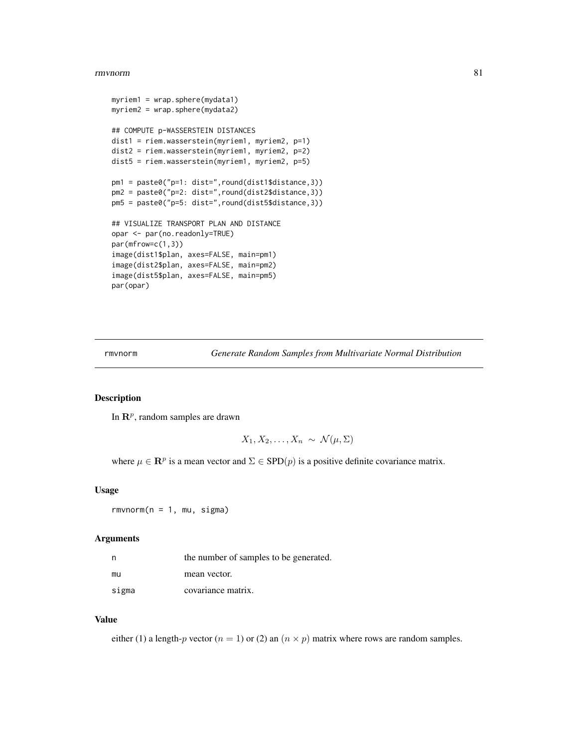```
myriem1 = wrap.sphere(mydata1)
myriem2 = wrap.sphere(mydata2)

## COMPUTE p-WASSERSTEIN DISTANCES
dist1 = riem.wasserstein(myriem1, myriem2, p=1)
dist2 = riem.wasserstein(myriem1, myriem2, p=2)
dist5 = riem.wasserstein(myriem1, myriem2, p=5)

pm1 = paste0("p=1: dist=",round(dist1$distance,3))
pm2 = paste0("p=2: dist=",round(dist2$distance,3))
pm5 = paste0("p=5: dist=",round(dist5$distance,3))

## VISUALIZE TRANSPORT PLAN AND DISTANCE
opar <- par(no.readonly=TRUE)
par(mfrow=c(1,3))
image(dist1$plan, axes=FALSE, main=pm1)
image(dist2$plan, axes=FALSE, main=pm2)
image(dist5$plan, axes=FALSE, main=pm5)
par(opar)
```

---

## rmvnorm — *Generate Random Samples from Multivariate Normal Distribution*

### Description

In $\mathbf{R}^p$, random samples are drawn

$$X_1, X_2, \ldots, X_n \sim \mathcal{N}(\mu, \Sigma)$$

where $\mu \in \mathbf{R}^p$ is a mean vector and $\Sigma \in \text{SPD}(p)$ is a positive definite covariance matrix.

### Usage

```
rmvnorm(n = 1, mu, sigma)
```

### Arguments

| | |
|---|---|
| n | the number of samples to be generated. |
| mu | mean vector. |
| sigma | covariance matrix. |

### Value

either (1) a length-$p$ vector ($n = 1$) or (2) an $(n \times p)$ matrix where rows are random samples.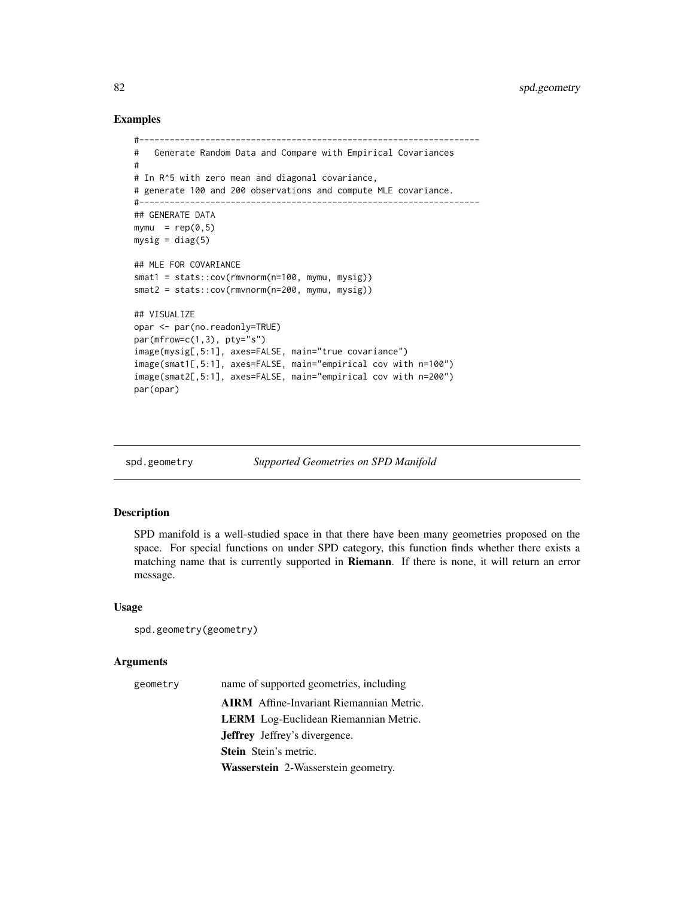### Examples

```
#-------------------------------------------------------------------
#   Generate Random Data and Compare with Empirical Covariances
#
# In R^5 with zero mean and diagonal covariance,
# generate 100 and 200 observations and compute MLE covariance.
#-------------------------------------------------------------------
## GENERATE DATA
mymu  = rep(0,5)
mysig = diag(5)

## MLE FOR COVARIANCE
smat1 = stats::cov(rmvnorm(n=100, mymu, mysig))
smat2 = stats::cov(rmvnorm(n=200, mymu, mysig))

## VISUALIZE
opar <- par(no.readonly=TRUE)
par(mfrow=c(1,3), pty="s")
image(mysig[,5:1], axes=FALSE, main="true covariance")
image(smat1[,5:1], axes=FALSE, main="empirical cov with n=100")
image(smat2[,5:1], axes=FALSE, main="empirical cov with n=200")
par(opar)
```

---

## spd.geometry — *Supported Geometries on SPD Manifold*

### Description

SPD manifold is a well-studied space in that there have been many geometries proposed on the space. For special functions on under SPD category, this function finds whether there exists a matching name that is currently supported in **Riemann**. If there is none, it will return an error message.

### Usage

```
spd.geometry(geometry)
```

### Arguments

`geometry` name of supported geometries, including

- **AIRM** Affine-Invariant Riemannian Metric.
- **LERM** Log-Euclidean Riemannian Metric.
- **Jeffrey** Jeffrey's divergence.
- **Stein** Stein's metric.
- **Wasserstein** 2-Wasserstein geometry.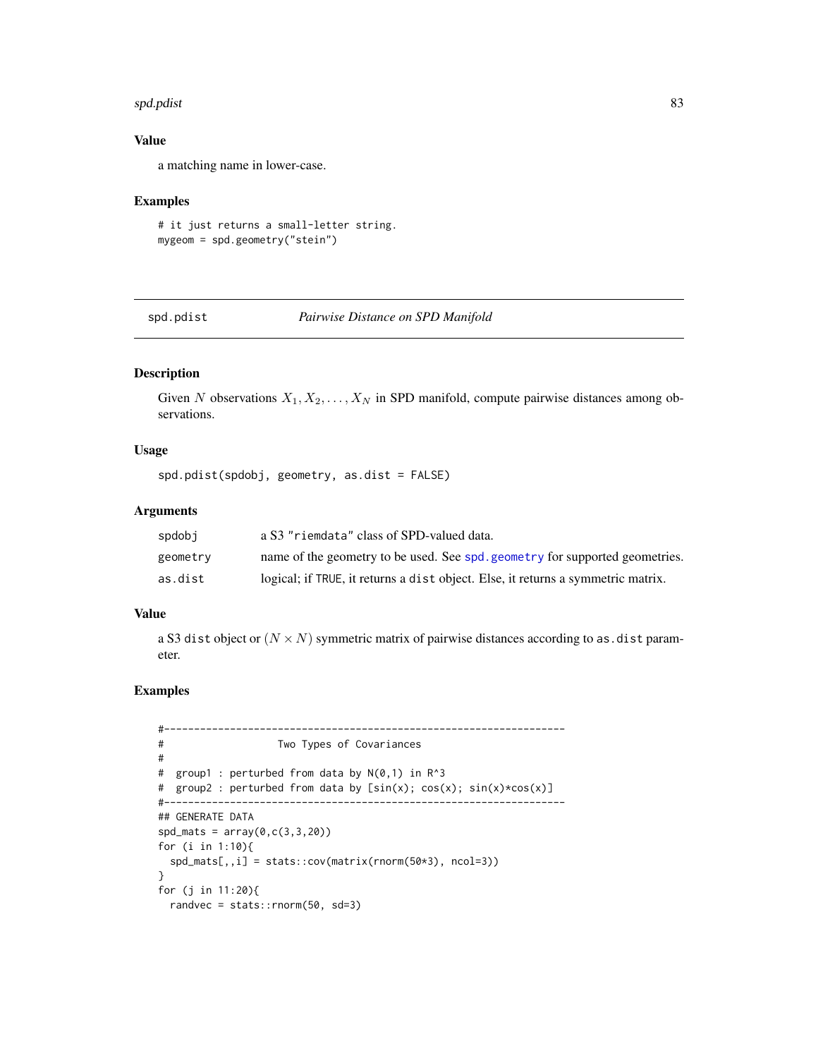## Value

a matching name in lower-case.

## Examples

```
# it just returns a small-letter string.
mygeom = spd.geometry("stein")
```

---

# spd.pdist — *Pairwise Distance on SPD Manifold*

---

## Description

Given $N$ observations $X_1, X_2, \ldots, X_N$ in SPD manifold, compute pairwise distances among observations.

## Usage

```
spd.pdist(spdobj, geometry, as.dist = FALSE)
```

## Arguments

| | |
|---|---|
| `spdobj` | a S3 `"riemdata"` class of SPD-valued data. |
| `geometry` | name of the geometry to be used. See `spd.geometry` for supported geometries. |
| `as.dist` | logical; if `TRUE`, it returns a `dist` object. Else, it returns a symmetric matrix. |

## Value

a S3 `dist` object or $(N \times N)$ symmetric matrix of pairwise distances according to `as.dist` parameter.

## Examples

```
#-------------------------------------------------------------------
#                   Two Types of Covariances
#
#  group1 : perturbed from data by N(0,1) in R^3
#  group2 : perturbed from data by [sin(x); cos(x); sin(x)*cos(x)]
#-------------------------------------------------------------------
## GENERATE DATA
spd_mats = array(0,c(3,3,20))
for (i in 1:10){
  spd_mats[,,i] = stats::cov(matrix(rnorm(50*3), ncol=3))
}
for (j in 11:20){
  randvec = stats::rnorm(50, sd=3)
```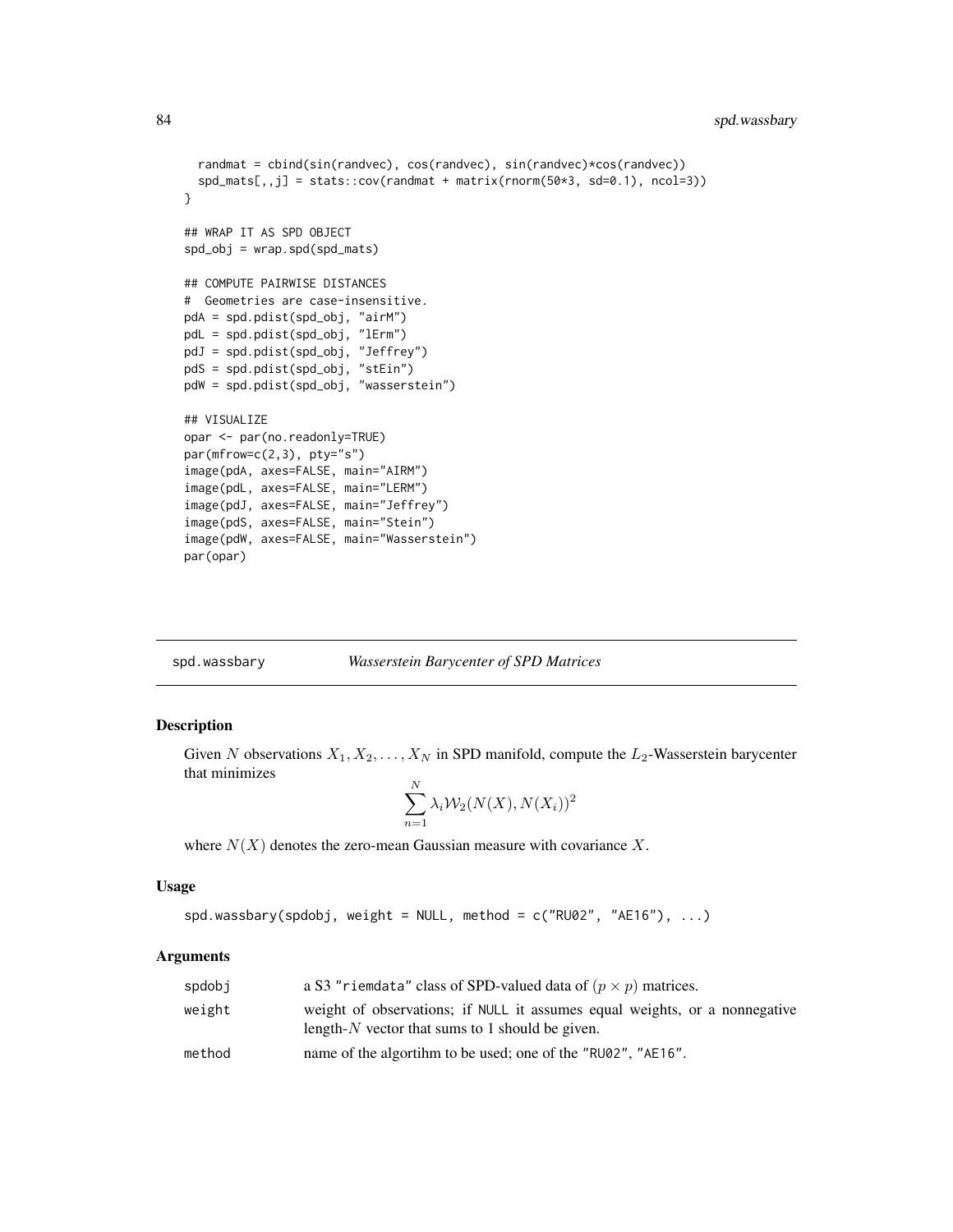```
  randmat = cbind(sin(randvec), cos(randvec), sin(randvec)*cos(randvec))
  spd_mats[,,j] = stats::cov(randmat + matrix(rnorm(50*3, sd=0.1), ncol=3))
}

## WRAP IT AS SPD OBJECT
spd_obj = wrap.spd(spd_mats)

## COMPUTE PAIRWISE DISTANCES
#  Geometries are case-insensitive.
pdA = spd.pdist(spd_obj, "airM")
pdL = spd.pdist(spd_obj, "lErm")
pdJ = spd.pdist(spd_obj, "Jeffrey")
pdS = spd.pdist(spd_obj, "stEin")
pdW = spd.pdist(spd_obj, "wasserstein")

## VISUALIZE
opar <- par(no.readonly=TRUE)
par(mfrow=c(2,3), pty="s")
image(pdA, axes=FALSE, main="AIRM")
image(pdL, axes=FALSE, main="LERM")
image(pdJ, axes=FALSE, main="Jeffrey")
image(pdS, axes=FALSE, main="Stein")
image(pdW, axes=FALSE, main="Wasserstein")
par(opar)
```

---

## spd.wassbary — *Wasserstein Barycenter of SPD Matrices*

### Description

Given $N$ observations $X_1, X_2, \ldots, X_N$ in SPD manifold, compute the $L_2$-Wasserstein barycenter that minimizes

$$\sum_{n=1}^{N} \lambda_i \mathcal{W}_2(N(X), N(X_i))^2$$

where $N(X)$ denotes the zero-mean Gaussian measure with covariance $X$.

### Usage

```
spd.wassbary(spdobj, weight = NULL, method = c("RU02", "AE16"), ...)
```

### Arguments

| | |
|---|---|
| `spdobj` | a S3 "riemdata" class of SPD-valued data of $(p \times p)$ matrices. |
| `weight` | weight of observations; if NULL it assumes equal weights, or a nonnegative length-$N$ vector that sums to 1 should be given. |
| `method` | name of the algortihm to be used; one of the "RU02", "AE16". |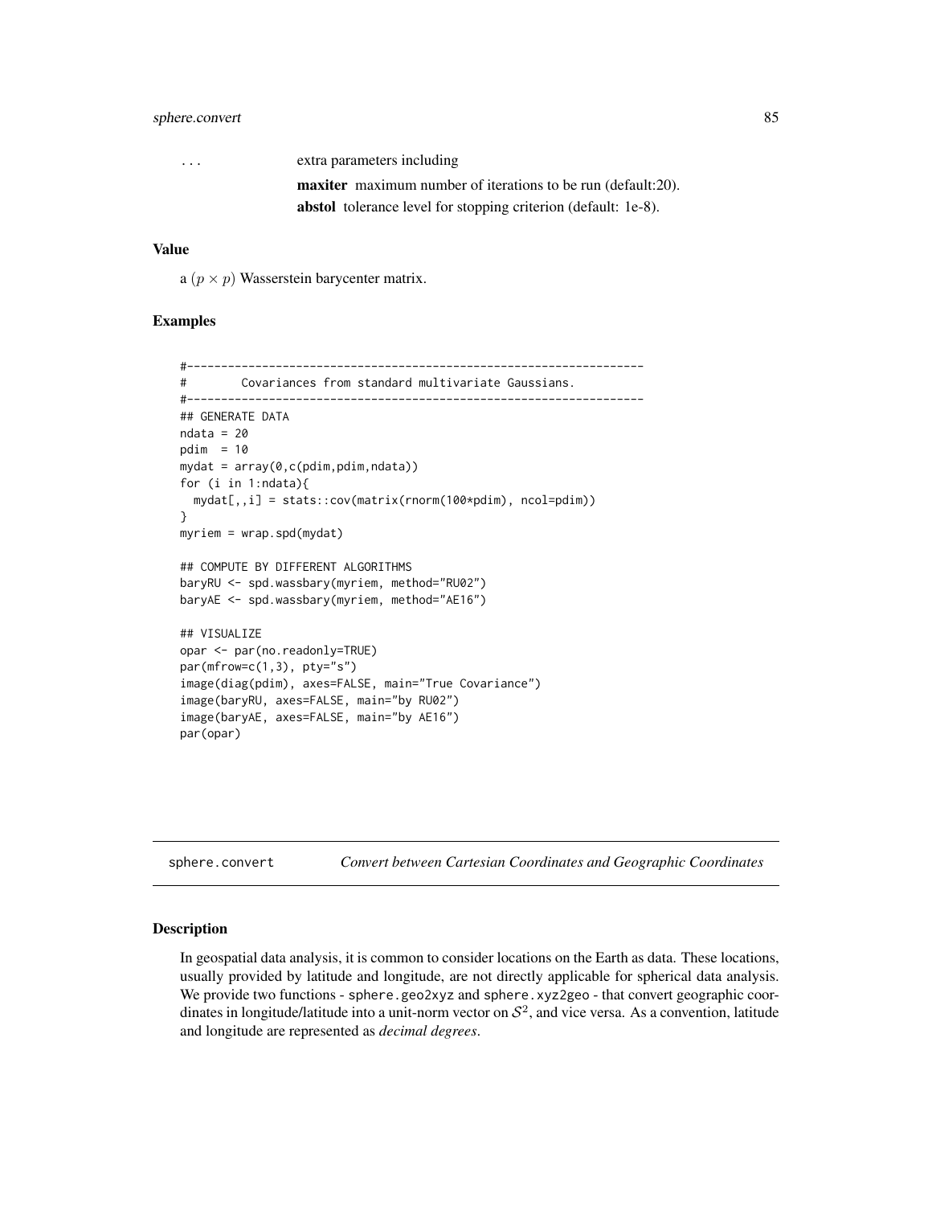... extra parameters including

**maxiter** maximum number of iterations to be run (default:20).

**abstol** tolerance level for stopping criterion (default: 1e-8).

### Value

a $(p \times p)$ Wasserstein barycenter matrix.

### Examples

```
#-------------------------------------------------------------------
#        Covariances from standard multivariate Gaussians.
#-------------------------------------------------------------------
## GENERATE DATA
ndata = 20
pdim  = 10
mydat = array(0,c(pdim,pdim,ndata))
for (i in 1:ndata){
  mydat[,,i] = stats::cov(matrix(rnorm(100*pdim), ncol=pdim))
}
myriem = wrap.spd(mydat)

## COMPUTE BY DIFFERENT ALGORITHMS
baryRU <- spd.wassbary(myriem, method="RU02")
baryAE <- spd.wassbary(myriem, method="AE16")

## VISUALIZE
opar <- par(no.readonly=TRUE)
par(mfrow=c(1,3), pty="s")
image(diag(pdim), axes=FALSE, main="True Covariance")
image(baryRU, axes=FALSE, main="by RU02")
image(baryAE, axes=FALSE, main="by AE16")
par(opar)
```

## sphere.convert *Convert between Cartesian Coordinates and Geographic Coordinates*

### Description

In geospatial data analysis, it is common to consider locations on the Earth as data. These locations, usually provided by latitude and longitude, are not directly applicable for spherical data analysis. We provide two functions - `sphere.geo2xyz` and `sphere.xyz2geo` - that convert geographic coordinates in longitude/latitude into a unit-norm vector on $\mathcal{S}^2$, and vice versa. As a convention, latitude and longitude are represented as *decimal degrees*.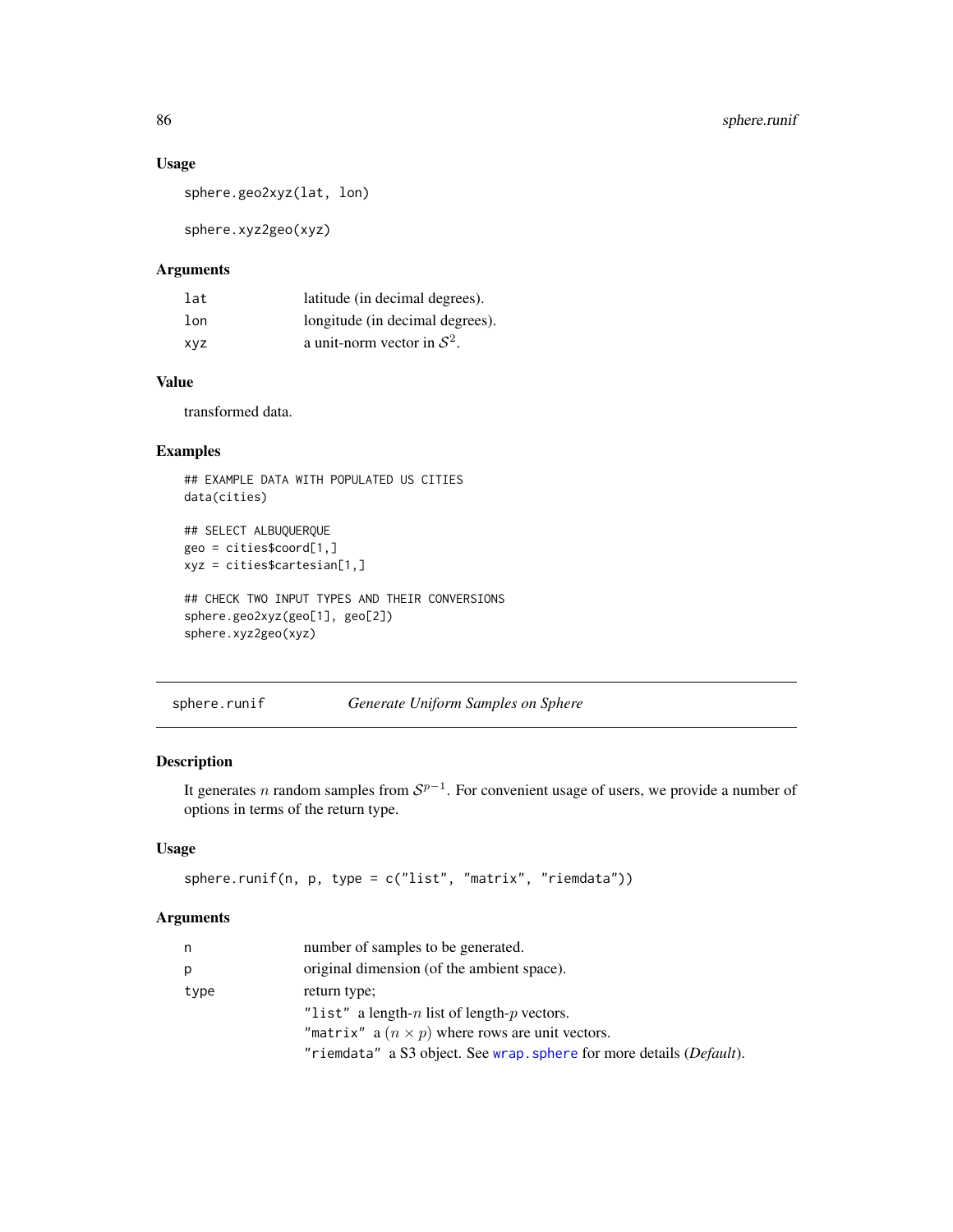### Usage

```
sphere.geo2xyz(lat, lon)

sphere.xyz2geo(xyz)
```

### Arguments

| | |
|---|---|
| lat | latitude (in decimal degrees). |
| lon | longitude (in decimal degrees). |
| xyz | a unit-norm vector in $\mathcal{S}^2$. |

### Value

transformed data.

### Examples

```
## EXAMPLE DATA WITH POPULATED US CITIES
data(cities)

## SELECT ALBUQUERQUE
geo = cities$coord[1,]
xyz = cities$cartesian[1,]

## CHECK TWO INPUT TYPES AND THEIR CONVERSIONS
sphere.geo2xyz(geo[1], geo[2])
sphere.xyz2geo(xyz)
```

---

## sphere.runif — *Generate Uniform Samples on Sphere*

### Description

It generates $n$ random samples from $\mathcal{S}^{p-1}$. For convenient usage of users, we provide a number of options in terms of the return type.

### Usage

```
sphere.runif(n, p, type = c("list", "matrix", "riemdata"))
```

### Arguments

| | |
|---|---|
| n | number of samples to be generated. |
| p | original dimension (of the ambient space). |
| type | return type;<br>"list" a length-$n$ list of length-$p$ vectors.<br>"matrix" a $(n \times p)$ where rows are unit vectors.<br>"riemdata" a S3 object. See wrap.sphere for more details (*Default*). |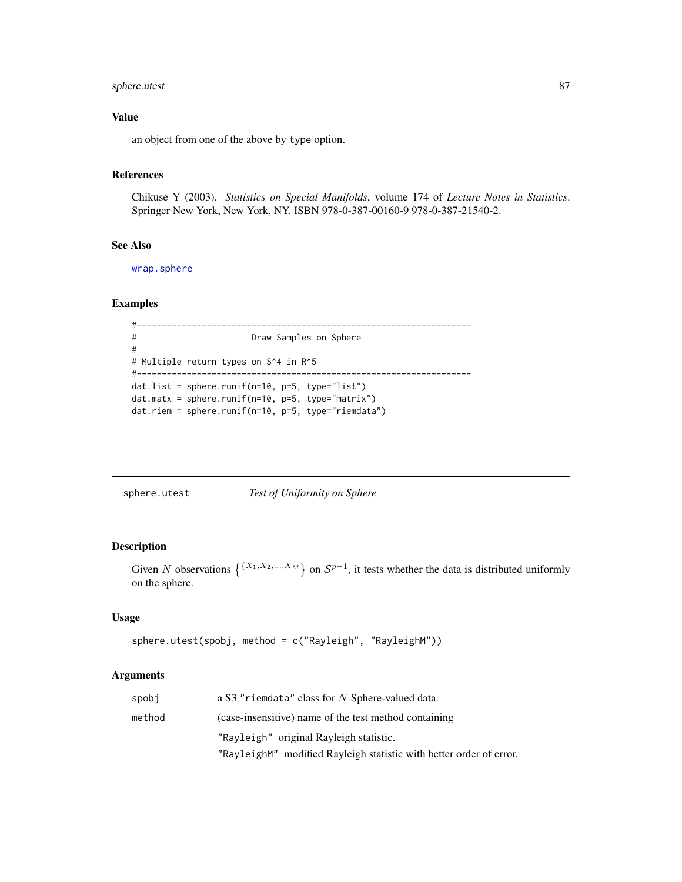### Value

an object from one of the above by `type` option.

### References

Chikuse Y (2003). *Statistics on Special Manifolds*, volume 174 of *Lecture Notes in Statistics*. Springer New York, New York, NY. ISBN 978-0-387-00160-9 978-0-387-21540-2.

### See Also

`wrap.sphere`

### Examples

```
#-------------------------------------------------------------------
#                        Draw Samples on Sphere
#
# Multiple return types on S^4 in R^5
#-------------------------------------------------------------------
dat.list = sphere.runif(n=10, p=5, type="list")
dat.matx = sphere.runif(n=10, p=5, type="matrix")
dat.riem = sphere.runif(n=10, p=5, type="riemdata")
```

---

## sphere.utest    *Test of Uniformity on Sphere*

---

### Description

Given $N$ observations $\left\{ ^{\{X_1,X_2,\ldots,X_M\}} \right\}$ on $\mathcal{S}^{p-1}$, it tests whether the data is distributed uniformly on the sphere.

### Usage

```
sphere.utest(spobj, method = c("Rayleigh", "RayleighM"))
```

### Arguments

| | |
|---|---|
| `spobj` | a S3 `"riemdata"` class for $N$ Sphere-valued data. |
| `method` | (case-insensitive) name of the test method containing<br>`"Rayleigh"` original Rayleigh statistic.<br>`"RayleighM"` modified Rayleigh statistic with better order of error. |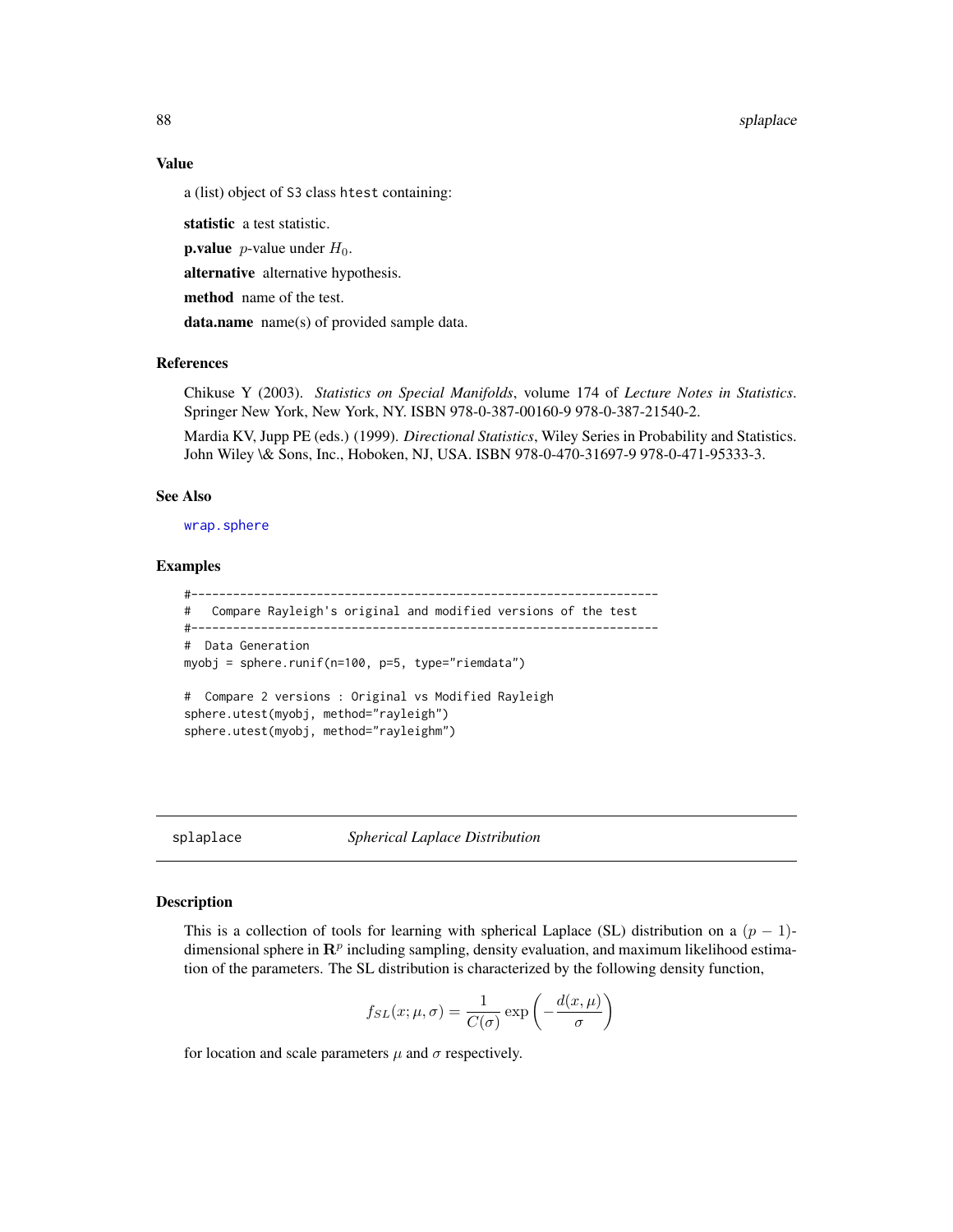### Value

a (list) object of S3 class htest containing:

**statistic** a test statistic.

**p.value** $p$-value under $H_0$.

**alternative** alternative hypothesis.

**method** name of the test.

**data.name** name(s) of provided sample data.

### References

Chikuse Y (2003). *Statistics on Special Manifolds*, volume 174 of *Lecture Notes in Statistics*. Springer New York, New York, NY. ISBN 978-0-387-00160-9 978-0-387-21540-2.

Mardia KV, Jupp PE (eds.) (1999). *Directional Statistics*, Wiley Series in Probability and Statistics. John Wiley \& Sons, Inc., Hoboken, NJ, USA. ISBN 978-0-470-31697-9 978-0-471-95333-3.

### See Also

wrap.sphere

### Examples

```
#-------------------------------------------------------------------
#   Compare Rayleigh's original and modified versions of the test
#-------------------------------------------------------------------
#  Data Generation
myobj = sphere.runif(n=100, p=5, type="riemdata")

#  Compare 2 versions : Original vs Modified Rayleigh
sphere.utest(myobj, method="rayleigh")
sphere.utest(myobj, method="rayleighm")
```

---

## splaplace *Spherical Laplace Distribution*

### Description

This is a collection of tools for learning with spherical Laplace (SL) distribution on a $(p-1)$-dimensional sphere in $\mathbf{R}^p$ including sampling, density evaluation, and maximum likelihood estimation of the parameters. The SL distribution is characterized by the following density function,

$$f_{SL}(x;\mu,\sigma) = \frac{1}{C(\sigma)} \exp\left(-\frac{d(x,\mu)}{\sigma}\right)$$

for location and scale parameters $\mu$ and $\sigma$ respectively.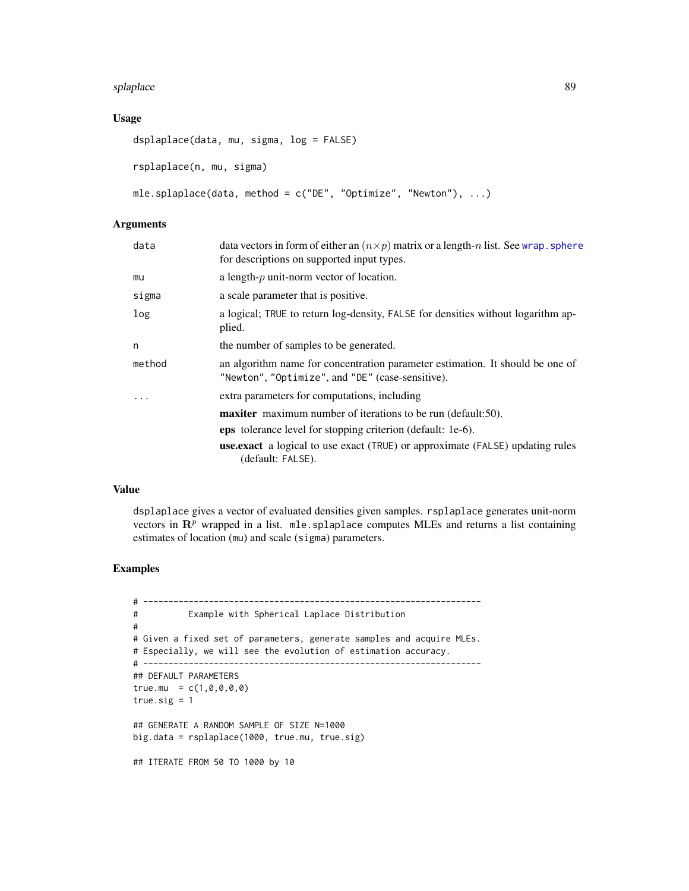## Usage

```
dsplaplace(data, mu, sigma, log = FALSE)

rsplaplace(n, mu, sigma)

mle.splaplace(data, method = c("DE", "Optimize", "Newton"), ...)
```

## Arguments

| | |
|---|---|
| data | data vectors in form of either an $(n \times p)$ matrix or a length-$n$ list. See wrap.sphere for descriptions on supported input types. |
| mu | a length-$p$ unit-norm vector of location. |
| sigma | a scale parameter that is positive. |
| log | a logical; TRUE to return log-density, FALSE for densities without logarithm applied. |
| n | the number of samples to be generated. |
| method | an algorithm name for concentration parameter estimation. It should be one of "Newton", "Optimize", and "DE" (case-sensitive). |
| ... | extra parameters for computations, including<br>**maxiter** maximum number of iterations to be run (default:50).<br>**eps** tolerance level for stopping criterion (default: 1e-6).<br>**use.exact** a logical to use exact (TRUE) or approximate (FALSE) updating rules (default: FALSE). |

## Value

dsplaplace gives a vector of evaluated densities given samples. rsplaplace generates unit-norm vectors in $\mathbf{R}^p$ wrapped in a list. mle.splaplace computes MLEs and returns a list containing estimates of location (mu) and scale (sigma) parameters.

## Examples

```
# -------------------------------------------------------------------
#          Example with Spherical Laplace Distribution
#
# Given a fixed set of parameters, generate samples and acquire MLEs.
# Especially, we will see the evolution of estimation accuracy.
# -------------------------------------------------------------------
## DEFAULT PARAMETERS
true.mu  = c(1,0,0,0,0)
true.sig = 1

## GENERATE A RANDOM SAMPLE OF SIZE N=1000
big.data = rsplaplace(1000, true.mu, true.sig)

## ITERATE FROM 50 TO 1000 by 10
```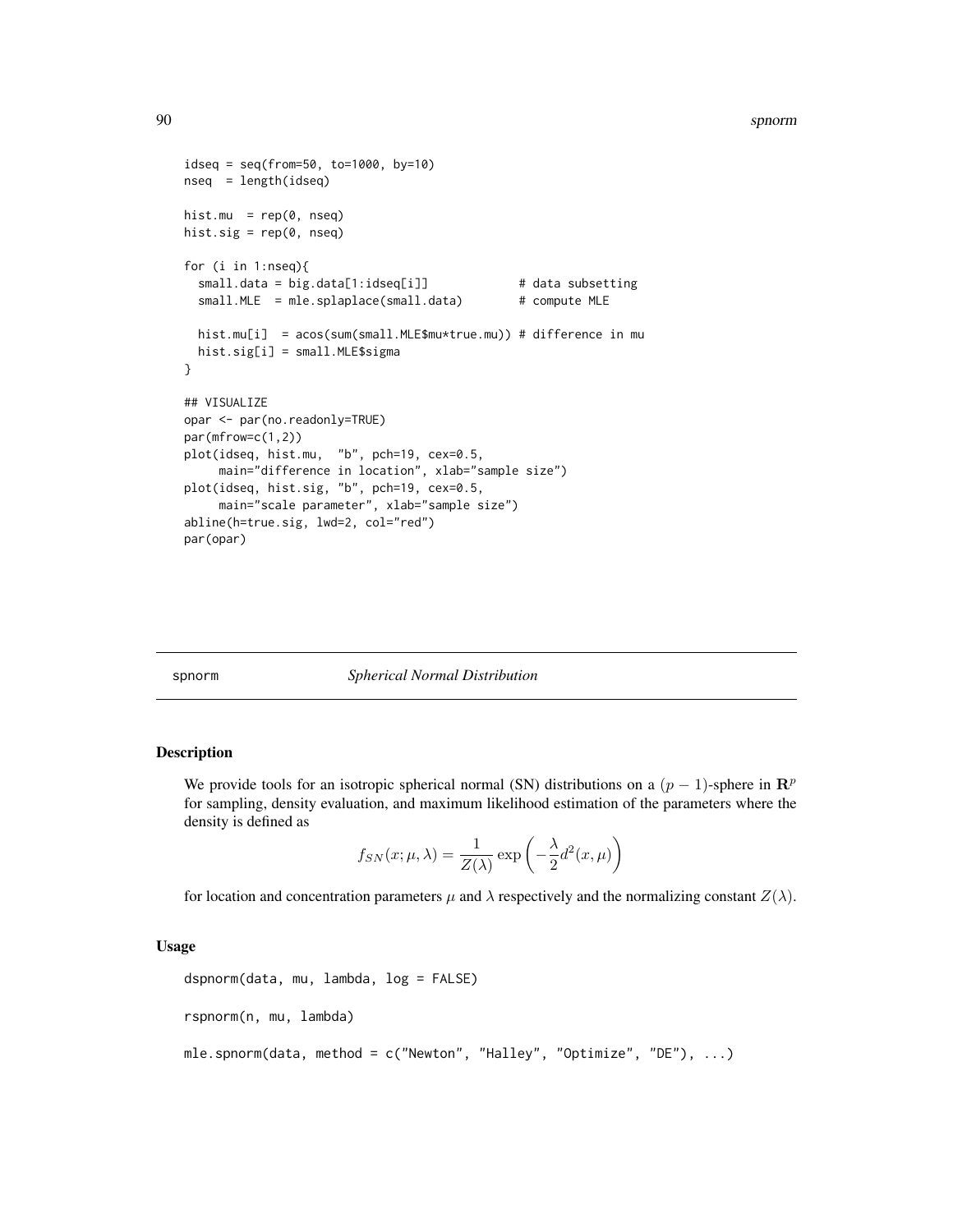```
idseq = seq(from=50, to=1000, by=10)
nseq  = length(idseq)

hist.mu  = rep(0, nseq)
hist.sig = rep(0, nseq)

for (i in 1:nseq){
  small.data = big.data[1:idseq[i]]             # data subsetting
  small.MLE  = mle.splaplace(small.data)        # compute MLE

  hist.mu[i]  = acos(sum(small.MLE$mu*true.mu)) # difference in mu
  hist.sig[i] = small.MLE$sigma
}

## VISUALIZE
opar <- par(no.readonly=TRUE)
par(mfrow=c(1,2))
plot(idseq, hist.mu,  "b", pch=19, cex=0.5,
     main="difference in location", xlab="sample size")
plot(idseq, hist.sig, "b", pch=19, cex=0.5,
     main="scale parameter", xlab="sample size")
abline(h=true.sig, lwd=2, col="red")
par(opar)
```

## spnorm — *Spherical Normal Distribution*

### Description

We provide tools for an isotropic spherical normal (SN) distributions on a $(p-1)$-sphere in $\mathbf{R}^p$ for sampling, density evaluation, and maximum likelihood estimation of the parameters where the density is defined as

$$f_{SN}(x;\mu,\lambda) = \frac{1}{Z(\lambda)} \exp\left(-\frac{\lambda}{2} d^2(x,\mu)\right)$$

for location and concentration parameters $\mu$ and $\lambda$ respectively and the normalizing constant $Z(\lambda)$.

### Usage

```
dspnorm(data, mu, lambda, log = FALSE)

rspnorm(n, mu, lambda)

mle.spnorm(data, method = c("Newton", "Halley", "Optimize", "DE"), ...)
```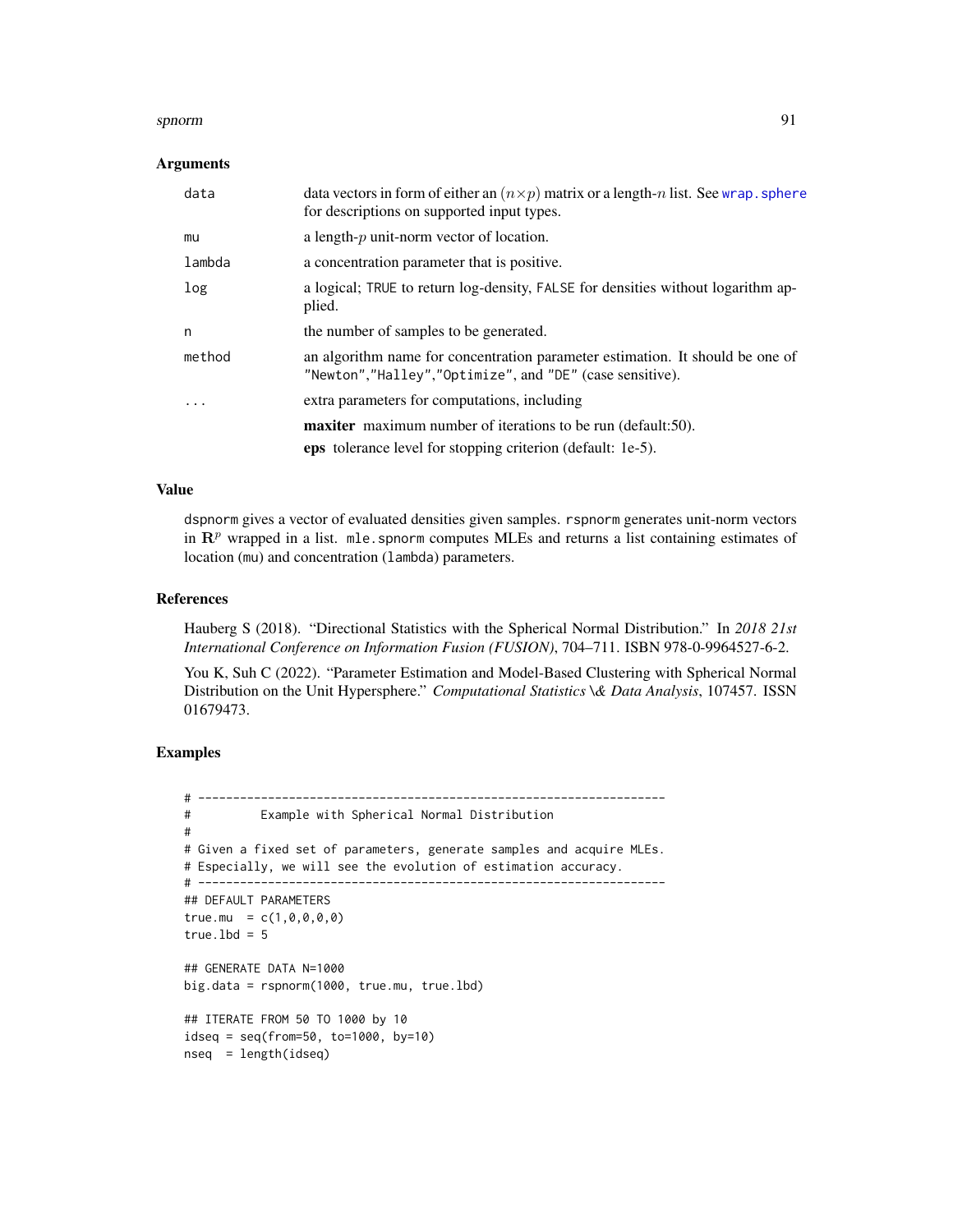### Arguments

| | |
|---|---|
| data | data vectors in form of either an $(n \times p)$ matrix or a length-$n$ list. See wrap.sphere for descriptions on supported input types. |
| mu | a length-$p$ unit-norm vector of location. |
| lambda | a concentration parameter that is positive. |
| log | a logical; TRUE to return log-density, FALSE for densities without logarithm applied. |
| n | the number of samples to be generated. |
| method | an algorithm name for concentration parameter estimation. It should be one of "Newton","Halley","Optimize", and "DE" (case sensitive). |
| ... | extra parameters for computations, including<br>**maxiter** maximum number of iterations to be run (default:50).<br>**eps** tolerance level for stopping criterion (default: 1e-5). |

### Value

dspnorm gives a vector of evaluated densities given samples. rspnorm generates unit-norm vectors in $\mathbf{R}^p$ wrapped in a list. mle.spnorm computes MLEs and returns a list containing estimates of location (mu) and concentration (lambda) parameters.

### References

Hauberg S (2018). "Directional Statistics with the Spherical Normal Distribution." In *2018 21st International Conference on Information Fusion (FUSION)*, 704–711. ISBN 978-0-9964527-6-2.

You K, Suh C (2022). "Parameter Estimation and Model-Based Clustering with Spherical Normal Distribution on the Unit Hypersphere." *Computational Statistics \& Data Analysis*, 107457. ISSN 01679473.

### Examples

```
# -------------------------------------------------------------------
#          Example with Spherical Normal Distribution
#
# Given a fixed set of parameters, generate samples and acquire MLEs.
# Especially, we will see the evolution of estimation accuracy.
# -------------------------------------------------------------------
## DEFAULT PARAMETERS
true.mu  = c(1,0,0,0,0)
true.lbd = 5

## GENERATE DATA N=1000
big.data = rspnorm(1000, true.mu, true.lbd)

## ITERATE FROM 50 TO 1000 by 10
idseq = seq(from=50, to=1000, by=10)
nseq  = length(idseq)
```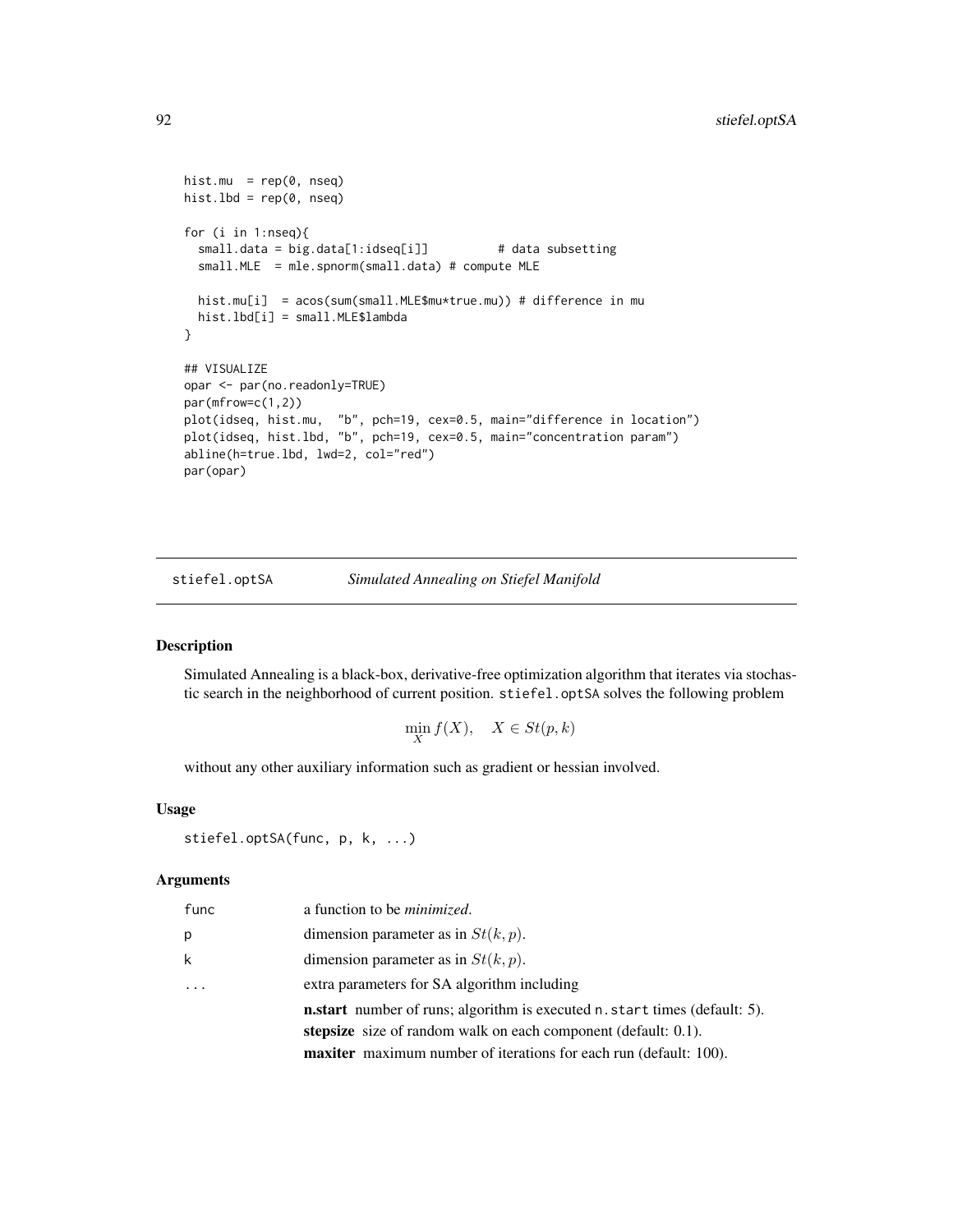```
hist.mu  = rep(0, nseq)
hist.lbd = rep(0, nseq)

for (i in 1:nseq){
  small.data = big.data[1:idseq[i]]          # data subsetting
  small.MLE  = mle.spnorm(small.data) # compute MLE

  hist.mu[i]  = acos(sum(small.MLE$mu*true.mu)) # difference in mu
  hist.lbd[i] = small.MLE$lambda
}

## VISUALIZE
opar <- par(no.readonly=TRUE)
par(mfrow=c(1,2))
plot(idseq, hist.mu,  "b", pch=19, cex=0.5, main="difference in location")
plot(idseq, hist.lbd, "b", pch=19, cex=0.5, main="concentration param")
abline(h=true.lbd, lwd=2, col="red")
par(opar)
```

## stiefel.optSA — *Simulated Annealing on Stiefel Manifold*

### Description

Simulated Annealing is a black-box, derivative-free optimization algorithm that iterates via stochastic search in the neighborhood of current position. `stiefel.optSA` solves the following problem

$$\min_X f(X), \quad X \in St(p,k)$$

without any other auxiliary information such as gradient or hessian involved.

### Usage

```
stiefel.optSA(func, p, k, ...)
```

### Arguments

| | |
|---|---|
| `func` | a function to be *minimized*. |
| `p` | dimension parameter as in $St(k,p)$. |
| `k` | dimension parameter as in $St(k,p)$. |
| `...` | extra parameters for SA algorithm including<br>**n.start** number of runs; algorithm is executed `n.start` times (default: 5).<br>**stepsize** size of random walk on each component (default: 0.1).<br>**maxiter** maximum number of iterations for each run (default: 100). |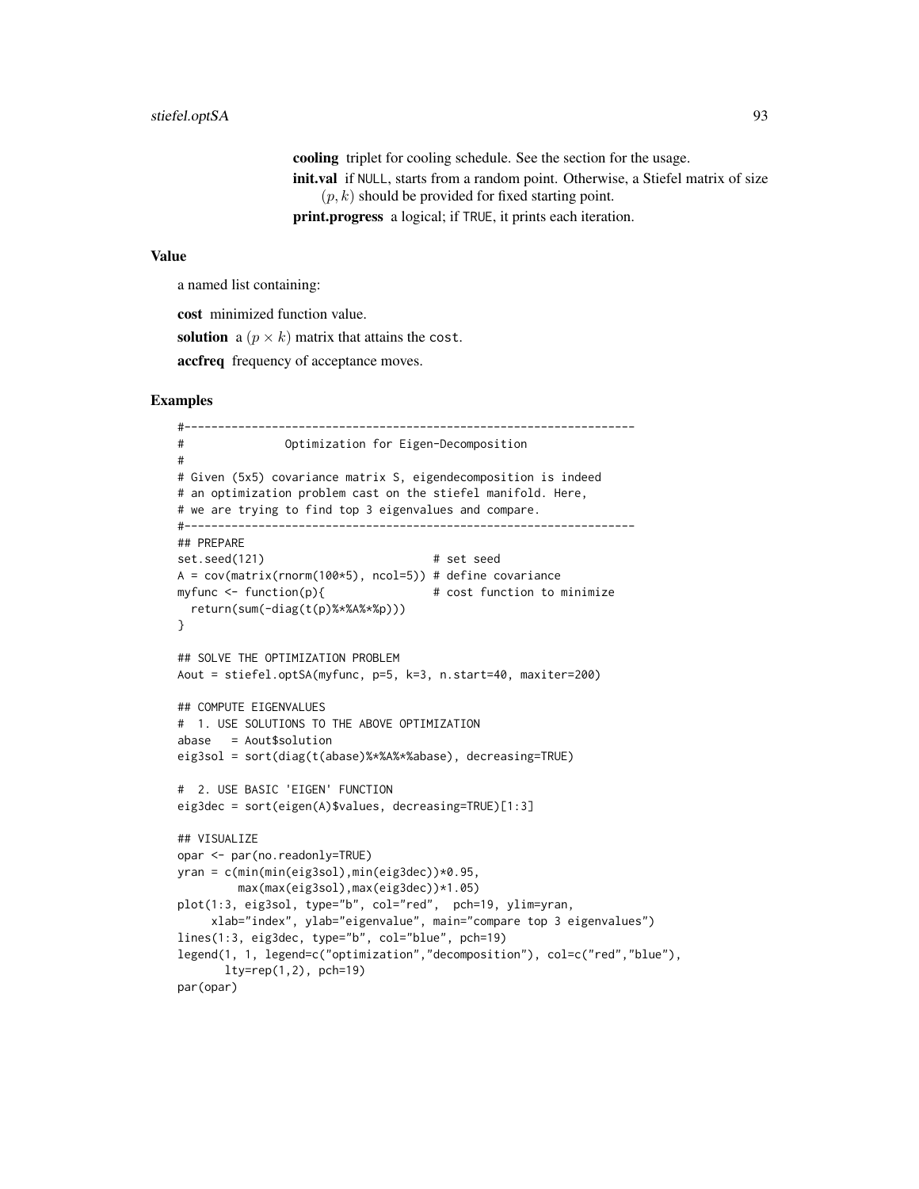**cooling** triplet for cooling schedule. See the section for the usage.

**init.val** if NULL, starts from a random point. Otherwise, a Stiefel matrix of size $(p, k)$ should be provided for fixed starting point.

**print.progress** a logical; if TRUE, it prints each iteration.

## Value

a named list containing:

**cost** minimized function value.

**solution** a $(p \times k)$ matrix that attains the cost.

**accfreq** frequency of acceptance moves.

## Examples

```
#-------------------------------------------------------------------
#              Optimization for Eigen-Decomposition
#
# Given (5x5) covariance matrix S, eigendecomposition is indeed
# an optimization problem cast on the stiefel manifold. Here,
# we are trying to find top 3 eigenvalues and compare.
#-------------------------------------------------------------------
## PREPARE
set.seed(121)                         # set seed
A = cov(matrix(rnorm(100*5), ncol=5)) # define covariance
myfunc <- function(p){                # cost function to minimize
  return(sum(-diag(t(p)%*%A%*%p)))
}

## SOLVE THE OPTIMIZATION PROBLEM
Aout = stiefel.optSA(myfunc, p=5, k=3, n.start=40, maxiter=200)

## COMPUTE EIGENVALUES
#  1. USE SOLUTIONS TO THE ABOVE OPTIMIZATION
abase   = Aout$solution
eig3sol = sort(diag(t(abase)%*%A%*%abase), decreasing=TRUE)

#  2. USE BASIC 'EIGEN' FUNCTION
eig3dec = sort(eigen(A)$values, decreasing=TRUE)[1:3]

## VISUALIZE
opar <- par(no.readonly=TRUE)
yran = c(min(min(eig3sol),min(eig3dec))*0.95,
         max(max(eig3sol),max(eig3dec))*1.05)
plot(1:3, eig3sol, type="b", col="red",  pch=19, ylim=yran,
     xlab="index", ylab="eigenvalue", main="compare top 3 eigenvalues")
lines(1:3, eig3dec, type="b", col="blue", pch=19)
legend(1, 1, legend=c("optimization","decomposition"), col=c("red","blue"),
       lty=rep(1,2), pch=19)
par(opar)
```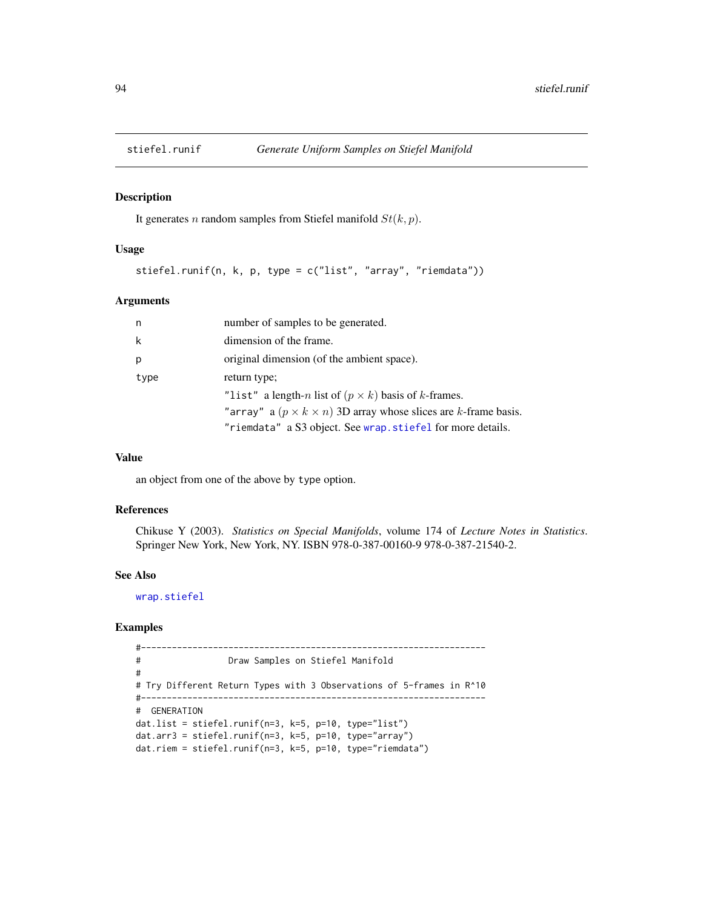## stiefel.runif — *Generate Uniform Samples on Stiefel Manifold*

### Description

It generates $n$ random samples from Stiefel manifold $St(k, p)$.

### Usage

```
stiefel.runif(n, k, p, type = c("list", "array", "riemdata"))
```

### Arguments

| | |
|---|---|
| n | number of samples to be generated. |
| k | dimension of the frame. |
| p | original dimension (of the ambient space). |
| type | return type;<br>`"list"` a length-$n$ list of $(p \times k)$ basis of $k$-frames.<br>`"array"` a $(p \times k \times n)$ 3D array whose slices are $k$-frame basis.<br>`"riemdata"` a S3 object. See `wrap.stiefel` for more details. |

### Value

an object from one of the above by `type` option.

### References

Chikuse Y (2003). *Statistics on Special Manifolds*, volume 174 of *Lecture Notes in Statistics*. Springer New York, New York, NY. ISBN 978-0-387-00160-9 978-0-387-21540-2.

### See Also

`wrap.stiefel`

### Examples

```
#-------------------------------------------------------------------
#                 Draw Samples on Stiefel Manifold
#
# Try Different Return Types with 3 Observations of 5-frames in R^10
#-------------------------------------------------------------------
#  GENERATION
dat.list = stiefel.runif(n=3, k=5, p=10, type="list")
dat.arr3 = stiefel.runif(n=3, k=5, p=10, type="array")
dat.riem = stiefel.runif(n=3, k=5, p=10, type="riemdata")
```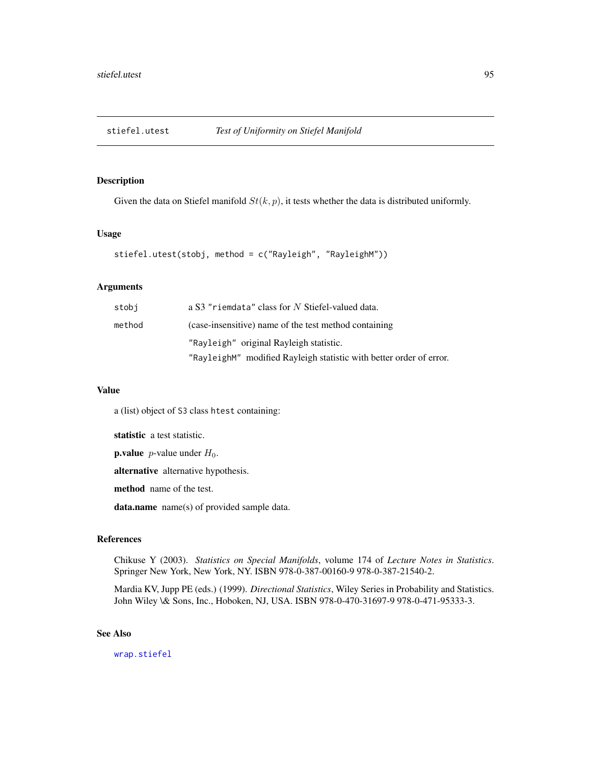stiefel.utest — *Test of Uniformity on Stiefel Manifold*

## Description

Given the data on Stiefel manifold $St(k, p)$, it tests whether the data is distributed uniformly.

## Usage

```
stiefel.utest(stobj, method = c("Rayleigh", "RayleighM"))
```

## Arguments

| | |
|---|---|
| `stobj` | a S3 `"riemdata"` class for $N$ Stiefel-valued data. |
| `method` | (case-insensitive) name of the test method containing<br>`"Rayleigh"` original Rayleigh statistic.<br>`"RayleighM"` modified Rayleigh statistic with better order of error. |

## Value

a (list) object of `S3` class `htest` containing:

**statistic** a test statistic.

**p.value** $p$-value under $H_0$.

**alternative** alternative hypothesis.

**method** name of the test.

**data.name** name(s) of provided sample data.

## References

Chikuse Y (2003). *Statistics on Special Manifolds*, volume 174 of *Lecture Notes in Statistics*. Springer New York, New York, NY. ISBN 978-0-387-00160-9 978-0-387-21540-2.

Mardia KV, Jupp PE (eds.) (1999). *Directional Statistics*, Wiley Series in Probability and Statistics. John Wiley \& Sons, Inc., Hoboken, NJ, USA. ISBN 978-0-470-31697-9 978-0-471-95333-3.

## See Also

`wrap.stiefel`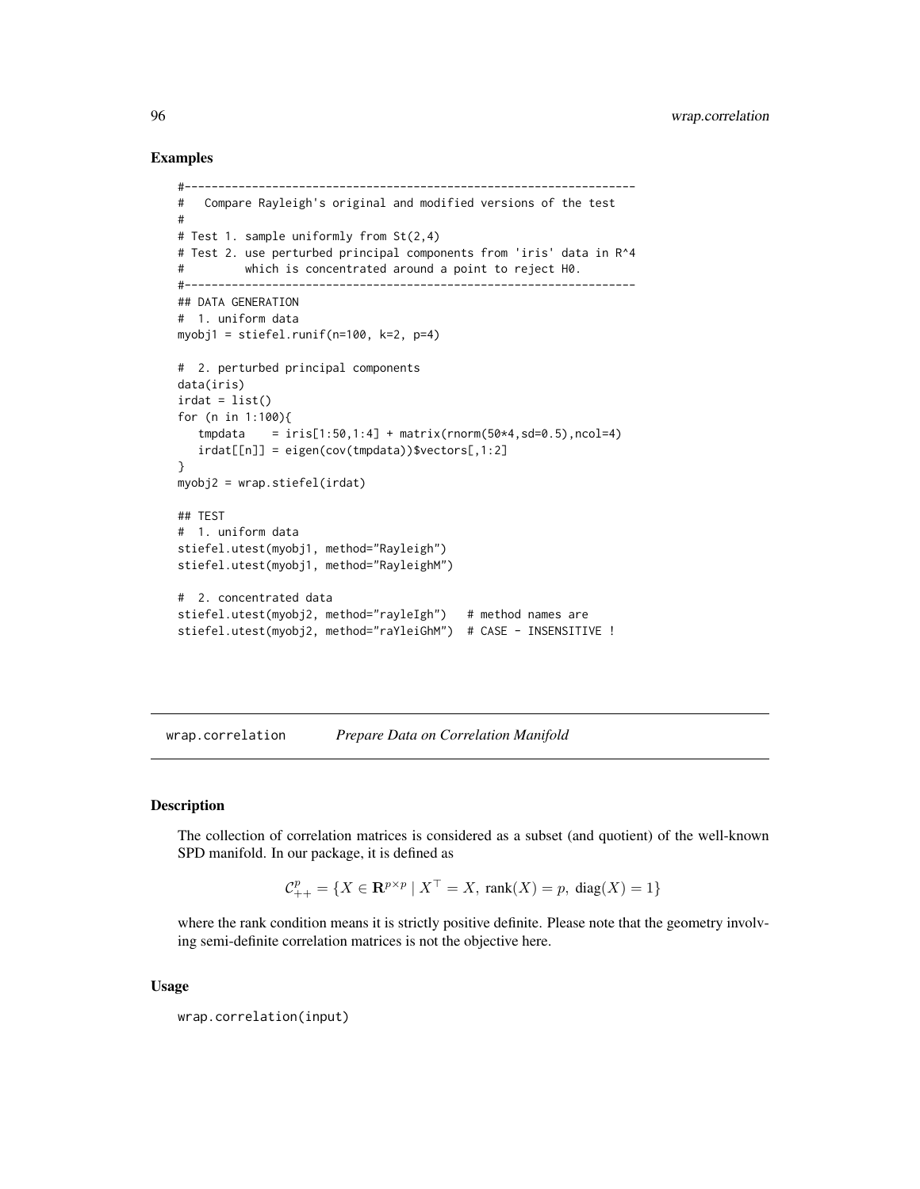## Examples

```
#-------------------------------------------------------------------
#   Compare Rayleigh's original and modified versions of the test
#
# Test 1. sample uniformly from St(2,4)
# Test 2. use perturbed principal components from 'iris' data in R^4
#         which is concentrated around a point to reject H0.
#-------------------------------------------------------------------
## DATA GENERATION
#  1. uniform data
myobj1 = stiefel.runif(n=100, k=2, p=4)

#  2. perturbed principal components
data(iris)
irdat = list()
for (n in 1:100){
   tmpdata    = iris[1:50,1:4] + matrix(rnorm(50*4,sd=0.5),ncol=4)
   irdat[[n]] = eigen(cov(tmpdata))$vectors[,1:2]
}
myobj2 = wrap.stiefel(irdat)

## TEST
#  1. uniform data
stiefel.utest(myobj1, method="Rayleigh")
stiefel.utest(myobj1, method="RayleighM")

#  2. concentrated data
stiefel.utest(myobj2, method="rayleIgh")   # method names are
stiefel.utest(myobj2, method="raYleiGhM")  # CASE - INSENSITIVE !
```

---

# wrap.correlation — *Prepare Data on Correlation Manifold*

## Description

The collection of correlation matrices is considered as a subset (and quotient) of the well-known SPD manifold. In our package, it is defined as

$$\mathcal{C}_{++}^{p} = \{X \in \mathbf{R}^{p\times p} \mid X^\top = X,\ \mathrm{rank}(X) = p,\ \mathrm{diag}(X) = 1\}$$

where the rank condition means it is strictly positive definite. Please note that the geometry involving semi-definite correlation matrices is not the objective here.

## Usage

```
wrap.correlation(input)
```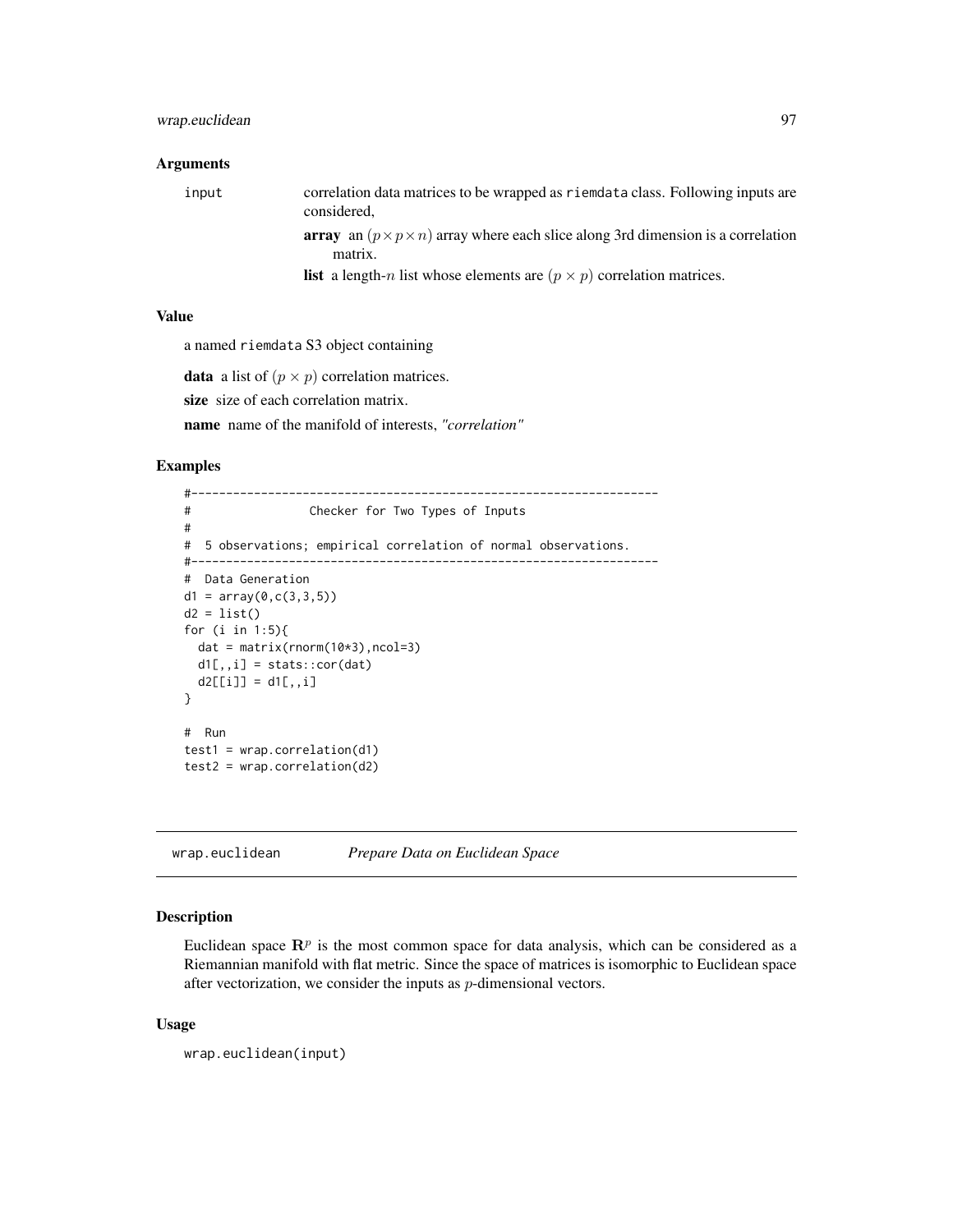### Arguments

input correlation data matrices to be wrapped as riemdata class. Following inputs are considered,

- **array** an $(p \times p \times n)$ array where each slice along 3rd dimension is a correlation matrix.
- **list** a length-$n$ list whose elements are $(p \times p)$ correlation matrices.

### Value

a named riemdata S3 object containing

**data** a list of $(p \times p)$ correlation matrices.

**size** size of each correlation matrix.

**name** name of the manifold of interests, *"correlation"*

### Examples

```
#-------------------------------------------------------------------
#                 Checker for Two Types of Inputs
#
#  5 observations; empirical correlation of normal observations.
#-------------------------------------------------------------------
#  Data Generation
d1 = array(0,c(3,3,5))
d2 = list()
for (i in 1:5){
  dat = matrix(rnorm(10*3),ncol=3)
  d1[,,i] = stats::cor(dat)
  d2[[i]] = d1[,,i]
}

#  Run
test1 = wrap.correlation(d1)
test2 = wrap.correlation(d2)
```

## wrap.euclidean *Prepare Data on Euclidean Space*

### Description

Euclidean space $\mathbf{R}^p$ is the most common space for data analysis, which can be considered as a Riemannian manifold with flat metric. Since the space of matrices is isomorphic to Euclidean space after vectorization, we consider the inputs as $p$-dimensional vectors.

### Usage

```
wrap.euclidean(input)
```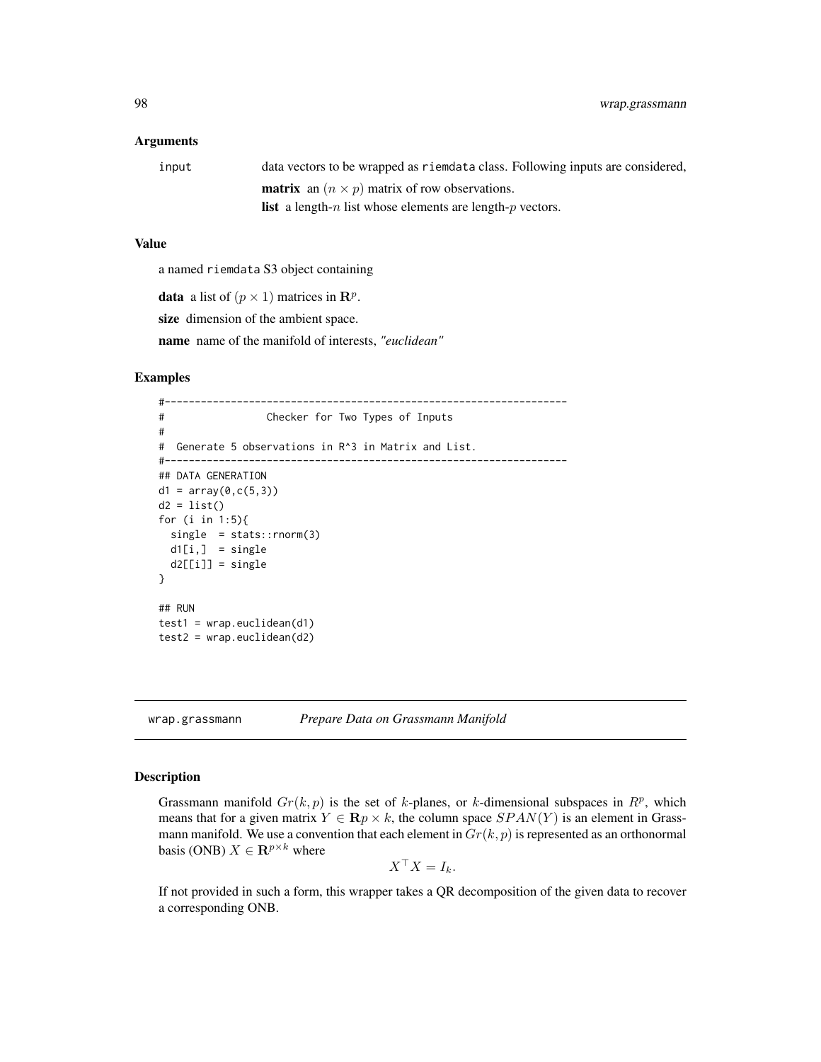### Arguments

`input` data vectors to be wrapped as `riemdata` class. Following inputs are considered,

- **matrix** an $(n \times p)$ matrix of row observations.
- **list** a length-$n$ list whose elements are length-$p$ vectors.

### Value

a named `riemdata` S3 object containing

**data** a list of $(p \times 1)$ matrices in $\mathbf{R}^p$.

**size** dimension of the ambient space.

**name** name of the manifold of interests, *"euclidean"*

### Examples

```
#-------------------------------------------------------------------
#                 Checker for Two Types of Inputs
#
#  Generate 5 observations in R^3 in Matrix and List.
#-------------------------------------------------------------------
## DATA GENERATION
d1 = array(0,c(5,3))
d2 = list()
for (i in 1:5){
  single  = stats::rnorm(3)
  d1[i,]  = single
  d2[[i]] = single
}

## RUN
test1 = wrap.euclidean(d1)
test2 = wrap.euclidean(d2)
```

---

## wrap.grassmann *Prepare Data on Grassmann Manifold*

### Description

Grassmann manifold $Gr(k,p)$ is the set of $k$-planes, or $k$-dimensional subspaces in $R^p$, which means that for a given matrix $Y \in \mathbf{R}p \times k$, the column space $SPAN(Y)$ is an element in Grassmann manifold. We use a convention that each element in $Gr(k,p)$ is represented as an orthonormal basis (ONB) $X \in \mathbf{R}^{p \times k}$ where

$$X^\top X = I_k.$$

If not provided in such a form, this wrapper takes a QR decomposition of the given data to recover a corresponding ONB.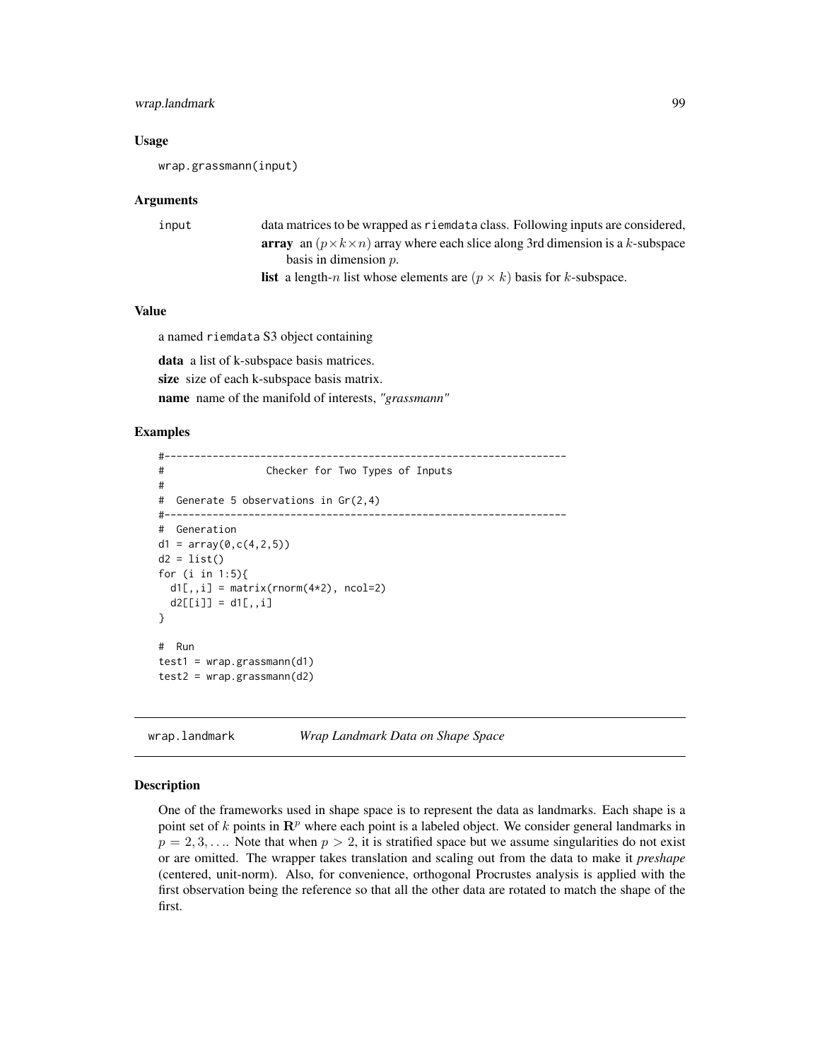### Usage

```
wrap.grassmann(input)
```

### Arguments

input — data matrices to be wrapped as `riemdata` class. Following inputs are considered,

**array** an $(p \times k \times n)$ array where each slice along 3rd dimension is a $k$-subspace basis in dimension $p$.

**list** a length-$n$ list whose elements are $(p \times k)$ basis for $k$-subspace.

### Value

a named `riemdata` S3 object containing

**data** a list of k-subspace basis matrices.

**size** size of each k-subspace basis matrix.

**name** name of the manifold of interests, *"grassmann"*

### Examples

```
#-------------------------------------------------------------------
#                 Checker for Two Types of Inputs
#
#  Generate 5 observations in Gr(2,4)
#-------------------------------------------------------------------
#  Generation
d1 = array(0,c(4,2,5))
d2 = list()
for (i in 1:5){
  d1[,,i] = matrix(rnorm(4*2), ncol=2)
  d2[[i]] = d1[,,i]
}

#  Run
test1 = wrap.grassmann(d1)
test2 = wrap.grassmann(d2)
```

## wrap.landmark — *Wrap Landmark Data on Shape Space*

### Description

One of the frameworks used in shape space is to represent the data as landmarks. Each shape is a point set of $k$ points in $\mathbf{R}^p$ where each point is a labeled object. We consider general landmarks in $p = 2, 3, \ldots$. Note that when $p > 2$, it is stratified space but we assume singularities do not exist or are omitted. The wrapper takes translation and scaling out from the data to make it *preshape* (centered, unit-norm). Also, for convenience, orthogonal Procrustes analysis is applied with the first observation being the reference so that all the other data are rotated to match the shape of the first.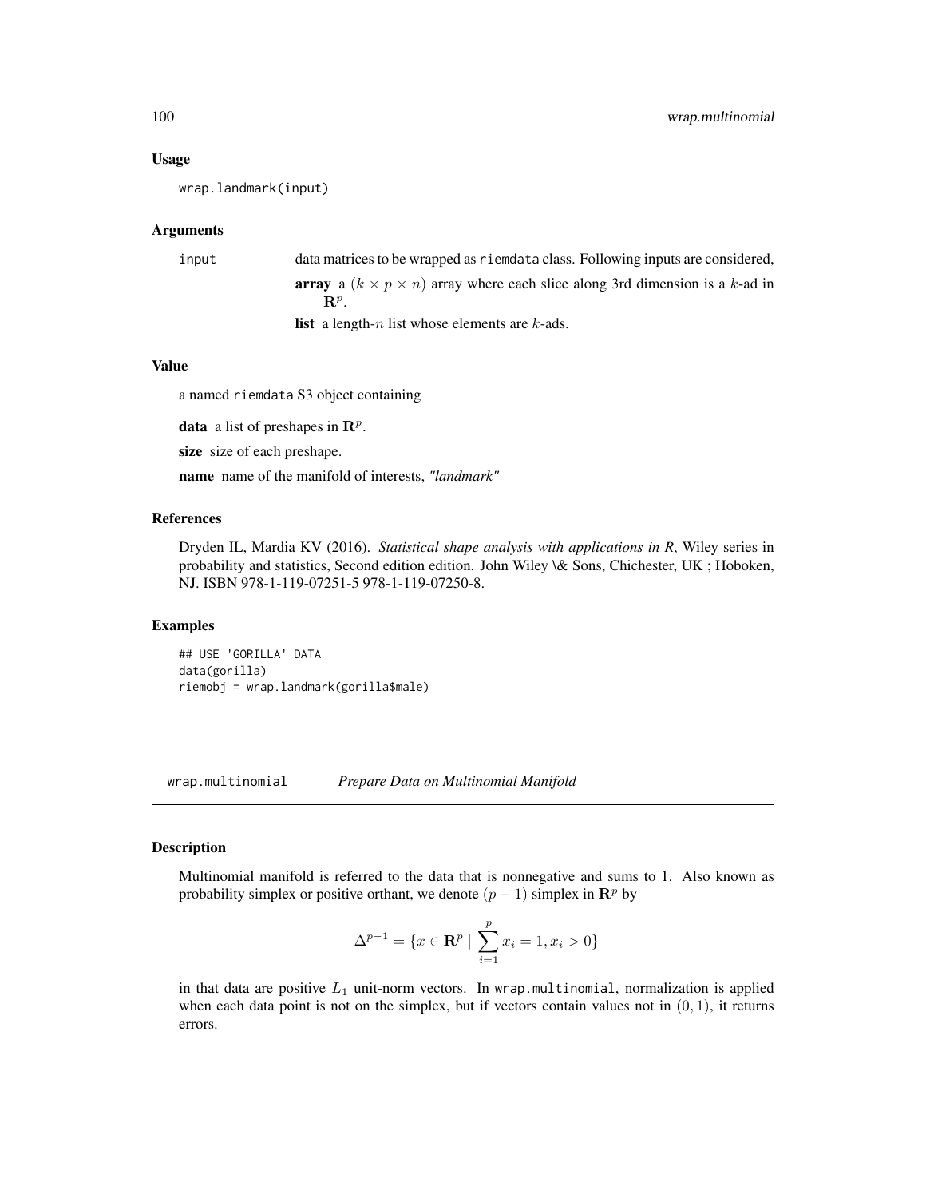### Usage

```
wrap.landmark(input)
```

### Arguments

input data matrices to be wrapped as `riemdata` class. Following inputs are considered,

- **array** a $(k \times p \times n)$ array where each slice along 3rd dimension is a $k$-ad in $\mathbf{R}^p$.
- **list** a length-$n$ list whose elements are $k$-ads.

### Value

a named `riemdata` S3 object containing

**data** a list of preshapes in $\mathbf{R}^p$.

**size** size of each preshape.

**name** name of the manifold of interests, *"landmark"*

### References

Dryden IL, Mardia KV (2016). *Statistical shape analysis with applications in R*, Wiley series in probability and statistics, Second edition edition. John Wiley \& Sons, Chichester, UK ; Hoboken, NJ. ISBN 978-1-119-07251-5 978-1-119-07250-8.

### Examples

```
## USE 'GORILLA' DATA
data(gorilla)
riemobj = wrap.landmark(gorilla$male)
```

---

## wrap.multinomial *Prepare Data on Multinomial Manifold*

### Description

Multinomial manifold is referred to the data that is nonnegative and sums to 1. Also known as probability simplex or positive orthant, we denote $(p-1)$ simplex in $\mathbf{R}^p$ by

$$\Delta^{p-1} = \{x \in \mathbf{R}^p \mid \sum_{i=1}^{p} x_i = 1, x_i > 0\}$$

in that data are positive $L_1$ unit-norm vectors. In `wrap.multinomial`, normalization is applied when each data point is not on the simplex, but if vectors contain values not in $(0, 1)$, it returns errors.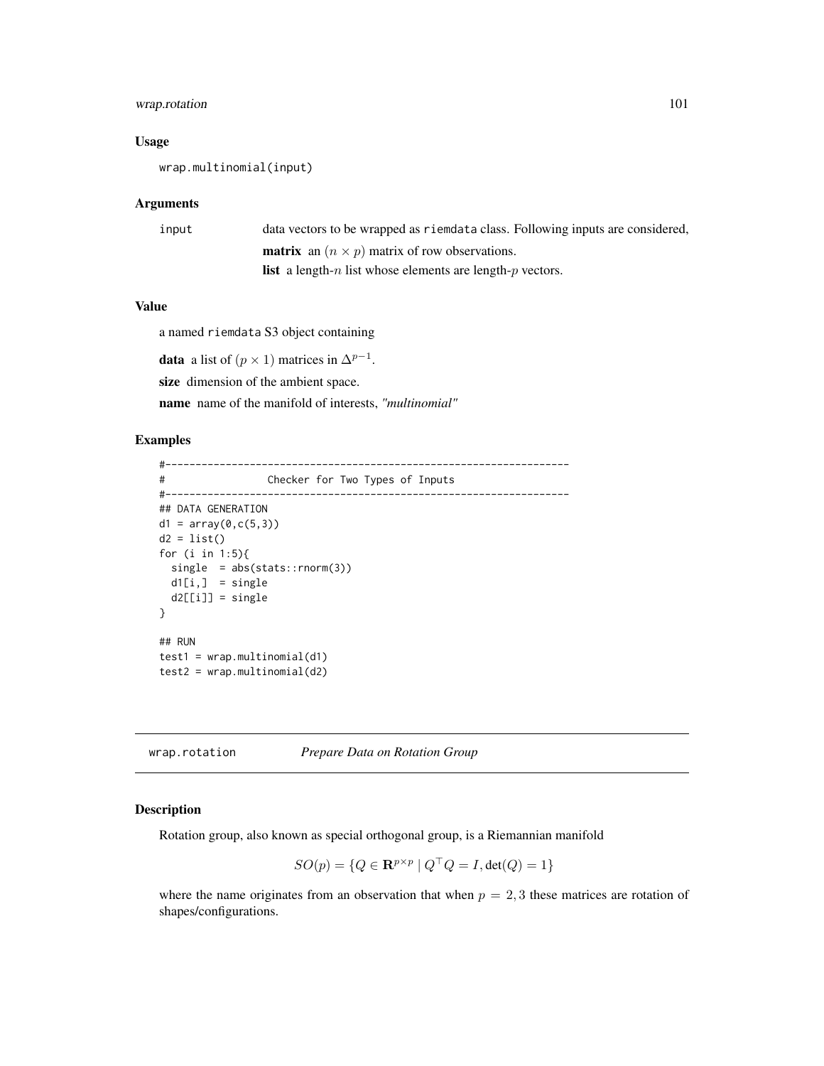### Usage

```
wrap.multinomial(input)
```

### Arguments

input — data vectors to be wrapped as riemdata class. Following inputs are considered,

**matrix** an $(n \times p)$ matrix of row observations.

**list** a length-$n$ list whose elements are length-$p$ vectors.

### Value

a named riemdata S3 object containing

**data** a list of $(p \times 1)$ matrices in $\Delta^{p-1}$.

**size** dimension of the ambient space.

**name** name of the manifold of interests, *"multinomial"*

### Examples

```
#-------------------------------------------------------------------
#                Checker for Two Types of Inputs
#-------------------------------------------------------------------
## DATA GENERATION
d1 = array(0,c(5,3))
d2 = list()
for (i in 1:5){
  single  = abs(stats::rnorm(3))
  d1[i,]  = single
  d2[[i]] = single
}

## RUN
test1 = wrap.multinomial(d1)
test2 = wrap.multinomial(d2)
```

---

## wrap.rotation — *Prepare Data on Rotation Group*

### Description

Rotation group, also known as special orthogonal group, is a Riemannian manifold

$$SO(p) = \{Q \in \mathbf{R}^{p \times p} \mid Q^\top Q = I, \det(Q) = 1\}$$

where the name originates from an observation that when $p = 2, 3$ these matrices are rotation of shapes/configurations.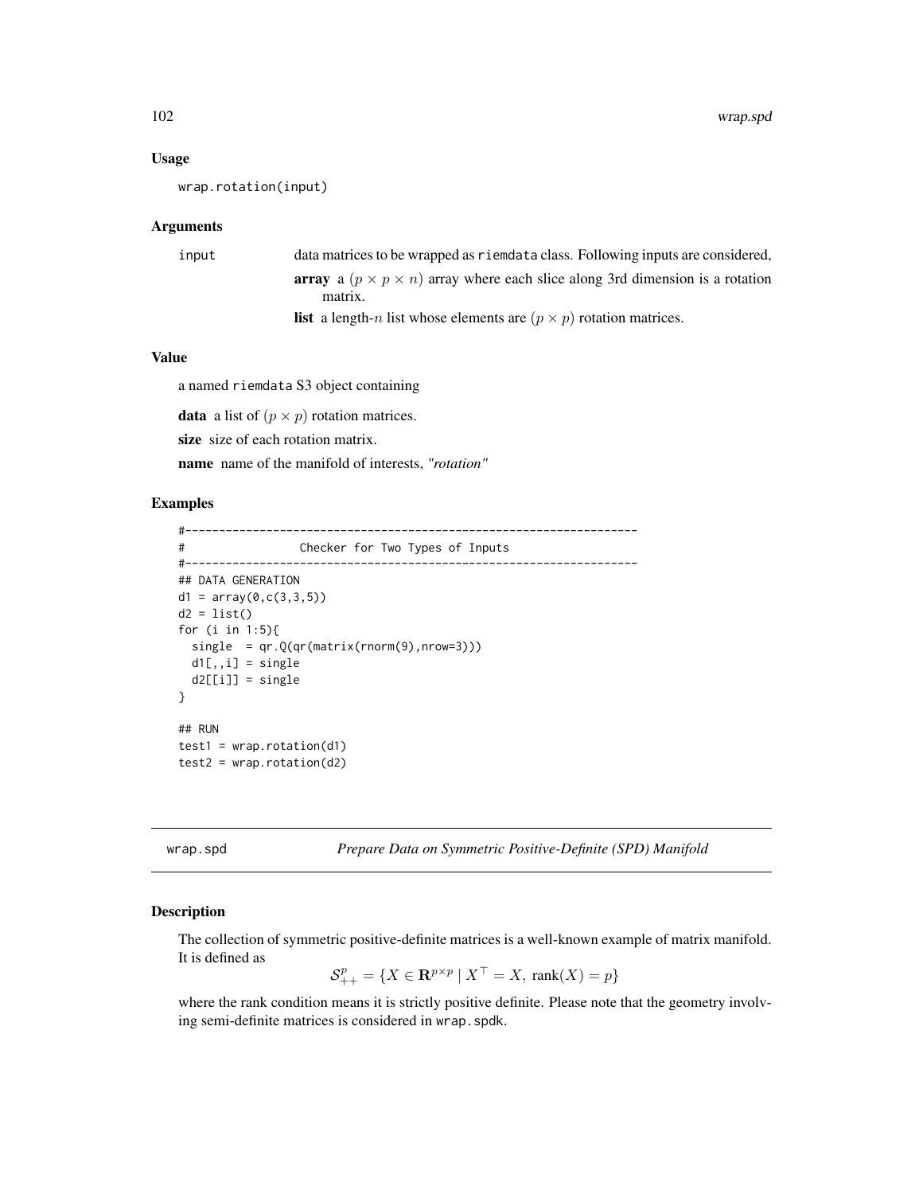### Usage

```
wrap.rotation(input)
```

### Arguments

`input` data matrices to be wrapped as `riemdata` class. Following inputs are considered,

- **array** a $(p \times p \times n)$ array where each slice along 3rd dimension is a rotation matrix.
- **list** a length-$n$ list whose elements are $(p \times p)$ rotation matrices.

### Value

a named `riemdata` S3 object containing

**data** a list of $(p \times p)$ rotation matrices.

**size** size of each rotation matrix.

**name** name of the manifold of interests, *"rotation"*

### Examples

```
#-------------------------------------------------------------------
#                Checker for Two Types of Inputs
#-------------------------------------------------------------------
## DATA GENERATION
d1 = array(0,c(3,3,5))
d2 = list()
for (i in 1:5){
  single  = qr.Q(qr(matrix(rnorm(9),nrow=3)))
  d1[,,i] = single
  d2[[i]] = single
}

## RUN
test1 = wrap.rotation(d1)
test2 = wrap.rotation(d2)
```

---

## wrap.spd    *Prepare Data on Symmetric Positive-Definite (SPD) Manifold*

### Description

The collection of symmetric positive-definite matrices is a well-known example of matrix manifold. It is defined as

$$\mathcal{S}_{++}^p = \{X \in \mathbf{R}^{p \times p} \mid X^\top = X, \text{ rank}(X) = p\}$$

where the rank condition means it is strictly positive definite. Please note that the geometry involving semi-definite matrices is considered in `wrap.spdk`.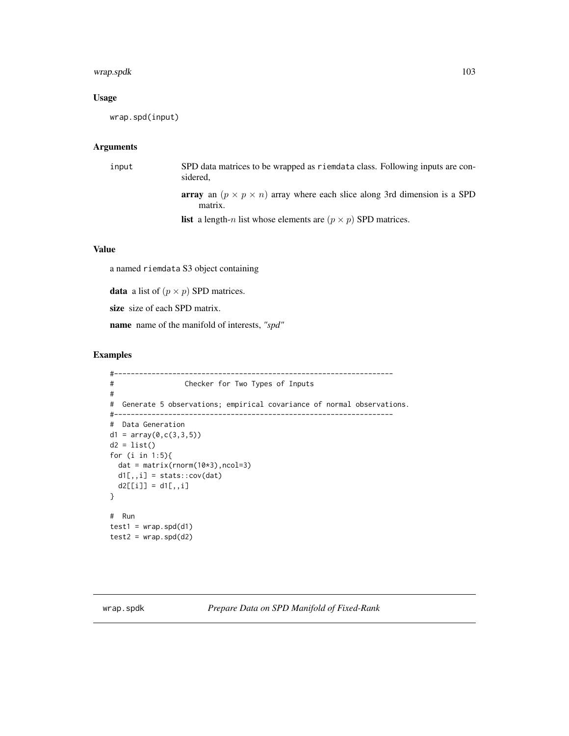### Usage

```
wrap.spd(input)
```

### Arguments

input — SPD data matrices to be wrapped as `riemdata` class. Following inputs are considered,

- **array** an $(p \times p \times n)$ array where each slice along 3rd dimension is a SPD matrix.
- **list** a length-$n$ list whose elements are $(p \times p)$ SPD matrices.

### Value

a named `riemdata` S3 object containing

**data** a list of $(p \times p)$ SPD matrices.

**size** size of each SPD matrix.

**name** name of the manifold of interests, *"spd"*

### Examples

```
#-------------------------------------------------------------------
#                 Checker for Two Types of Inputs
#
#  Generate 5 observations; empirical covariance of normal observations.
#-------------------------------------------------------------------
#  Data Generation
d1 = array(0,c(3,3,5))
d2 = list()
for (i in 1:5){
  dat = matrix(rnorm(10*3),ncol=3)
  d1[,,i] = stats::cov(dat)
  d2[[i]] = d1[,,i]
}

#  Run
test1 = wrap.spd(d1)
test2 = wrap.spd(d2)
```

---

## wrap.spdk — *Prepare Data on SPD Manifold of Fixed-Rank*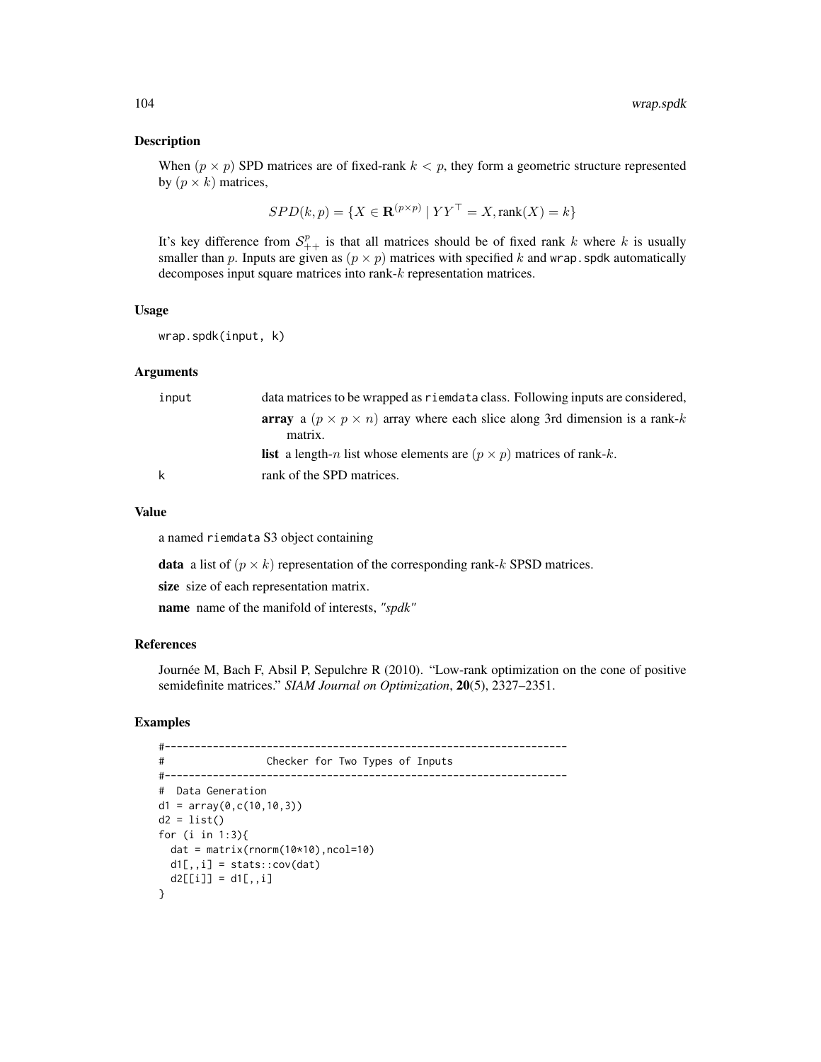## Description

When $(p \times p)$ SPD matrices are of fixed-rank $k < p$, they form a geometric structure represented by $(p \times k)$ matrices,

$$SPD(k, p) = \{X \in \mathbf{R}^{(p \times p)} \mid YY^\top = X, \text{rank}(X) = k\}$$

It's key difference from $\mathcal{S}_{++}^p$ is that all matrices should be of fixed rank $k$ where $k$ is usually smaller than $p$. Inputs are given as $(p \times p)$ matrices with specified $k$ and wrap.spdk automatically decomposes input square matrices into rank-$k$ representation matrices.

## Usage

```
wrap.spdk(input, k)
```

## Arguments

| | |
|---|---|
| input | data matrices to be wrapped as riemdata class. Following inputs are considered,<br>**array** a $(p \times p \times n)$ array where each slice along 3rd dimension is a rank-$k$ matrix.<br>**list** a length-$n$ list whose elements are $(p \times p)$ matrices of rank-$k$. |
| k | rank of the SPD matrices. |

## Value

a named riemdata S3 object containing

**data** a list of $(p \times k)$ representation of the corresponding rank-$k$ SPSD matrices.

**size** size of each representation matrix.

**name** name of the manifold of interests, *"spdk"*

## References

Journée M, Bach F, Absil P, Sepulchre R (2010). "Low-rank optimization on the cone of positive semidefinite matrices." *SIAM Journal on Optimization*, **20**(5), 2327–2351.

## Examples

```
#-------------------------------------------------------------------
#                Checker for Two Types of Inputs
#-------------------------------------------------------------------
#  Data Generation
d1 = array(0,c(10,10,3))
d2 = list()
for (i in 1:3){
  dat = matrix(rnorm(10*10),ncol=10)
  d1[,,i] = stats::cov(dat)
  d2[[i]] = d1[,,i]
}
```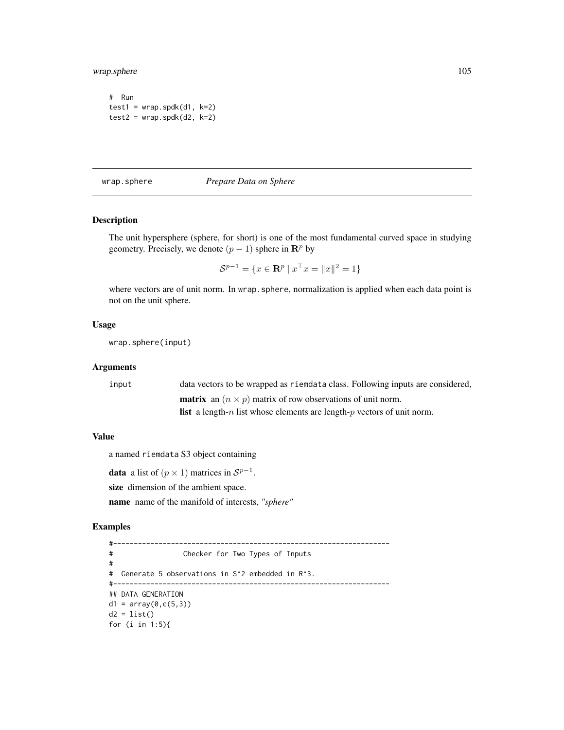```
# Run
test1 = wrap.spdk(d1, k=2)
test2 = wrap.spdk(d2, k=2)
```

## wrap.sphere *Prepare Data on Sphere*

### Description

The unit hypersphere (sphere, for short) is one of the most fundamental curved space in studying geometry. Precisely, we denote $(p-1)$ sphere in $\mathbf{R}^p$ by

$$\mathcal{S}^{p-1} = \{x \in \mathbf{R}^p \mid x^\top x = \|x\|^2 = 1\}$$

where vectors are of unit norm. In `wrap.sphere`, normalization is applied when each data point is not on the unit sphere.

### Usage

```
wrap.sphere(input)
```

### Arguments

| | |
|---|---|
| input | data vectors to be wrapped as `riemdata` class. Following inputs are considered,<br>**matrix** an $(n \times p)$ matrix of row observations of unit norm.<br>**list** a length-$n$ list whose elements are length-$p$ vectors of unit norm. |

### Value

a named `riemdata` S3 object containing

**data** a list of $(p \times 1)$ matrices in $\mathcal{S}^{p-1}$.

**size** dimension of the ambient space.

**name** name of the manifold of interests, *"sphere"*

### Examples

```
#-------------------------------------------------------------------
#                 Checker for Two Types of Inputs
#
#  Generate 5 observations in S^2 embedded in R^3.
#-------------------------------------------------------------------
## DATA GENERATION
d1 = array(0,c(5,3))
d2 = list()
for (i in 1:5){
```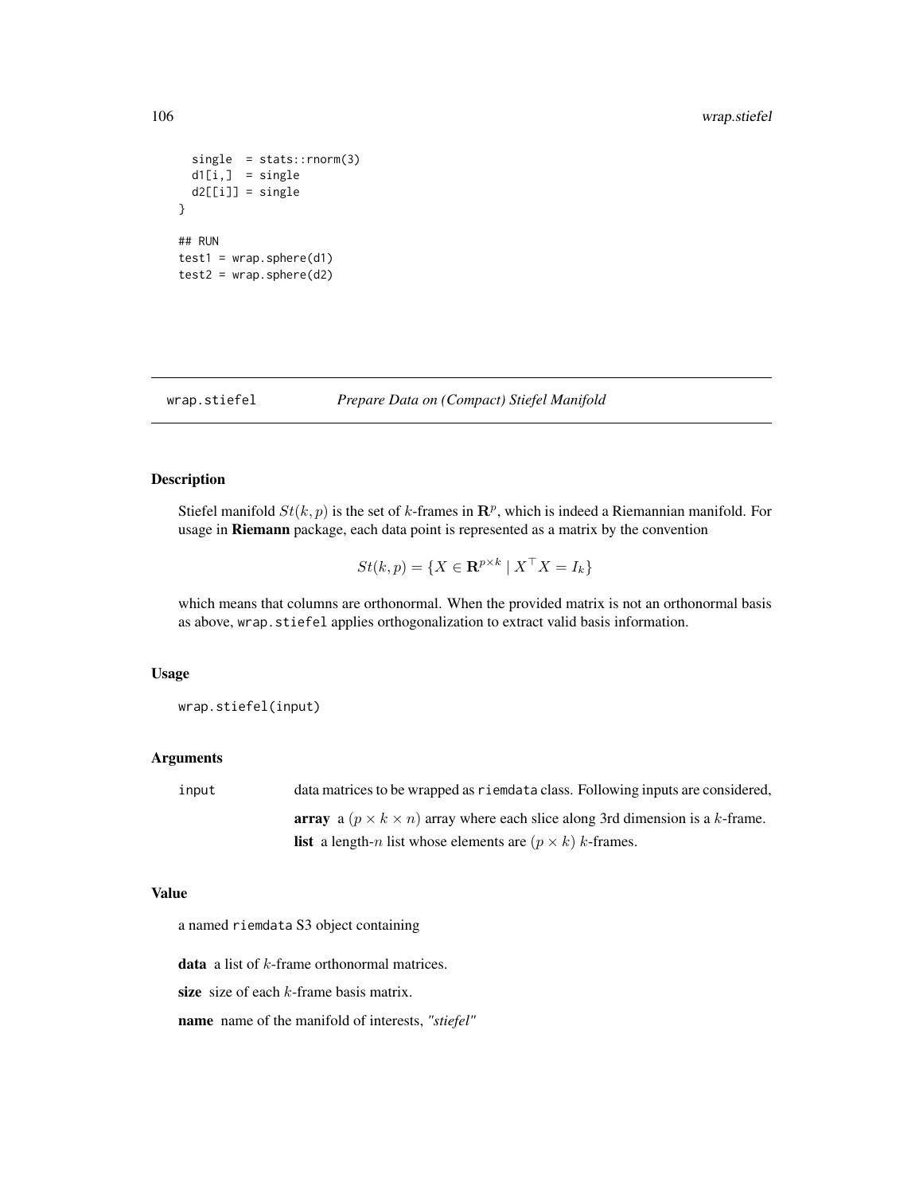```
  single  = stats::rnorm(3)
  d1[i,]  = single
  d2[[i]] = single
}

## RUN
test1 = wrap.sphere(d1)
test2 = wrap.sphere(d2)
```

## wrap.stiefel *Prepare Data on (Compact) Stiefel Manifold*

### Description

Stiefel manifold $St(k,p)$ is the set of $k$-frames in $\mathbf{R}^p$, which is indeed a Riemannian manifold. For usage in **Riemann** package, each data point is represented as a matrix by the convention

$$St(k,p) = \{X \in \mathbf{R}^{p \times k} \mid X^\top X = I_k\}$$

which means that columns are orthonormal. When the provided matrix is not an orthonormal basis as above, `wrap.stiefel` applies orthogonalization to extract valid basis information.

### Usage

```
wrap.stiefel(input)
```

### Arguments

`input` data matrices to be wrapped as `riemdata` class. Following inputs are considered,

- **array** a $(p \times k \times n)$ array where each slice along 3rd dimension is a $k$-frame.
- **list** a length-$n$ list whose elements are $(p \times k)$ $k$-frames.

### Value

a named `riemdata` S3 object containing

**data** a list of $k$-frame orthonormal matrices.

**size** size of each $k$-frame basis matrix.

**name** name of the manifold of interests, *"stiefel"*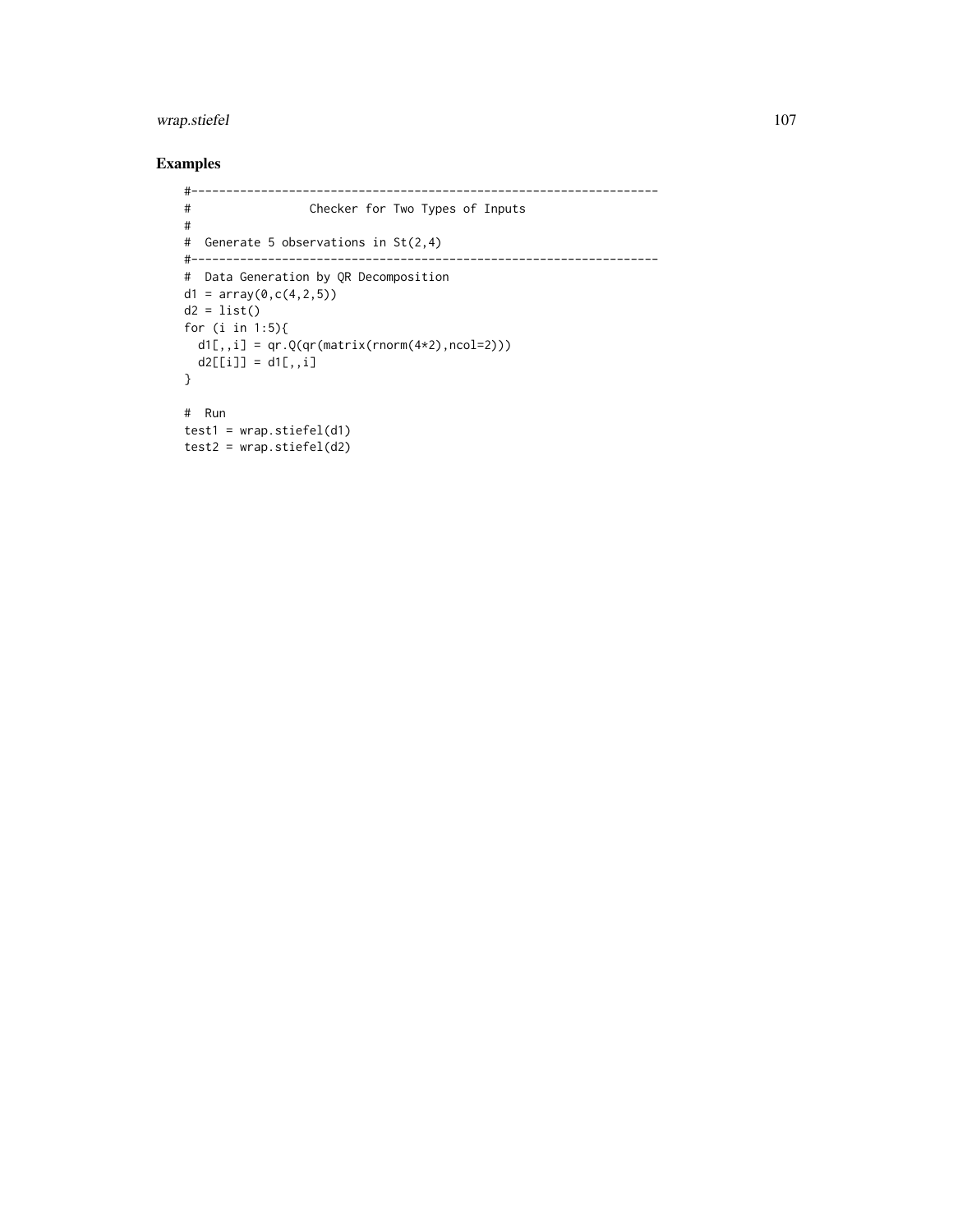## Examples

```
#-------------------------------------------------------------------
#                Checker for Two Types of Inputs
#
#  Generate 5 observations in St(2,4)
#-------------------------------------------------------------------
#  Data Generation by QR Decomposition
d1 = array(0,c(4,2,5))
d2 = list()
for (i in 1:5){
  d1[,,i] = qr.Q(qr(matrix(rnorm(4*2),ncol=2)))
  d2[[i]] = d1[,,i]
}

#  Run
test1 = wrap.stiefel(d1)
test2 = wrap.stiefel(d2)
```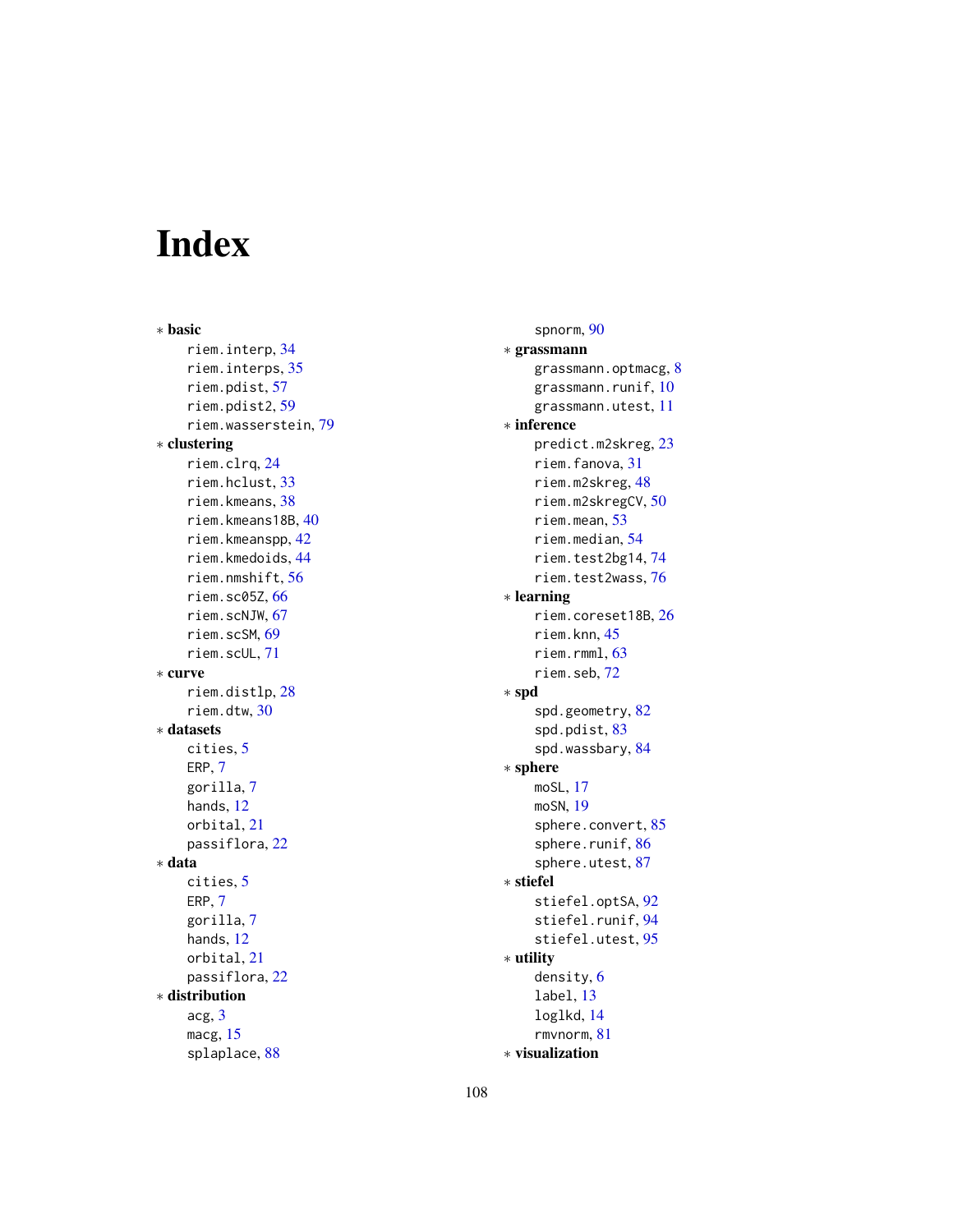# Index

* **basic**
  - riem.interp, 34
  - riem.interps, 35
  - riem.pdist, 57
  - riem.pdist2, 59
  - riem.wasserstein, 79
* **clustering**
  - riem.clrq, 24
  - riem.hclust, 33
  - riem.kmeans, 38
  - riem.kmeans18B, 40
  - riem.kmeanspp, 42
  - riem.kmedoids, 44
  - riem.nmshift, 56
  - riem.sc05Z, 66
  - riem.scNJW, 67
  - riem.scSM, 69
  - riem.scUL, 71
* **curve**
  - riem.distlp, 28
  - riem.dtw, 30
* **datasets**
  - cities, 5
  - ERP, 7
  - gorilla, 7
  - hands, 12
  - orbital, 21
  - passiflora, 22
* **data**
  - cities, 5
  - ERP, 7
  - gorilla, 7
  - hands, 12
  - orbital, 21
  - passiflora, 22
* **distribution**
  - acg, 3
  - macg, 15
  - splaplace, 88
  - spnorm, 90
* **grassmann**
  - grassmann.optmacg, 8
  - grassmann.runif, 10
  - grassmann.utest, 11
* **inference**
  - predict.m2skreg, 23
  - riem.fanova, 31
  - riem.m2skreg, 48
  - riem.m2skregCV, 50
  - riem.mean, 53
  - riem.median, 54
  - riem.test2bg14, 74
  - riem.test2wass, 76
* **learning**
  - riem.coreset18B, 26
  - riem.knn, 45
  - riem.rmml, 63
  - riem.seb, 72
* **spd**
  - spd.geometry, 82
  - spd.pdist, 83
  - spd.wassbary, 84
* **sphere**
  - moSL, 17
  - moSN, 19
  - sphere.convert, 85
  - sphere.runif, 86
  - sphere.utest, 87
* **stiefel**
  - stiefel.optSA, 92
  - stiefel.runif, 94
  - stiefel.utest, 95
* **utility**
  - density, 6
  - label, 13
  - loglkd, 14
  - rmvnorm, 81
* **visualization**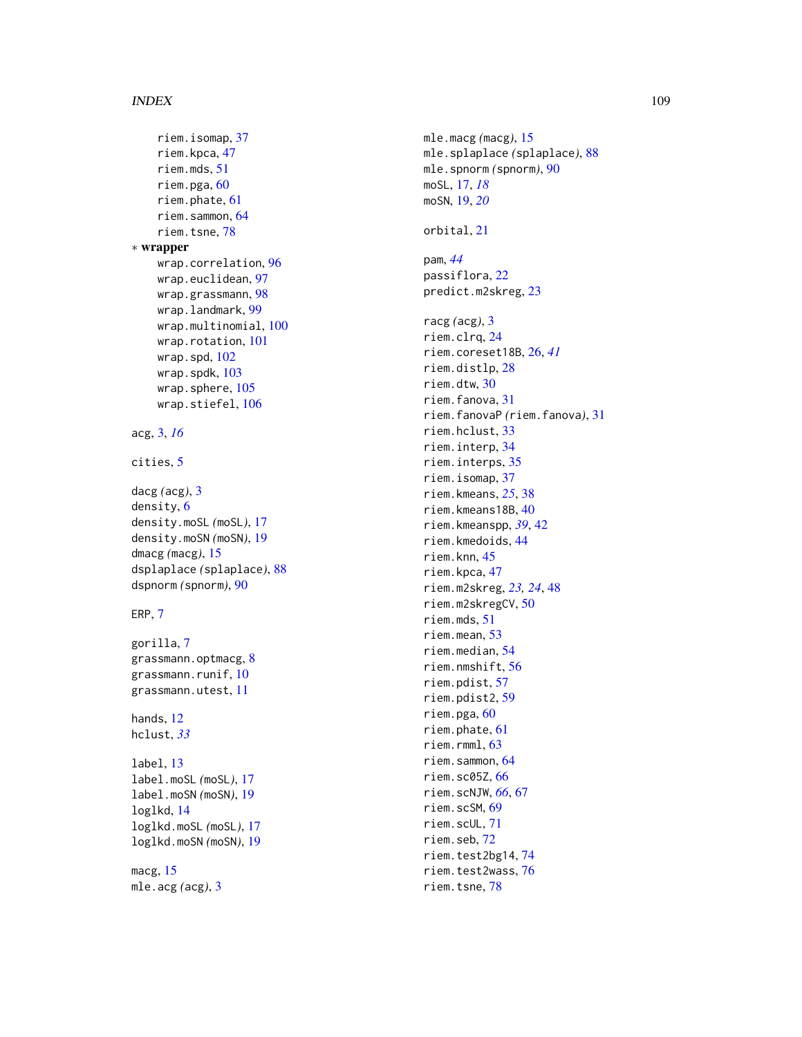riem.isomap, 37
riem.kpca, 47
riem.mds, 51
riem.pga, 60
riem.phate, 61
riem.sammon, 64
riem.tsne, 78

* **wrapper**

wrap.correlation, 96
wrap.euclidean, 97
wrap.grassmann, 98
wrap.landmark, 99
wrap.multinomial, 100
wrap.rotation, 101
wrap.spd, 102
wrap.spdk, 103
wrap.sphere, 105
wrap.stiefel, 106

acg, 3, *16*

cities, 5

dacg *(acg)*, 3
density, 6
density.moSL *(moSL)*, 17
density.moSN *(moSN)*, 19
dmacg *(macg)*, 15
dsplaplace *(splaplace)*, 88
dspnorm *(spnorm)*, 90

ERP, 7

gorilla, 7
grassmann.optmacg, 8
grassmann.runif, 10
grassmann.utest, 11

hands, 12
hclust, *33*

label, 13
label.moSL *(moSL)*, 17
label.moSN *(moSN)*, 19
loglkd, 14
loglkd.moSL *(moSL)*, 17
loglkd.moSN *(moSN)*, 19

macg, 15
mle.acg *(acg)*, 3
mle.macg *(macg)*, 15
mle.splaplace *(splaplace)*, 88
mle.spnorm *(spnorm)*, 90
moSL, 17, *18*
moSN, 19, *20*

orbital, 21

pam, *44*
passiflora, 22
predict.m2skreg, 23

racg *(acg)*, 3
riem.clrq, 24
riem.coreset18B, 26, *41*
riem.distlp, 28
riem.dtw, 30
riem.fanova, 31
riem.fanovaP *(riem.fanova)*, 31
riem.hclust, 33
riem.interp, 34
riem.interps, 35
riem.isomap, 37
riem.kmeans, *25*, 38
riem.kmeans18B, 40
riem.kmeanspp, *39*, 42
riem.kmedoids, 44
riem.knn, 45
riem.kpca, 47
riem.m2skreg, *23, 24*, 48
riem.m2skregCV, 50
riem.mds, 51
riem.mean, 53
riem.median, 54
riem.nmshift, 56
riem.pdist, 57
riem.pdist2, 59
riem.pga, 60
riem.phate, 61
riem.rmml, 63
riem.sammon, 64
riem.sc05Z, 66
riem.scNJW, *66*, 67
riem.scSM, 69
riem.scUL, 71
riem.seb, 72
riem.test2bg14, 74
riem.test2wass, 76
riem.tsne, 78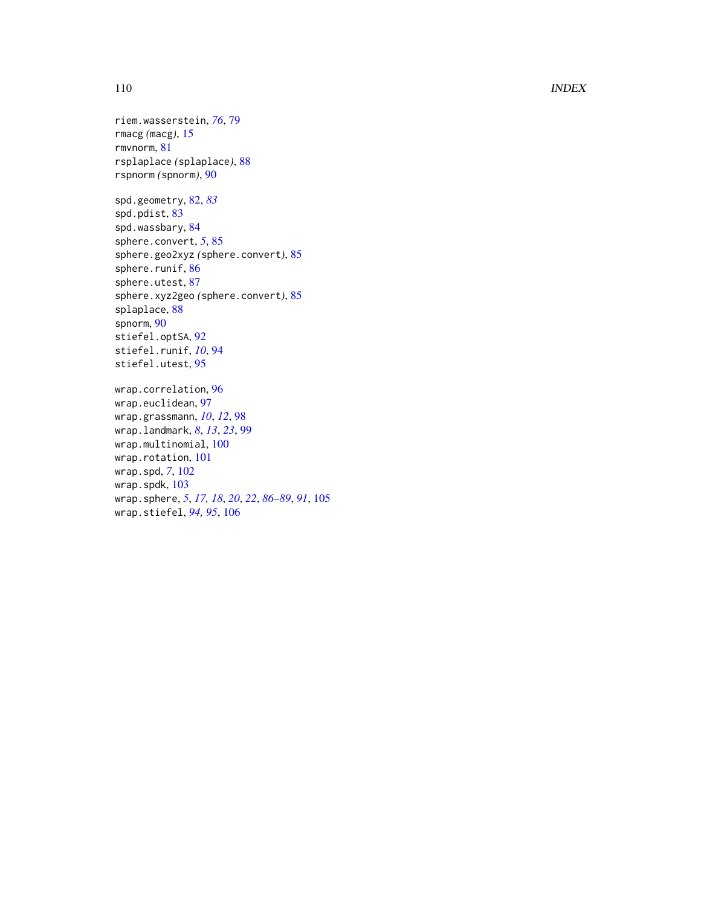riem.wasserstein, *76*, 79
rmacg *(*macg*)*, 15
rmvnorm, 81
rsplaplace *(*splaplace*)*, 88
rspnorm *(*spnorm*)*, 90

spd.geometry, 82, *83*
spd.pdist, 83
spd.wassbary, 84
sphere.convert, *5*, 85
sphere.geo2xyz *(*sphere.convert*)*, 85
sphere.runif, 86
sphere.utest, 87
sphere.xyz2geo *(*sphere.convert*)*, 85
splaplace, 88
spnorm, 90
stiefel.optSA, 92
stiefel.runif, *10*, 94
stiefel.utest, 95

wrap.correlation, 96
wrap.euclidean, 97
wrap.grassmann, *10*, *12*, 98
wrap.landmark, *8*, *13*, *23*, 99
wrap.multinomial, 100
wrap.rotation, 101
wrap.spd, *7*, 102
wrap.spdk, 103
wrap.sphere, *5*, *17, 18*, *20*, *22*, *86–89*, *91*, 105
wrap.stiefel, *94, 95*, 106